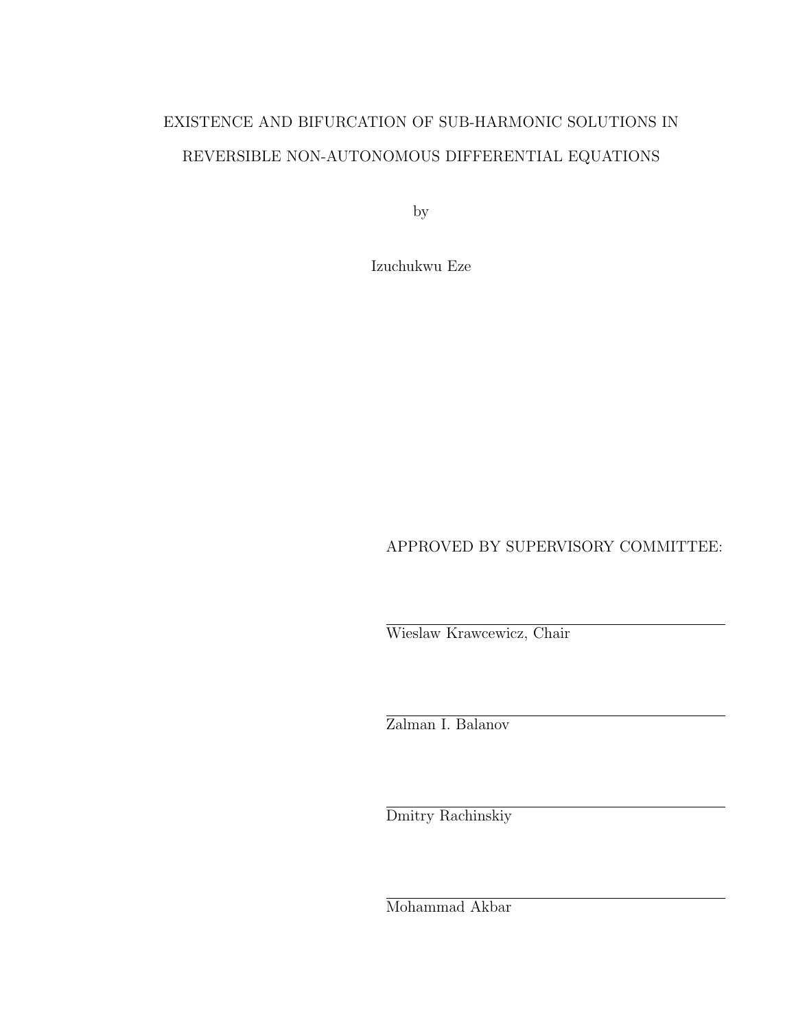# EXISTENCE AND BIFURCATION OF SUB-HARMONIC SOLUTIONS IN REVERSIBLE NON-AUTONOMOUS DIFFERENTIAL EQUATIONS

by

Izuchukwu Eze

APPROVED BY SUPERVISORY COMMITTEE:

Wieslaw Krawcewicz, Chair

Zalman I. Balanov

Dmitry Rachinskiy

Mohammad Akbar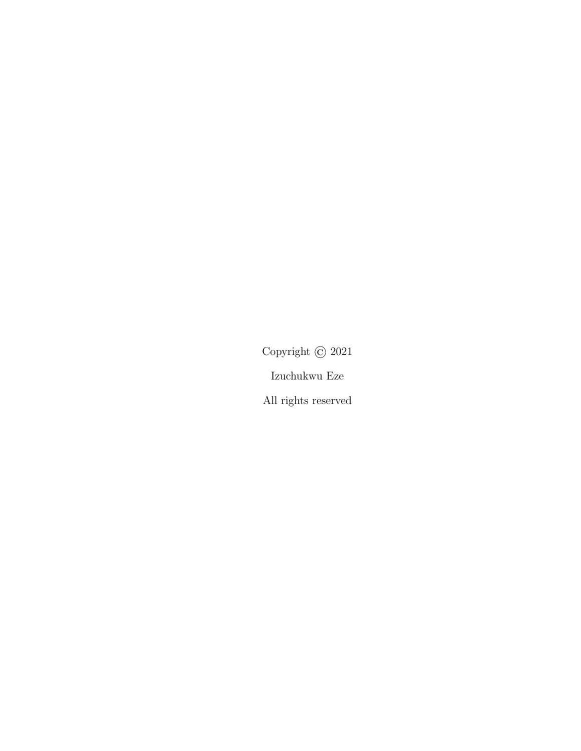Copyright © 2021

Izuchukwu Eze

All rights reserved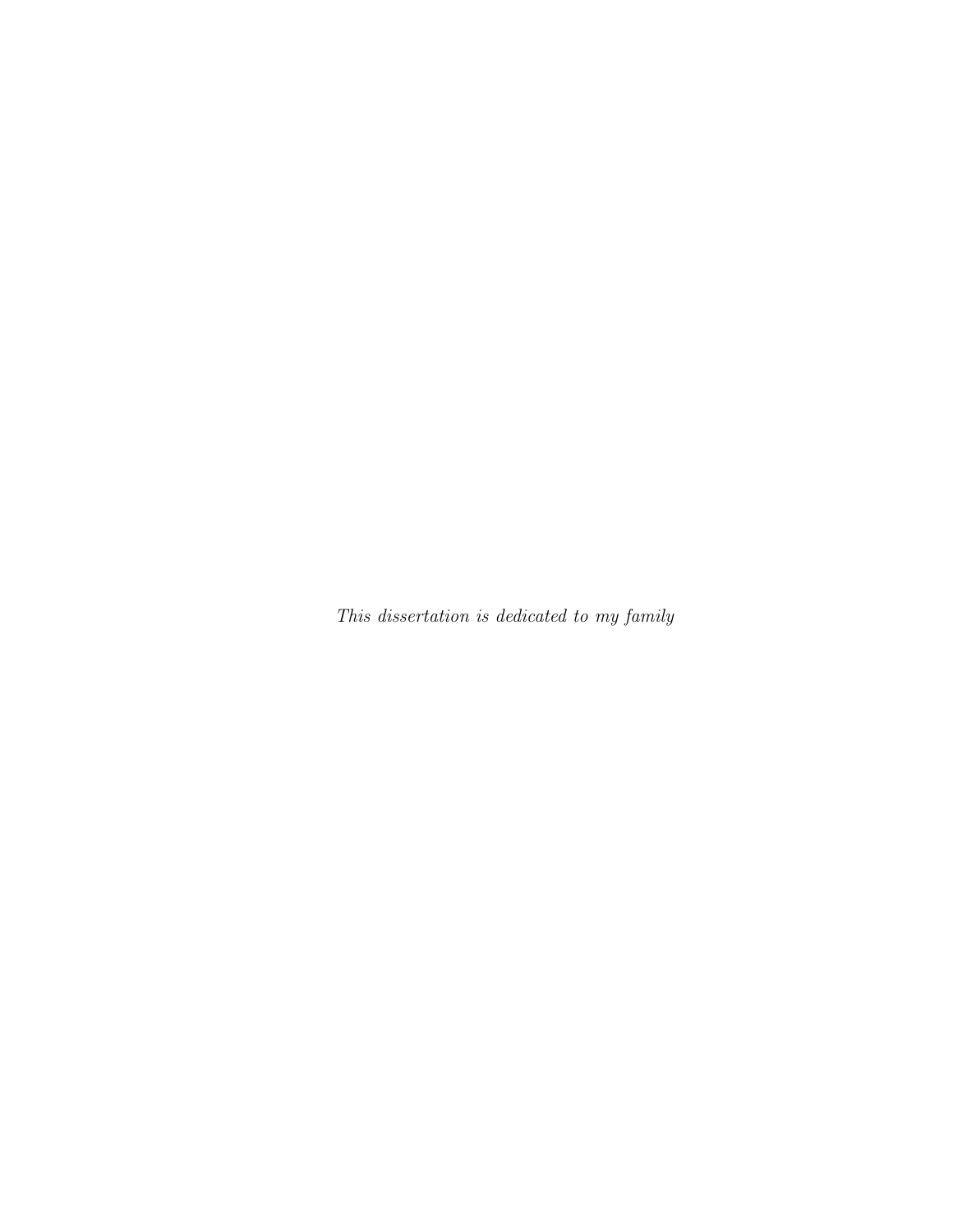*This dissertation is dedicated to my family*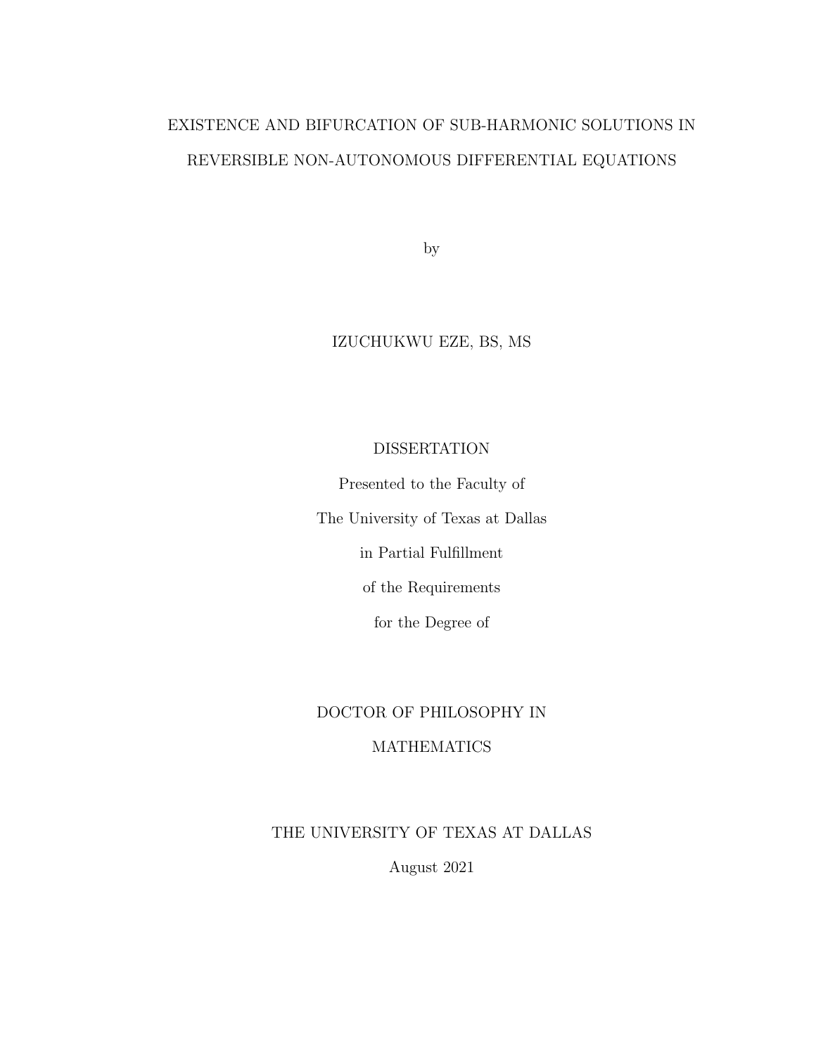# EXISTENCE AND BIFURCATION OF SUB-HARMONIC SOLUTIONS IN REVERSIBLE NON-AUTONOMOUS DIFFERENTIAL EQUATIONS

by

IZUCHUKWU EZE, BS, MS

DISSERTATION

Presented to the Faculty of

The University of Texas at Dallas

in Partial Fulfillment

of the Requirements

for the Degree of

DOCTOR OF PHILOSOPHY IN

MATHEMATICS

THE UNIVERSITY OF TEXAS AT DALLAS

August 2021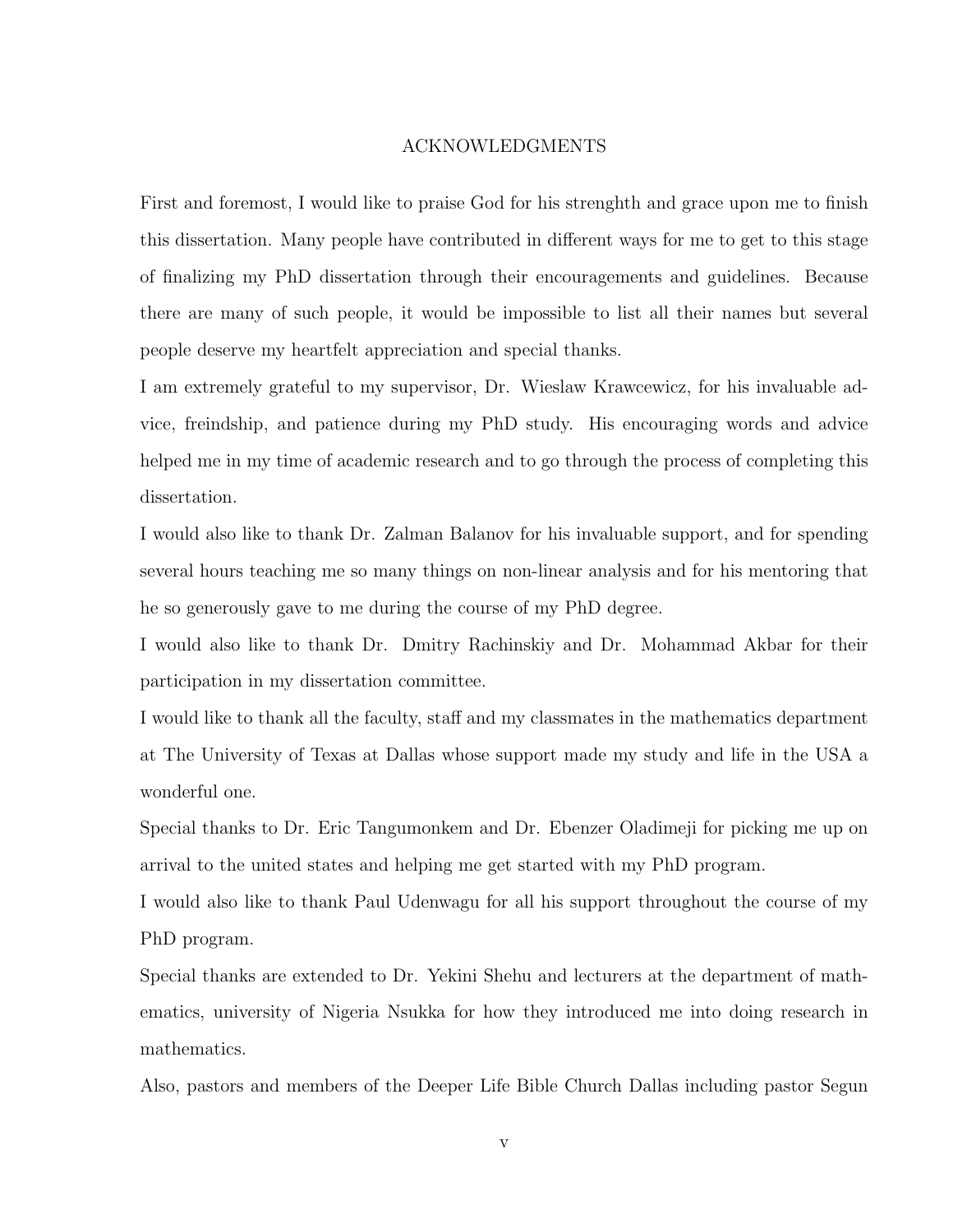# ACKNOWLEDGMENTS

First and foremost, I would like to praise God for his strenghth and grace upon me to finish this dissertation. Many people have contributed in different ways for me to get to this stage of finalizing my PhD dissertation through their encouragements and guidelines. Because there are many of such people, it would be impossible to list all their names but several people deserve my heartfelt appreciation and special thanks.

I am extremely grateful to my supervisor, Dr. Wieslaw Krawcewicz, for his invaluable advice, freindship, and patience during my PhD study. His encouraging words and advice helped me in my time of academic research and to go through the process of completing this dissertation.

I would also like to thank Dr. Zalman Balanov for his invaluable support, and for spending several hours teaching me so many things on non-linear analysis and for his mentoring that he so generously gave to me during the course of my PhD degree.

I would also like to thank Dr. Dmitry Rachinskiy and Dr. Mohammad Akbar for their participation in my dissertation committee.

I would like to thank all the faculty, staff and my classmates in the mathematics department at The University of Texas at Dallas whose support made my study and life in the USA a wonderful one.

Special thanks to Dr. Eric Tangumonkem and Dr. Ebenzer Oladimeji for picking me up on arrival to the united states and helping me get started with my PhD program.

I would also like to thank Paul Udenwagu for all his support throughout the course of my PhD program.

Special thanks are extended to Dr. Yekini Shehu and lecturers at the department of mathematics, university of Nigeria Nsukka for how they introduced me into doing research in mathematics.

Also, pastors and members of the Deeper Life Bible Church Dallas including pastor Segun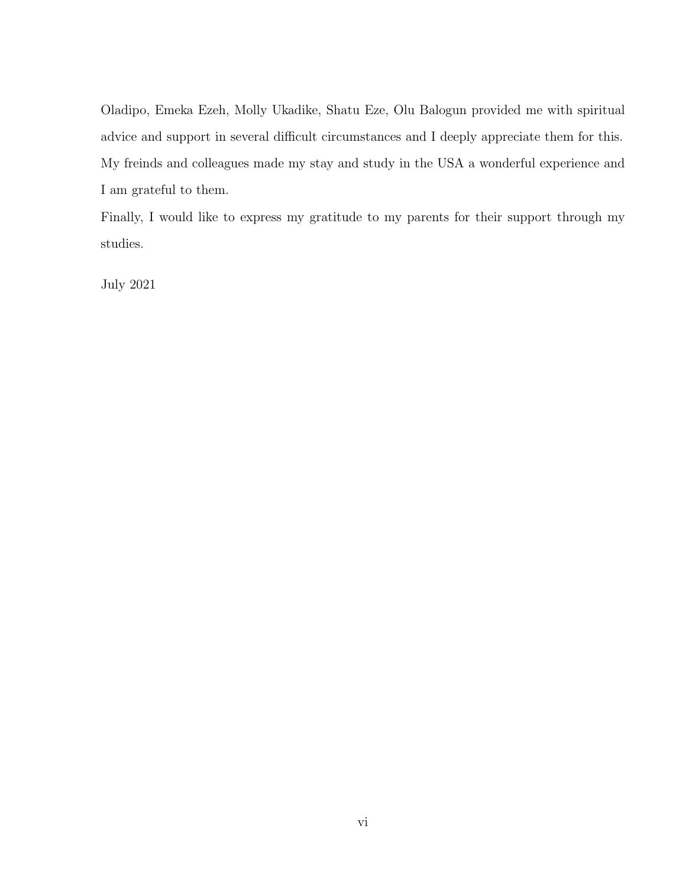Oladipo, Emeka Ezeh, Molly Ukadike, Shatu Eze, Olu Balogun provided me with spiritual advice and support in several difficult circumstances and I deeply appreciate them for this. My freinds and colleagues made my stay and study in the USA a wonderful experience and I am grateful to them.

Finally, I would like to express my gratitude to my parents for their support through my studies.

July 2021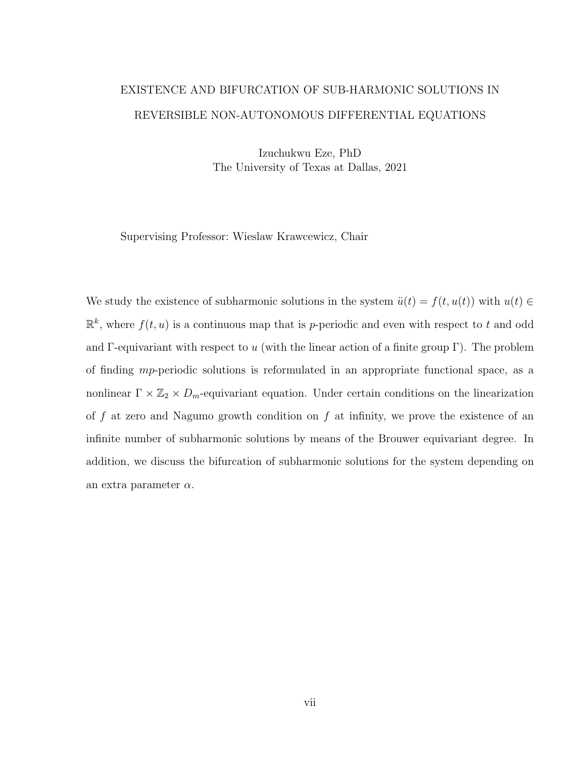EXISTENCE AND BIFURCATION OF SUB-HARMONIC SOLUTIONS IN REVERSIBLE NON-AUTONOMOUS DIFFERENTIAL EQUATIONS

Izuchukwu Eze, PhD
The University of Texas at Dallas, 2021

Supervising Professor: Wieslaw Krawcewicz, Chair

We study the existence of subharmonic solutions in the system $\ddot{u}(t) = f(t, u(t))$ with $u(t) \in \mathbb{R}^k$, where $f(t, u)$ is a continuous map that is $p$-periodic and even with respect to $t$ and odd and $\Gamma$-equivariant with respect to $u$ (with the linear action of a finite group $\Gamma$). The problem of finding $mp$-periodic solutions is reformulated in an appropriate functional space, as a nonlinear $\Gamma \times \mathbb{Z}_2 \times D_m$-equivariant equation. Under certain conditions on the linearization of $f$ at zero and Nagumo growth condition on $f$ at infinity, we prove the existence of an infinite number of subharmonic solutions by means of the Brouwer equivariant degree. In addition, we discuss the bifurcation of subharmonic solutions for the system depending on an extra parameter $\alpha$.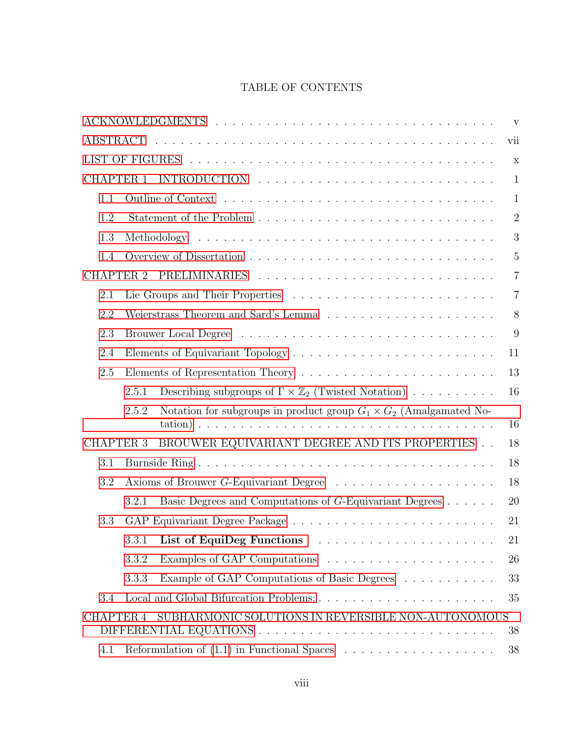# TABLE OF CONTENTS

ACKNOWLEDGMENTS . . . v

ABSTRACT . . . vii

LIST OF FIGURES . . . x

CHAPTER 1 INTRODUCTION . . . 1

- 1.1 Outline of Context . . . 1
- 1.2 Statement of the Problem . . . 2
- 1.3 Methodology . . . 3
- 1.4 Overview of Dissertation . . . 5

CHAPTER 2 PRELIMINARIES . . . 7

- 2.1 Lie Groups and Their Properties . . . 7
- 2.2 Weierstrass Theorem and Sard's Lemma . . . 8
- 2.3 Brouwer Local Degree . . . 9
- 2.4 Elements of Equivariant Topology . . . 11
- 2.5 Elements of Representation Theory . . . 13
  - 2.5.1 Describing subgroups of $\Gamma \times \mathbb{Z}_2$ (Twisted Notation) . . . 16
  - 2.5.2 Notation for subgroups in product group $G_1 \times G_2$ (Amalgamated Notation) . . . 16

CHAPTER 3 BROUWER EQUIVARIANT DEGREE AND ITS PROPERTIES . . . 18

- 3.1 Burnside Ring . . . 18
- 3.2 Axioms of Brouwer $G$-Equivariant Degree . . . 18
  - 3.2.1 Basic Degrees and Computations of $G$-Equivariant Degrees . . . 20
- 3.3 GAP Equivariant Degree Package . . . 21
  - 3.3.1 **List of EquiDeg Functions** . . . 21
  - 3.3.2 Examples of GAP Computations . . . 26
  - 3.3.3 Example of GAP Computations of Basic Degrees . . . 33
- 3.4 Local and Global Bifurcation Problems: . . . 35

CHAPTER 4 SUBHARMONIC SOLUTIONS IN REVERSIBLE NON-AUTONOMOUS DIFFERENTIAL EQUATIONS . . . 38

- 4.1 Reformulation of (1.1) in Functional Spaces . . . 38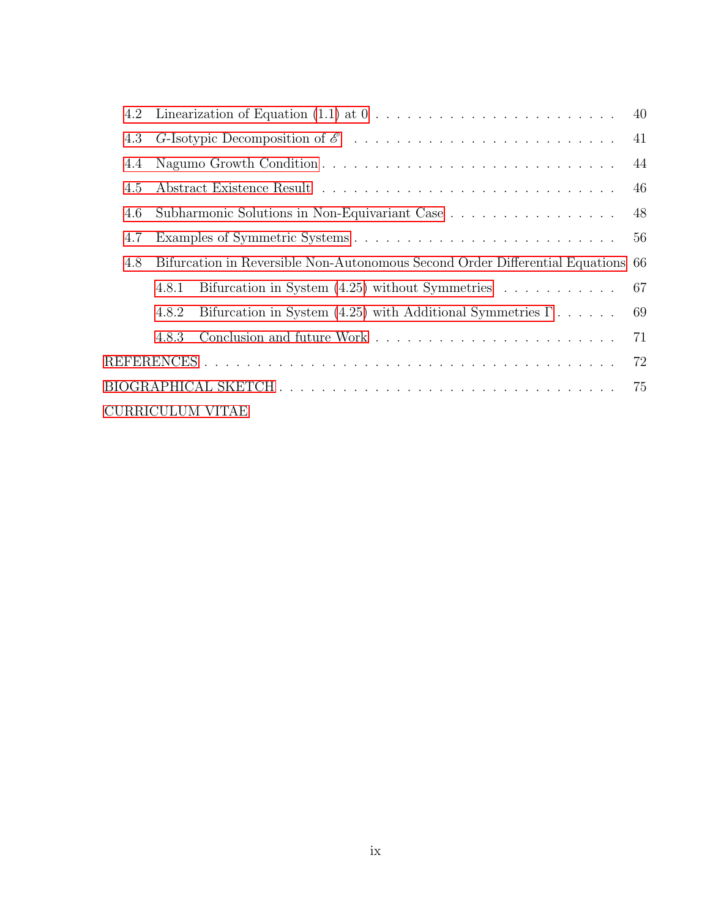4.2 Linearization of Equation (1.1) at 0 . . . . . . . . . . . . . . . . . . . . . . . . 40

4.3 $G$-Isotypic Decomposition of $\mathscr{E}$ . . . . . . . . . . . . . . . . . . . . . . . . 41

4.4 Nagumo Growth Condition . . . . . . . . . . . . . . . . . . . . . . . . . . . 44

4.5 Abstract Existence Result . . . . . . . . . . . . . . . . . . . . . . . . . . . 46

4.6 Subharmonic Solutions in Non-Equivariant Case . . . . . . . . . . . . . . . . . 48

4.7 Examples of Symmetric Systems . . . . . . . . . . . . . . . . . . . . . . . . . 56

4.8 Bifurcation in Reversible Non-Autonomous Second Order Differential Equations 66

4.8.1 Bifurcation in System (4.25) without Symmetries . . . . . . . . . . . . 67

4.8.2 Bifurcation in System (4.25) with Additional Symmetries $\Gamma$ . . . . . . 69

4.8.3 Conclusion and future Work . . . . . . . . . . . . . . . . . . . . . . . 71

REFERENCES . . . . . . . . . . . . . . . . . . . . . . . . . . . . . . . . . . . . . 72

BIOGRAPHICAL SKETCH . . . . . . . . . . . . . . . . . . . . . . . . . . . . . . . 75

CURRICULUM VITAE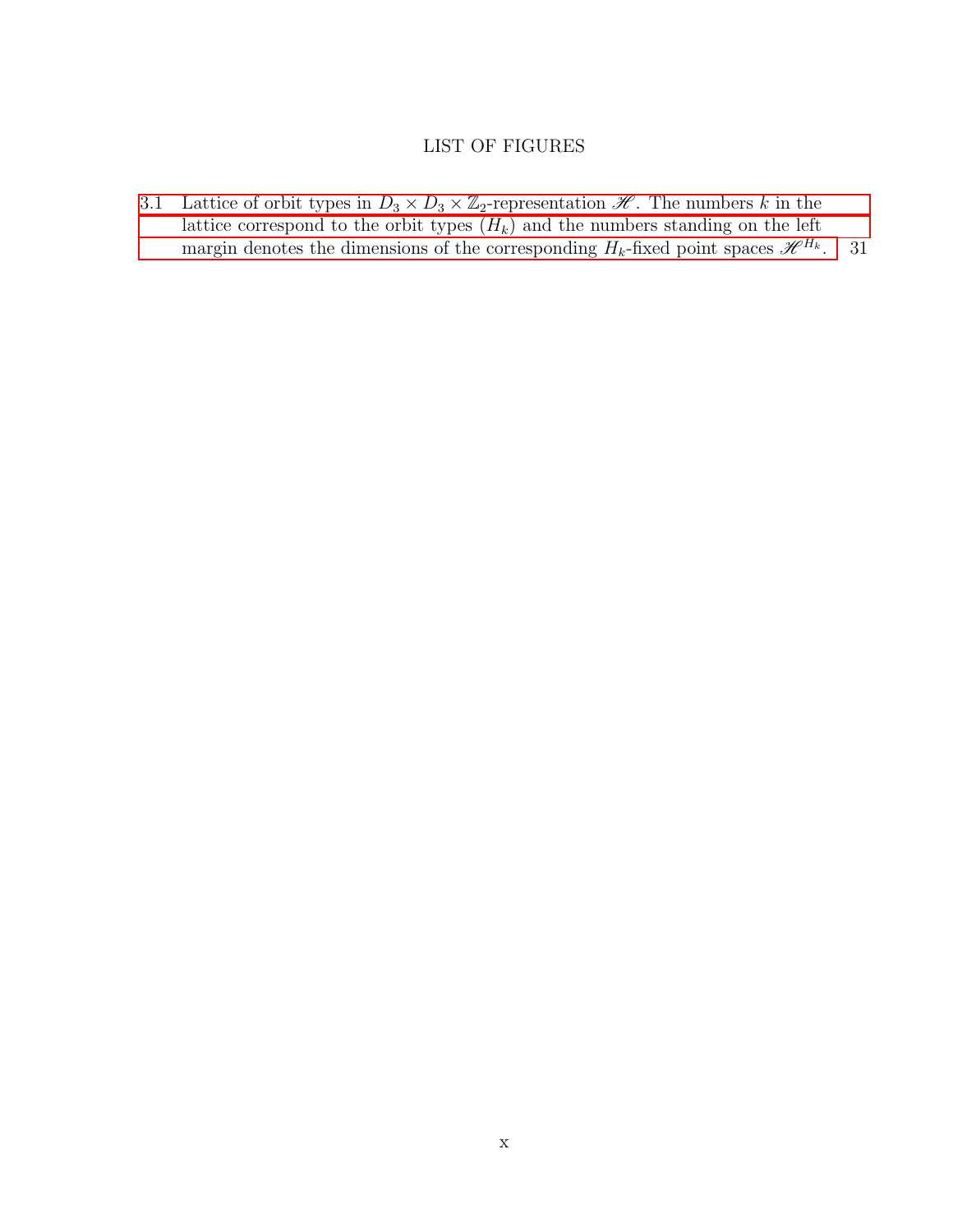# LIST OF FIGURES

3.1 Lattice of orbit types in $D_3 \times D_3 \times \mathbb{Z}_2$-representation $\mathscr{H}$. The numbers $k$ in the lattice correspond to the orbit types $(H_k)$ and the numbers standing on the left margin denotes the dimensions of the corresponding $H_k$-fixed point spaces $\mathscr{H}^{H_k}$. . . . 31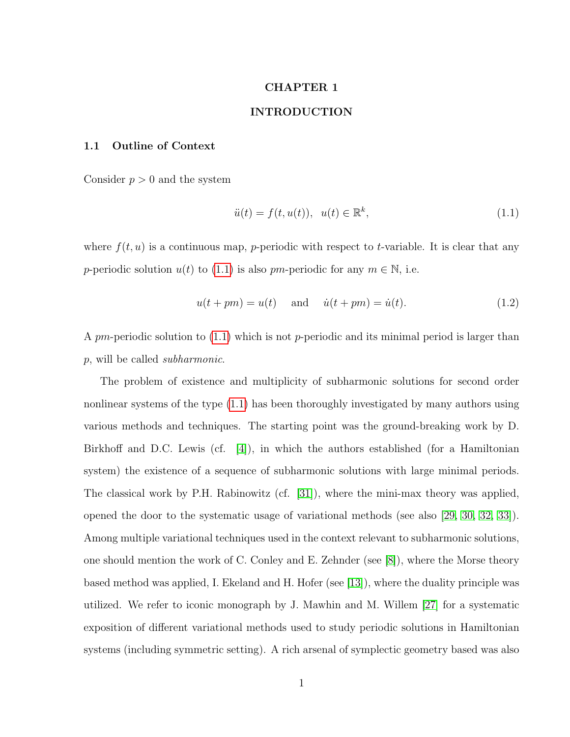# CHAPTER 1

# INTRODUCTION

## 1.1 Outline of Context

Consider $p > 0$ and the system

$$\ddot{u}(t) = f(t, u(t)), \quad u(t) \in \mathbb{R}^k, \tag{1.1}$$

where $f(t, u)$ is a continuous map, $p$-periodic with respect to $t$-variable. It is clear that any $p$-periodic solution $u(t)$ to (1.1) is also $pm$-periodic for any $m \in \mathbb{N}$, i.e.

$$u(t + pm) = u(t) \quad \text{ and } \quad \dot{u}(t + pm) = \dot{u}(t). \tag{1.2}$$

A $pm$-periodic solution to (1.1) which is not $p$-periodic and its minimal period is larger than $p$, will be called *subharmonic*.

The problem of existence and multiplicity of subharmonic solutions for second order nonlinear systems of the type (1.1) has been thoroughly investigated by many authors using various methods and techniques. The starting point was the ground-breaking work by D. Birkhoff and D.C. Lewis (cf. [4]), in which the authors established (for a Hamiltonian system) the existence of a sequence of subharmonic solutions with large minimal periods. The classical work by P.H. Rabinowitz (cf. [31]), where the mini-max theory was applied, opened the door to the systematic usage of variational methods (see also [29, 30, 32, 33]). Among multiple variational techniques used in the context relevant to subharmonic solutions, one should mention the work of C. Conley and E. Zehnder (see [8]), where the Morse theory based method was applied, I. Ekeland and H. Hofer (see [13]), where the duality principle was utilized. We refer to iconic monograph by J. Mawhin and M. Willem [27] for a systematic exposition of different variational methods used to study periodic solutions in Hamiltonian systems (including symmetric setting). A rich arsenal of symplectic geometry based was also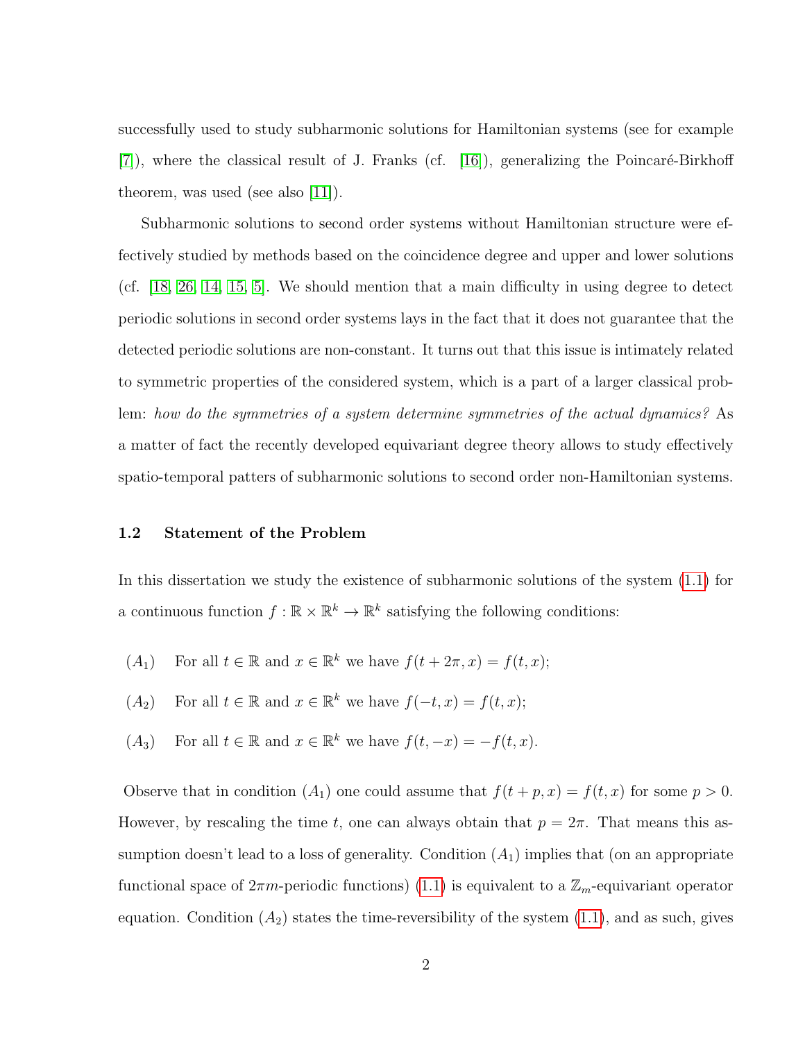successfully used to study subharmonic solutions for Hamiltonian systems (see for example [7]), where the classical result of J. Franks (cf. [16]), generalizing the Poincaré-Birkhoff theorem, was used (see also [11]).

Subharmonic solutions to second order systems without Hamiltonian structure were effectively studied by methods based on the coincidence degree and upper and lower solutions (cf. [18, 26, 14, 15, 5]. We should mention that a main difficulty in using degree to detect periodic solutions in second order systems lays in the fact that it does not guarantee that the detected periodic solutions are non-constant. It turns out that this issue is intimately related to symmetric properties of the considered system, which is a part of a larger classical problem: *how do the symmetries of a system determine symmetries of the actual dynamics?* As a matter of fact the recently developed equivariant degree theory allows to study effectively spatio-temporal patters of subharmonic solutions to second order non-Hamiltonian systems.

### 1.2 Statement of the Problem

In this dissertation we study the existence of subharmonic solutions of the system (1.1) for a continuous function $f : \mathbb{R} \times \mathbb{R}^k \to \mathbb{R}^k$ satisfying the following conditions:

$(A_1)$ For all $t \in \mathbb{R}$ and $x \in \mathbb{R}^k$ we have $f(t + 2\pi, x) = f(t, x)$;

$(A_2)$ For all $t \in \mathbb{R}$ and $x \in \mathbb{R}^k$ we have $f(-t, x) = f(t, x)$;

$(A_3)$ For all $t \in \mathbb{R}$ and $x \in \mathbb{R}^k$ we have $f(t, -x) = -f(t, x)$.

Observe that in condition $(A_1)$ one could assume that $f(t + p, x) = f(t, x)$ for some $p > 0$. However, by rescaling the time $t$, one can always obtain that $p = 2\pi$. That means this assumption doesn't lead to a loss of generality. Condition $(A_1)$ implies that (on an appropriate functional space of $2\pi m$-periodic functions) (1.1) is equivalent to a $\mathbb{Z}_m$-equivariant operator equation. Condition $(A_2)$ states the time-reversibility of the system (1.1), and as such, gives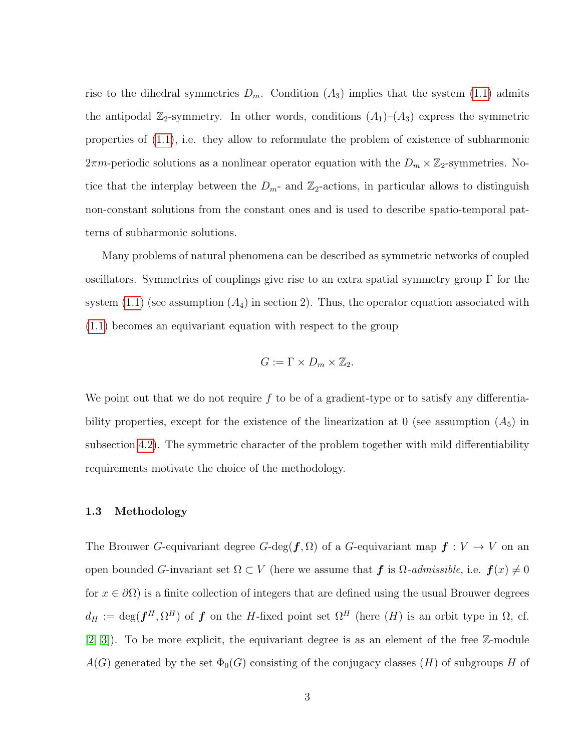rise to the dihedral symmetries $D_m$. Condition $(A_3)$ implies that the system (1.1) admits the antipodal $\mathbb{Z}_2$-symmetry. In other words, conditions $(A_1)$–$(A_3)$ express the symmetric properties of (1.1), i.e. they allow to reformulate the problem of existence of subharmonic $2\pi m$-periodic solutions as a nonlinear operator equation with the $D_m \times \mathbb{Z}_2$-symmetries. Notice that the interplay between the $D_m$- and $\mathbb{Z}_2$-actions, in particular allows to distinguish non-constant solutions from the constant ones and is used to describe spatio-temporal patterns of subharmonic solutions.

Many problems of natural phenomena can be described as symmetric networks of coupled oscillators. Symmetries of couplings give rise to an extra spatial symmetry group $\Gamma$ for the system (1.1) (see assumption $(A_4)$ in section 2). Thus, the operator equation associated with (1.1) becomes an equivariant equation with respect to the group

$$G := \Gamma \times D_m \times \mathbb{Z}_2.$$

We point out that we do not require $f$ to be of a gradient-type or to satisfy any differentiability properties, except for the existence of the linearization at 0 (see assumption $(A_5)$ in subsection 4.2). The symmetric character of the problem together with mild differentiability requirements motivate the choice of the methodology.

### 1.3 Methodology

The Brouwer $G$-equivariant degree $G$-$\deg(\boldsymbol{f}, \Omega)$ of a $G$-equivariant map $\boldsymbol{f} : V \to V$ on an open bounded $G$-invariant set $\Omega \subset V$ (here we assume that $\boldsymbol{f}$ is $\Omega$-*admissible*, i.e. $\boldsymbol{f}(x) \neq 0$ for $x \in \partial\Omega$) is a finite collection of integers that are defined using the usual Brouwer degrees $d_H := \deg(\boldsymbol{f}^H, \Omega^H)$ of $\boldsymbol{f}$ on the $H$-fixed point set $\Omega^H$ (here $(H)$ is an orbit type in $\Omega$, cf. [2, 3]). To be more explicit, the equivariant degree is as an element of the free $\mathbb{Z}$-module $A(G)$ generated by the set $\Phi_0(G)$ consisting of the conjugacy classes $(H)$ of subgroups $H$ of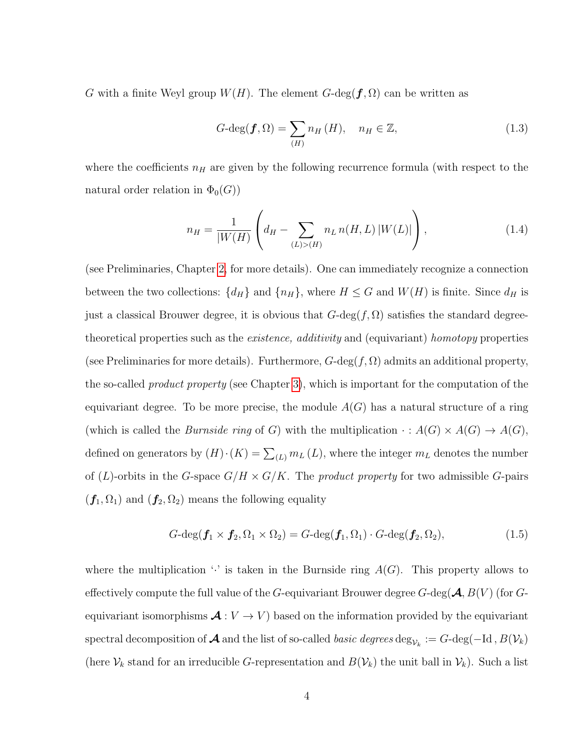$G$ with a finite Weyl group $W(H)$. The element $G$-deg$(\boldsymbol{f}, \Omega)$ can be written as

$$G\text{-deg}(\boldsymbol{f}, \Omega) = \sum_{(H)} n_H\,(H), \quad n_H \in \mathbb{Z}, \tag{1.3}$$

where the coefficients $n_H$ are given by the following recurrence formula (with respect to the natural order relation in $\Phi_0(G)$)

$$n_H = \frac{1}{|W(H)|}\left(d_H - \sum_{(L)>(H)} n_L\, n(H,L)\, |W(L)|\right), \tag{1.4}$$

(see Preliminaries, Chapter 2, for more details). One can immediately recognize a connection between the two collections: $\{d_H\}$ and $\{n_H\}$, where $H \le G$ and $W(H)$ is finite. Since $d_H$ is just a classical Brouwer degree, it is obvious that $G$-deg$(f, \Omega)$ satisfies the standard degree-theoretical properties such as the *existence, additivity* and (equivariant) *homotopy* properties (see Preliminaries for more details). Furthermore, $G$-deg$(f, \Omega)$ admits an additional property, the so-called *product property* (see Chapter 3), which is important for the computation of the equivariant degree. To be more precise, the module $A(G)$ has a natural structure of a ring (which is called the *Burnside ring* of $G$) with the multiplication $\cdot : A(G) \times A(G) \to A(G)$, defined on generators by $(H)\cdot(K) = \sum_{(L)} m_L\,(L)$, where the integer $m_L$ denotes the number of $(L)$-orbits in the $G$-space $G/H \times G/K$. The *product property* for two admissible $G$-pairs $(\boldsymbol{f}_1, \Omega_1)$ and $(\boldsymbol{f}_2, \Omega_2)$ means the following equality

$$G\text{-deg}(\boldsymbol{f}_1 \times \boldsymbol{f}_2, \Omega_1 \times \Omega_2) = G\text{-deg}(\boldsymbol{f}_1, \Omega_1) \cdot G\text{-deg}(\boldsymbol{f}_2, \Omega_2), \tag{1.5}$$

where the multiplication '$\cdot$' is taken in the Burnside ring $A(G)$. This property allows to effectively compute the full value of the $G$-equivariant Brouwer degree $G$-deg$(\boldsymbol{\mathcal{A}}, B(V)$ (for $G$-equivariant isomorphisms $\boldsymbol{\mathcal{A}} : V \to V$) based on the information provided by the equivariant spectral decomposition of $\boldsymbol{\mathcal{A}}$ and the list of so-called *basic degrees* $\deg_{\mathcal{V}_k} := G\text{-deg}(-\text{Id}\,, B(\mathcal{V}_k)$ (here $\mathcal{V}_k$ stand for an irreducible $G$-representation and $B(\mathcal{V}_k)$ the unit ball in $\mathcal{V}_k$). Such a list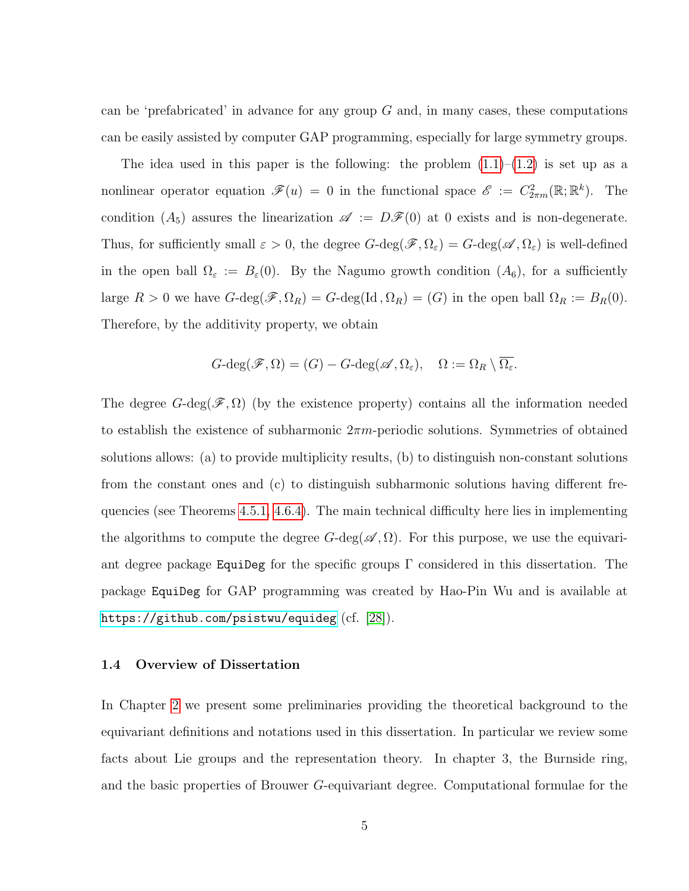can be 'prefabricated' in advance for any group $G$ and, in many cases, these computations can be easily assisted by computer GAP programming, especially for large symmetry groups.

The idea used in this paper is the following: the problem (1.1)–(1.2) is set up as a nonlinear operator equation $\mathscr{F}(u) = 0$ in the functional space $\mathscr{E} := C^2_{2\pi m}(\mathbb{R};\mathbb{R}^k)$. The condition $(A_5)$ assures the linearization $\mathscr{A} := D\mathscr{F}(0)$ at 0 exists and is non-degenerate. Thus, for sufficiently small $\varepsilon > 0$, the degree $G\text{-deg}(\mathscr{F},\Omega_\varepsilon) = G\text{-deg}(\mathscr{A},\Omega_\varepsilon)$ is well-defined in the open ball $\Omega_\varepsilon := B_\varepsilon(0)$. By the Nagumo growth condition $(A_6)$, for a sufficiently large $R > 0$ we have $G\text{-deg}(\mathscr{F},\Omega_R) = G\text{-deg}(\text{Id}\,,\Omega_R) = (G)$ in the open ball $\Omega_R := B_R(0)$. Therefore, by the additivity property, we obtain

$$G\text{-deg}(\mathscr{F},\Omega) = (G) - G\text{-deg}(\mathscr{A},\Omega_\varepsilon), \quad \Omega := \Omega_R \setminus \overline{\Omega_\varepsilon}.$$

The degree $G\text{-deg}(\mathscr{F},\Omega)$ (by the existence property) contains all the information needed to establish the existence of subharmonic $2\pi m$-periodic solutions. Symmetries of obtained solutions allows: (a) to provide multiplicity results, (b) to distinguish non-constant solutions from the constant ones and (c) to distinguish subharmonic solutions having different frequencies (see Theorems 4.5.1, 4.6.4). The main technical difficulty here lies in implementing the algorithms to compute the degree $G\text{-deg}(\mathscr{A},\Omega)$. For this purpose, we use the equivariant degree package `EquiDeg` for the specific groups $\Gamma$ considered in this dissertation. The package `EquiDeg` for GAP programming was created by Hao-Pin Wu and is available at https://github.com/psistwu/equideg (cf. [28]).

### 1.4 Overview of Dissertation

In Chapter 2 we present some preliminaries providing the theoretical background to the equivariant definitions and notations used in this dissertation. In particular we review some facts about Lie groups and the representation theory. In chapter 3, the Burnside ring, and the basic properties of Brouwer $G$-equivariant degree. Computational formulae for the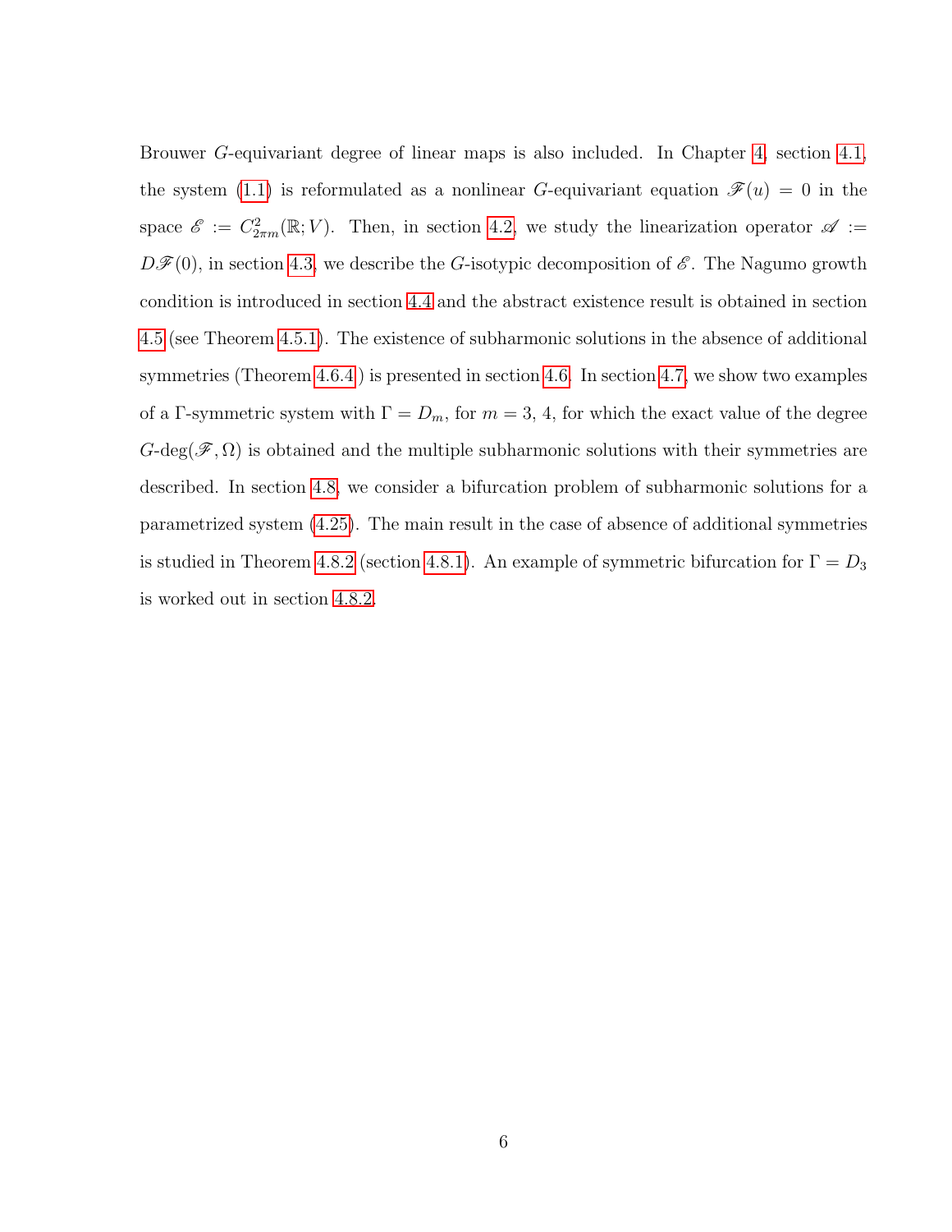Brouwer $G$-equivariant degree of linear maps is also included. In Chapter 4, section 4.1, the system (1.1) is reformulated as a nonlinear $G$-equivariant equation $\mathscr{F}(u) = 0$ in the space $\mathscr{E} := C^2_{2\pi m}(\mathbb{R}; V)$. Then, in section 4.2, we study the linearization operator $\mathscr{A} := D\mathscr{F}(0)$, in section 4.3, we describe the $G$-isotypic decomposition of $\mathscr{E}$. The Nagumo growth condition is introduced in section 4.4 and the abstract existence result is obtained in section 4.5 (see Theorem 4.5.1). The existence of subharmonic solutions in the absence of additional symmetries (Theorem 4.6.4) is presented in section 4.6. In section 4.7, we show two examples of a $\Gamma$-symmetric system with $\Gamma = D_m$, for $m = 3$, $4$, for which the exact value of the degree $G\text{-deg}(\mathscr{F}, \Omega)$ is obtained and the multiple subharmonic solutions with their symmetries are described. In section 4.8, we consider a bifurcation problem of subharmonic solutions for a parametrized system (4.25). The main result in the case of absence of additional symmetries is studied in Theorem 4.8.2 (section 4.8.1). An example of symmetric bifurcation for $\Gamma = D_3$ is worked out in section 4.8.2.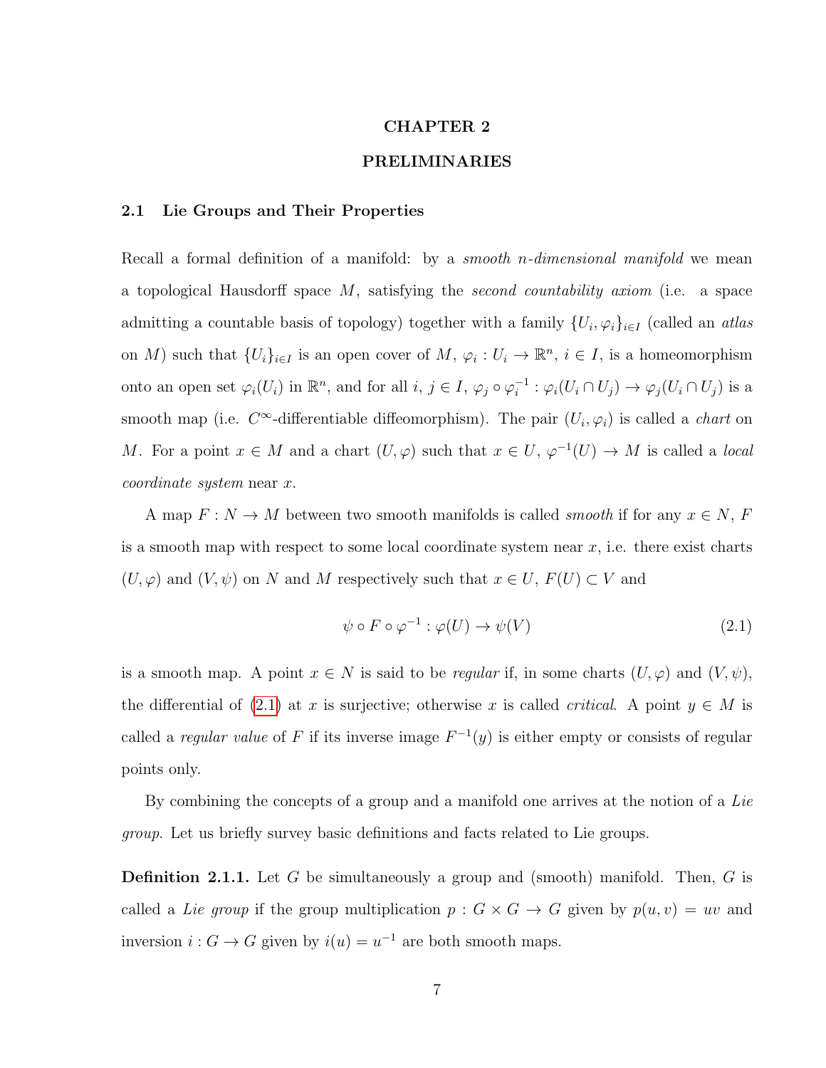# CHAPTER 2

# PRELIMINARIES

## 2.1 Lie Groups and Their Properties

Recall a formal definition of a manifold: by a *smooth $n$-dimensional manifold* we mean a topological Hausdorff space $M$, satisfying the *second countability axiom* (i.e. a space admitting a countable basis of topology) together with a family $\{U_i, \varphi_i\}_{i \in I}$ (called an *atlas* on $M$) such that $\{U_i\}_{i \in I}$ is an open cover of $M$, $\varphi_i : U_i \to \mathbb{R}^n$, $i \in I$, is a homeomorphism onto an open set $\varphi_i(U_i)$ in $\mathbb{R}^n$, and for all $i, j \in I$, $\varphi_j \circ \varphi_i^{-1} : \varphi_i(U_i \cap U_j) \to \varphi_j(U_i \cap U_j)$ is a smooth map (i.e. $C^\infty$-differentiable diffeomorphism). The pair $(U_i, \varphi_i)$ is called a *chart* on $M$. For a point $x \in M$ and a chart $(U, \varphi)$ such that $x \in U$, $\varphi^{-1}(U) \to M$ is called a *local coordinate system* near $x$.

A map $F : N \to M$ between two smooth manifolds is called *smooth* if for any $x \in N$, $F$ is a smooth map with respect to some local coordinate system near $x$, i.e. there exist charts $(U, \varphi)$ and $(V, \psi)$ on $N$ and $M$ respectively such that $x \in U$, $F(U) \subset V$ and

$$\psi \circ F \circ \varphi^{-1} : \varphi(U) \to \psi(V) \tag{2.1}$$

is a smooth map. A point $x \in N$ is said to be *regular* if, in some charts $(U, \varphi)$ and $(V, \psi)$, the differential of (2.1) at $x$ is surjective; otherwise $x$ is called *critical*. A point $y \in M$ is called a *regular value* of $F$ if its inverse image $F^{-1}(y)$ is either empty or consists of regular points only.

By combining the concepts of a group and a manifold one arrives at the notion of a *Lie group*. Let us briefly survey basic definitions and facts related to Lie groups.

**Definition 2.1.1.** Let $G$ be simultaneously a group and (smooth) manifold. Then, $G$ is called a *Lie group* if the group multiplication $p : G \times G \to G$ given by $p(u, v) = uv$ and inversion $i : G \to G$ given by $i(u) = u^{-1}$ are both smooth maps.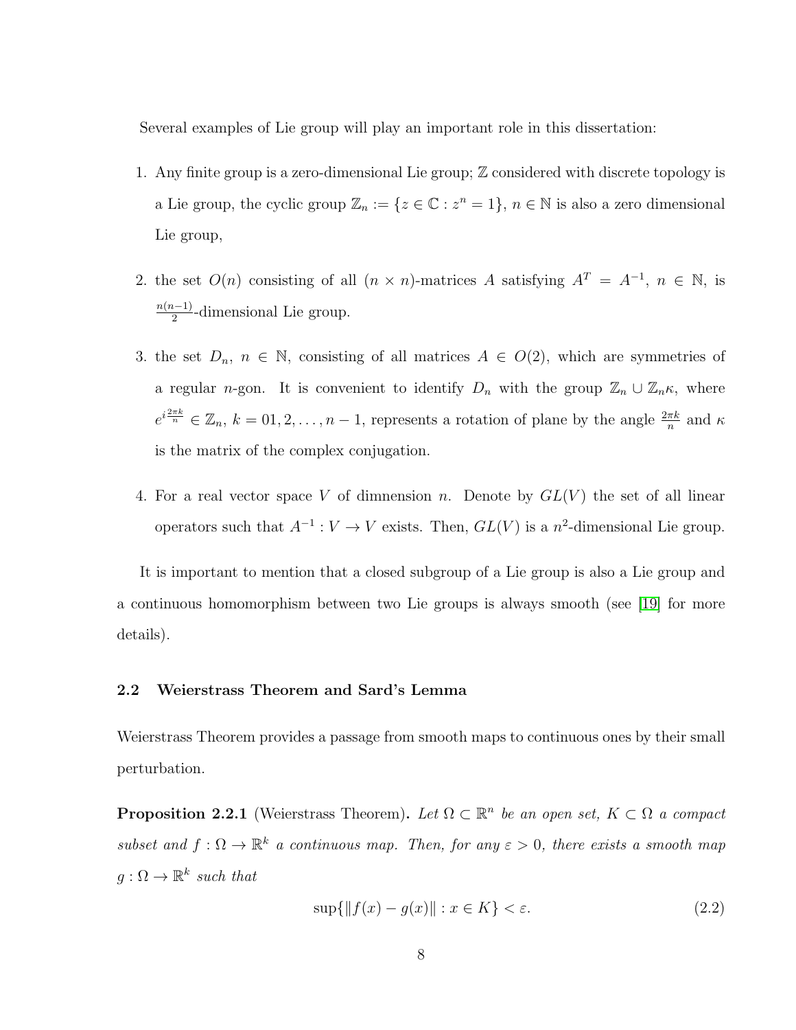Several examples of Lie group will play an important role in this dissertation:

1. Any finite group is a zero-dimensional Lie group; $\mathbb{Z}$ considered with discrete topology is a Lie group, the cyclic group $\mathbb{Z}_n := \{z \in \mathbb{C} : z^n = 1\}$, $n \in \mathbb{N}$ is also a zero dimensional Lie group,

2. the set $O(n)$ consisting of all $(n \times n)$-matrices $A$ satisfying $A^T = A^{-1}$, $n \in \mathbb{N}$, is $\frac{n(n-1)}{2}$-dimensional Lie group.

3. the set $D_n$, $n \in \mathbb{N}$, consisting of all matrices $A \in O(2)$, which are symmetries of a regular $n$-gon. It is convenient to identify $D_n$ with the group $\mathbb{Z}_n \cup \mathbb{Z}_n\kappa$, where $e^{i\frac{2\pi k}{n}} \in \mathbb{Z}_n$, $k = 01, 2, \dots, n-1$, represents a rotation of plane by the angle $\frac{2\pi k}{n}$ and $\kappa$ is the matrix of the complex conjugation.

4. For a real vector space $V$ of dimnension $n$. Denote by $GL(V)$ the set of all linear operators such that $A^{-1} : V \to V$ exists. Then, $GL(V)$ is a $n^2$-dimensional Lie group.

It is important to mention that a closed subgroup of a Lie group is also a Lie group and a continuous homomorphism between two Lie groups is always smooth (see [19] for more details).

### 2.2 Weierstrass Theorem and Sard's Lemma

Weierstrass Theorem provides a passage from smooth maps to continuous ones by their small perturbation.

**Proposition 2.2.1** (Weierstrass Theorem). *Let $\Omega \subset \mathbb{R}^n$ be an open set, $K \subset \Omega$ a compact subset and $f : \Omega \to \mathbb{R}^k$ a continuous map. Then, for any $\varepsilon > 0$, there exists a smooth map $g : \Omega \to \mathbb{R}^k$ such that*

$$\sup\{\|f(x) - g(x)\| : x \in K\} < \varepsilon. \tag{2.2}$$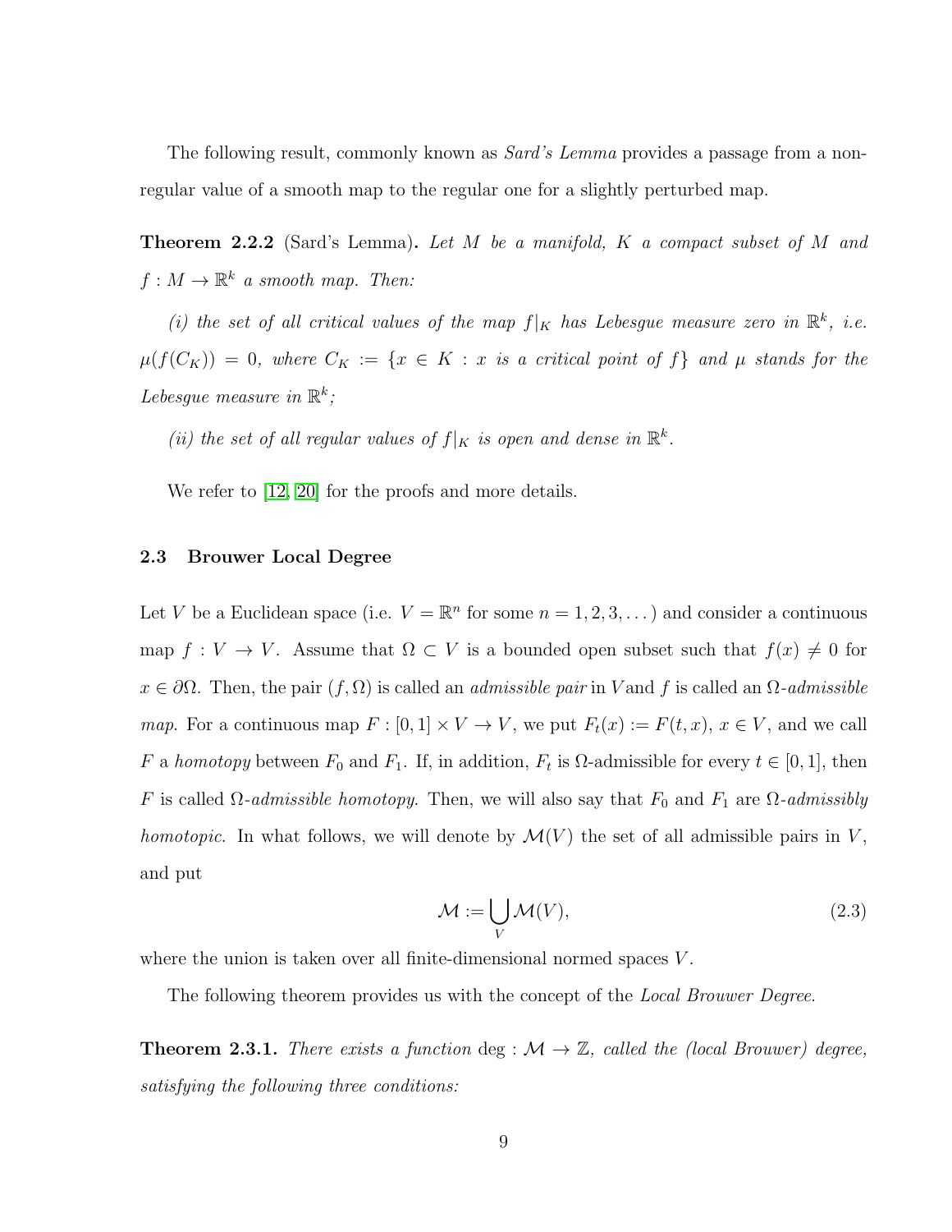The following result, commonly known as *Sard's Lemma* provides a passage from a non-regular value of a smooth map to the regular one for a slightly perturbed map.

**Theorem 2.2.2** (Sard's Lemma)**.** *Let $M$ be a manifold, $K$ a compact subset of $M$ and $f : M \to \mathbb{R}^k$ a smooth map. Then:*

*(i) the set of all critical values of the map $f|_K$ has Lebesgue measure zero in $\mathbb{R}^k$, i.e. $\mu(f(C_K)) = 0$, where $C_K := \{x \in K : x$ is a critical point of $f\}$ and $\mu$ stands for the Lebesgue measure in $\mathbb{R}^k$;*

*(ii) the set of all regular values of $f|_K$ is open and dense in $\mathbb{R}^k$.*

We refer to [12, 20] for the proofs and more details.

### 2.3 Brouwer Local Degree

Let $V$ be a Euclidean space (i.e. $V = \mathbb{R}^n$ for some $n = 1, 2, 3, \dots$) and consider a continuous map $f : V \to V$. Assume that $\Omega \subset V$ is a bounded open subset such that $f(x) \neq 0$ for $x \in \partial\Omega$. Then, the pair $(f, \Omega)$ is called an *admissible pair* in $V$and $f$ is called an $\Omega$*-admissible map*. For a continuous map $F : [0, 1] \times V \to V$, we put $F_t(x) := F(t, x)$, $x \in V$, and we call $F$ a *homotopy* between $F_0$ and $F_1$. If, in addition, $F_t$ is $\Omega$-admissible for every $t \in [0, 1]$, then $F$ is called $\Omega$*-admissible homotopy*. Then, we will also say that $F_0$ and $F_1$ are $\Omega$*-admissibly homotopic*. In what follows, we will denote by $\mathcal{M}(V)$ the set of all admissible pairs in $V$, and put

$$\mathcal{M} := \bigcup_V \mathcal{M}(V), \tag{2.3}$$

where the union is taken over all finite-dimensional normed spaces $V$.

The following theorem provides us with the concept of the *Local Brouwer Degree*.

**Theorem 2.3.1.** *There exists a function* $\deg : \mathcal{M} \to \mathbb{Z}$*, called the (local Brouwer) degree, satisfying the following three conditions:*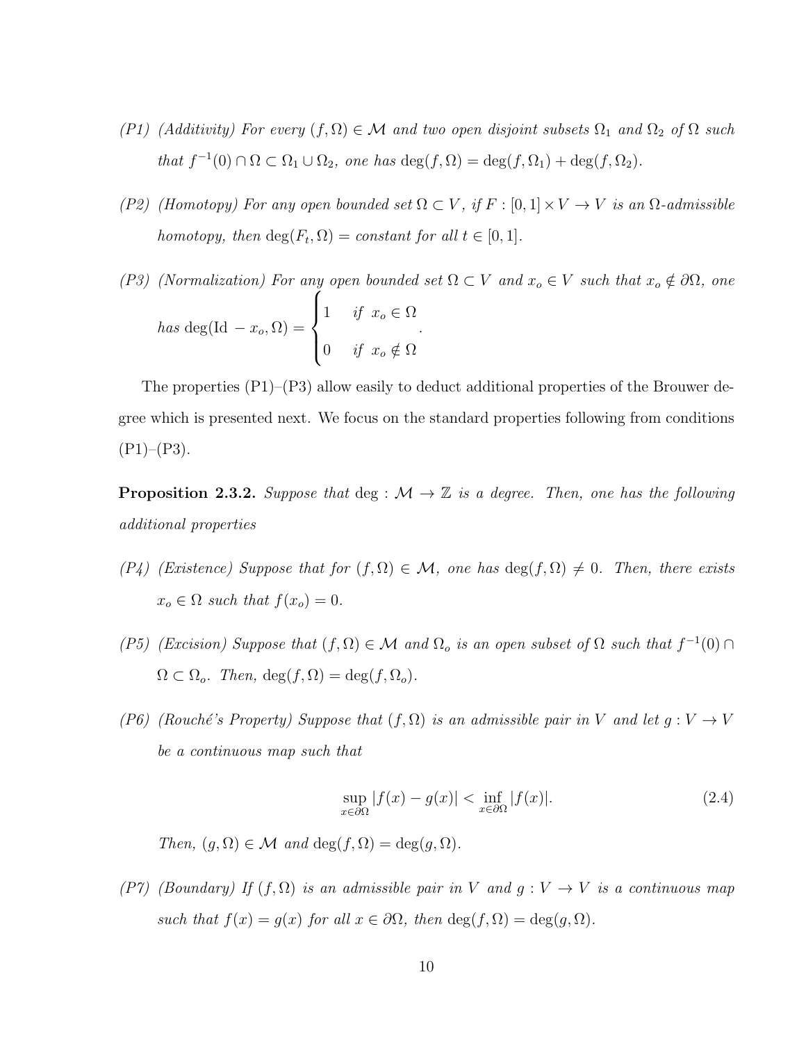*(P1) (Additivity) For every $(f, \Omega) \in \mathcal{M}$ and two open disjoint subsets $\Omega_1$ and $\Omega_2$ of $\Omega$ such that $f^{-1}(0) \cap \Omega \subset \Omega_1 \cup \Omega_2$, one has $\deg(f, \Omega) = \deg(f, \Omega_1) + \deg(f, \Omega_2)$.*

*(P2) (Homotopy) For any open bounded set $\Omega \subset V$, if $F : [0,1] \times V \to V$ is an $\Omega$-admissible homotopy, then $\deg(F_t, \Omega) = constant$ for all $t \in [0,1]$.*

*(P3) (Normalization) For any open bounded set $\Omega \subset V$ and $x_o \in V$ such that $x_o \notin \partial\Omega$, one has*

$$\deg(\mathrm{Id} - x_o, \Omega) = \begin{cases} 1 & \text{if } x_o \in \Omega \\ 0 & \text{if } x_o \notin \Omega \end{cases}.$$

The properties (P1)–(P3) allow easily to deduct additional properties of the Brouwer degree which is presented next. We focus on the standard properties following from conditions (P1)–(P3).

**Proposition 2.3.2.** *Suppose that $\deg : \mathcal{M} \to \mathbb{Z}$ is a degree. Then, one has the following additional properties*

*(P4) (Existence) Suppose that for $(f, \Omega) \in \mathcal{M}$, one has $\deg(f, \Omega) \neq 0$. Then, there exists $x_o \in \Omega$ such that $f(x_o) = 0$.*

*(P5) (Excision) Suppose that $(f, \Omega) \in \mathcal{M}$ and $\Omega_o$ is an open subset of $\Omega$ such that $f^{-1}(0) \cap \Omega \subset \Omega_o$. Then, $\deg(f, \Omega) = \deg(f, \Omega_o)$.*

*(P6) (Rouché's Property) Suppose that $(f, \Omega)$ is an admissible pair in $V$ and let $g : V \to V$ be a continuous map such that*

$$\sup_{x \in \partial\Omega} |f(x) - g(x)| < \inf_{x \in \partial\Omega} |f(x)|. \tag{2.4}$$

*Then, $(g, \Omega) \in \mathcal{M}$ and $\deg(f, \Omega) = \deg(g, \Omega)$.*

*(P7) (Boundary) If $(f, \Omega)$ is an admissible pair in $V$ and $g : V \to V$ is a continuous map such that $f(x) = g(x)$ for all $x \in \partial\Omega$, then $\deg(f, \Omega) = \deg(g, \Omega)$.*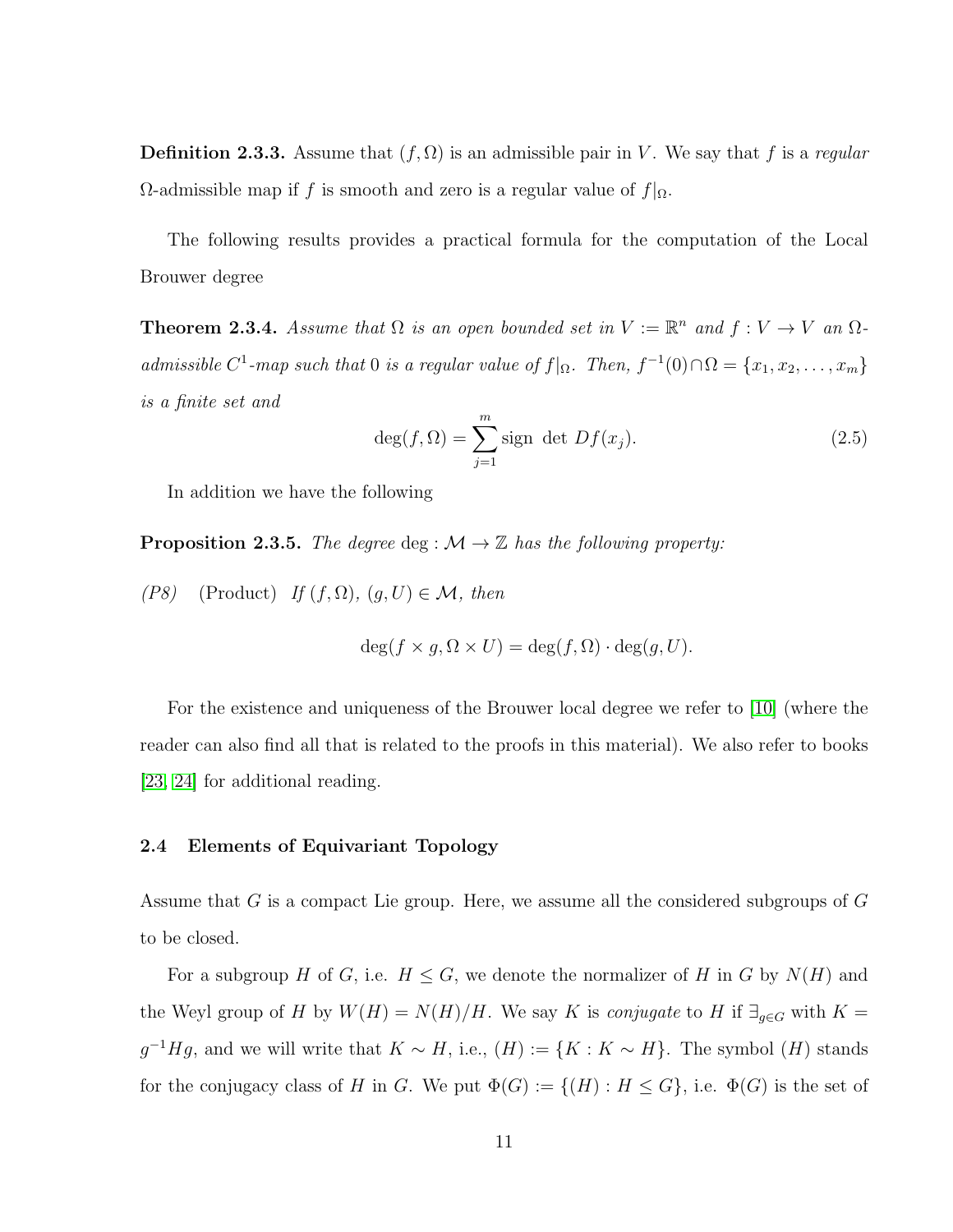**Definition 2.3.3.** Assume that $(f, \Omega)$ is an admissible pair in $V$. We say that $f$ is a *regular* $\Omega$-admissible map if $f$ is smooth and zero is a regular value of $f|_\Omega$.

The following results provides a practical formula for the computation of the Local Brouwer degree

**Theorem 2.3.4.** *Assume that $\Omega$ is an open bounded set in $V := \mathbb{R}^n$ and $f : V \to V$ an $\Omega$-admissible $C^1$-map such that $0$ is a regular value of $f|_\Omega$. Then, $f^{-1}(0) \cap \Omega = \{x_1, x_2, \dots, x_m\}$ is a finite set and*

$$\deg(f, \Omega) = \sum_{j=1}^{m} \text{sign } \det Df(x_j). \tag{2.5}$$

In addition we have the following

**Proposition 2.3.5.** *The degree* $\deg : \mathcal{M} \to \mathbb{Z}$ *has the following property:*

*(P8)* (Product) *If* $(f, \Omega)$, $(g, U) \in \mathcal{M}$, *then*

$$\deg(f \times g, \Omega \times U) = \deg(f, \Omega) \cdot \deg(g, U).$$

For the existence and uniqueness of the Brouwer local degree we refer to [10] (where the reader can also find all that is related to the proofs in this material). We also refer to books [23, 24] for additional reading.

### 2.4 Elements of Equivariant Topology

Assume that $G$ is a compact Lie group. Here, we assume all the considered subgroups of $G$ to be closed.

For a subgroup $H$ of $G$, i.e. $H \leq G$, we denote the normalizer of $H$ in $G$ by $N(H)$ and the Weyl group of $H$ by $W(H) = N(H)/H$. We say $K$ is *conjugate* to $H$ if $\exists_{g \in G}$ with $K = g^{-1}Hg$, and we will write that $K \sim H$, i.e., $(H) := \{K : K \sim H\}$. The symbol $(H)$ stands for the conjugacy class of $H$ in $G$. We put $\Phi(G) := \{(H) : H \leq G\}$, i.e. $\Phi(G)$ is the set of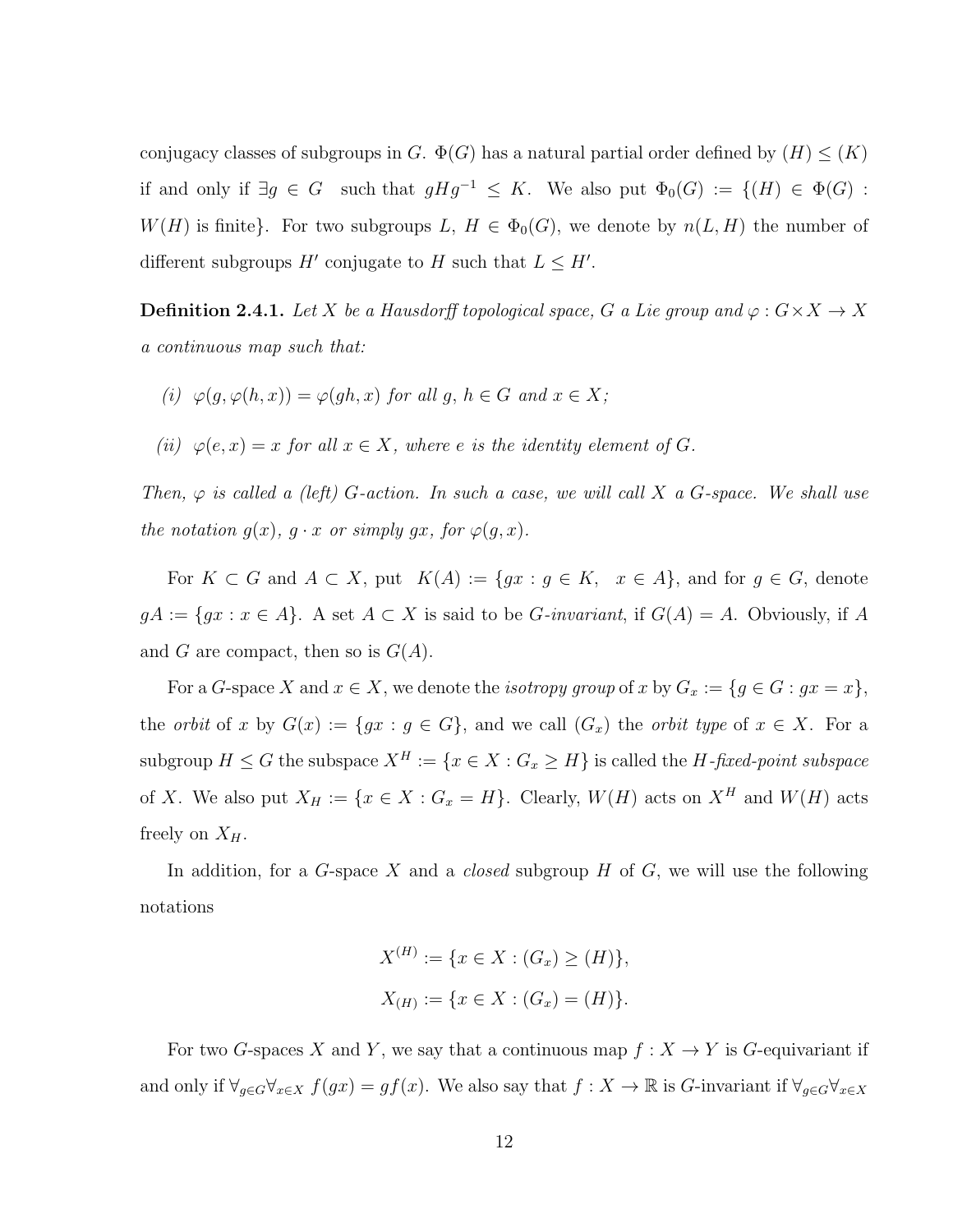conjugacy classes of subgroups in $G$. $\Phi(G)$ has a natural partial order defined by $(H) \le (K)$ if and only if $\exists g \in G$ such that $gHg^{-1} \le K$. We also put $\Phi_0(G) := \{(H) \in \Phi(G) : W(H) \text{ is finite}\}$. For two subgroups $L$, $H \in \Phi_0(G)$, we denote by $n(L, H)$ the number of different subgroups $H'$ conjugate to $H$ such that $L \le H'$.

**Definition 2.4.1.** *Let $X$ be a Hausdorff topological space, $G$ a Lie group and $\varphi : G \times X \to X$ a continuous map such that:*

*(i) $\varphi(g, \varphi(h, x)) = \varphi(gh, x)$ for all $g$, $h \in G$ and $x \in X$;*

*(ii) $\varphi(e, x) = x$ for all $x \in X$, where $e$ is the identity element of $G$.*

*Then, $\varphi$ is called a (left) $G$-action. In such a case, we will call $X$ a $G$-space. We shall use the notation $g(x)$, $g \cdot x$ or simply $gx$, for $\varphi(g, x)$.*

For $K \subset G$ and $A \subset X$, put $K(A) := \{gx : g \in K, \ \ x \in A\}$, and for $g \in G$, denote $gA := \{gx : x \in A\}$. A set $A \subset X$ is said to be *$G$-invariant*, if $G(A) = A$. Obviously, if $A$ and $G$ are compact, then so is $G(A)$.

For a $G$-space $X$ and $x \in X$, we denote the *isotropy group* of $x$ by $G_x := \{g \in G : gx = x\}$, the *orbit* of $x$ by $G(x) := \{gx : g \in G\}$, and we call $(G_x)$ the *orbit type* of $x \in X$. For a subgroup $H \le G$ the subspace $X^H := \{x \in X : G_x \ge H\}$ is called the *$H$-fixed-point subspace* of $X$. We also put $X_H := \{x \in X : G_x = H\}$. Clearly, $W(H)$ acts on $X^H$ and $W(H)$ acts freely on $X_H$.

In addition, for a $G$-space $X$ and a *closed* subgroup $H$ of $G$, we will use the following notations

$$X^{(H)} := \{x \in X : (G_x) \ge (H)\},$$
$$X_{(H)} := \{x \in X : (G_x) = (H)\}.$$

For two $G$-spaces $X$ and $Y$, we say that a continuous map $f : X \to Y$ is $G$-equivariant if and only if $\forall_{g \in G} \forall_{x \in X} \ f(gx) = gf(x)$. We also say that $f : X \to \mathbb{R}$ is $G$-invariant if $\forall_{g \in G} \forall_{x \in X}$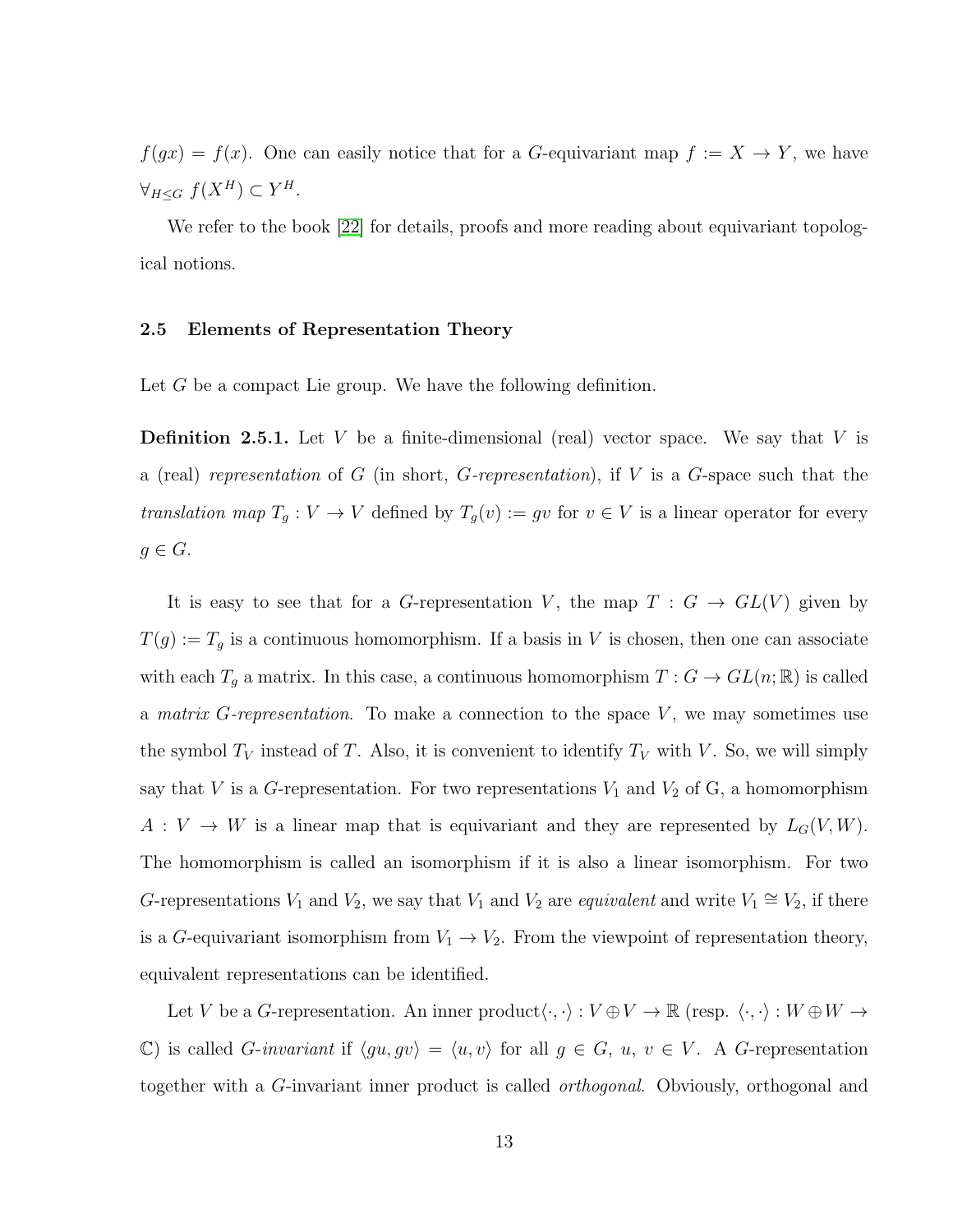$f(gx) = f(x)$. One can easily notice that for a $G$-equivariant map $f := X \to Y$, we have $\forall_{H \leq G}\ f(X^H) \subset Y^H$.

We refer to the book [22] for details, proofs and more reading about equivariant topological notions.

### 2.5 Elements of Representation Theory

Let $G$ be a compact Lie group. We have the following definition.

**Definition 2.5.1.** Let $V$ be a finite-dimensional (real) vector space. We say that $V$ is a (real) *representation* of $G$ (in short, *$G$-representation*), if $V$ is a $G$-space such that the *translation map* $T_g : V \to V$ defined by $T_g(v) := gv$ for $v \in V$ is a linear operator for every $g \in G$.

It is easy to see that for a $G$-representation $V$, the map $T : G \to GL(V)$ given by $T(g) := T_g$ is a continuous homomorphism. If a basis in $V$ is chosen, then one can associate with each $T_g$ a matrix. In this case, a continuous homomorphism $T : G \to GL(n; \mathbb{R})$ is called a *matrix $G$-representation*. To make a connection to the space $V$, we may sometimes use the symbol $T_V$ instead of $T$. Also, it is convenient to identify $T_V$ with $V$. So, we will simply say that $V$ is a $G$-representation. For two representations $V_1$ and $V_2$ of G, a homomorphism $A : V \to W$ is a linear map that is equivariant and they are represented by $L_G(V, W)$. The homomorphism is called an isomorphism if it is also a linear isomorphism. For two $G$-representations $V_1$ and $V_2$, we say that $V_1$ and $V_2$ are *equivalent* and write $V_1 \cong V_2$, if there is a $G$-equivariant isomorphism from $V_1 \to V_2$. From the viewpoint of representation theory, equivalent representations can be identified.

Let $V$ be a $G$-representation. An inner product$\langle \cdot, \cdot \rangle : V \oplus V \to \mathbb{R}$ (resp. $\langle \cdot, \cdot \rangle : W \oplus W \to \mathbb{C}$) is called *$G$-invariant* if $\langle gu, gv \rangle = \langle u, v \rangle$ for all $g \in G$, $u$, $v \in V$. A $G$-representation together with a $G$-invariant inner product is called *orthogonal*. Obviously, orthogonal and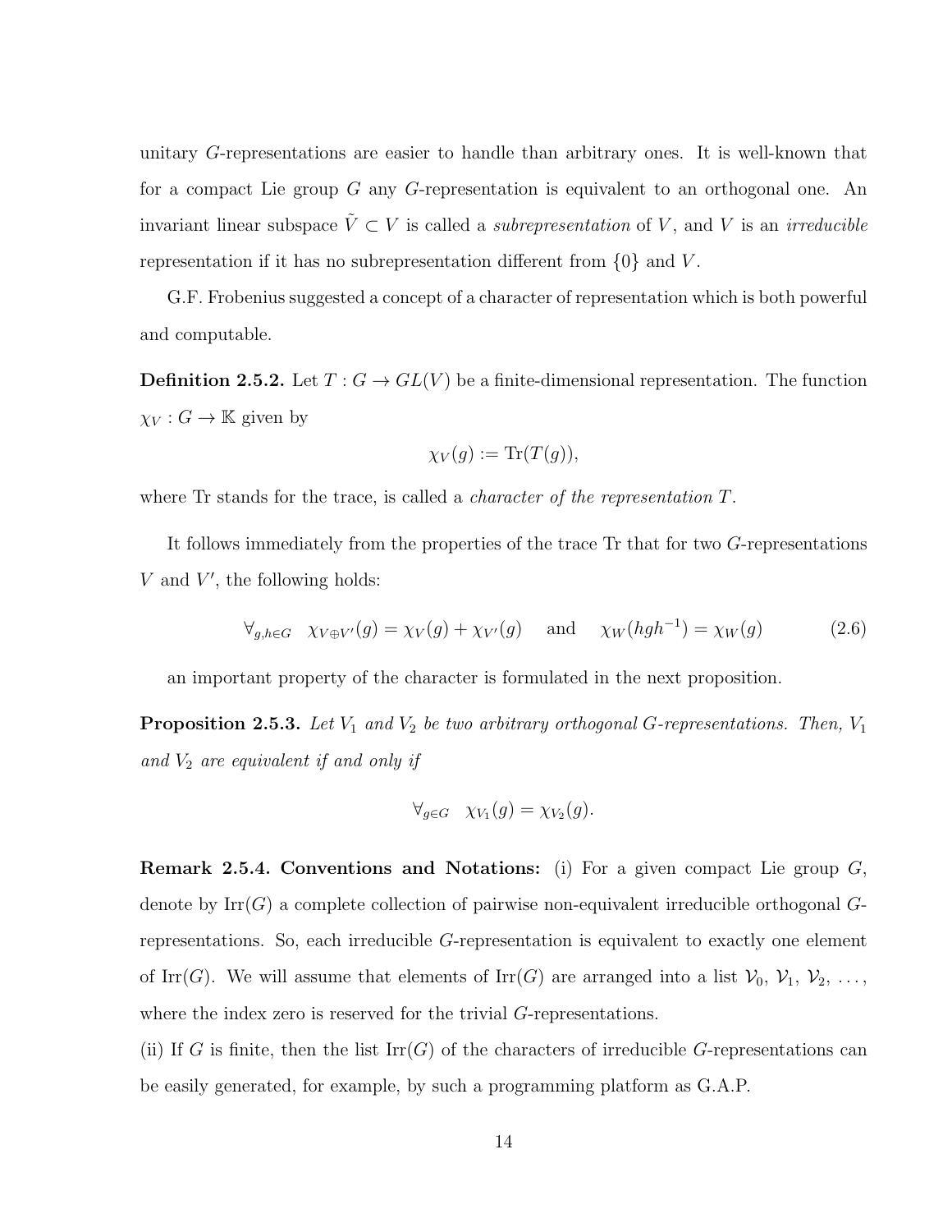unitary $G$-representations are easier to handle than arbitrary ones. It is well-known that for a compact Lie group $G$ any $G$-representation is equivalent to an orthogonal one. An invariant linear subspace $\tilde{V} \subset V$ is called a *subrepresentation* of $V$, and $V$ is an *irreducible* representation if it has no subrepresentation different from $\{0\}$ and $V$.

G.F. Frobenius suggested a concept of a character of representation which is both powerful and computable.

**Definition 2.5.2.** Let $T : G \to GL(V)$ be a finite-dimensional representation. The function $\chi_V : G \to \mathbb{K}$ given by

$$\chi_V(g) := \text{Tr}(T(g)),$$

where Tr stands for the trace, is called a *character of the representation* $T$.

It follows immediately from the properties of the trace Tr that for two $G$-representations $V$ and $V'$, the following holds:

$$\forall_{g,h \in G} \quad \chi_{V \oplus V'}(g) = \chi_V(g) + \chi_{V'}(g) \quad \text{ and } \quad \chi_W(hgh^{-1}) = \chi_W(g) \tag{2.6}$$

an important property of the character is formulated in the next proposition.

**Proposition 2.5.3.** *Let $V_1$ and $V_2$ be two arbitrary orthogonal $G$-representations. Then, $V_1$ and $V_2$ are equivalent if and only if*

$$\forall_{g \in G} \quad \chi_{V_1}(g) = \chi_{V_2}(g).$$

**Remark 2.5.4. Conventions and Notations:** (i) For a given compact Lie group $G$, denote by $\text{Irr}(G)$ a complete collection of pairwise non-equivalent irreducible orthogonal $G$-representations. So, each irreducible $G$-representation is equivalent to exactly one element of $\text{Irr}(G)$. We will assume that elements of $\text{Irr}(G)$ are arranged into a list $\mathcal{V}_0$, $\mathcal{V}_1$, $\mathcal{V}_2$, $\dots$, where the index zero is reserved for the trivial $G$-representations.

(ii) If $G$ is finite, then the list $\text{Irr}(G)$ of the characters of irreducible $G$-representations can be easily generated, for example, by such a programming platform as G.A.P.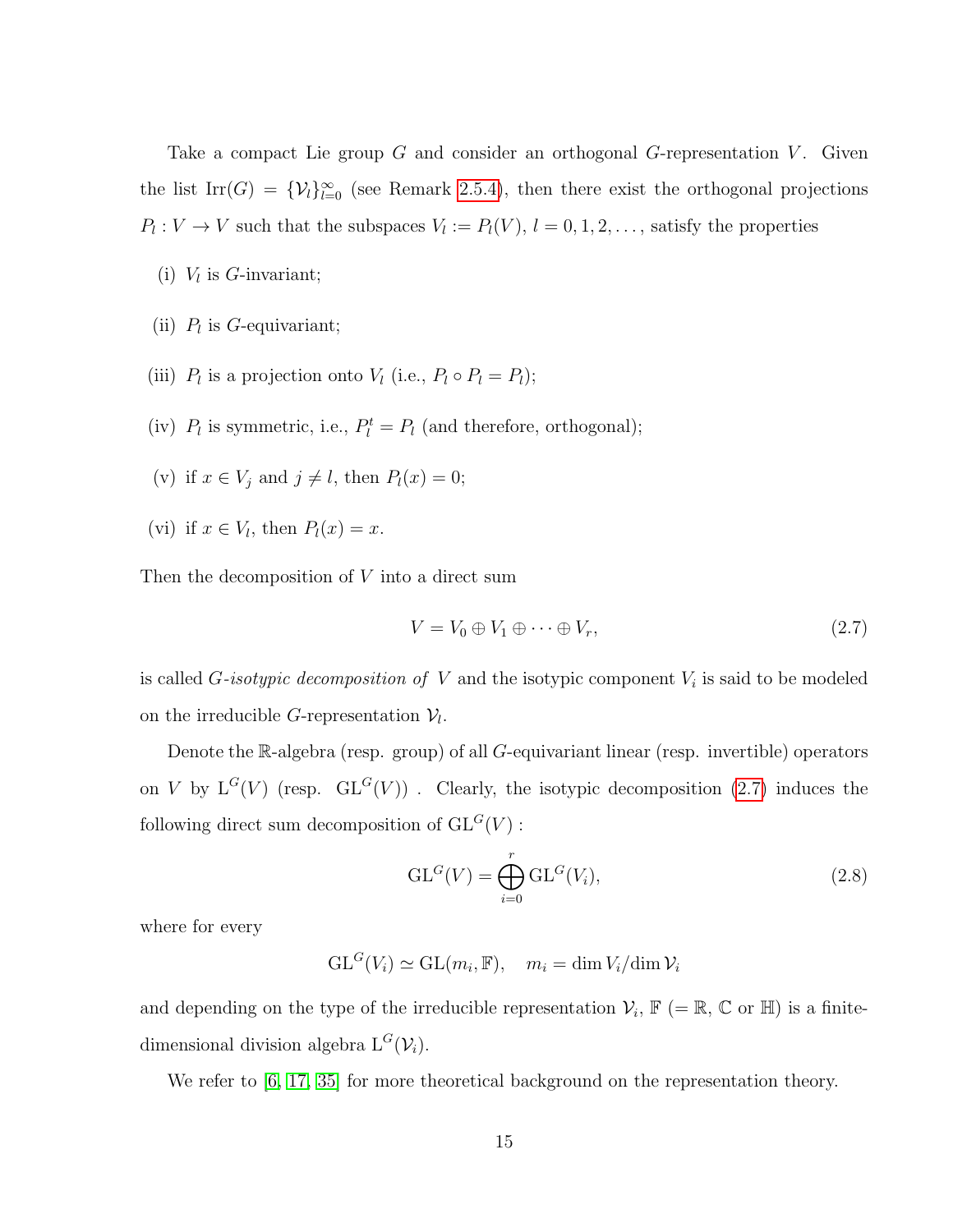Take a compact Lie group $G$ and consider an orthogonal $G$-representation $V$. Given the list $\mathrm{Irr}(G) = \{\mathcal{V}_l\}_{l=0}^{\infty}$ (see Remark 2.5.4), then there exist the orthogonal projections $P_l : V \to V$ such that the subspaces $V_l := P_l(V)$, $l = 0, 1, 2, \ldots$, satisfy the properties

(i) $V_l$ is $G$-invariant;

(ii) $P_l$ is $G$-equivariant;

(iii) $P_l$ is a projection onto $V_l$ (i.e., $P_l \circ P_l = P_l$);

(iv) $P_l$ is symmetric, i.e., $P_l^t = P_l$ (and therefore, orthogonal);

(v) if $x \in V_j$ and $j \neq l$, then $P_l(x) = 0$;

(vi) if $x \in V_l$, then $P_l(x) = x$.

Then the decomposition of $V$ into a direct sum

$$V = V_0 \oplus V_1 \oplus \cdots \oplus V_r, \tag{2.7}$$

is called *$G$-isotypic decomposition of $V$* and the isotypic component $V_i$ is said to be modeled on the irreducible $G$-representation $\mathcal{V}_l$.

Denote the $\mathbb{R}$-algebra (resp. group) of all $G$-equivariant linear (resp. invertible) operators on $V$ by $\mathrm{L}^G(V)$ (resp. $\mathrm{GL}^G(V)$) . Clearly, the isotypic decomposition (2.7) induces the following direct sum decomposition of $\mathrm{GL}^G(V)$ :

$$\mathrm{GL}^G(V) = \bigoplus_{i=0}^{r} \mathrm{GL}^G(V_i), \tag{2.8}$$

where for every

$$\mathrm{GL}^G(V_i) \simeq \mathrm{GL}(m_i, \mathbb{F}), \quad m_i = \dim V_i / \dim \mathcal{V}_i$$

and depending on the type of the irreducible representation $\mathcal{V}_i$, $\mathbb{F}$ ($= \mathbb{R}$, $\mathbb{C}$ or $\mathbb{H}$) is a finite-dimensional division algebra $\mathrm{L}^G(\mathcal{V}_i)$.

We refer to [6, 17, 35] for more theoretical background on the representation theory.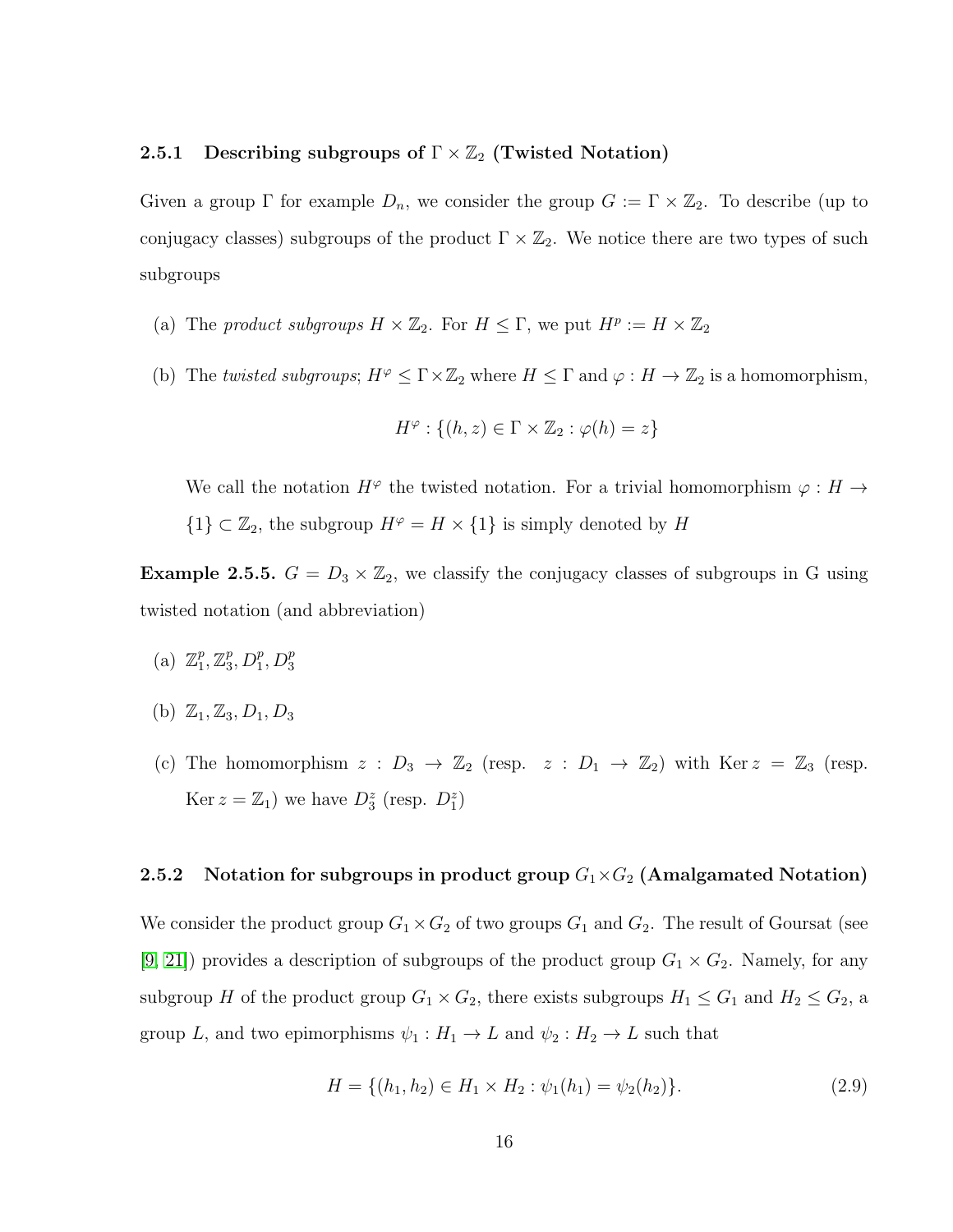### 2.5.1 Describing subgroups of $\Gamma \times \mathbb{Z}_2$ (Twisted Notation)

Given a group $\Gamma$ for example $D_n$, we consider the group $G := \Gamma \times \mathbb{Z}_2$. To describe (up to conjugacy classes) subgroups of the product $\Gamma \times \mathbb{Z}_2$. We notice there are two types of such subgroups

(a) The *product subgroups* $H \times \mathbb{Z}_2$. For $H \leq \Gamma$, we put $H^p := H \times \mathbb{Z}_2$

(b) The *twisted subgroups*; $H^\varphi \leq \Gamma \times \mathbb{Z}_2$ where $H \leq \Gamma$ and $\varphi : H \to \mathbb{Z}_2$ is a homomorphism,

$$H^\varphi : \{(h, z) \in \Gamma \times \mathbb{Z}_2 : \varphi(h) = z\}$$

We call the notation $H^\varphi$ the twisted notation. For a trivial homomorphism $\varphi : H \to \{1\} \subset \mathbb{Z}_2$, the subgroup $H^\varphi = H \times \{1\}$ is simply denoted by $H$

**Example 2.5.5.** $G = D_3 \times \mathbb{Z}_2$, we classify the conjugacy classes of subgroups in G using twisted notation (and abbreviation)

(a) $\mathbb{Z}_1^p, \mathbb{Z}_3^p, D_1^p, D_3^p$

(b) $\mathbb{Z}_1, \mathbb{Z}_3, D_1, D_3$

(c) The homomorphism $z : D_3 \to \mathbb{Z}_2$ (resp. $z : D_1 \to \mathbb{Z}_2$) with $\operatorname{Ker} z = \mathbb{Z}_3$ (resp. $\operatorname{Ker} z = \mathbb{Z}_1$) we have $D_3^z$ (resp. $D_1^z$)

### 2.5.2 Notation for subgroups in product group $G_1 \times G_2$ (Amalgamated Notation)

We consider the product group $G_1 \times G_2$ of two groups $G_1$ and $G_2$. The result of Goursat (see [9, 21]) provides a description of subgroups of the product group $G_1 \times G_2$. Namely, for any subgroup $H$ of the product group $G_1 \times G_2$, there exists subgroups $H_1 \leq G_1$ and $H_2 \leq G_2$, a group $L$, and two epimorphisms $\psi_1 : H_1 \to L$ and $\psi_2 : H_2 \to L$ such that

$$H = \{(h_1, h_2) \in H_1 \times H_2 : \psi_1(h_1) = \psi_2(h_2)\}. \tag{2.9}$$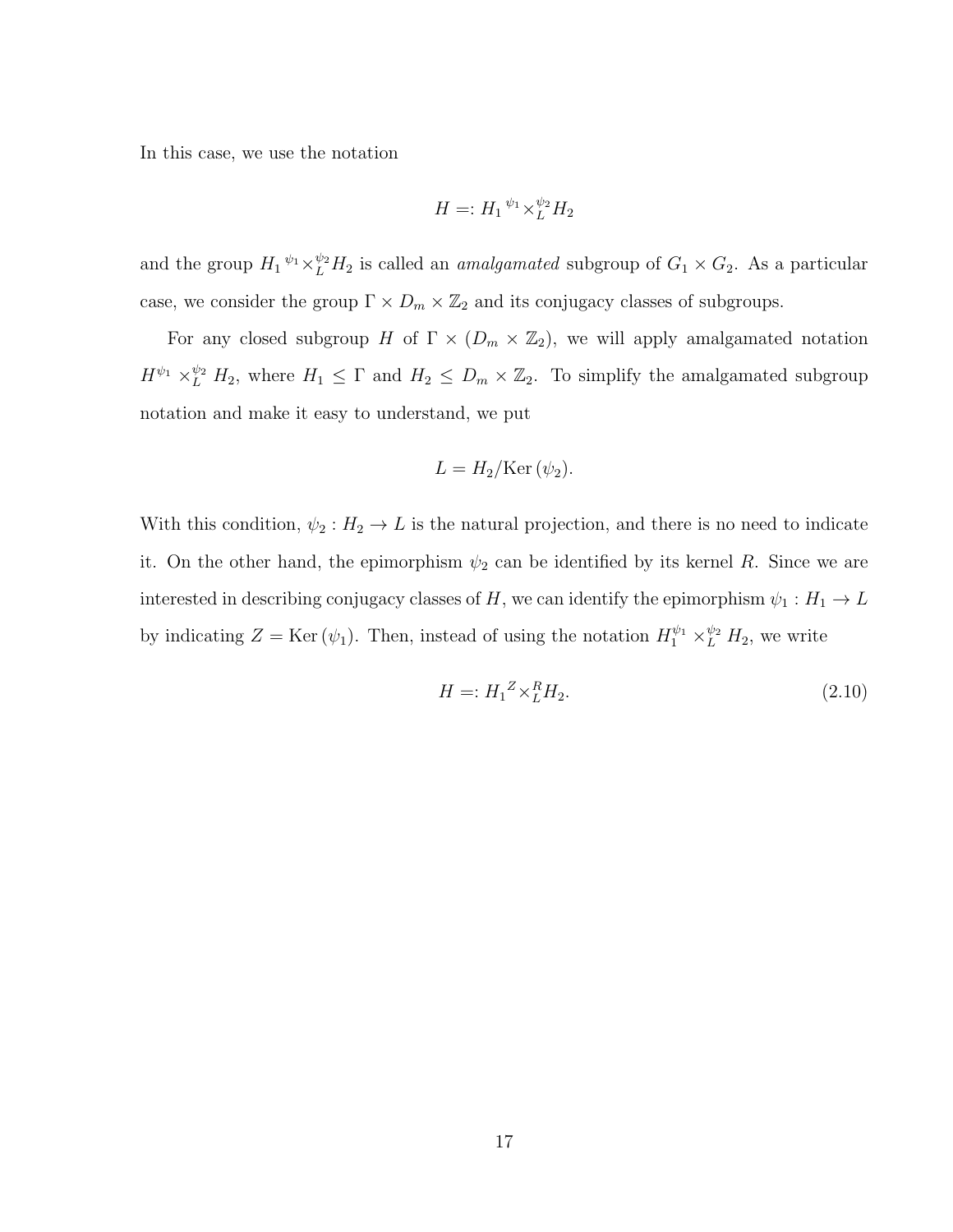In this case, we use the notation

$$H =: H_1 {}^{\psi_1}\times_L^{\psi_2} H_2$$

and the group $H_1 {}^{\psi_1}\times_L^{\psi_2} H_2$ is called an *amalgamated* subgroup of $G_1 \times G_2$. As a particular case, we consider the group $\Gamma \times D_m \times \mathbb{Z}_2$ and its conjugacy classes of subgroups.

For any closed subgroup $H$ of $\Gamma \times (D_m \times \mathbb{Z}_2)$, we will apply amalgamated notation $H^{\psi_1} \times_L^{\psi_2} H_2$, where $H_1 \leq \Gamma$ and $H_2 \leq D_m \times \mathbb{Z}_2$. To simplify the amalgamated subgroup notation and make it easy to understand, we put

$$L = H_2/\text{Ker}\,(\psi_2).$$

With this condition, $\psi_2 : H_2 \to L$ is the natural projection, and there is no need to indicate it. On the other hand, the epimorphism $\psi_2$ can be identified by its kernel $R$. Since we are interested in describing conjugacy classes of $H$, we can identify the epimorphism $\psi_1 : H_1 \to L$ by indicating $Z = \text{Ker}\,(\psi_1)$. Then, instead of using the notation $H_1^{\psi_1} \times_L^{\psi_2} H_2$, we write

$$H =: H_1 {}^{Z}\times_L^{R} H_2. \tag{2.10}$$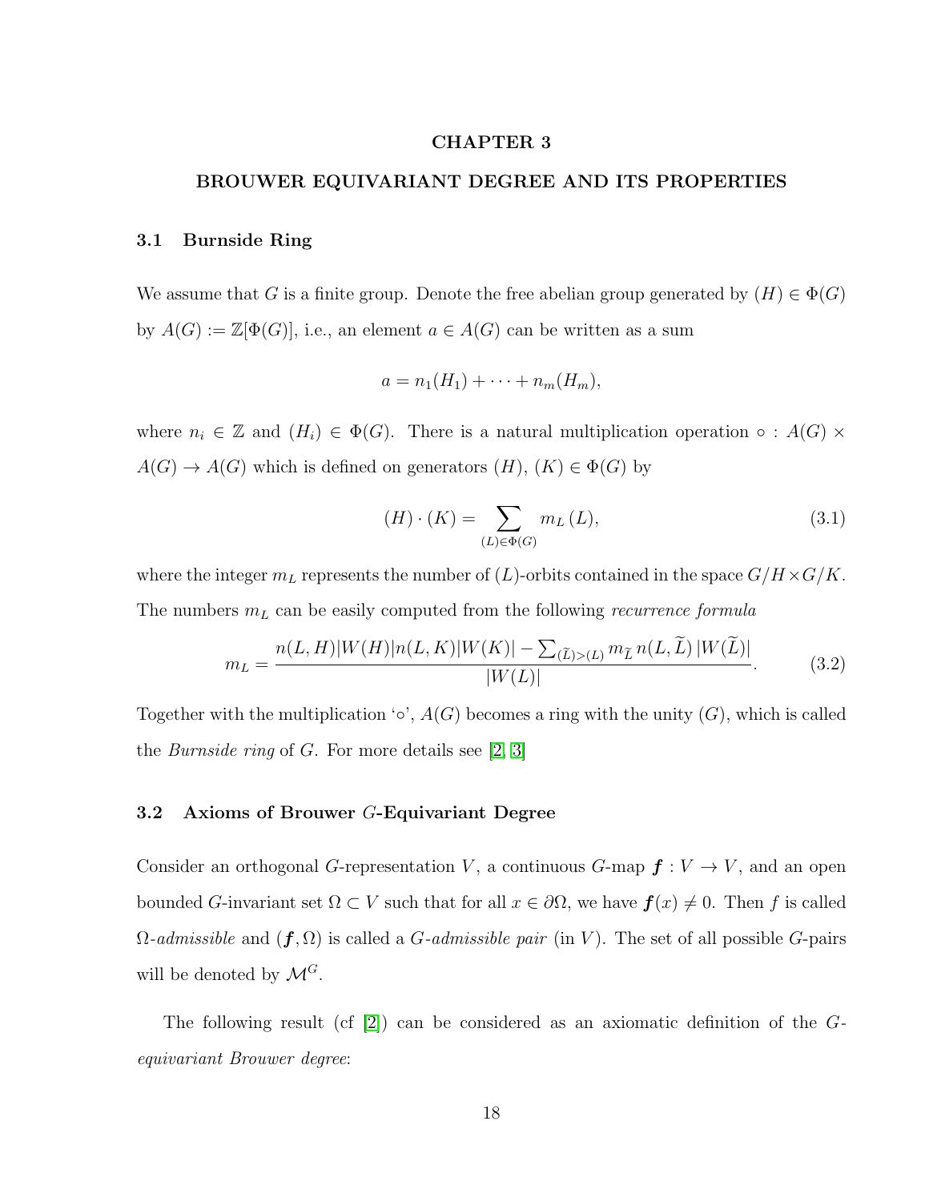# CHAPTER 3

# BROUWER EQUIVARIANT DEGREE AND ITS PROPERTIES

## 3.1 Burnside Ring

We assume that $G$ is a finite group. Denote the free abelian group generated by $(H) \in \Phi(G)$ by $A(G) := \mathbb{Z}[\Phi(G)]$, i.e., an element $a \in A(G)$ can be written as a sum

$$a = n_1(H_1) + \cdots + n_m(H_m),$$

where $n_i \in \mathbb{Z}$ and $(H_i) \in \Phi(G)$. There is a natural multiplication operation $\circ : A(G) \times A(G) \to A(G)$ which is defined on generators $(H)$, $(K) \in \Phi(G)$ by

$$(H) \cdot (K) = \sum_{(L) \in \Phi(G)} m_L \,(L), \tag{3.1}$$

where the integer $m_L$ represents the number of $(L)$-orbits contained in the space $G/H \times G/K$. The numbers $m_L$ can be easily computed from the following *recurrence formula*

$$m_L = \frac{n(L,H)|W(H)|n(L,K)|W(K)| - \sum_{(\widetilde{L})>(L)} m_{\widetilde{L}}\, n(L,\widetilde{L})\, |W(\widetilde{L})|}{|W(L)|}. \tag{3.2}$$

Together with the multiplication '$\circ$', $A(G)$ becomes a ring with the unity $(G)$, which is called the *Burnside ring* of $G$. For more details see [2, 3]

## 3.2 Axioms of Brouwer $G$-Equivariant Degree

Consider an orthogonal $G$-representation $V$, a continuous $G$-map $\boldsymbol{f} : V \to V$, and an open bounded $G$-invariant set $\Omega \subset V$ such that for all $x \in \partial\Omega$, we have $\boldsymbol{f}(x) \neq 0$. Then $f$ is called $\Omega$-*admissible* and $(\boldsymbol{f}, \Omega)$ is called a *$G$-admissible pair* (in $V$). The set of all possible $G$-pairs will be denoted by $\mathcal{M}^G$.

The following result (cf [2]) can be considered as an axiomatic definition of the $G$-*equivariant Brouwer degree*: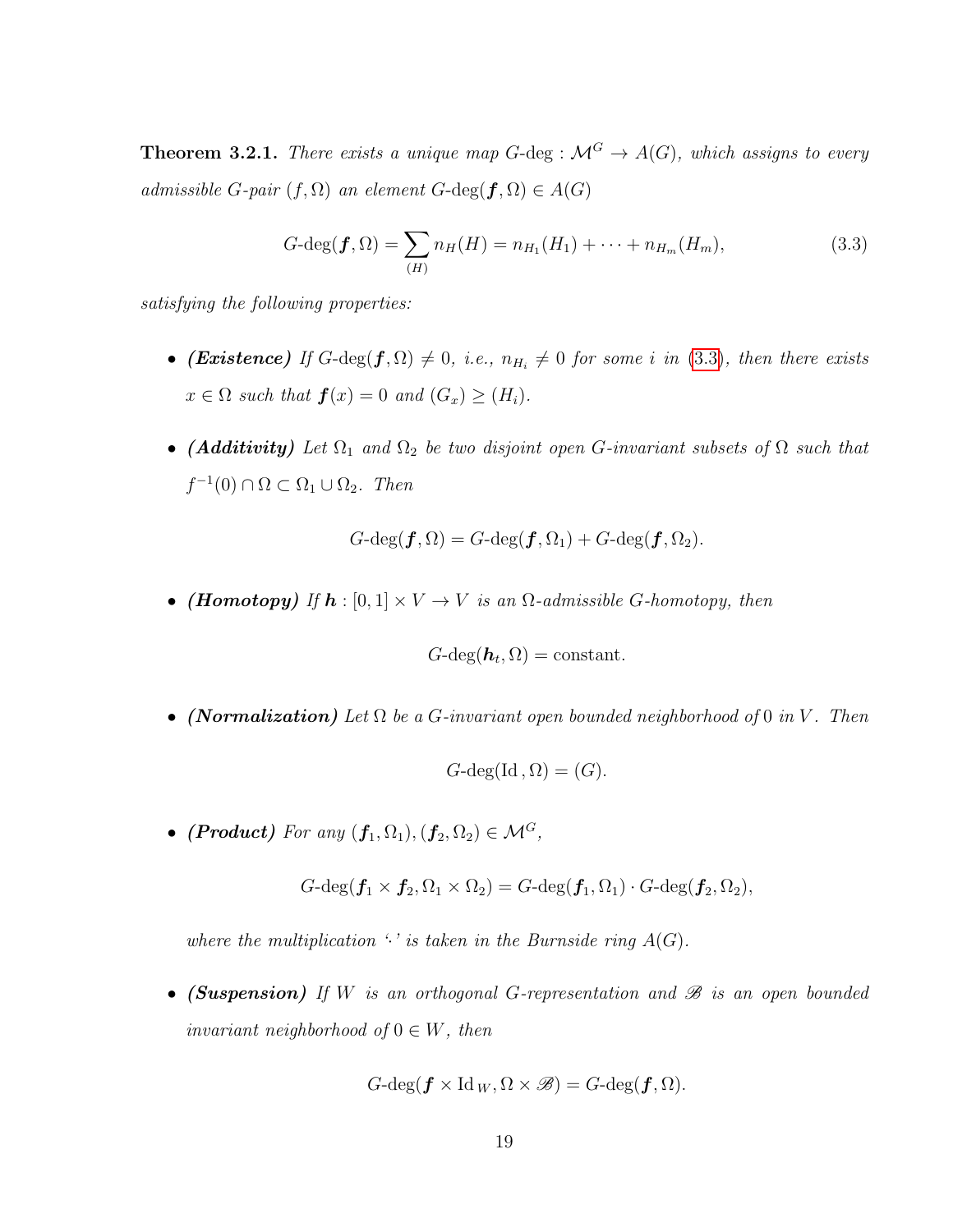**Theorem 3.2.1.** *There exists a unique map $G$-deg : $\mathcal{M}^G \to A(G)$, which assigns to every admissible $G$-pair $(f, \Omega)$ an element $G\text{-deg}(\boldsymbol{f}, \Omega) \in A(G)$*

$$G\text{-deg}(\boldsymbol{f}, \Omega) = \sum_{(H)} n_H(H) = n_{H_1}(H_1) + \cdots + n_{H_m}(H_m), \tag{3.3}$$

*satisfying the following properties:*

- ***(Existence)*** *If $G\text{-deg}(\boldsymbol{f}, \Omega) \neq 0$, i.e., $n_{H_i} \neq 0$ for some $i$ in (3.3), then there exists $x \in \Omega$ such that $\boldsymbol{f}(x) = 0$ and $(G_x) \geq (H_i)$.*

- ***(Additivity)*** *Let $\Omega_1$ and $\Omega_2$ be two disjoint open $G$-invariant subsets of $\Omega$ such that $f^{-1}(0) \cap \Omega \subset \Omega_1 \cup \Omega_2$. Then*

$$G\text{-deg}(\boldsymbol{f}, \Omega) = G\text{-deg}(\boldsymbol{f}, \Omega_1) + G\text{-deg}(\boldsymbol{f}, \Omega_2).$$

- ***(Homotopy)*** *If $\boldsymbol{h} : [0, 1] \times V \to V$ is an $\Omega$-admissible $G$-homotopy, then*

$$G\text{-deg}(\boldsymbol{h}_t, \Omega) = \text{constant}.$$

- ***(Normalization)*** *Let $\Omega$ be a $G$-invariant open bounded neighborhood of $0$ in $V$. Then*

$$G\text{-deg}(\text{Id}, \Omega) = (G).$$

- ***(Product)*** *For any $(\boldsymbol{f}_1, \Omega_1), (\boldsymbol{f}_2, \Omega_2) \in \mathcal{M}^G$,*

$$G\text{-deg}(\boldsymbol{f}_1 \times \boldsymbol{f}_2, \Omega_1 \times \Omega_2) = G\text{-deg}(\boldsymbol{f}_1, \Omega_1) \cdot G\text{-deg}(\boldsymbol{f}_2, \Omega_2),$$

  *where the multiplication '$\cdot$' is taken in the Burnside ring $A(G)$.*

- ***(Suspension)*** *If $W$ is an orthogonal $G$-representation and $\mathscr{B}$ is an open bounded invariant neighborhood of $0 \in W$, then*

$$G\text{-deg}(\boldsymbol{f} \times \text{Id}_W, \Omega \times \mathscr{B}) = G\text{-deg}(\boldsymbol{f}, \Omega).$$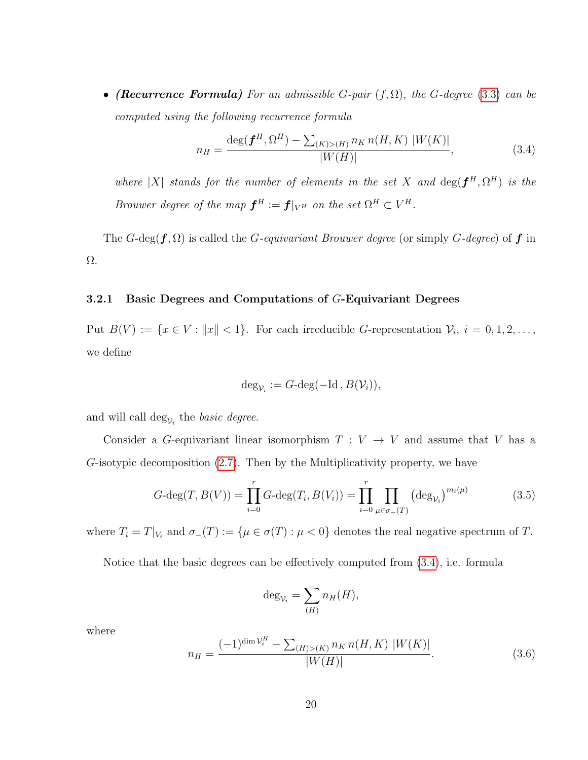- ***(Recurrence Formula)*** *For an admissible $G$-pair $(f, \Omega)$, the $G$-degree (3.3) can be computed using the following recurrence formula*

$$n_H = \frac{\deg(\boldsymbol{f}^H, \Omega^H) - \sum_{(K)>(H)} n_K \, n(H,K) \; |W(K)|}{|W(H)|}, \tag{3.4}$$

*where $|X|$ stands for the number of elements in the set $X$ and $\deg(\boldsymbol{f}^H, \Omega^H)$ is the Brouwer degree of the map $\boldsymbol{f}^H := \boldsymbol{f}|_{V^H}$ on the set $\Omega^H \subset V^H$.*

The $G$-$\deg(\boldsymbol{f}, \Omega)$ is called the *$G$-equivariant Brouwer degree* (or simply *$G$-degree*) of $\boldsymbol{f}$ in $\Omega$.

### 3.2.1 Basic Degrees and Computations of $G$-Equivariant Degrees

Put $B(V) := \{x \in V : \|x\| < 1\}$. For each irreducible $G$-representation $\mathcal{V}_i$, $i = 0, 1, 2, \dots$, we define

$$\deg_{\mathcal{V}_i} := G\text{-}\deg(-\mathrm{Id}\,, B(\mathcal{V}_i)),$$

and will call $\deg_{\mathcal{V}_i}$ the *basic degree*.

Consider a $G$-equivariant linear isomorphism $T : V \to V$ and assume that $V$ has a $G$-isotypic decomposition (2.7). Then by the Multiplicativity property, we have

$$G\text{-}\deg(T, B(V)) = \prod_{i=0}^{r} G\text{-}\deg(T_i, B(V_i)) = \prod_{i=0}^{r} \prod_{\mu \in \sigma_-(T)} \left(\deg_{\mathcal{V}_i}\right)^{m_i(\mu)} \tag{3.5}$$

where $T_i = T|_{V_i}$ and $\sigma_-(T) := \{\mu \in \sigma(T) : \mu < 0\}$ denotes the real negative spectrum of $T$.

Notice that the basic degrees can be effectively computed from (3.4), i.e. formula

$$\deg_{\mathcal{V}_i} = \sum_{(H)} n_H(H),$$

where

$$n_H = \frac{(-1)^{\dim \mathcal{V}_i^H} - \sum_{(H)>(K)} n_K \, n(H,K) \; |W(K)|}{|W(H)|}. \tag{3.6}$$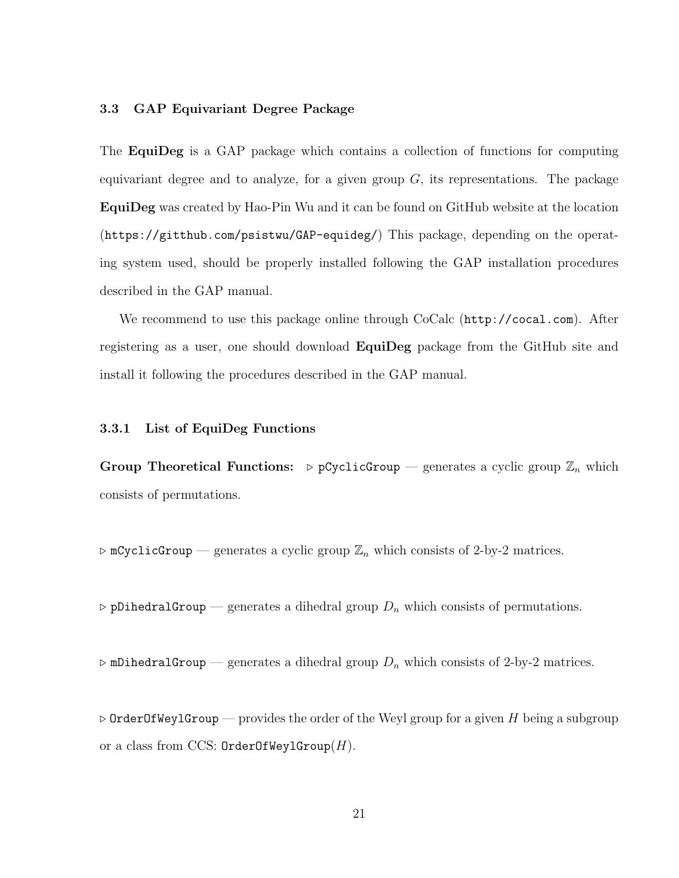### 3.3 GAP Equivariant Degree Package

The **EquiDeg** is a GAP package which contains a collection of functions for computing equivariant degree and to analyze, for a given group $G$, its representations. The package **EquiDeg** was created by Hao-Pin Wu and it can be found on GitHub website at the location (`https://gitthub.com/psistwu/GAP-equideg/`) This package, depending on the operating system used, should be properly installed following the GAP installation procedures described in the GAP manual.

We recommend to use this package online through CoCalc (`http://cocal.com`). After registering as a user, one should download **EquiDeg** package from the GitHub site and install it following the procedures described in the GAP manual.

#### 3.3.1 List of EquiDeg Functions

**Group Theoretical Functions:** ▷ `pCyclicGroup` — generates a cyclic group $\mathbb{Z}_n$ which consists of permutations.

▷ `mCyclicGroup` — generates a cyclic group $\mathbb{Z}_n$ which consists of 2-by-2 matrices.

▷ `pDihedralGroup` — generates a dihedral group $D_n$ which consists of permutations.

▷ `mDihedralGroup` — generates a dihedral group $D_n$ which consists of 2-by-2 matrices.

▷ `OrderOfWeylGroup` — provides the order of the Weyl group for a given $H$ being a subgroup or a class from CCS: `OrderOfWeylGroup`$(H)$.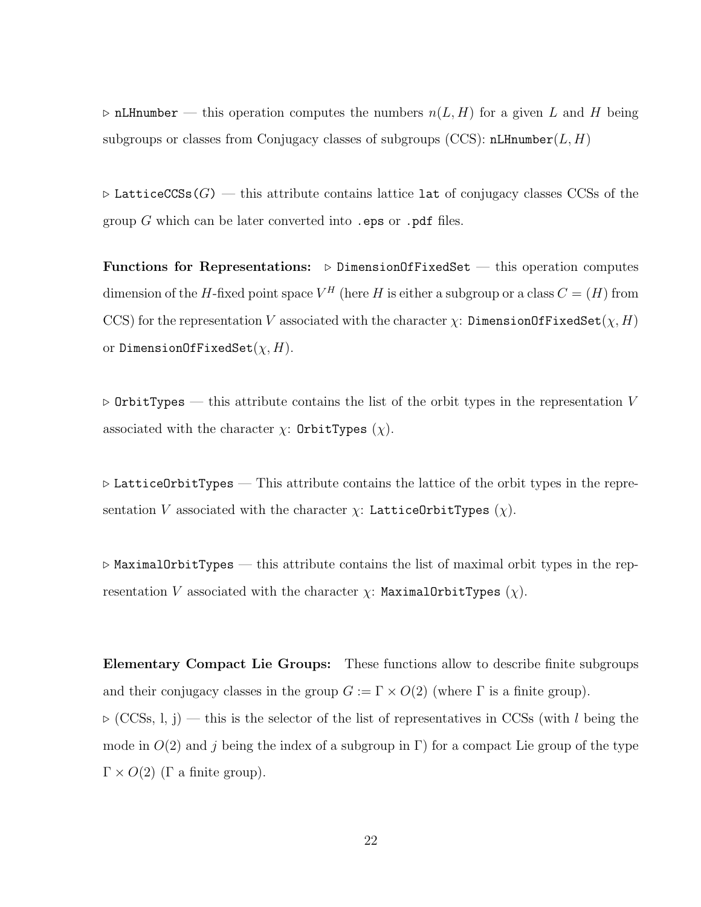▷ `nLHnumber` — this operation computes the numbers $n(L, H)$ for a given $L$ and $H$ being subgroups or classes from Conjugacy classes of subgroups (CCS): `nLHnumber`$(L, H)$

▷ `LatticeCCSs(`$G$`)` — this attribute contains lattice `lat` of conjugacy classes CCSs of the group $G$ which can be later converted into `.eps` or `.pdf` files.

**Functions for Representations:** ▷ `DimensionOfFixedSet` — this operation computes dimension of the $H$-fixed point space $V^H$ (here $H$ is either a subgroup or a class $C = (H)$ from CCS) for the representation $V$ associated with the character $\chi$: `DimensionOfFixedSet`$(\chi, H)$ or `DimensionOfFixedSet`$(\chi, H)$.

▷ `OrbitTypes` — this attribute contains the list of the orbit types in the representation $V$ associated with the character $\chi$: `OrbitTypes` $(\chi)$.

▷ `LatticeOrbitTypes` — This attribute contains the lattice of the orbit types in the representation $V$ associated with the character $\chi$: `LatticeOrbitTypes` $(\chi)$.

▷ `MaximalOrbitTypes` — this attribute contains the list of maximal orbit types in the representation $V$ associated with the character $\chi$: `MaximalOrbitTypes` $(\chi)$.

**Elementary Compact Lie Groups:** These functions allow to describe finite subgroups and their conjugacy classes in the group $G := \Gamma \times O(2)$ (where $\Gamma$ is a finite group).
▷ (CCSs, l, j) — this is the selector of the list of representatives in CCSs (with $l$ being the mode in $O(2)$ and $j$ being the index of a subgroup in $\Gamma$) for a compact Lie group of the type $\Gamma \times O(2)$ ($\Gamma$ a finite group).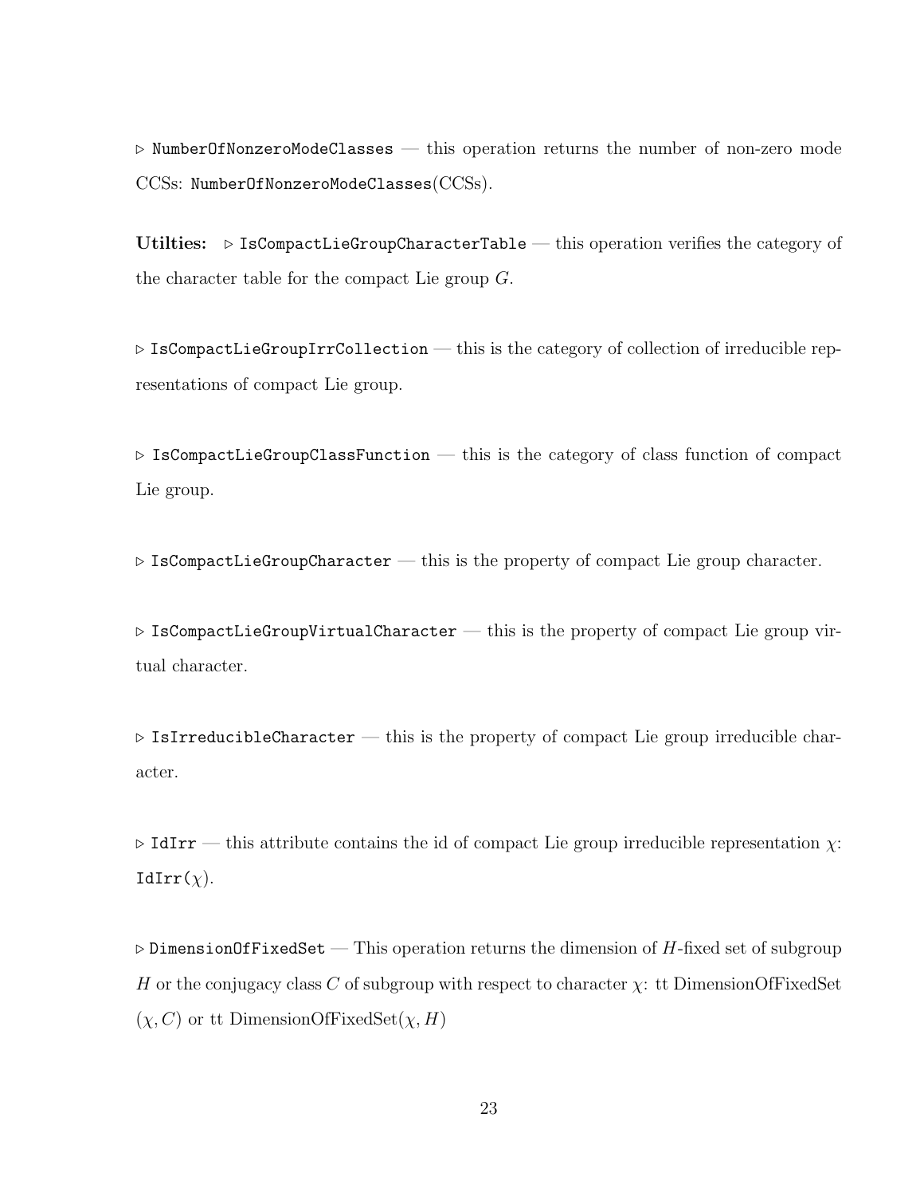▷ `NumberOfNonzeroModeClasses` — this operation returns the number of non-zero mode CCSs: `NumberOfNonzeroModeClasses`(CCSs).

**Utilties:** ▷ `IsCompactLieGroupCharacterTable` — this operation verifies the category of the character table for the compact Lie group $G$.

▷ `IsCompactLieGroupIrrCollection` — this is the category of collection of irreducible representations of compact Lie group.

▷ `IsCompactLieGroupClassFunction` — this is the category of class function of compact Lie group.

▷ `IsCompactLieGroupCharacter` — this is the property of compact Lie group character.

▷ `IsCompactLieGroupVirtualCharacter` — this is the property of compact Lie group virtual character.

▷ `IsIrreducibleCharacter` — this is the property of compact Lie group irreducible character.

▷ `IdIrr` — this attribute contains the id of compact Lie group irreducible representation $\chi$: `IdIrr`($\chi$).

▷ `DimensionOfFixedSet` — This operation returns the dimension of $H$-fixed set of subgroup $H$ or the conjugacy class $C$ of subgroup with respect to character $\chi$: tt DimensionOfFixedSet $(\chi, C)$ or tt DimensionOfFixedSet$(\chi, H)$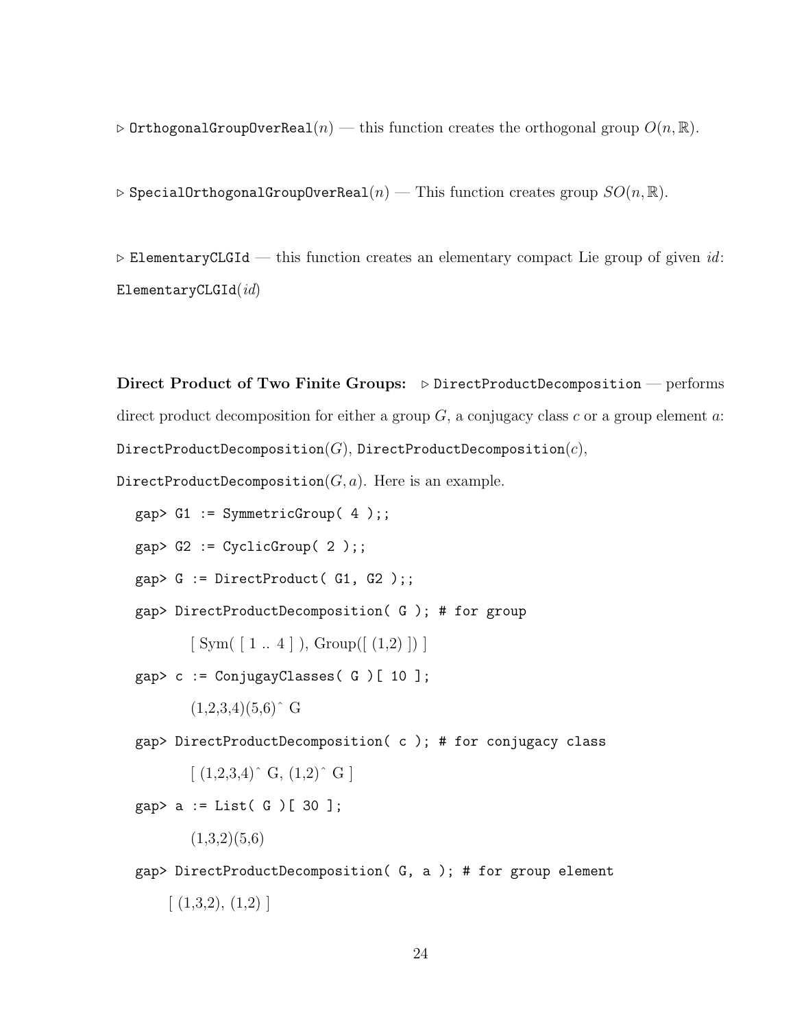▷ `OrthogonalGroupOverReal`($n$) — this function creates the orthogonal group $O(n, \mathbb{R})$.

▷ `SpecialOrthogonalGroupOverReal`($n$) — This function creates group $SO(n, \mathbb{R})$.

▷ `ElementaryCLGId` — this function creates an elementary compact Lie group of given *id*: `ElementaryCLGId`(*id*)

**Direct Product of Two Finite Groups:** ▷ `DirectProductDecomposition` — performs direct product decomposition for either a group $G$, a conjugacy class $c$ or a group element $a$: `DirectProductDecomposition`($G$), `DirectProductDecomposition`($c$), `DirectProductDecomposition`($G, a$). Here is an example.

```
gap> G1 := SymmetricGroup( 4 );;
gap> G2 := CyclicGroup( 2 );;
gap> G := DirectProduct( G1, G2 );;
gap> DirectProductDecomposition( G ); # for group
        [ Sym( [ 1 .. 4 ] ), Group([ (1,2) ]) ]
gap> c := ConjugayClasses( G )[ 10 ];
        (1,2,3,4)(5,6)^ G
gap> DirectProductDecomposition( c ); # for conjugacy class
        [ (1,2,3,4)^ G, (1,2)^ G ]
gap> a := List( G )[ 30 ];
        (1,3,2)(5,6)
gap> DirectProductDecomposition( G, a ); # for group element
    [ (1,3,2), (1,2) ]
```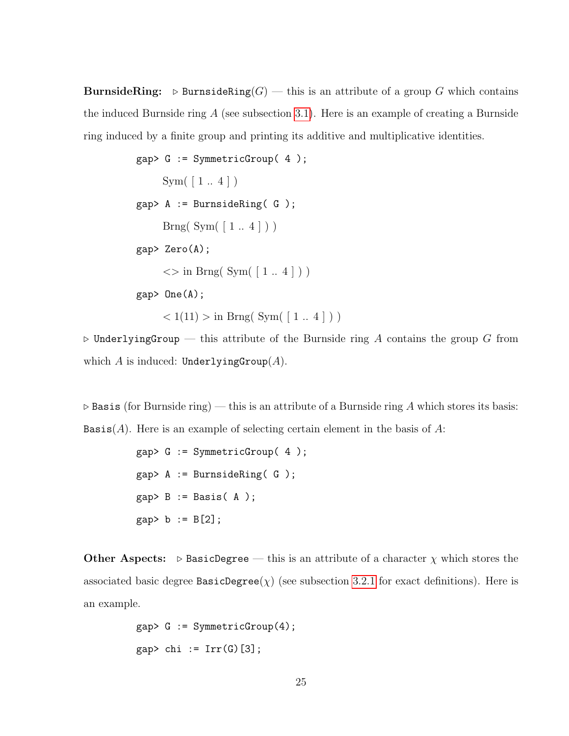**BurnsideRing:** ▷ `BurnsideRing`($G$) — this is an attribute of a group $G$ which contains the induced Burnside ring $A$ (see subsection 3.1). Here is an example of creating a Burnside ring induced by a finite group and printing its additive and multiplicative identities.

```
gap> G := SymmetricGroup( 4 );
      Sym( [ 1 .. 4 ] )
gap> A := BurnsideRing( G );
      Brng( Sym( [ 1 .. 4 ] ) )
gap> Zero(A);
      <> in Brng( Sym( [ 1 .. 4 ] ) )
gap> One(A);
      < 1(11) > in Brng( Sym( [ 1 .. 4 ] ) )
```

▷ `UnderlyingGroup` — this attribute of the Burnside ring $A$ contains the group $G$ from which $A$ is induced: `UnderlyingGroup`($A$).

▷ `Basis` (for Burnside ring) — this is an attribute of a Burnside ring $A$ which stores its basis: `Basis`($A$). Here is an example of selecting certain element in the basis of $A$:

```
gap> G := SymmetricGroup( 4 );
gap> A := BurnsideRing( G );
gap> B := Basis( A );
gap> b := B[2];
```

**Other Aspects:** ▷ `BasicDegree` — this is an attribute of a character $\chi$ which stores the associated basic degree `BasicDegree`($\chi$) (see subsection 3.2.1 for exact definitions). Here is an example.

```
gap> G := SymmetricGroup(4);
gap> chi := Irr(G)[3];
```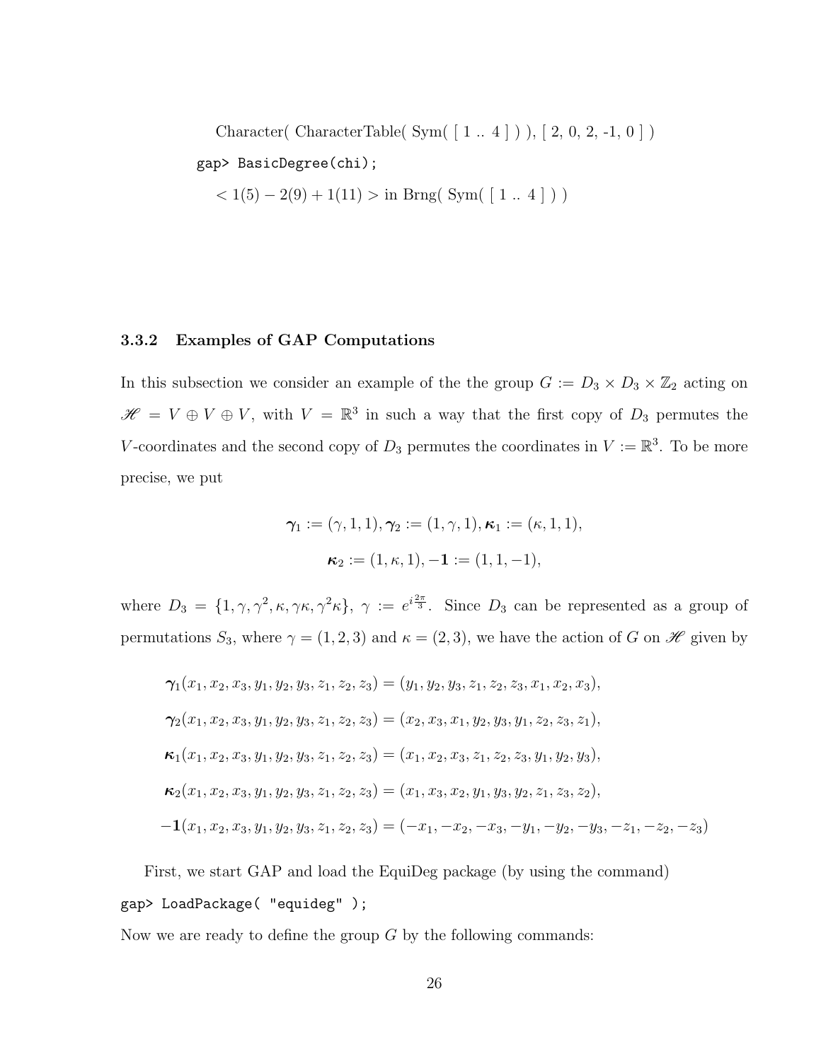Character( CharacterTable( Sym( [ 1 .. 4 ] ) ), [ 2, 0, 2, -1, 0 ] )

```
gap> BasicDegree(chi);
```

$< 1(5) - 2(9) + 1(11) >$ in Brng( Sym( [ 1 .. 4 ] ) )

### 3.3.2 Examples of GAP Computations

In this subsection we consider an example of the the group $G := D_3 \times D_3 \times \mathbb{Z}_2$ acting on $\mathscr{H} = V \oplus V \oplus V$, with $V = \mathbb{R}^3$ in such a way that the first copy of $D_3$ permutes the $V$-coordinates and the second copy of $D_3$ permutes the coordinates in $V := \mathbb{R}^3$. To be more precise, we put

$$\boldsymbol{\gamma}_1 := (\gamma, 1, 1), \boldsymbol{\gamma}_2 := (1, \gamma, 1), \boldsymbol{\kappa}_1 := (\kappa, 1, 1),$$

$$\boldsymbol{\kappa}_2 := (1, \kappa, 1), -\mathbf{1} := (1, 1, -1),$$

where $D_3 = \{1, \gamma, \gamma^2, \kappa, \gamma\kappa, \gamma^2\kappa\}$, $\gamma := e^{i\frac{2\pi}{3}}$. Since $D_3$ can be represented as a group of permutations $S_3$, where $\gamma = (1, 2, 3)$ and $\kappa = (2, 3)$, we have the action of $G$ on $\mathscr{H}$ given by

$$\boldsymbol{\gamma}_1(x_1, x_2, x_3, y_1, y_2, y_3, z_1, z_2, z_3) = (y_1, y_2, y_3, z_1, z_2, z_3, x_1, x_2, x_3),$$

$$\boldsymbol{\gamma}_2(x_1, x_2, x_3, y_1, y_2, y_3, z_1, z_2, z_3) = (x_2, x_3, x_1, y_2, y_3, y_1, z_2, z_3, z_1),$$

$$\boldsymbol{\kappa}_1(x_1, x_2, x_3, y_1, y_2, y_3, z_1, z_2, z_3) = (x_1, x_2, x_3, z_1, z_2, z_3, y_1, y_2, y_3),$$

$$\boldsymbol{\kappa}_2(x_1, x_2, x_3, y_1, y_2, y_3, z_1, z_2, z_3) = (x_1, x_3, x_2, y_1, y_3, y_2, z_1, z_3, z_2),$$

$$-\mathbf{1}(x_1, x_2, x_3, y_1, y_2, y_3, z_1, z_2, z_3) = (-x_1, -x_2, -x_3, -y_1, -y_2, -y_3, -z_1, -z_2, -z_3)$$

First, we start GAP and load the EquiDeg package (by using the command)

```
gap> LoadPackage( "equideg" );
```

Now we are ready to define the group $G$ by the following commands: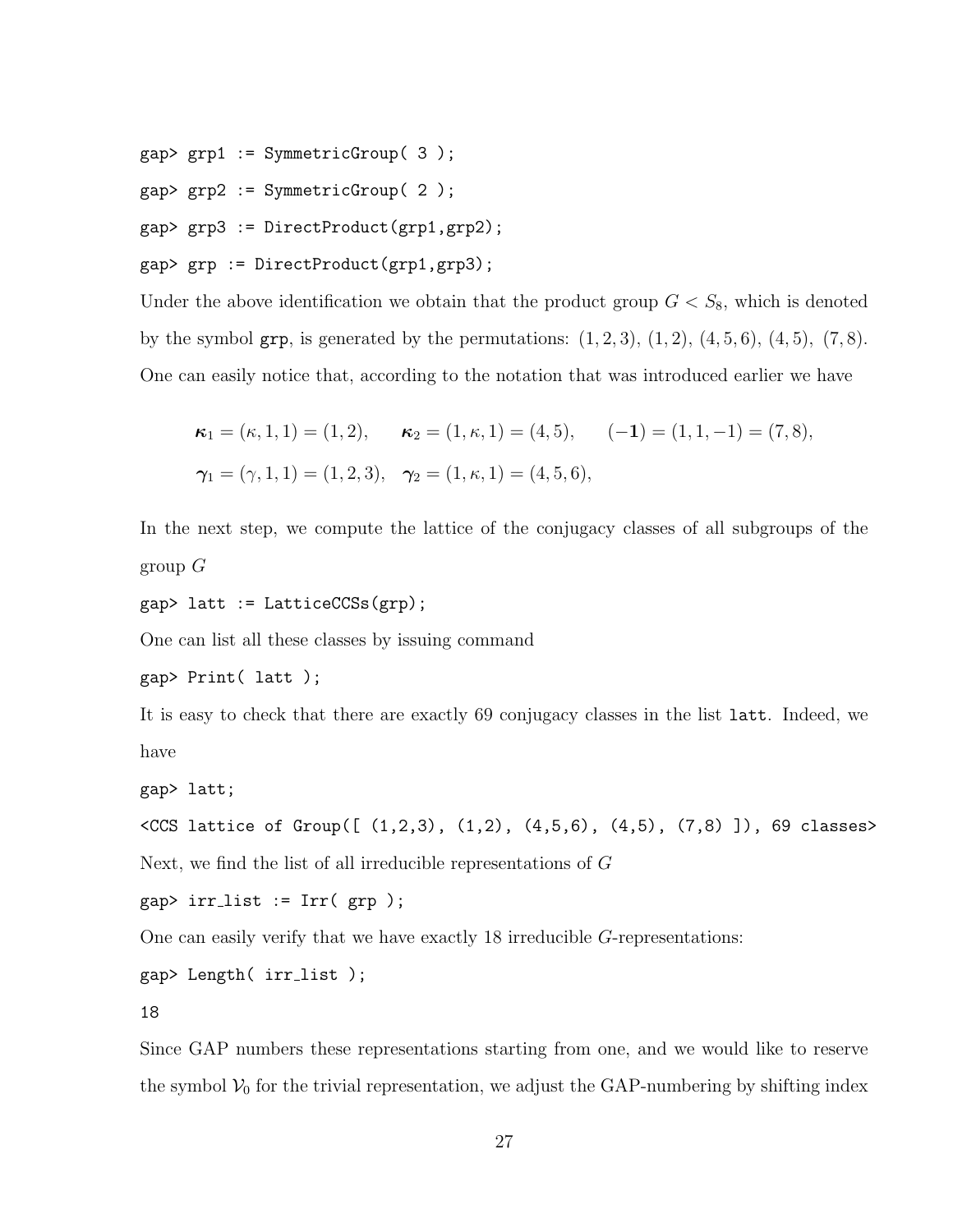```
gap> grp1 := SymmetricGroup( 3 );
gap> grp2 := SymmetricGroup( 2 );
gap> grp3 := DirectProduct(grp1,grp2);
gap> grp := DirectProduct(grp1,grp3);
```

Under the above identification we obtain that the product group $G < S_8$, which is denoted by the symbol `grp`, is generated by the permutations: $(1,2,3)$, $(1,2)$, $(4,5,6)$, $(4,5)$, $(7,8)$. One can easily notice that, according to the notation that was introduced earlier we have

$$\boldsymbol{\kappa}_1 = (\kappa, 1, 1) = (1,2), \qquad \boldsymbol{\kappa}_2 = (1, \kappa, 1) = (4,5), \qquad (-\mathbf{1}) = (1,1,-1) = (7,8),$$
$$\boldsymbol{\gamma}_1 = (\gamma, 1, 1) = (1,2,3), \quad \boldsymbol{\gamma}_2 = (1, \kappa, 1) = (4,5,6),$$

In the next step, we compute the lattice of the conjugacy classes of all subgroups of the group $G$

```
gap> latt := LatticeCCSs(grp);
```

One can list all these classes by issuing command

```
gap> Print( latt );
```

It is easy to check that there are exactly 69 conjugacy classes in the list `latt`. Indeed, we have

```
gap> latt;
<CCS lattice of Group([ (1,2,3), (1,2), (4,5,6), (4,5), (7,8) ]), 69 classes>
```

Next, we find the list of all irreducible representations of $G$

```
gap> irr_list := Irr( grp );
```

One can easily verify that we have exactly 18 irreducible $G$-representations:

```
gap> Length( irr_list );
18
```

Since GAP numbers these representations starting from one, and we would like to reserve the symbol $\mathcal{V}_0$ for the trivial representation, we adjust the GAP-numbering by shifting index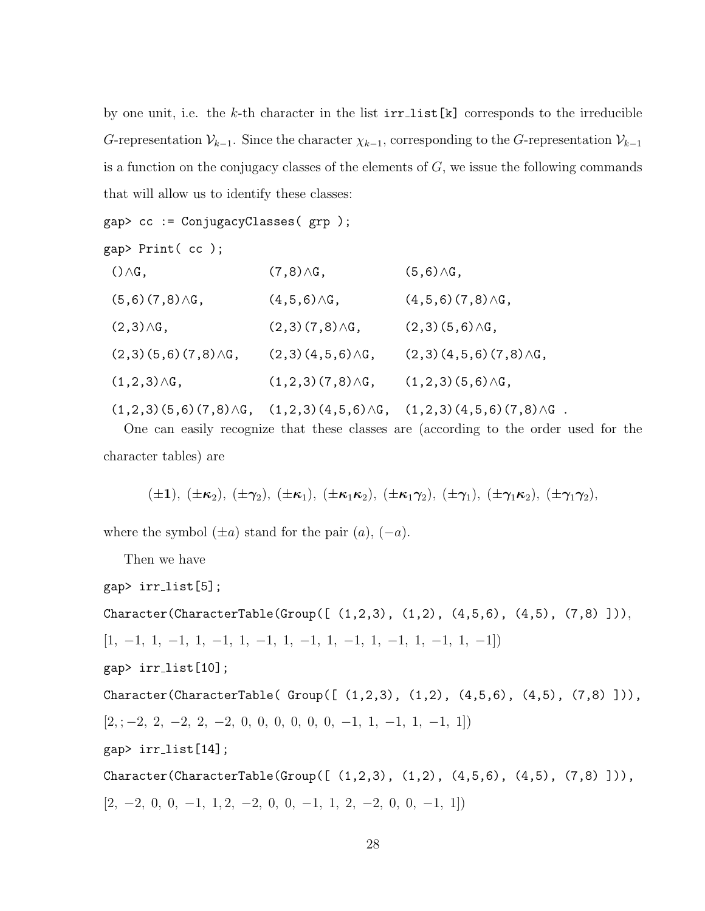by one unit, i.e. the $k$-th character in the list `irr_list[k]` corresponds to the irreducible $G$-representation $\mathcal{V}_{k-1}$. Since the character $\chi_{k-1}$, corresponding to the $G$-representation $\mathcal{V}_{k-1}$ is a function on the conjugacy classes of the elements of $G$, we issue the following commands that will allow us to identify these classes:

```
gap> cc := ConjugacyClasses( grp );
gap> Print( cc );
 ()^G,                   (7,8)^G,              (5,6)^G,
 (5,6)(7,8)^G,           (4,5,6)^G,            (4,5,6)(7,8)^G,
 (2,3)^G,                (2,3)(7,8)^G,         (2,3)(5,6)^G,
 (2,3)(5,6)(7,8)^G,      (2,3)(4,5,6)^G,       (2,3)(4,5,6)(7,8)^G,
 (1,2,3)^G,              (1,2,3)(7,8)^G,       (1,2,3)(5,6)^G,
 (1,2,3)(5,6)(7,8)^G,    (1,2,3)(4,5,6)^G,     (1,2,3)(4,5,6)(7,8)^G .
```

One can easily recognize that these classes are (according to the order used for the character tables) are

$$(\pm\mathbf{1}),\ (\pm\boldsymbol{\kappa}_2),\ (\pm\boldsymbol{\gamma}_2),\ (\pm\boldsymbol{\kappa}_1),\ (\pm\boldsymbol{\kappa}_1\boldsymbol{\kappa}_2),\ (\pm\boldsymbol{\kappa}_1\boldsymbol{\gamma}_2),\ (\pm\boldsymbol{\gamma}_1),\ (\pm\boldsymbol{\gamma}_1\boldsymbol{\kappa}_2),\ (\pm\boldsymbol{\gamma}_1\boldsymbol{\gamma}_2),$$

where the symbol $(\pm a)$ stand for the pair $(a)$, $(-a)$.

Then we have

```
gap> irr_list[5];
Character(CharacterTable(Group([ (1,2,3), (1,2), (4,5,6), (4,5), (7,8) ])),
[1, −1, 1, −1, 1, −1, 1, −1, 1, −1, 1, −1, 1, −1, 1, −1, 1, −1])
gap> irr_list[10];
Character(CharacterTable( Group([ (1,2,3), (1,2), (4,5,6), (4,5), (7,8) ])),
[2, ; −2, 2, −2, 2, −2, 0, 0, 0, 0, 0, 0, −1, 1, −1, 1, −1, 1])
gap> irr_list[14];
Character(CharacterTable(Group([ (1,2,3), (1,2), (4,5,6), (4,5), (7,8) ])),
[2, −2, 0, 0, −1, 1, 2, −2, 0, 0, −1, 1, 2, −2, 0, 0, −1, 1])
```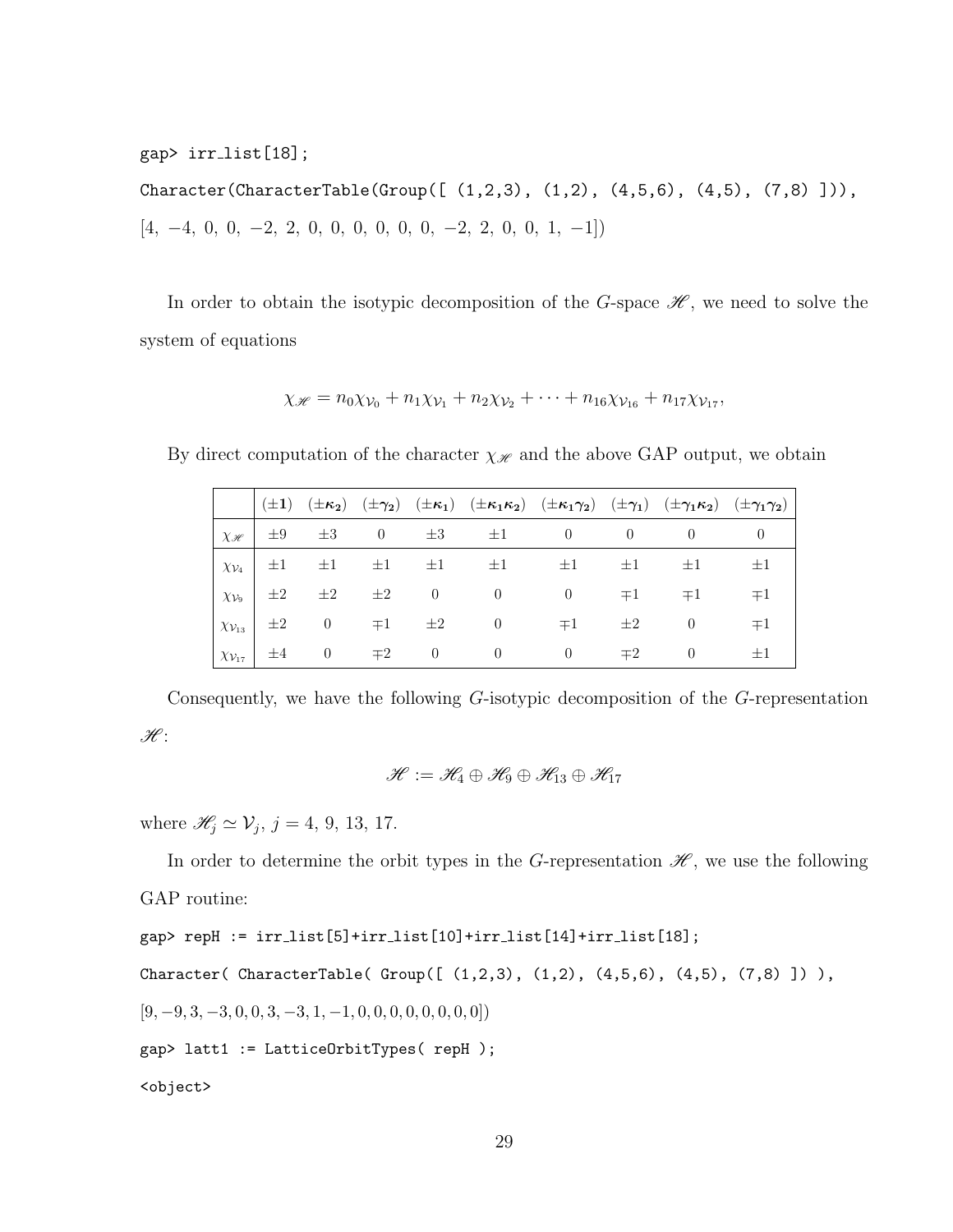```
gap> irr_list[18];
Character(CharacterTable(Group([ (1,2,3), (1,2), (4,5,6), (4,5), (7,8) ])),
[4, −4, 0, 0, −2, 2, 0, 0, 0, 0, 0, 0, −2, 2, 0, 0, 1, −1])
```

In order to obtain the isotypic decomposition of the $G$-space $\mathscr{H}$, we need to solve the system of equations

$$\chi_{\mathscr{H}} = n_0\chi_{\mathcal{V}_0} + n_1\chi_{\mathcal{V}_1} + n_2\chi_{\mathcal{V}_2} + \cdots + n_{16}\chi_{\mathcal{V}_{16}} + n_{17}\chi_{\mathcal{V}_{17}},$$

By direct computation of the character $\chi_{\mathscr{H}}$ and the above GAP output, we obtain

| | $(\pm\mathbf{1})$ | $(\pm\boldsymbol{\kappa_2})$ | $(\pm\boldsymbol{\gamma_2})$ | $(\pm\boldsymbol{\kappa_1})$ | $(\pm\boldsymbol{\kappa_1\kappa_2})$ | $(\pm\boldsymbol{\kappa_1\gamma_2})$ | $(\pm\boldsymbol{\gamma_1})$ | $(\pm\boldsymbol{\gamma_1\kappa_2})$ | $(\pm\boldsymbol{\gamma_1\gamma_2})$ |
|---|---|---|---|---|---|---|---|---|---|
| $\chi_{\mathscr{H}}$ | $\pm 9$ | $\pm 3$ | $0$ | $\pm 3$ | $\pm 1$ | $0$ | $0$ | $0$ | $0$ |
| $\chi_{\mathcal{V}_4}$ | $\pm 1$ | $\pm 1$ | $\pm 1$ | $\pm 1$ | $\pm 1$ | $\pm 1$ | $\pm 1$ | $\pm 1$ | $\pm 1$ |
| $\chi_{\mathcal{V}_9}$ | $\pm 2$ | $\pm 2$ | $\pm 2$ | $0$ | $0$ | $0$ | $\mp 1$ | $\mp 1$ | $\mp 1$ |
| $\chi_{\mathcal{V}_{13}}$ | $\pm 2$ | $0$ | $\mp 1$ | $\pm 2$ | $0$ | $\mp 1$ | $\pm 2$ | $0$ | $\mp 1$ |
| $\chi_{\mathcal{V}_{17}}$ | $\pm 4$ | $0$ | $\mp 2$ | $0$ | $0$ | $0$ | $\mp 2$ | $0$ | $\pm 1$ |

Consequently, we have the following $G$-isotypic decomposition of the $G$-representation $\mathscr{H}$:

$$\mathscr{H} := \mathscr{H}_4 \oplus \mathscr{H}_9 \oplus \mathscr{H}_{13} \oplus \mathscr{H}_{17}$$

where $\mathscr{H}_j \simeq \mathcal{V}_j$, $j = 4,\ 9,\ 13,\ 17$.

In order to determine the orbit types in the $G$-representation $\mathscr{H}$, we use the following GAP routine:

```
gap> repH := irr_list[5]+irr_list[10]+irr_list[14]+irr_list[18];
Character( CharacterTable( Group([ (1,2,3), (1,2), (4,5,6), (4,5), (7,8) ]) ),
[9, −9, 3, −3, 0, 0, 3, −3, 1, −1, 0, 0, 0, 0, 0, 0, 0, 0])
gap> latt1 := LatticeOrbitTypes( repH );
<object>
```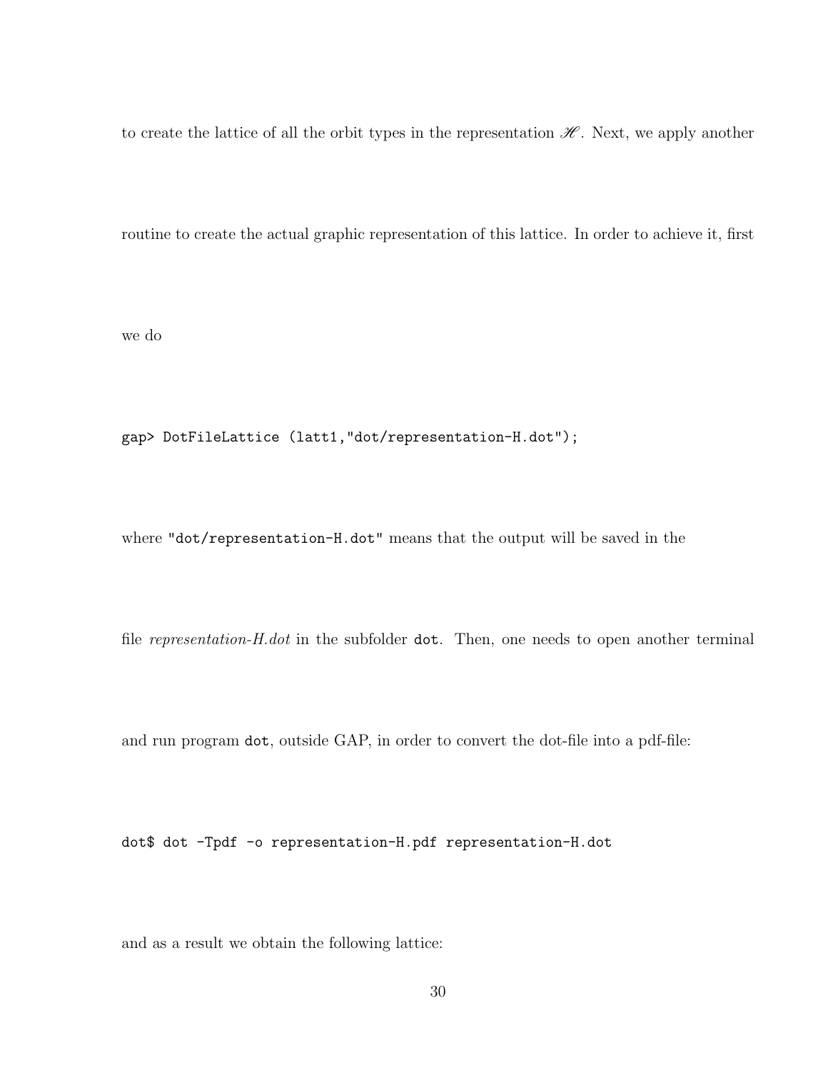to create the lattice of all the orbit types in the representation $\mathscr{H}$. Next, we apply another routine to create the actual graphic representation of this lattice. In order to achieve it, first we do

```
gap> DotFileLattice (latt1,"dot/representation-H.dot");
```

where `"dot/representation-H.dot"` means that the output will be saved in the file *representation-H.dot* in the subfolder `dot`. Then, one needs to open another terminal and run program `dot`, outside GAP, in order to convert the dot-file into a pdf-file:

```
dot$ dot -Tpdf -o representation-H.pdf representation-H.dot
```

and as a result we obtain the following lattice: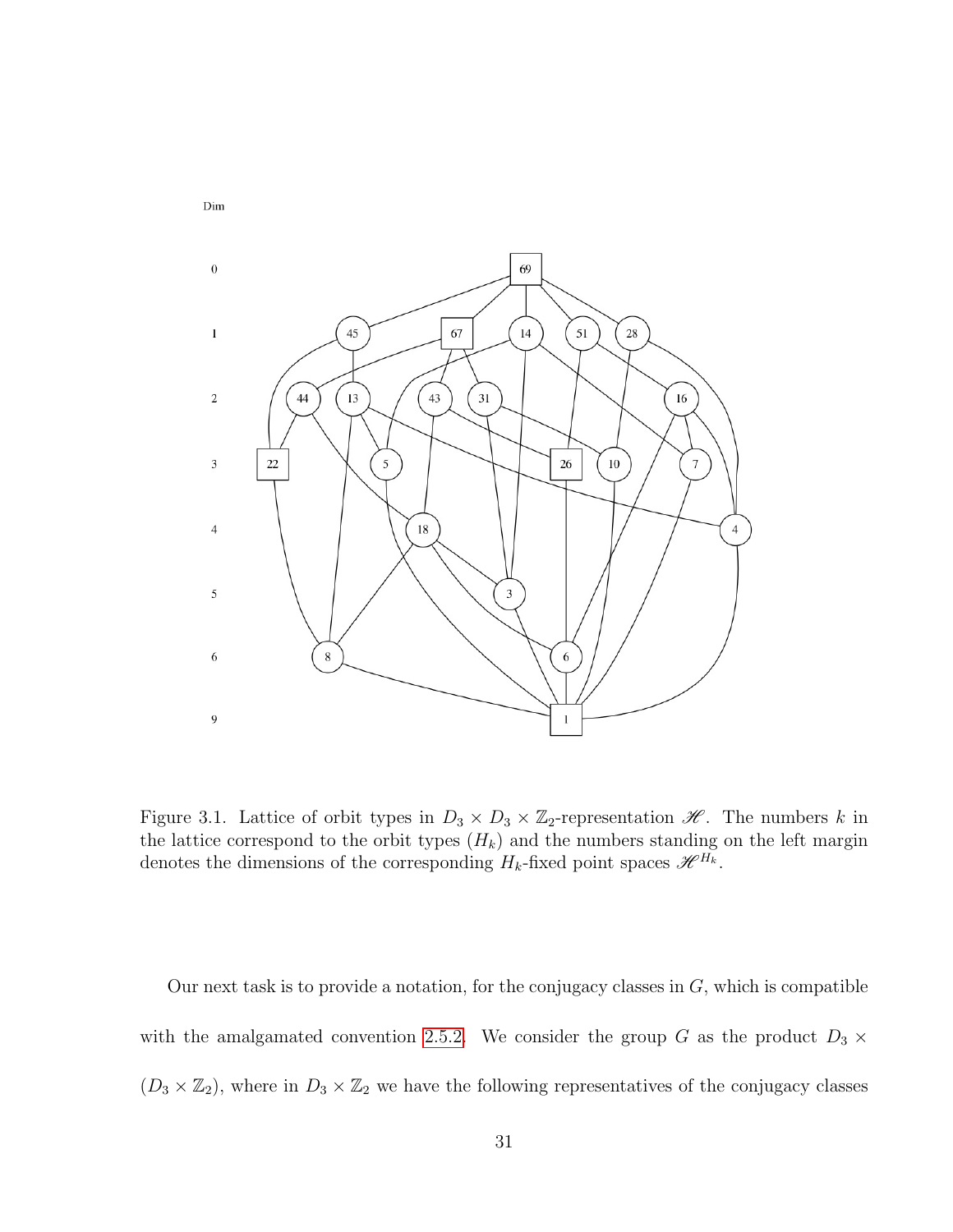Figure 3.1. Lattice of orbit types in $D_3 \times D_3 \times \mathbb{Z}_2$-representation $\mathscr{H}$. The numbers $k$ in the lattice correspond to the orbit types $(H_k)$ and the numbers standing on the left margin denotes the dimensions of the corresponding $H_k$-fixed point spaces $\mathscr{H}^{H_k}$.

Our next task is to provide a notation, for the conjugacy classes in $G$, which is compatible with the amalgamated convention 2.5.2. We consider the group $G$ as the product $D_3 \times (D_3 \times \mathbb{Z}_2)$, where in $D_3 \times \mathbb{Z}_2$ we have the following representatives of the conjugacy classes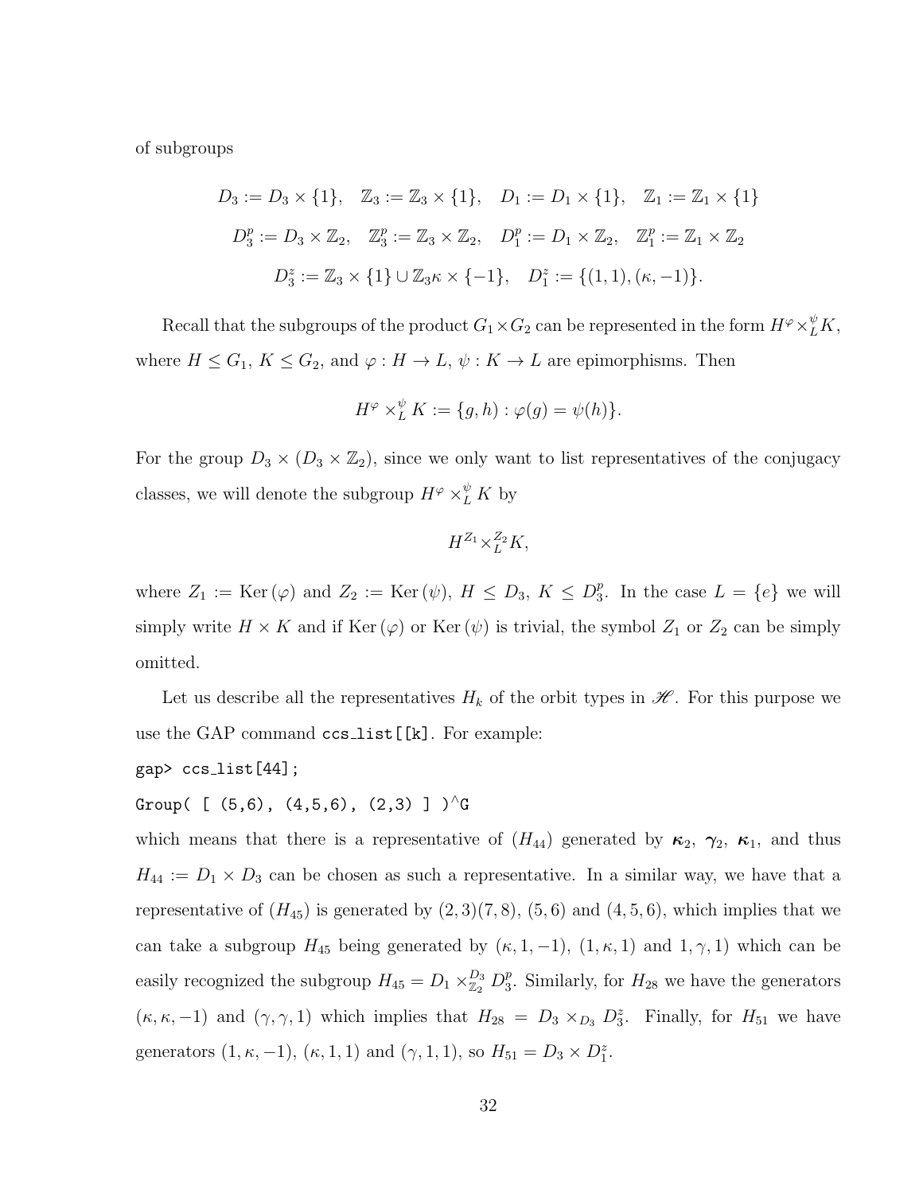of subgroups

$$D_3 := D_3 \times \{1\}, \quad \mathbb{Z}_3 := \mathbb{Z}_3 \times \{1\}, \quad D_1 := D_1 \times \{1\}, \quad \mathbb{Z}_1 := \mathbb{Z}_1 \times \{1\}$$

$$D_3^p := D_3 \times \mathbb{Z}_2, \quad \mathbb{Z}_3^p := \mathbb{Z}_3 \times \mathbb{Z}_2, \quad D_1^p := D_1 \times \mathbb{Z}_2, \quad \mathbb{Z}_1^p := \mathbb{Z}_1 \times \mathbb{Z}_2$$

$$D_3^z := \mathbb{Z}_3 \times \{1\} \cup \mathbb{Z}_3\kappa \times \{-1\}, \quad D_1^z := \{(1,1), (\kappa, -1)\}.$$

Recall that the subgroups of the product $G_1 \times G_2$ can be represented in the form $H^{\varphi} \times_L^{\psi} K$, where $H \leq G_1$, $K \leq G_2$, and $\varphi : H \to L$, $\psi : K \to L$ are epimorphisms. Then

$$H^{\varphi} \times_L^{\psi} K := \{g, h) : \varphi(g) = \psi(h)\}.$$

For the group $D_3 \times (D_3 \times \mathbb{Z}_2)$, since we only want to list representatives of the conjugacy classes, we will denote the subgroup $H^{\varphi} \times_L^{\psi} K$ by

$$H^{Z_1} {\times}_L^{Z_2} K,$$

where $Z_1 := \text{Ker}(\varphi)$ and $Z_2 := \text{Ker}(\psi)$, $H \leq D_3$, $K \leq D_3^p$. In the case $L = \{e\}$ we will simply write $H \times K$ and if $\text{Ker}(\varphi)$ or $\text{Ker}(\psi)$ is trivial, the symbol $Z_1$ or $Z_2$ can be simply omitted.

Let us describe all the representatives $H_k$ of the orbit types in $\mathscr{H}$. For this purpose we use the GAP command `ccs_list[[k]`. For example:

```
gap> ccs_list[44];
Group( [ (5,6), (4,5,6), (2,3) ] )^G
```

which means that there is a representative of $(H_{44})$ generated by $\boldsymbol{\kappa}_2$, $\boldsymbol{\gamma}_2$, $\boldsymbol{\kappa}_1$, and thus $H_{44} := D_1 \times D_3$ can be chosen as such a representative. In a similar way, we have that a representative of $(H_{45})$ is generated by $(2,3)(7,8)$, $(5,6)$ and $(4,5,6)$, which implies that we can take a subgroup $H_{45}$ being generated by $(\kappa, 1, -1)$, $(1, \kappa, 1)$ and $1, \gamma, 1)$ which can be easily recognized the subgroup $H_{45} = D_1 \times_{\mathbb{Z}_2}^{D_3} D_3^p$. Similarly, for $H_{28}$ we have the generators $(\kappa, \kappa, -1)$ and $(\gamma, \gamma, 1)$ which implies that $H_{28} = D_3 \times_{D_3} D_3^z$. Finally, for $H_{51}$ we have generators $(1, \kappa, -1)$, $(\kappa, 1, 1)$ and $(\gamma, 1, 1)$, so $H_{51} = D_3 \times D_1^z$.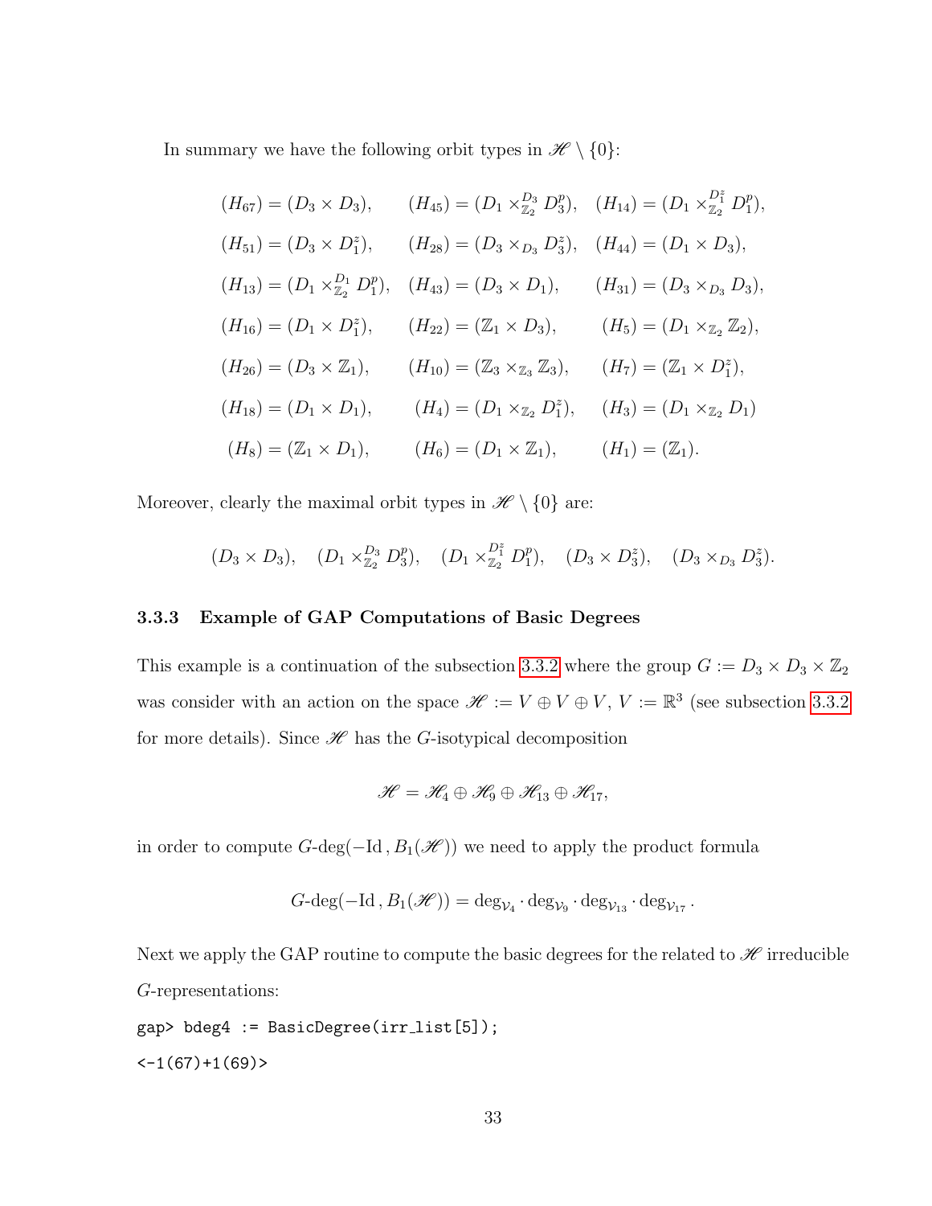In summary we have the following orbit types in $\mathscr{H} \setminus \{0\}$:

$$
\begin{array}{lll}
(H_{67}) = (D_3 \times D_3), & (H_{45}) = (D_1 \times_{\mathbb{Z}_2}^{D_3} D_3^p), & (H_{14}) = (D_1 \times_{\mathbb{Z}_2}^{D_1^z} D_1^p), \\
(H_{51}) = (D_3 \times D_1^z), & (H_{28}) = (D_3 \times_{D_3} D_3^z), & (H_{44}) = (D_1 \times D_3), \\
(H_{13}) = (D_1 \times_{\mathbb{Z}_2}^{D_1} D_1^p), & (H_{43}) = (D_3 \times D_1), & (H_{31}) = (D_3 \times_{D_3} D_3), \\
(H_{16}) = (D_1 \times D_1^z), & (H_{22}) = (\mathbb{Z}_1 \times D_3), & (H_5) = (D_1 \times_{\mathbb{Z}_2} \mathbb{Z}_2), \\
(H_{26}) = (D_3 \times \mathbb{Z}_1), & (H_{10}) = (\mathbb{Z}_3 \times_{\mathbb{Z}_3} \mathbb{Z}_3), & (H_7) = (\mathbb{Z}_1 \times D_1^z), \\
(H_{18}) = (D_1 \times D_1), & (H_4) = (D_1 \times_{\mathbb{Z}_2} D_1^z), & (H_3) = (D_1 \times_{\mathbb{Z}_2} D_1) \\
(H_8) = (\mathbb{Z}_1 \times D_1), & (H_6) = (D_1 \times \mathbb{Z}_1), & (H_1) = (\mathbb{Z}_1).
\end{array}
$$

Moreover, clearly the maximal orbit types in $\mathscr{H} \setminus \{0\}$ are:

$$
(D_3 \times D_3), \quad (D_1 \times_{\mathbb{Z}_2}^{D_3} D_3^p), \quad (D_1 \times_{\mathbb{Z}_2}^{D_1^z} D_1^p), \quad (D_3 \times D_3^z), \quad (D_3 \times_{D_3} D_3^z).
$$

### 3.3.3 Example of GAP Computations of Basic Degrees

This example is a continuation of the subsection 3.3.2 where the group $G := D_3 \times D_3 \times \mathbb{Z}_2$ was consider with an action on the space $\mathscr{H} := V \oplus V \oplus V$, $V := \mathbb{R}^3$ (see subsection 3.3.2 for more details). Since $\mathscr{H}$ has the $G$-isotypical decomposition

$$
\mathscr{H} = \mathscr{H}_4 \oplus \mathscr{H}_9 \oplus \mathscr{H}_{13} \oplus \mathscr{H}_{17},
$$

in order to compute $G\text{-deg}(-\mathrm{Id}, B_1(\mathscr{H}))$ we need to apply the product formula

$$
G\text{-deg}(-\mathrm{Id}, B_1(\mathscr{H})) = \deg_{\mathcal{V}_4} \cdot \deg_{\mathcal{V}_9} \cdot \deg_{\mathcal{V}_{13}} \cdot \deg_{\mathcal{V}_{17}}.
$$

Next we apply the GAP routine to compute the basic degrees for the related to $\mathscr{H}$ irreducible $G$-representations:

```
gap> bdeg4 := BasicDegree(irr_list[5]);
<-1(67)+1(69)>
```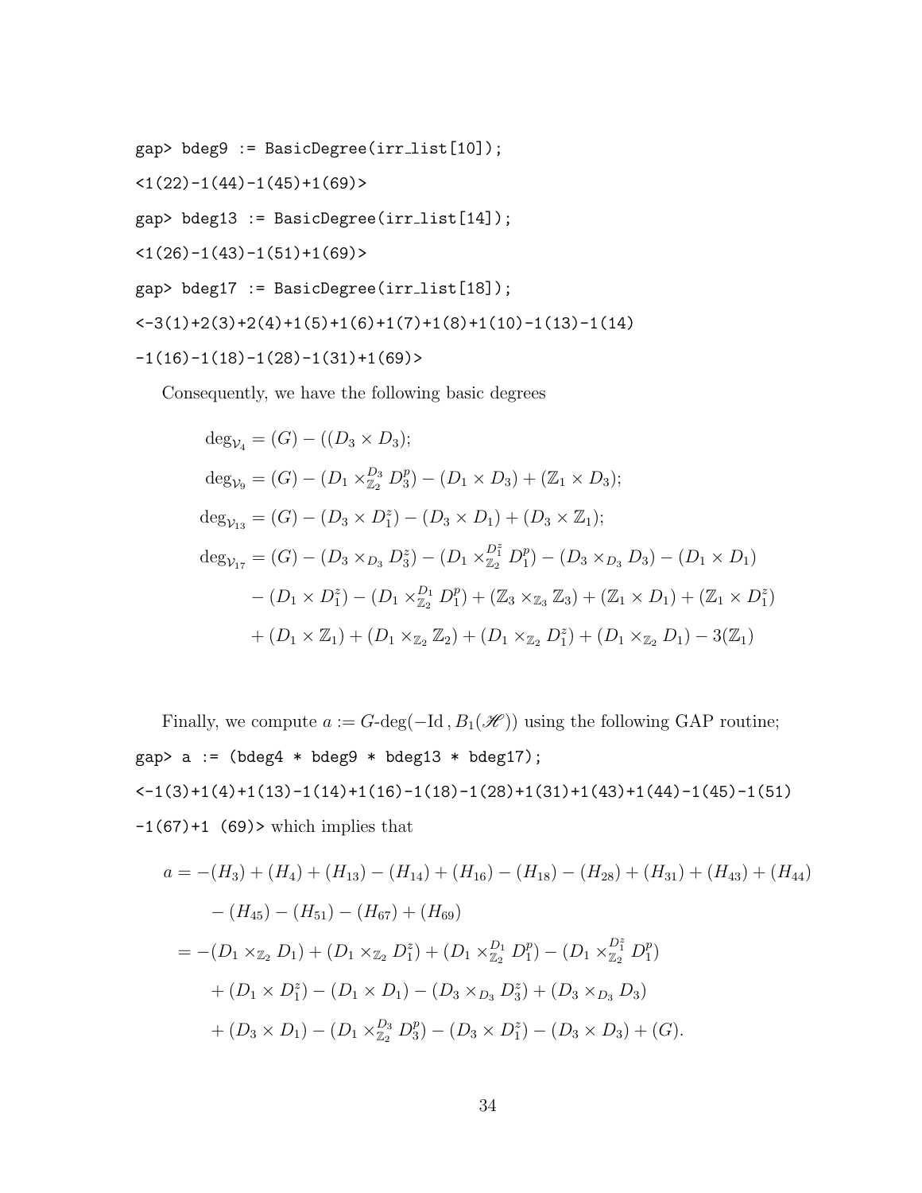```
gap> bdeg9 := BasicDegree(irr_list[10]);
<1(22)-1(44)-1(45)+1(69)>
gap> bdeg13 := BasicDegree(irr_list[14]);
<1(26)-1(43)-1(51)+1(69)>
gap> bdeg17 := BasicDegree(irr_list[18]);
<-3(1)+2(3)+2(4)+1(5)+1(6)+1(7)+1(8)+1(10)-1(13)-1(14)
-1(16)-1(18)-1(28)-1(31)+1(69)>
```

Consequently, we have the following basic degrees

$$
\begin{aligned}
\deg_{\mathcal{V}_4} &= (G) - ((D_3 \times D_3);\\
\deg_{\mathcal{V}_9} &= (G) - (D_1 \times_{\mathbb{Z}_2}^{D_3} D_3^p) - (D_1 \times D_3) + (\mathbb{Z}_1 \times D_3);\\
\deg_{\mathcal{V}_{13}} &= (G) - (D_3 \times D_1^z) - (D_3 \times D_1) + (D_3 \times \mathbb{Z}_1);\\
\deg_{\mathcal{V}_{17}} &= (G) - (D_3 \times_{D_3} D_3^z) - (D_1 \times_{\mathbb{Z}_2}^{D_1^z} D_1^p) - (D_3 \times_{D_3} D_3) - (D_1 \times D_1)\\
&\quad - (D_1 \times D_1^z) - (D_1 \times_{\mathbb{Z}_2}^{D_1} D_1^p) + (\mathbb{Z}_3 \times_{\mathbb{Z}_3} \mathbb{Z}_3) + (\mathbb{Z}_1 \times D_1) + (\mathbb{Z}_1 \times D_1^z)\\
&\quad + (D_1 \times \mathbb{Z}_1) + (D_1 \times_{\mathbb{Z}_2} \mathbb{Z}_2) + (D_1 \times_{\mathbb{Z}_2} D_1^z) + (D_1 \times_{\mathbb{Z}_2} D_1) - 3(\mathbb{Z}_1)
\end{aligned}
$$

Finally, we compute $a := G\text{-deg}(-\text{Id}\,, B_1(\mathscr{H}))$ using the following GAP routine;

```
gap> a := (bdeg4 * bdeg9 * bdeg13 * bdeg17);
<-1(3)+1(4)+1(13)-1(14)+1(16)-1(18)-1(28)+1(31)+1(43)+1(44)-1(45)-1(51)
-1(67)+1 (69)>
```

which implies that

$$
\begin{aligned}
a &= -(H_3) + (H_4) + (H_{13}) - (H_{14}) + (H_{16}) - (H_{18}) - (H_{28}) + (H_{31}) + (H_{43}) + (H_{44})\\
&\quad - (H_{45}) - (H_{51}) - (H_{67}) + (H_{69})\\
&= -(D_1 \times_{\mathbb{Z}_2} D_1) + (D_1 \times_{\mathbb{Z}_2} D_1^z) + (D_1 \times_{\mathbb{Z}_2}^{D_1} D_1^p) - (D_1 \times_{\mathbb{Z}_2}^{D_1^z} D_1^p)\\
&\quad + (D_1 \times D_1^z) - (D_1 \times D_1) - (D_3 \times_{D_3} D_3^z) + (D_3 \times_{D_3} D_3)\\
&\quad + (D_3 \times D_1) - (D_1 \times_{\mathbb{Z}_2}^{D_3} D_3^p) - (D_3 \times D_1^z) - (D_3 \times D_3) + (G).
\end{aligned}
$$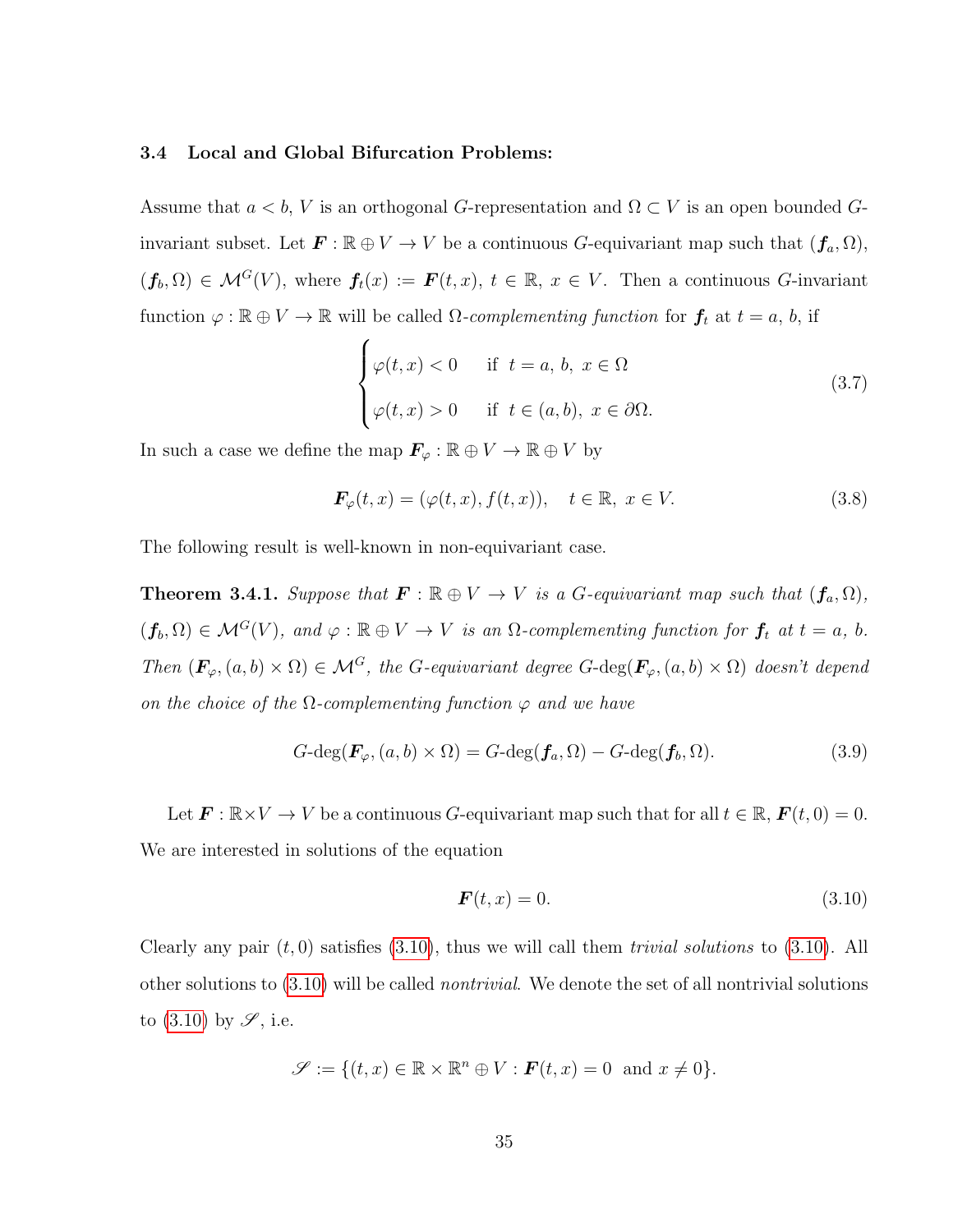### 3.4 Local and Global Bifurcation Problems:

Assume that $a < b$, $V$ is an orthogonal $G$-representation and $\Omega \subset V$ is an open bounded $G$-invariant subset. Let $\boldsymbol{F} : \mathbb{R} \oplus V \to V$ be a continuous $G$-equivariant map such that $(\boldsymbol{f}_a, \Omega)$, $(\boldsymbol{f}_b, \Omega) \in \mathcal{M}^G(V)$, where $\boldsymbol{f}_t(x) := \boldsymbol{F}(t,x)$, $t \in \mathbb{R}$, $x \in V$. Then a continuous $G$-invariant function $\varphi : \mathbb{R} \oplus V \to \mathbb{R}$ will be called $\Omega$*-complementing function* for $\boldsymbol{f}_t$ at $t = a$, $b$, if

$$\begin{cases} \varphi(t,x) < 0 & \text{if } \ t = a,\, b,\ x \in \Omega \\ \varphi(t,x) > 0 & \text{if } \ t \in (a,b),\ x \in \partial\Omega. \end{cases} \tag{3.7}$$

In such a case we define the map $\boldsymbol{F}_\varphi : \mathbb{R} \oplus V \to \mathbb{R} \oplus V$ by

$$\boldsymbol{F}_\varphi(t,x) = (\varphi(t,x), f(t,x)), \quad t \in \mathbb{R},\ x \in V. \tag{3.8}$$

The following result is well-known in non-equivariant case.

**Theorem 3.4.1.** *Suppose that $\boldsymbol{F} : \mathbb{R} \oplus V \to V$ is a $G$-equivariant map such that $(\boldsymbol{f}_a, \Omega)$, $(\boldsymbol{f}_b, \Omega) \in \mathcal{M}^G(V)$, and $\varphi : \mathbb{R} \oplus V \to V$ is an $\Omega$-complementing function for $\boldsymbol{f}_t$ at $t = a$, $b$. Then $(\boldsymbol{F}_\varphi, (a,b) \times \Omega) \in \mathcal{M}^G$, the $G$-equivariant degree $G$-$\deg(\boldsymbol{F}_\varphi, (a,b) \times \Omega)$ doesn't depend on the choice of the $\Omega$-complementing function $\varphi$ and we have*

$$G\text{-}\deg(\boldsymbol{F}_\varphi, (a,b) \times \Omega) = G\text{-}\deg(\boldsymbol{f}_a, \Omega) - G\text{-}\deg(\boldsymbol{f}_b, \Omega). \tag{3.9}$$

Let $\boldsymbol{F} : \mathbb{R} \times V \to V$ be a continuous $G$-equivariant map such that for all $t \in \mathbb{R}$, $\boldsymbol{F}(t,0) = 0$. We are interested in solutions of the equation

$$\boldsymbol{F}(t,x) = 0. \tag{3.10}$$

Clearly any pair $(t,0)$ satisfies (3.10), thus we will call them *trivial solutions* to (3.10). All other solutions to (3.10) will be called *nontrivial*. We denote the set of all nontrivial solutions to (3.10) by $\mathscr{S}$, i.e.

$$\mathscr{S} := \{(t,x) \in \mathbb{R} \times \mathbb{R}^n \oplus V : \boldsymbol{F}(t,x) = 0 \ \text{ and } x \neq 0\}.$$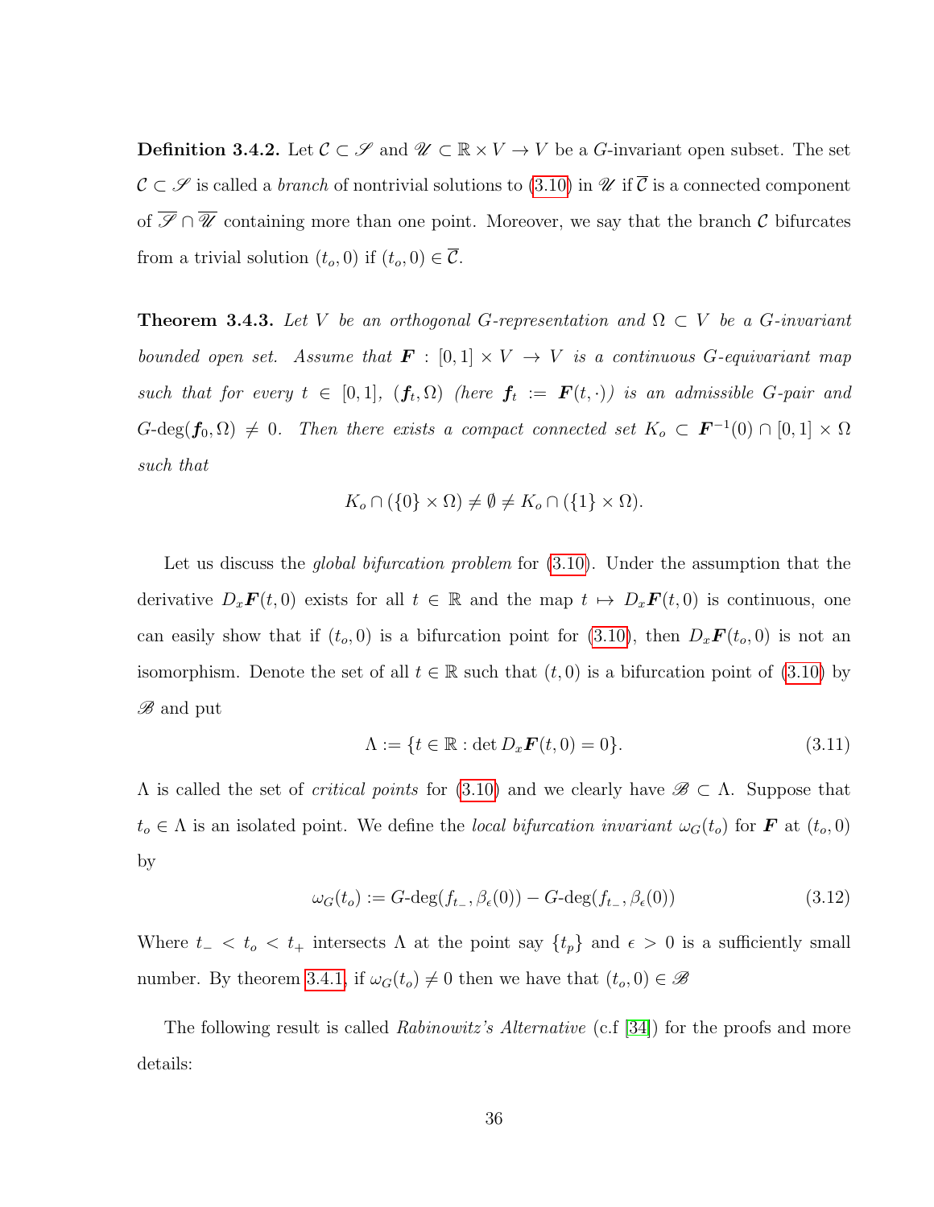**Definition 3.4.2.** Let $\mathcal{C} \subset \mathscr{S}$ and $\mathscr{U} \subset \mathbb{R} \times V \to V$ be a $G$-invariant open subset. The set $\mathcal{C} \subset \mathscr{S}$ is called a *branch* of nontrivial solutions to (3.10) in $\mathscr{U}$ if $\overline{\mathcal{C}}$ is a connected component of $\overline{\mathscr{S}} \cap \overline{\mathscr{U}}$ containing more than one point. Moreover, we say that the branch $\mathcal{C}$ bifurcates from a trivial solution $(t_o, 0)$ if $(t_o, 0) \in \overline{\mathcal{C}}$.

**Theorem 3.4.3.** *Let $V$ be an orthogonal $G$-representation and $\Omega \subset V$ be a $G$-invariant bounded open set. Assume that $\boldsymbol{F} : [0,1] \times V \to V$ is a continuous $G$-equivariant map such that for every $t \in [0,1]$, $(\boldsymbol{f}_t, \Omega)$ (here $\boldsymbol{f}_t := \boldsymbol{F}(t, \cdot)$) is an admissible $G$-pair and $G$-deg$(\boldsymbol{f}_0, \Omega) \neq 0$. Then there exists a compact connected set $K_o \subset \boldsymbol{F}^{-1}(0) \cap [0,1] \times \Omega$ such that*

$$K_o \cap (\{0\} \times \Omega) \neq \emptyset \neq K_o \cap (\{1\} \times \Omega).$$

Let us discuss the *global bifurcation problem* for (3.10). Under the assumption that the derivative $D_x\boldsymbol{F}(t,0)$ exists for all $t \in \mathbb{R}$ and the map $t \mapsto D_x\boldsymbol{F}(t,0)$ is continuous, one can easily show that if $(t_o, 0)$ is a bifurcation point for (3.10), then $D_x\boldsymbol{F}(t_o, 0)$ is not an isomorphism. Denote the set of all $t \in \mathbb{R}$ such that $(t, 0)$ is a bifurcation point of (3.10) by $\mathscr{B}$ and put

$$\Lambda := \{t \in \mathbb{R} : \det D_x\boldsymbol{F}(t,0) = 0\}. \tag{3.11}$$

$\Lambda$ is called the set of *critical points* for (3.10) and we clearly have $\mathscr{B} \subset \Lambda$. Suppose that $t_o \in \Lambda$ is an isolated point. We define the *local bifurcation invariant* $\omega_G(t_o)$ for $\boldsymbol{F}$ at $(t_o, 0)$ by

$$\omega_G(t_o) := G\text{-deg}(f_{t_-}, \beta_\epsilon(0)) - G\text{-deg}(f_{t_-}, \beta_\epsilon(0)) \tag{3.12}$$

Where $t_- < t_o < t_+$ intersects $\Lambda$ at the point say $\{t_p\}$ and $\epsilon > 0$ is a sufficiently small number. By theorem 3.4.1, if $\omega_G(t_o) \neq 0$ then we have that $(t_o, 0) \in \mathscr{B}$

The following result is called *Rabinowitz's Alternative* (c.f [34]) for the proofs and more details: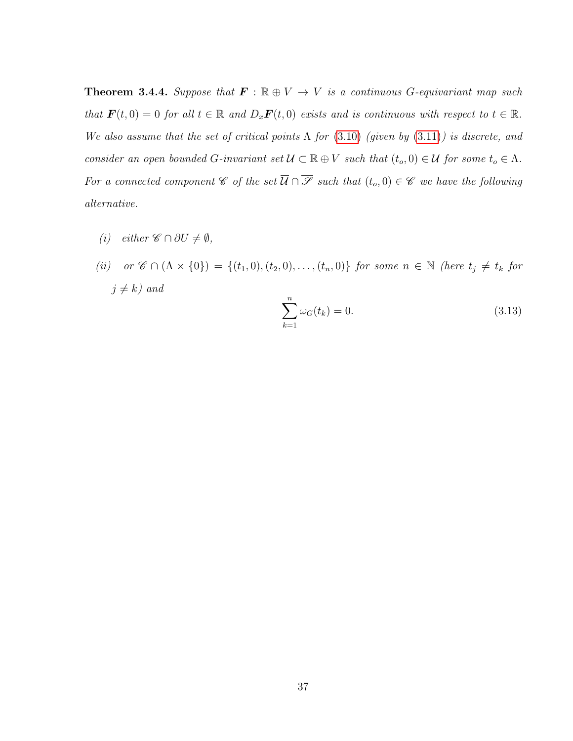**Theorem 3.4.4.** *Suppose that $\boldsymbol{F} : \mathbb{R} \oplus V \to V$ is a continuous $G$-equivariant map such that $\boldsymbol{F}(t, 0) = 0$ for all $t \in \mathbb{R}$ and $D_x\boldsymbol{F}(t, 0)$ exists and is continuous with respect to $t \in \mathbb{R}$. We also assume that the set of critical points $\Lambda$ for (3.10) (given by (3.11)) is discrete, and consider an open bounded $G$-invariant set $\mathcal{U} \subset \mathbb{R} \oplus V$ such that $(t_o, 0) \in \mathcal{U}$ for some $t_o \in \Lambda$. For a connected component $\mathscr{C}$ of the set $\overline{\mathcal{U}} \cap \overline{\mathscr{S}}$ such that $(t_o, 0) \in \mathscr{C}$ we have the following alternative.*

*(i)* *either $\mathscr{C} \cap \partial U \neq \emptyset$,*

*(ii)* *or $\mathscr{C} \cap (\Lambda \times \{0\}) = \{(t_1, 0), (t_2, 0), \ldots, (t_n, 0)\}$ for some $n \in \mathbb{N}$ (here $t_j \neq t_k$ for $j \neq k$) and*

$$\sum_{k=1}^{n} \omega_G(t_k) = 0. \tag{3.13}$$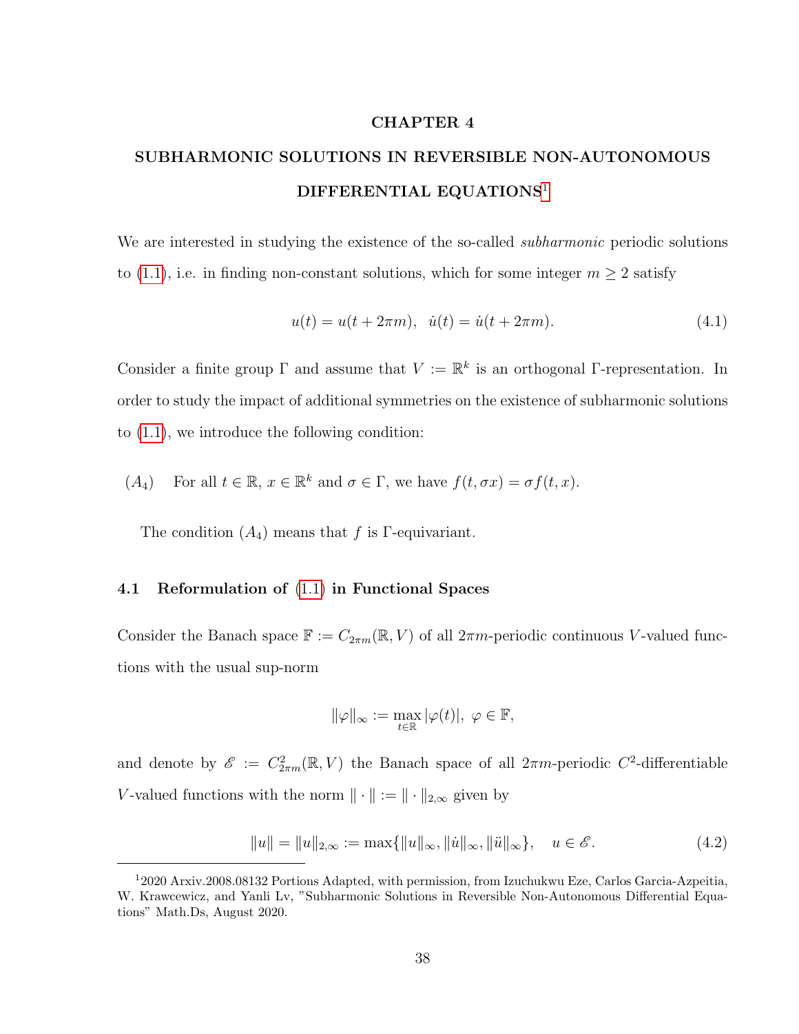# CHAPTER 4

# SUBHARMONIC SOLUTIONS IN REVERSIBLE NON-AUTONOMOUS DIFFERENTIAL EQUATIONS[1]

We are interested in studying the existence of the so-called *subharmonic* periodic solutions to (1.1), i.e. in finding non-constant solutions, which for some integer $m \geq 2$ satisfy

$$u(t) = u(t + 2\pi m), \quad \dot{u}(t) = \dot{u}(t + 2\pi m). \tag{4.1}$$

Consider a finite group $\Gamma$ and assume that $V := \mathbb{R}^k$ is an orthogonal $\Gamma$-representation. In order to study the impact of additional symmetries on the existence of subharmonic solutions to (1.1), we introduce the following condition:

($A_4$) For all $t \in \mathbb{R}$, $x \in \mathbb{R}^k$ and $\sigma \in \Gamma$, we have $f(t, \sigma x) = \sigma f(t, x)$.

The condition ($A_4$) means that $f$ is $\Gamma$-equivariant.

## 4.1 Reformulation of (1.1) in Functional Spaces

Consider the Banach space $\mathbb{F} := C_{2\pi m}(\mathbb{R}, V)$ of all $2\pi m$-periodic continuous $V$-valued functions with the usual sup-norm

$$\|\varphi\|_\infty := \max_{t \in \mathbb{R}} |\varphi(t)|, \; \varphi \in \mathbb{F},$$

and denote by $\mathscr{E} := C^2_{2\pi m}(\mathbb{R}, V)$ the Banach space of all $2\pi m$-periodic $C^2$-differentiable $V$-valued functions with the norm $\|\cdot\| := \|\cdot\|_{2,\infty}$ given by

$$\|u\| = \|u\|_{2,\infty} := \max\{\|u\|_\infty, \|\dot{u}\|_\infty, \|\ddot{u}\|_\infty\}, \quad u \in \mathscr{E}. \tag{4.2}$$

[1] 2020 Arxiv.2008.08132 Portions Adapted, with permission, from Izuchukwu Eze, Carlos Garcia-Azpeitia, W. Krawcewicz, and Yanli Lv, "Subharmonic Solutions in Reversible Non-Autonomous Differential Equations" Math.Ds, August 2020.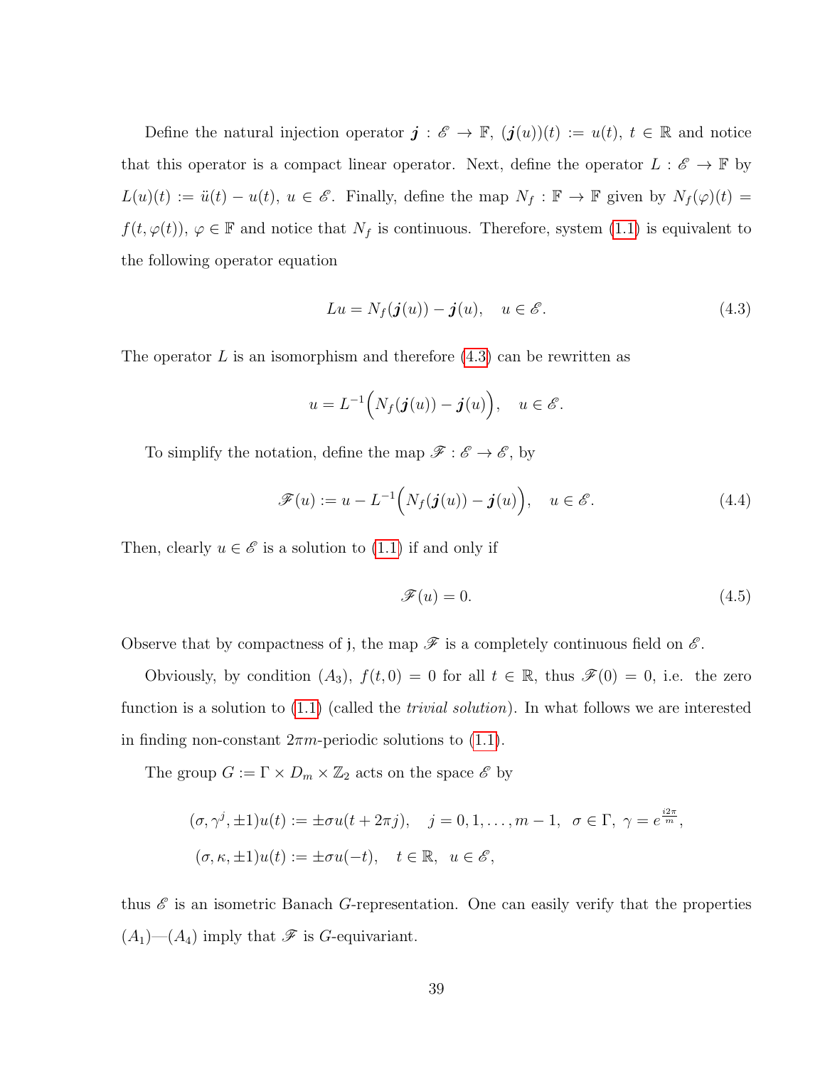Define the natural injection operator $\boldsymbol{j} : \mathscr{E} \to \mathbb{F}$, $(\boldsymbol{j}(u))(t) := u(t)$, $t \in \mathbb{R}$ and notice that this operator is a compact linear operator. Next, define the operator $L : \mathscr{E} \to \mathbb{F}$ by $L(u)(t) := \ddot{u}(t) - u(t)$, $u \in \mathscr{E}$. Finally, define the map $N_f : \mathbb{F} \to \mathbb{F}$ given by $N_f(\varphi)(t) = f(t, \varphi(t))$, $\varphi \in \mathbb{F}$ and notice that $N_f$ is continuous. Therefore, system (1.1) is equivalent to the following operator equation

$$Lu = N_f(\boldsymbol{j}(u)) - \boldsymbol{j}(u), \quad u \in \mathscr{E}. \tag{4.3}$$

The operator $L$ is an isomorphism and therefore (4.3) can be rewritten as

$$u = L^{-1}\Big(N_f(\boldsymbol{j}(u)) - \boldsymbol{j}(u)\Big), \quad u \in \mathscr{E}.$$

To simplify the notation, define the map $\mathscr{F} : \mathscr{E} \to \mathscr{E}$, by

$$\mathscr{F}(u) := u - L^{-1}\Big(N_f(\boldsymbol{j}(u)) - \boldsymbol{j}(u)\Big), \quad u \in \mathscr{E}. \tag{4.4}$$

Then, clearly $u \in \mathscr{E}$ is a solution to (1.1) if and only if

$$\mathscr{F}(u) = 0. \tag{4.5}$$

Observe that by compactness of $\mathfrak{j}$, the map $\mathscr{F}$ is a completely continuous field on $\mathscr{E}$.

Obviously, by condition $(A_3)$, $f(t, 0) = 0$ for all $t \in \mathbb{R}$, thus $\mathscr{F}(0) = 0$, i.e. the zero function is a solution to (1.1) (called the *trivial solution*). In what follows we are interested in finding non-constant $2\pi m$-periodic solutions to (1.1).

The group $G := \Gamma \times D_m \times \mathbb{Z}_2$ acts on the space $\mathscr{E}$ by

$$(\sigma, \gamma^j, \pm 1)u(t) := \pm\sigma u(t + 2\pi j), \quad j = 0, 1, \ldots, m-1, \;\; \sigma \in \Gamma, \; \gamma = e^{\frac{i2\pi}{m}},$$
$$(\sigma, \kappa, \pm 1)u(t) := \pm\sigma u(-t), \quad t \in \mathbb{R}, \;\; u \in \mathscr{E},$$

thus $\mathscr{E}$ is an isometric Banach $G$-representation. One can easily verify that the properties $(A_1)$—$(A_4)$ imply that $\mathscr{F}$ is $G$-equivariant.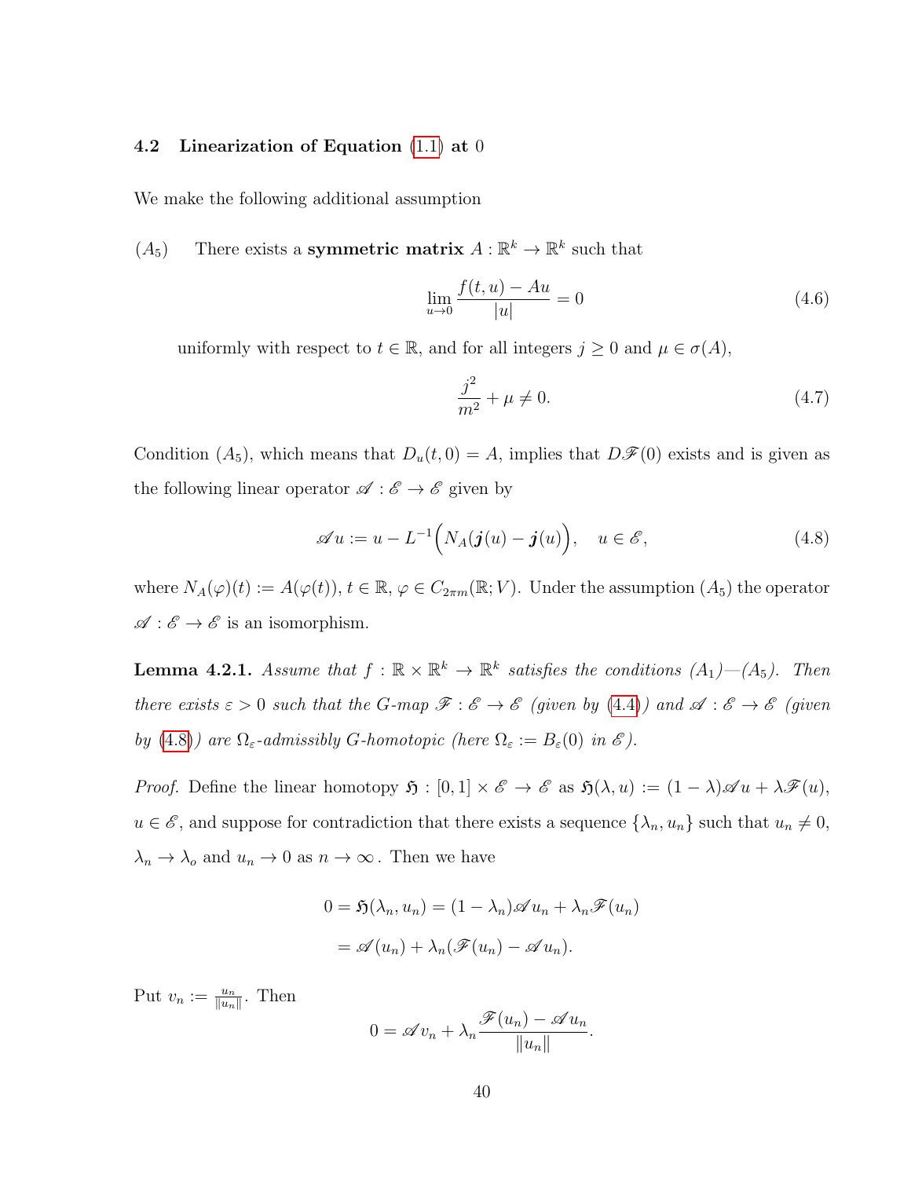### 4.2 Linearization of Equation (1.1) at 0

We make the following additional assumption

($A_5$) There exists a **symmetric matrix** $A : \mathbb{R}^k \to \mathbb{R}^k$ such that

$$\lim_{u\to 0} \frac{f(t,u) - Au}{|u|} = 0 \tag{4.6}$$

uniformly with respect to $t \in \mathbb{R}$, and for all integers $j \geq 0$ and $\mu \in \sigma(A)$,

$$\frac{j^2}{m^2} + \mu \neq 0. \tag{4.7}$$

Condition ($A_5$), which means that $D_u(t,0) = A$, implies that $D\mathscr{F}(0)$ exists and is given as the following linear operator $\mathscr{A} : \mathscr{E} \to \mathscr{E}$ given by

$$\mathscr{A}u := u - L^{-1}\Big(N_A(\boldsymbol{j}(u) - \boldsymbol{j}(u)\Big), \quad u \in \mathscr{E}, \tag{4.8}$$

where $N_A(\varphi)(t) := A(\varphi(t))$, $t \in \mathbb{R}$, $\varphi \in C_{2\pi m}(\mathbb{R}; V)$. Under the assumption ($A_5$) the operator $\mathscr{A} : \mathscr{E} \to \mathscr{E}$ is an isomorphism.

**Lemma 4.2.1.** *Assume that $f : \mathbb{R} \times \mathbb{R}^k \to \mathbb{R}^k$ satisfies the conditions ($A_1$)—($A_5$). Then there exists $\varepsilon > 0$ such that the $G$-map $\mathscr{F} : \mathscr{E} \to \mathscr{E}$ (given by (4.4)) and $\mathscr{A} : \mathscr{E} \to \mathscr{E}$ (given by (4.8)) are $\Omega_\varepsilon$-admissibly $G$-homotopic (here $\Omega_\varepsilon := B_\varepsilon(0)$ in $\mathscr{E}$).*

*Proof.* Define the linear homotopy $\mathfrak{H} : [0,1] \times \mathscr{E} \to \mathscr{E}$ as $\mathfrak{H}(\lambda, u) := (1-\lambda)\mathscr{A}u + \lambda\mathscr{F}(u)$, $u \in \mathscr{E}$, and suppose for contradiction that there exists a sequence $\{\lambda_n, u_n\}$ such that $u_n \neq 0$, $\lambda_n \to \lambda_o$ and $u_n \to 0$ as $n \to \infty$. Then we have

$$\begin{aligned}
0 = \mathfrak{H}(\lambda_n, u_n) &= (1-\lambda_n)\mathscr{A}u_n + \lambda_n\mathscr{F}(u_n) \\
&= \mathscr{A}(u_n) + \lambda_n(\mathscr{F}(u_n) - \mathscr{A}u_n).
\end{aligned}$$

Put $v_n := \frac{u_n}{\|u_n\|}$. Then

$$0 = \mathscr{A}v_n + \lambda_n \frac{\mathscr{F}(u_n) - \mathscr{A}u_n}{\|u_n\|}.$$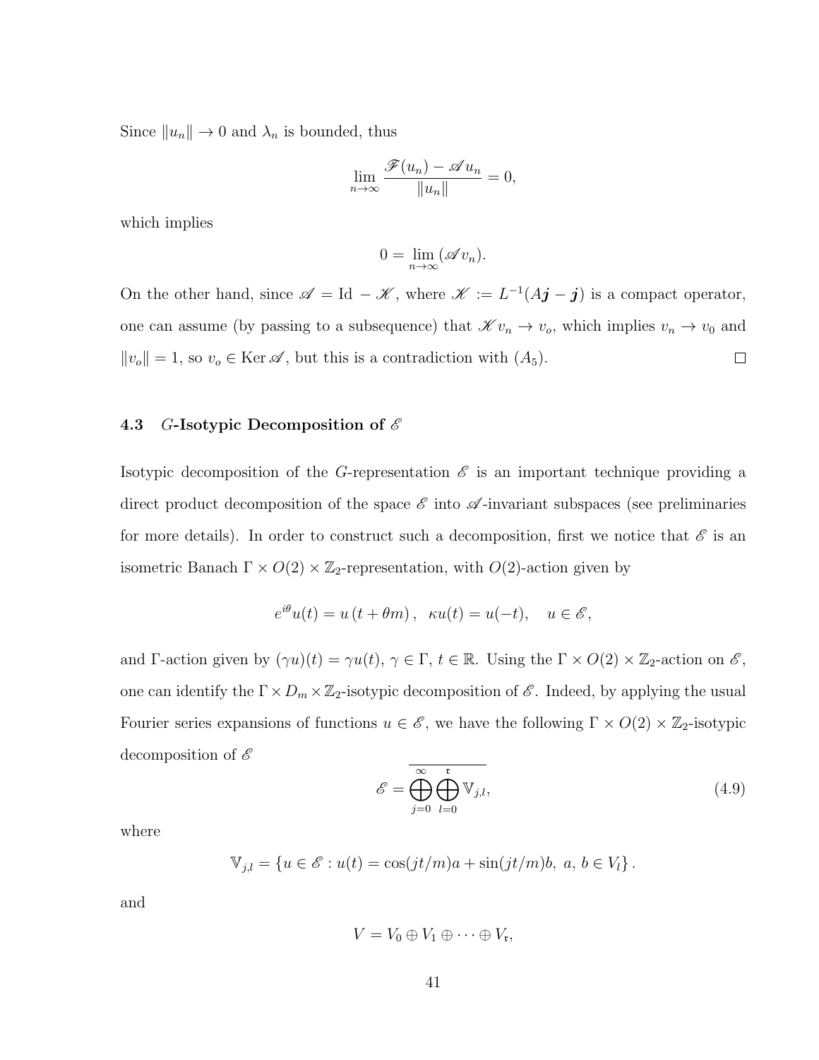Since $\|u_n\| \to 0$ and $\lambda_n$ is bounded, thus

$$\lim_{n\to\infty} \frac{\mathscr{F}(u_n) - \mathscr{A} u_n}{\|u_n\|} = 0,$$

which implies

$$0 = \lim_{n\to\infty} (\mathscr{A} v_n).$$

On the other hand, since $\mathscr{A} = \mathrm{Id} - \mathscr{K}$, where $\mathscr{K} := L^{-1}(A\boldsymbol{j} - \boldsymbol{j})$ is a compact operator, one can assume (by passing to a subsequence) that $\mathscr{K} v_n \to v_o$, which implies $v_n \to v_0$ and $\|v_o\| = 1$, so $v_o \in \operatorname{Ker} \mathscr{A}$, but this is a contradiction with $(A_5)$. $\square$

### 4.3 $G$-Isotypic Decomposition of $\mathscr{E}$

Isotypic decomposition of the $G$-representation $\mathscr{E}$ is an important technique providing a direct product decomposition of the space $\mathscr{E}$ into $\mathscr{A}$-invariant subspaces (see preliminaries for more details). In order to construct such a decomposition, first we notice that $\mathscr{E}$ is an isometric Banach $\Gamma \times O(2) \times \mathbb{Z}_2$-representation, with $O(2)$-action given by

$$e^{i\theta} u(t) = u\left(t + \theta m\right), \;\; \kappa u(t) = u(-t), \quad u \in \mathscr{E},$$

and $\Gamma$-action given by $(\gamma u)(t) = \gamma u(t)$, $\gamma \in \Gamma$, $t \in \mathbb{R}$. Using the $\Gamma \times O(2) \times \mathbb{Z}_2$-action on $\mathscr{E}$, one can identify the $\Gamma \times D_m \times \mathbb{Z}_2$-isotypic decomposition of $\mathscr{E}$. Indeed, by applying the usual Fourier series expansions of functions $u \in \mathscr{E}$, we have the following $\Gamma \times O(2) \times \mathbb{Z}_2$-isotypic decomposition of $\mathscr{E}$

$$\mathscr{E} = \overline{\bigoplus_{j=0}^{\infty} \bigoplus_{l=0}^{\mathfrak{r}} \mathbb{V}_{j,l}}, \tag{4.9}$$

where

$$\mathbb{V}_{j,l} = \left\{ u \in \mathscr{E} : u(t) = \cos(jt/m) a + \sin(jt/m) b, \; a, \, b \in V_l \right\}.$$

and

$$V = V_0 \oplus V_1 \oplus \cdots \oplus V_{\mathfrak{r}},$$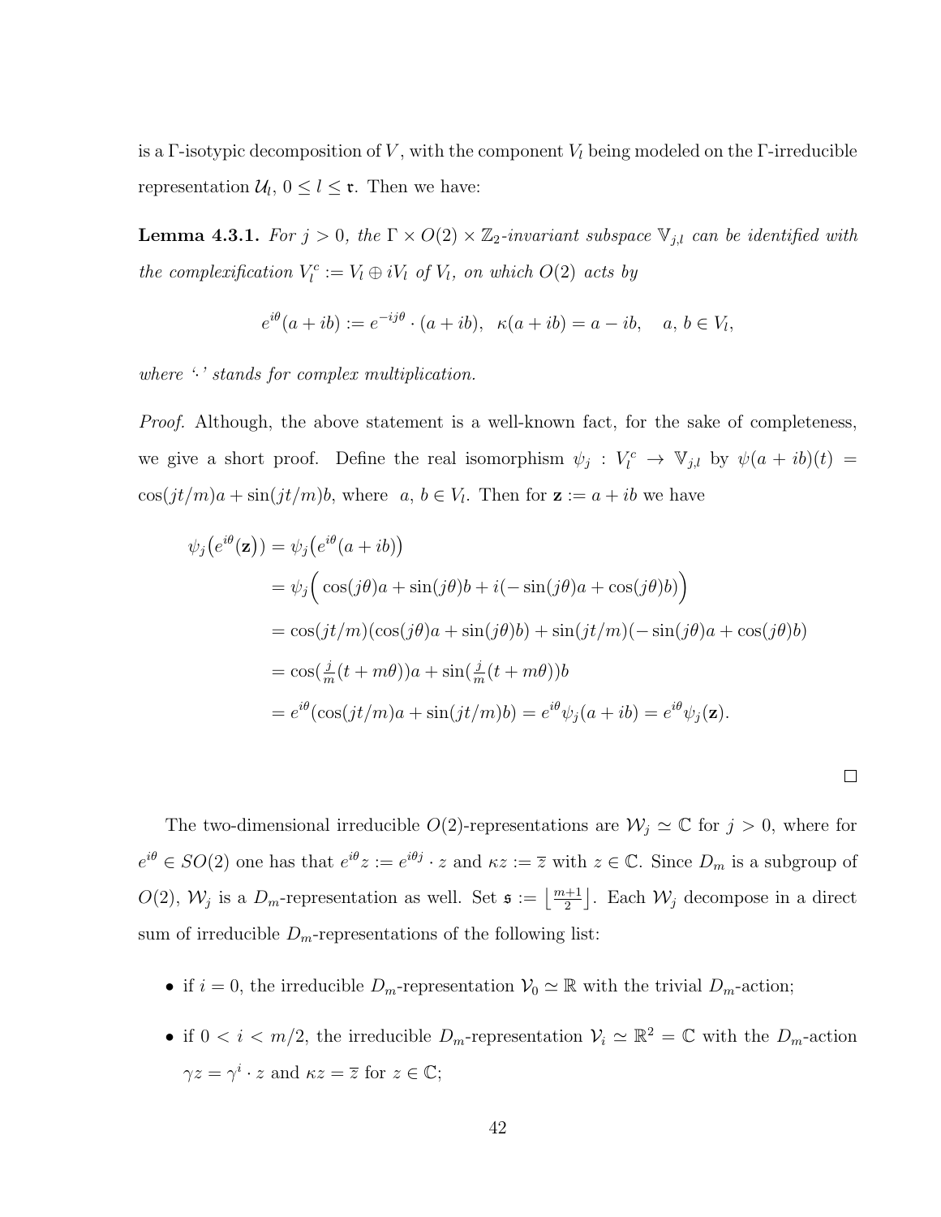is a $\Gamma$-isotypic decomposition of $V$, with the component $V_l$ being modeled on the $\Gamma$-irreducible representation $\mathcal{U}_l$, $0 \leq l \leq \mathfrak{r}$. Then we have:

**Lemma 4.3.1.** *For $j > 0$, the $\Gamma \times O(2) \times \mathbb{Z}_2$-invariant subspace $\mathbb{V}_{j,l}$ can be identified with the complexification $V_l^c := V_l \oplus iV_l$ of $V_l$, on which $O(2)$ acts by*

$$e^{i\theta}(a + ib) := e^{-ij\theta} \cdot (a + ib), \quad \kappa(a + ib) = a - ib, \quad a, b \in V_l,$$

*where '$\cdot$' stands for complex multiplication.*

*Proof.* Although, the above statement is a well-known fact, for the sake of completeness, we give a short proof. Define the real isomorphism $\psi_j : V_l^c \to \mathbb{V}_{j,l}$ by $\psi(a + ib)(t) = \cos(jt/m)a + \sin(jt/m)b$, where $a, b \in V_l$. Then for $\mathbf{z} := a + ib$ we have

$$\begin{aligned}
\psi_j\big(e^{i\theta}(\mathbf{z})\big) &= \psi_j\big(e^{i\theta}(a + ib)\big) \\
&= \psi_j\Big(\cos(j\theta)a + \sin(j\theta)b + i(-\sin(j\theta)a + \cos(j\theta)b)\Big) \\
&= \cos(jt/m)(\cos(j\theta)a + \sin(j\theta)b) + \sin(jt/m)(-\sin(j\theta)a + \cos(j\theta)b) \\
&= \cos(\tfrac{j}{m}(t + m\theta))a + \sin(\tfrac{j}{m}(t + m\theta))b \\
&= e^{i\theta}(\cos(jt/m)a + \sin(jt/m)b) = e^{i\theta}\psi_j(a + ib) = e^{i\theta}\psi_j(\mathbf{z}).
\end{aligned}$$

□

The two-dimensional irreducible $O(2)$-representations are $\mathcal{W}_j \simeq \mathbb{C}$ for $j > 0$, where for $e^{i\theta} \in SO(2)$ one has that $e^{i\theta}z := e^{i\theta j} \cdot z$ and $\kappa z := \overline{z}$ with $z \in \mathbb{C}$. Since $D_m$ is a subgroup of $O(2)$, $\mathcal{W}_j$ is a $D_m$-representation as well. Set $\mathfrak{s} := \left\lfloor \frac{m+1}{2} \right\rfloor$. Each $\mathcal{W}_j$ decompose in a direct sum of irreducible $D_m$-representations of the following list:

- if $i = 0$, the irreducible $D_m$-representation $\mathcal{V}_0 \simeq \mathbb{R}$ with the trivial $D_m$-action;
- if $0 < i < m/2$, the irreducible $D_m$-representation $\mathcal{V}_i \simeq \mathbb{R}^2 = \mathbb{C}$ with the $D_m$-action $\gamma z = \gamma^i \cdot z$ and $\kappa z = \overline{z}$ for $z \in \mathbb{C}$;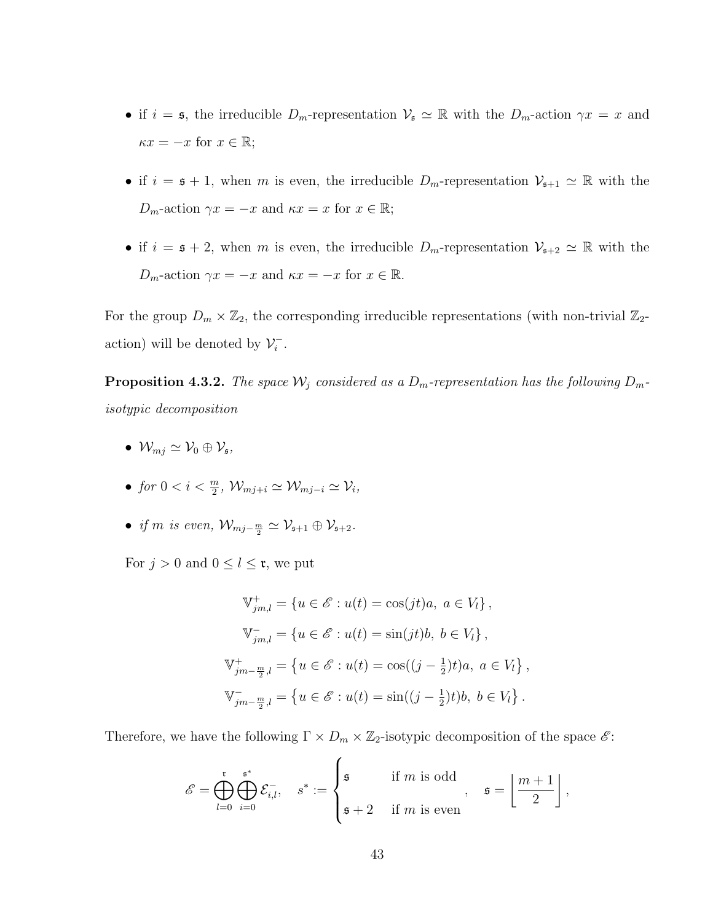- if $i = \mathfrak{s}$, the irreducible $D_m$-representation $\mathcal{V}_\mathfrak{s} \simeq \mathbb{R}$ with the $D_m$-action $\gamma x = x$ and $\kappa x = -x$ for $x \in \mathbb{R}$;

- if $i = \mathfrak{s}+1$, when $m$ is even, the irreducible $D_m$-representation $\mathcal{V}_{\mathfrak{s}+1} \simeq \mathbb{R}$ with the $D_m$-action $\gamma x = -x$ and $\kappa x = x$ for $x \in \mathbb{R}$;

- if $i = \mathfrak{s}+2$, when $m$ is even, the irreducible $D_m$-representation $\mathcal{V}_{\mathfrak{s}+2} \simeq \mathbb{R}$ with the $D_m$-action $\gamma x = -x$ and $\kappa x = -x$ for $x \in \mathbb{R}$.

For the group $D_m \times \mathbb{Z}_2$, the corresponding irreducible representations (with non-trivial $\mathbb{Z}_2$-action) will be denoted by $\mathcal{V}_i^-$.

**Proposition 4.3.2.** *The space $\mathcal{W}_j$ considered as a $D_m$-representation has the following $D_m$-isotypic decomposition*

- $\mathcal{W}_{mj} \simeq \mathcal{V}_0 \oplus \mathcal{V}_\mathfrak{s}$,
- *for* $0 < i < \frac{m}{2}$, $\mathcal{W}_{mj+i} \simeq \mathcal{W}_{mj-i} \simeq \mathcal{V}_i$,
- *if $m$ is even,* $\mathcal{W}_{mj-\frac{m}{2}} \simeq \mathcal{V}_{\mathfrak{s}+1} \oplus \mathcal{V}_{\mathfrak{s}+2}$.

For $j > 0$ and $0 \leq l \leq \mathfrak{r}$, we put

$$\mathbb{V}^+_{jm,l} = \left\{u \in \mathscr{E} : u(t) = \cos(jt)a,\ a \in V_l\right\},$$

$$\mathbb{V}^-_{jm,l} = \left\{u \in \mathscr{E} : u(t) = \sin(jt)b,\ b \in V_l\right\},$$

$$\mathbb{V}^+_{jm-\frac{m}{2},l} = \left\{u \in \mathscr{E} : u(t) = \cos((j-\tfrac{1}{2})t)a,\ a \in V_l\right\},$$

$$\mathbb{V}^-_{jm-\frac{m}{2},l} = \left\{u \in \mathscr{E} : u(t) = \sin((j-\tfrac{1}{2})t)b,\ b \in V_l\right\}.$$

Therefore, we have the following $\Gamma \times D_m \times \mathbb{Z}_2$-isotypic decomposition of the space $\mathscr{E}$:

$$\mathscr{E} = \bigoplus_{l=0}^{\mathfrak{r}} \bigoplus_{i=0}^{\mathfrak{s}^*} \mathcal{E}^-_{i,l}, \quad s^* := \begin{cases} \mathfrak{s} & \text{if } m \text{ is odd} \\ \mathfrak{s}+2 & \text{if } m \text{ is even} \end{cases}, \quad \mathfrak{s} = \left\lfloor \frac{m+1}{2} \right\rfloor,$$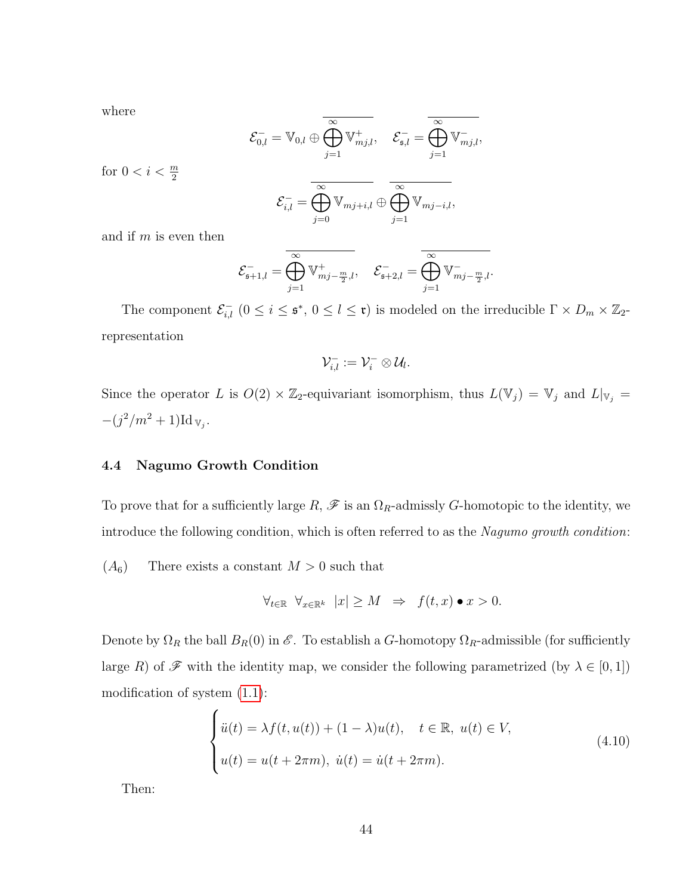where

$$\mathcal{E}_{0,l}^- = \mathbb{V}_{0,l} \oplus \overline{\bigoplus_{j=1}^{\infty} \mathbb{V}_{mj,l}^+}, \quad \mathcal{E}_{\mathfrak{s},l}^- = \overline{\bigoplus_{j=1}^{\infty} \mathbb{V}_{mj,l}^-},$$

for $0 < i < \frac{m}{2}$

$$\mathcal{E}_{i,l}^- = \overline{\bigoplus_{j=0}^{\infty} \mathbb{V}_{mj+i,l}} \oplus \overline{\bigoplus_{j=1}^{\infty} \mathbb{V}_{mj-i,l}},$$

and if $m$ is even then

$$\mathcal{E}_{\mathfrak{s}+1,l}^- = \overline{\bigoplus_{j=1}^{\infty} \mathbb{V}_{mj-\frac{m}{2},l}^+}, \quad \mathcal{E}_{\mathfrak{s}+2,l}^- = \overline{\bigoplus_{j=1}^{\infty} \mathbb{V}_{mj-\frac{m}{2},l}^-}.$$

The component $\mathcal{E}_{i,l}^-$ ($0 \le i \le \mathfrak{s}^*$, $0 \le l \le \mathfrak{r}$) is modeled on the irreducible $\Gamma \times D_m \times \mathbb{Z}_2$-representation

$$\mathcal{V}_{i,l}^- := \mathcal{V}_i^- \otimes \mathcal{U}_l.$$

Since the operator $L$ is $O(2) \times \mathbb{Z}_2$-equivariant isomorphism, thus $L(\mathbb{V}_j) = \mathbb{V}_j$ and $L|_{\mathbb{V}_j} = -(j^2/m^2 + 1)\mathrm{Id}_{\mathbb{V}_j}$.

### 4.4 Nagumo Growth Condition

To prove that for a sufficiently large $R$, $\mathscr{F}$ is an $\Omega_R$-admissly $G$-homotopic to the identity, we introduce the following condition, which is often referred to as the *Nagumo growth condition*:

$(A_6)$ There exists a constant $M > 0$ such that

$$\forall_{t\in\mathbb{R}} \ \forall_{x\in\mathbb{R}^k} \ |x| \ge M \ \Rightarrow \ f(t,x) \bullet x > 0.$$

Denote by $\Omega_R$ the ball $B_R(0)$ in $\mathscr{E}$. To establish a $G$-homotopy $\Omega_R$-admissible (for sufficiently large $R$) of $\mathscr{F}$ with the identity map, we consider the following parametrized (by $\lambda \in [0,1]$) modification of system (1.1):

$$\begin{cases} \ddot{u}(t) = \lambda f(t, u(t)) + (1-\lambda)u(t), \quad t \in \mathbb{R}, \ u(t) \in V, \\ u(t) = u(t + 2\pi m), \ \dot{u}(t) = \dot{u}(t + 2\pi m). \end{cases} \tag{4.10}$$

Then: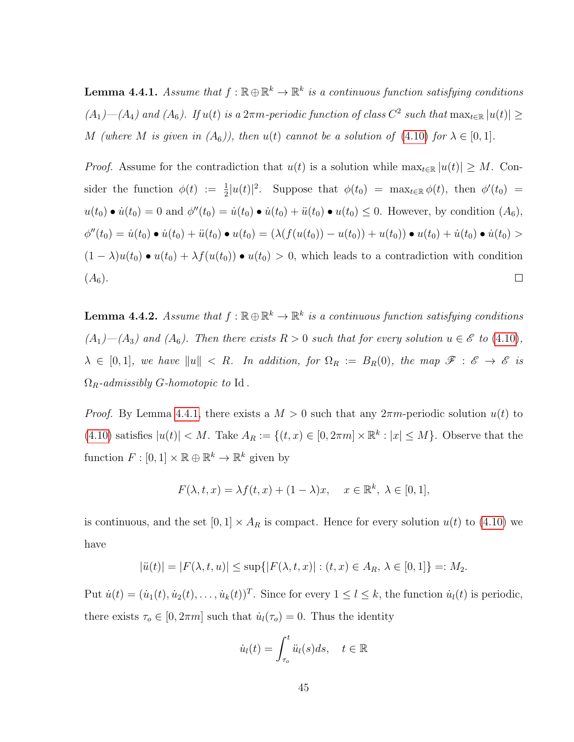**Lemma 4.4.1.** *Assume that $f : \mathbb{R} \oplus \mathbb{R}^k \to \mathbb{R}^k$ is a continuous function satisfying conditions $(A_1)$—$(A_4)$ and $(A_6)$. If $u(t)$ is a $2\pi m$-periodic function of class $C^2$ such that $\max_{t\in\mathbb{R}} |u(t)| \geq M$ (where $M$ is given in $(A_6)$), then $u(t)$ cannot be a solution of (4.10) for $\lambda \in [0,1]$.*

*Proof.* Assume for the contradiction that $u(t)$ is a solution while $\max_{t\in\mathbb{R}} |u(t)| \geq M$. Consider the function $\phi(t) := \frac{1}{2}|u(t)|^2$. Suppose that $\phi(t_0) = \max_{t\in\mathbb{R}} \phi(t)$, then $\phi'(t_0) = u(t_0) \bullet \dot{u}(t_0) = 0$ and $\phi''(t_0) = \dot{u}(t_0) \bullet \dot{u}(t_0) + \ddot{u}(t_0) \bullet u(t_0) \leq 0$. However, by condition $(A_6)$, $\phi''(t_0) = \dot{u}(t_0) \bullet \dot{u}(t_0) + \ddot{u}(t_0) \bullet u(t_0) = (\lambda(f(u(t_0)) - u(t_0)) + u(t_0)) \bullet u(t_0) + \dot{u}(t_0) \bullet \dot{u}(t_0) > (1-\lambda)u(t_0) \bullet u(t_0) + \lambda f(u(t_0)) \bullet u(t_0) > 0$, which leads to a contradiction with condition $(A_6)$. □

**Lemma 4.4.2.** *Assume that $f : \mathbb{R} \oplus \mathbb{R}^k \to \mathbb{R}^k$ is a continuous function satisfying conditions $(A_1)$—$(A_3)$ and $(A_6)$. Then there exists $R > 0$ such that for every solution $u \in \mathscr{E}$ to (4.10), $\lambda \in [0,1]$, we have $\|u\| < R$. In addition, for $\Omega_R := B_R(0)$, the map $\mathscr{F} : \mathscr{E} \to \mathscr{E}$ is $\Omega_R$-admissibly $G$-homotopic to $\mathrm{Id}$.*

*Proof.* By Lemma 4.4.1, there exists a $M > 0$ such that any $2\pi m$-periodic solution $u(t)$ to (4.10) satisfies $|u(t)| < M$. Take $A_R := \{(t,x) \in [0, 2\pi m] \times \mathbb{R}^k : |x| \leq M\}$. Observe that the function $F : [0,1] \times \mathbb{R} \oplus \mathbb{R}^k \to \mathbb{R}^k$ given by

$$F(\lambda, t, x) = \lambda f(t,x) + (1-\lambda)x, \quad x \in \mathbb{R}^k,\ \lambda \in [0,1],$$

is continuous, and the set $[0,1] \times A_R$ is compact. Hence for every solution $u(t)$ to (4.10) we have

$$|\ddot{u}(t)| = |F(\lambda, t, u)| \leq \sup\{|F(\lambda, t, x)| : (t,x) \in A_R,\ \lambda \in [0,1]\} =: M_2.$$

Put $\dot{u}(t) = (\dot{u}_1(t), \dot{u}_2(t), \dots, \dot{u}_k(t))^T$. Since for every $1 \leq l \leq k$, the function $\dot{u}_l(t)$ is periodic, there exists $\tau_o \in [0, 2\pi m]$ such that $\dot{u}_l(\tau_o) = 0$. Thus the identity

$$\dot{u}_l(t) = \int_{\tau_o}^{t} \ddot{u}_l(s)ds, \quad t \in \mathbb{R}$$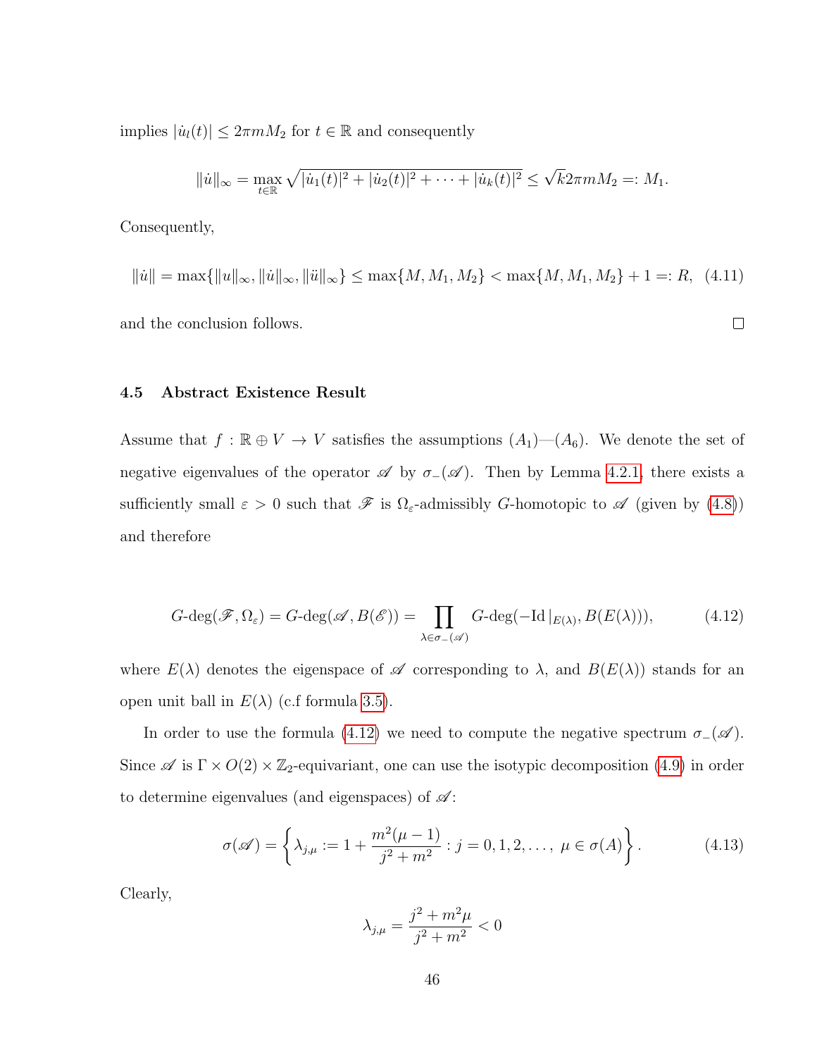implies $|\dot{u}_l(t)| \leq 2\pi m M_2$ for $t \in \mathbb{R}$ and consequently

$$\|\dot{u}\|_\infty = \max_{t\in\mathbb{R}} \sqrt{|\dot{u}_1(t)|^2 + |\dot{u}_2(t)|^2 + \cdots + |\dot{u}_k(t)|^2} \leq \sqrt{k} 2\pi m M_2 =: M_1.$$

Consequently,

$$\|\dot{u}\| = \max\{\|u\|_\infty, \|\dot{u}\|_\infty, \|\ddot{u}\|_\infty\} \leq \max\{M, M_1, M_2\} < \max\{M, M_1, M_2\} + 1 =: R, \quad (4.11)$$

and the conclusion follows. $\square$

### 4.5 Abstract Existence Result

Assume that $f : \mathbb{R} \oplus V \to V$ satisfies the assumptions $(A_1)$—$(A_6)$. We denote the set of negative eigenvalues of the operator $\mathscr{A}$ by $\sigma_-(\mathscr{A})$. Then by Lemma 4.2.1, there exists a sufficiently small $\varepsilon > 0$ such that $\mathscr{F}$ is $\Omega_\varepsilon$-admissibly $G$-homotopic to $\mathscr{A}$ (given by (4.8)) and therefore

$$G\text{-deg}(\mathscr{F}, \Omega_\varepsilon) = G\text{-deg}(\mathscr{A}, B(\mathscr{E})) = \prod_{\lambda\in\sigma_-(\mathscr{A})} G\text{-deg}(-\mathrm{Id}\,|_{E(\lambda)}, B(E(\lambda))), \quad (4.12)$$

where $E(\lambda)$ denotes the eigenspace of $\mathscr{A}$ corresponding to $\lambda$, and $B(E(\lambda))$ stands for an open unit ball in $E(\lambda)$ (c.f formula 3.5).

In order to use the formula (4.12) we need to compute the negative spectrum $\sigma_-(\mathscr{A})$. Since $\mathscr{A}$ is $\Gamma \times O(2) \times \mathbb{Z}_2$-equivariant, one can use the isotypic decomposition (4.9) in order to determine eigenvalues (and eigenspaces) of $\mathscr{A}$:

$$\sigma(\mathscr{A}) = \left\{ \lambda_{j,\mu} := 1 + \frac{m^2(\mu - 1)}{j^2 + m^2} : j = 0, 1, 2, \dots,\ \mu \in \sigma(A) \right\}. \quad (4.13)$$

Clearly,

$$\lambda_{j,\mu} = \frac{j^2 + m^2\mu}{j^2 + m^2} < 0$$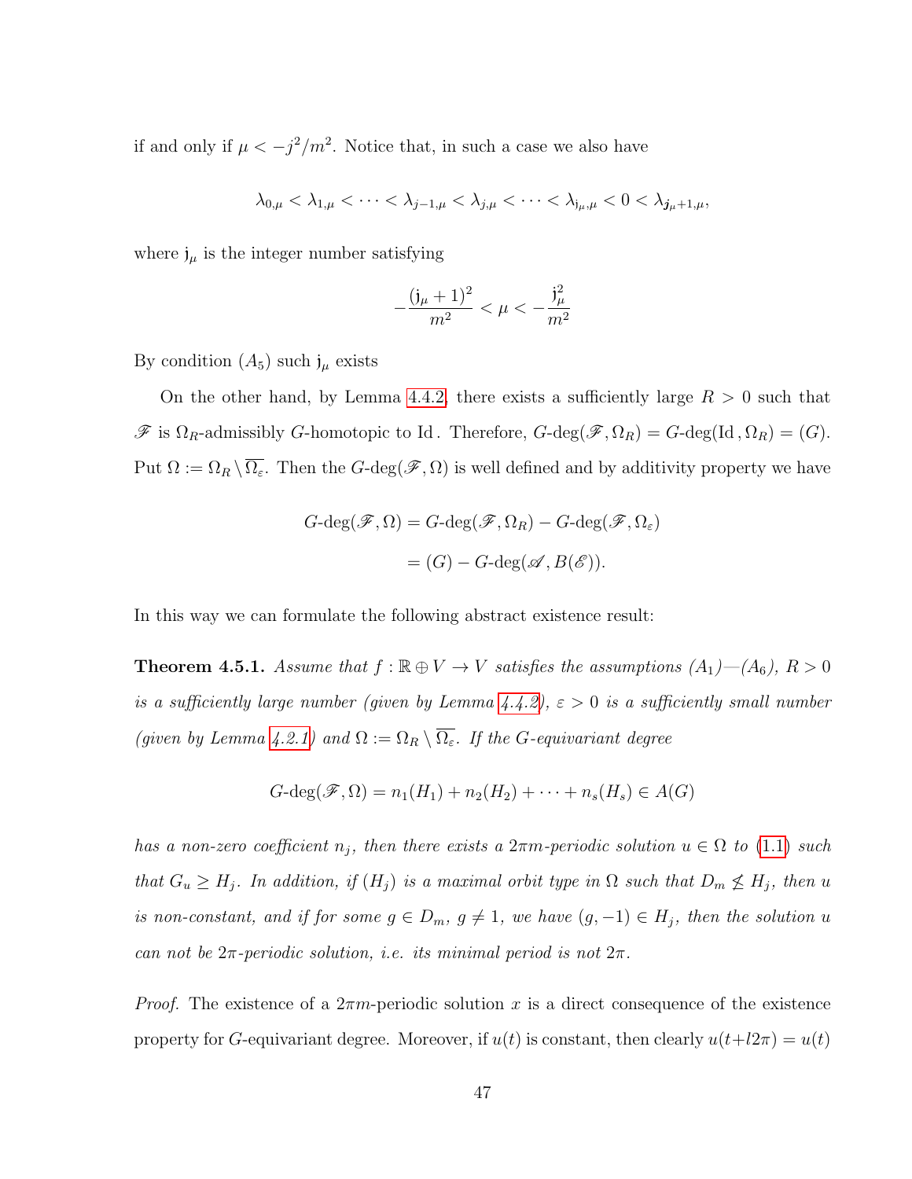if and only if $\mu < -j^2/m^2$. Notice that, in such a case we also have

$$\lambda_{0,\mu} < \lambda_{1,\mu} < \cdots < \lambda_{j-1,\mu} < \lambda_{j,\mu} < \cdots < \lambda_{\mathfrak{j}_\mu,\mu} < 0 < \lambda_{\mathfrak{j}_\mu+1,\mu},$$

where $\mathfrak{j}_\mu$ is the integer number satisfying

$$-\frac{(\mathfrak{j}_\mu+1)^2}{m^2} < \mu < -\frac{\mathfrak{j}_\mu^2}{m^2}$$

By condition $(A_5)$ such $\mathfrak{j}_\mu$ exists

On the other hand, by Lemma 4.4.2, there exists a sufficiently large $R > 0$ such that $\mathscr{F}$ is $\Omega_R$-admissibly $G$-homotopic to $\mathrm{Id}$. Therefore, $G\text{-deg}(\mathscr{F}, \Omega_R) = G\text{-deg}(\mathrm{Id}, \Omega_R) = (G)$. Put $\Omega := \Omega_R \setminus \overline{\Omega_\varepsilon}$. Then the $G\text{-deg}(\mathscr{F}, \Omega)$ is well defined and by additivity property we have

$$\begin{aligned} G\text{-deg}(\mathscr{F}, \Omega) &= G\text{-deg}(\mathscr{F}, \Omega_R) - G\text{-deg}(\mathscr{F}, \Omega_\varepsilon) \\ &= (G) - G\text{-deg}(\mathscr{A}, B(\mathscr{E})). \end{aligned}$$

In this way we can formulate the following abstract existence result:

**Theorem 4.5.1.** *Assume that $f : \mathbb{R} \oplus V \to V$ satisfies the assumptions $(A_1)$—$(A_6)$, $R > 0$ is a sufficiently large number (given by Lemma 4.4.2), $\varepsilon > 0$ is a sufficiently small number (given by Lemma 4.2.1) and $\Omega := \Omega_R \setminus \overline{\Omega_\varepsilon}$. If the $G$-equivariant degree*

$$G\text{-deg}(\mathscr{F}, \Omega) = n_1(H_1) + n_2(H_2) + \cdots + n_s(H_s) \in A(G)$$

*has a non-zero coefficient $n_j$, then there exists a $2\pi m$-periodic solution $u \in \Omega$ to (1.1) such that $G_u \geq H_j$. In addition, if $(H_j)$ is a maximal orbit type in $\Omega$ such that $D_m \not\leq H_j$, then $u$ is non-constant, and if for some $g \in D_m$, $g \neq 1$, we have $(g, -1) \in H_j$, then the solution $u$ can not be $2\pi$-periodic solution, i.e. its minimal period is not $2\pi$.*

*Proof.* The existence of a $2\pi m$-periodic solution $x$ is a direct consequence of the existence property for $G$-equivariant degree. Moreover, if $u(t)$ is constant, then clearly $u(t+l2\pi) = u(t)$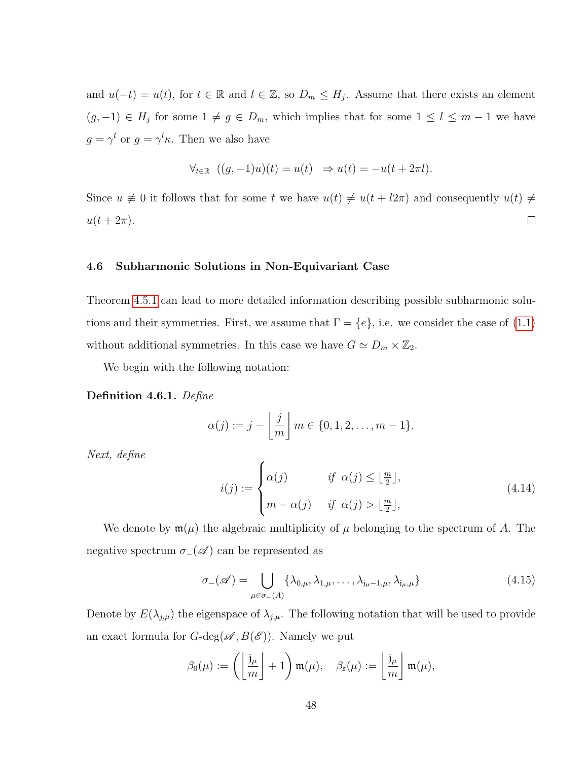and $u(-t) = u(t)$, for $t \in \mathbb{R}$ and $l \in \mathbb{Z}$, so $D_m \leq H_j$. Assume that there exists an element $(g, -1) \in H_j$ for some $1 \neq g \in D_m$, which implies that for some $1 \leq l \leq m-1$ we have $g = \gamma^l$ or $g = \gamma^l \kappa$. Then we also have

$$\forall_{t \in \mathbb{R}} \;\; ((g,-1)u)(t) = u(t) \;\; \Rightarrow u(t) = -u(t + 2\pi l).$$

Since $u \not\equiv 0$ it follows that for some $t$ we have $u(t) \neq u(t + l2\pi)$ and consequently $u(t) \neq u(t + 2\pi)$. □

### 4.6 Subharmonic Solutions in Non-Equivariant Case

Theorem 4.5.1 can lead to more detailed information describing possible subharmonic solutions and their symmetries. First, we assume that $\Gamma = \{e\}$, i.e. we consider the case of (1.1) without additional symmetries. In this case we have $G \simeq D_m \times \mathbb{Z}_2$.

We begin with the following notation:

**Definition 4.6.1.** *Define*

$$\alpha(j) := j - \left\lfloor \frac{j}{m} \right\rfloor m \in \{0, 1, 2, \ldots, m-1\}.$$

*Next, define*

$$i(j) := \begin{cases} \alpha(j) & \text{if } \; \alpha(j) \leq \lfloor \frac{m}{2} \rfloor, \\ m - \alpha(j) & \text{if } \; \alpha(j) > \lfloor \frac{m}{2} \rfloor, \end{cases} \tag{4.14}$$

We denote by $\mathfrak{m}(\mu)$ the algebraic multiplicity of $\mu$ belonging to the spectrum of $A$. The negative spectrum $\sigma_-(\mathscr{A})$ can be represented as

$$\sigma_-(\mathscr{A}) = \bigcup_{\mu \in \sigma_-(A)} \{\lambda_{0,\mu}, \lambda_{1,\mu}, \ldots, \lambda_{\mathfrak{j}_\mu - 1,\mu}, \lambda_{\mathfrak{j}_\mu,\mu}\} \tag{4.15}$$

Denote by $E(\lambda_{j,\mu})$ the eigenspace of $\lambda_{j,\mu}$. The following notation that will be used to provide an exact formula for $G$-deg$(\mathscr{A}, B(\mathscr{E}))$. Namely we put

$$\beta_0(\mu) := \left( \left\lfloor \frac{\mathfrak{j}_\mu}{m} \right\rfloor + 1 \right) \mathfrak{m}(\mu), \quad \beta_{\mathfrak{s}}(\mu) := \left\lfloor \frac{\mathfrak{j}_\mu}{m} \right\rfloor \mathfrak{m}(\mu),$$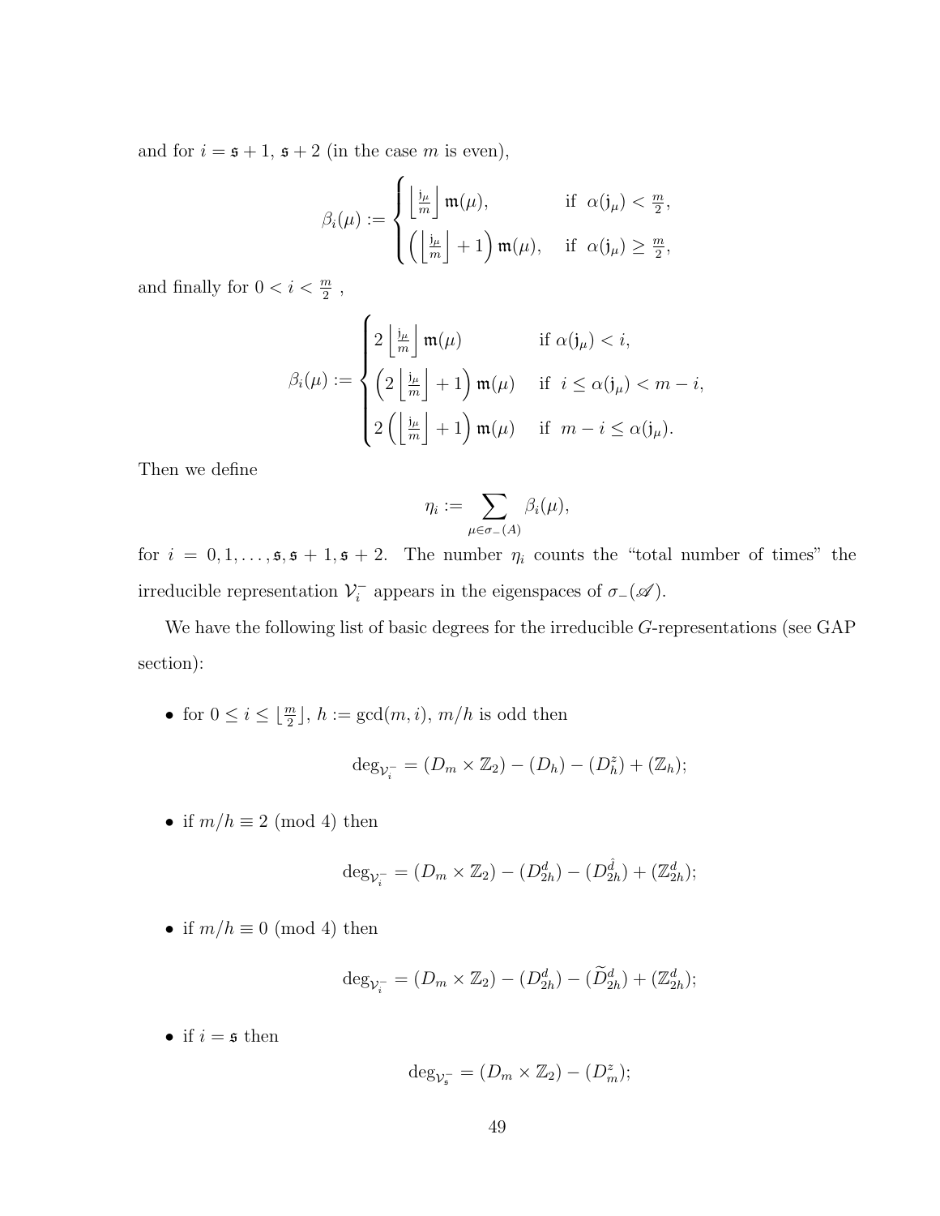and for $i = \mathfrak{s}+1,\, \mathfrak{s}+2$ (in the case $m$ is even),

$$
\beta_i(\mu) := \begin{cases} \left\lfloor \frac{\mathfrak{j}_\mu}{m} \right\rfloor \mathfrak{m}(\mu), & \text{if } \ \alpha(\mathfrak{j}_\mu) < \frac{m}{2}, \\ \left( \left\lfloor \frac{\mathfrak{j}_\mu}{m} \right\rfloor + 1 \right) \mathfrak{m}(\mu), & \text{if } \ \alpha(\mathfrak{j}_\mu) \geq \frac{m}{2}, \end{cases}
$$

and finally for $0 < i < \frac{m}{2}$ ,

$$
\beta_i(\mu) := \begin{cases} 2 \left\lfloor \frac{\mathfrak{j}_\mu}{m} \right\rfloor \mathfrak{m}(\mu) & \text{if } \alpha(\mathfrak{j}_\mu) < i, \\ \left( 2 \left\lfloor \frac{\mathfrak{j}_\mu}{m} \right\rfloor + 1 \right) \mathfrak{m}(\mu) & \text{if } \ i \leq \alpha(\mathfrak{j}_\mu) < m - i, \\ 2 \left( \left\lfloor \frac{\mathfrak{j}_\mu}{m} \right\rfloor + 1 \right) \mathfrak{m}(\mu) & \text{if } \ m - i \leq \alpha(\mathfrak{j}_\mu). \end{cases}
$$

Then we define

$$
\eta_i := \sum_{\mu \in \sigma_-(A)} \beta_i(\mu),
$$

for $i = 0, 1, \ldots, \mathfrak{s}, \mathfrak{s}+1, \mathfrak{s}+2$. The number $\eta_i$ counts the "total number of times" the irreducible representation $\mathcal{V}_i^-$ appears in the eigenspaces of $\sigma_-(\mathscr{A})$.

We have the following list of basic degrees for the irreducible $G$-representations (see GAP section):

- for $0 \leq i \leq \lfloor \frac{m}{2} \rfloor$, $h := \gcd(m, i)$, $m/h$ is odd then

$$
\deg_{\mathcal{V}_i^-} = (D_m \times \mathbb{Z}_2) - (D_h) - (D_h^z) + (\mathbb{Z}_h);
$$

- if $m/h \equiv 2 \pmod 4$ then

$$
\deg_{\mathcal{V}_i^-} = (D_m \times \mathbb{Z}_2) - (D_{2h}^d) - (D_{2h}^{\hat{d}}) + (\mathbb{Z}_{2h}^d);
$$

- if $m/h \equiv 0 \pmod 4$ then

$$
\deg_{\mathcal{V}_i^-} = (D_m \times \mathbb{Z}_2) - (D_{2h}^d) - (\widetilde{D}_{2h}^d) + (\mathbb{Z}_{2h}^d);
$$

- if $i = \mathfrak{s}$ then

$$
\deg_{\mathcal{V}_\mathfrak{s}^-} = (D_m \times \mathbb{Z}_2) - (D_m^z);
$$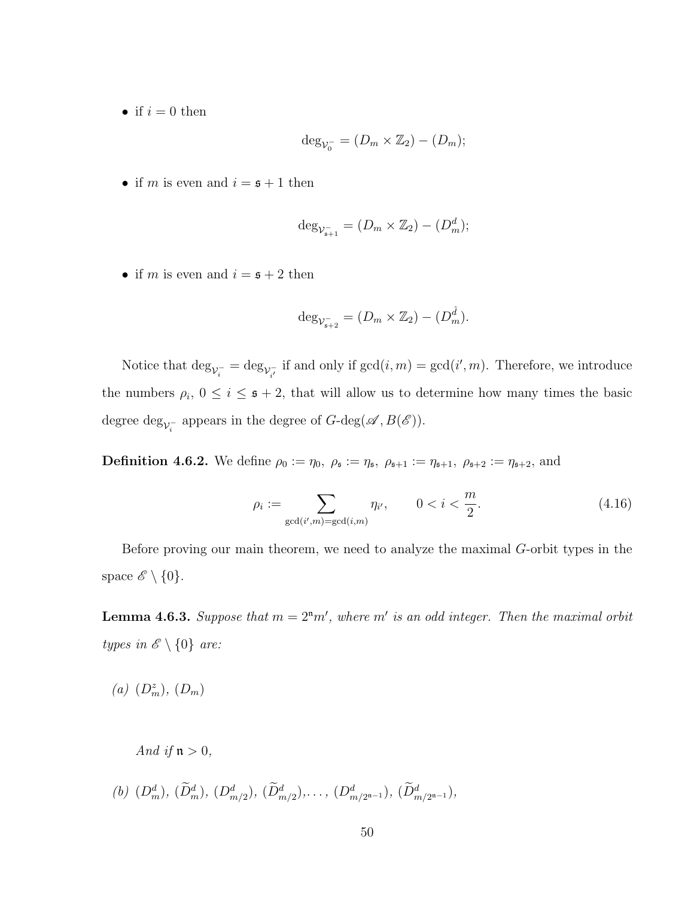- if $i = 0$ then

$$\deg_{\mathcal{V}_0^-} = (D_m \times \mathbb{Z}_2) - (D_m);$$

- if $m$ is even and $i = \mathfrak{s} + 1$ then

$$\deg_{\mathcal{V}_{\mathfrak{s}+1}^-} = (D_m \times \mathbb{Z}_2) - (D_m^d);$$

- if $m$ is even and $i = \mathfrak{s} + 2$ then

$$\deg_{\mathcal{V}_{\mathfrak{s}+2}^-} = (D_m \times \mathbb{Z}_2) - (D_m^{\hat{d}}).$$

Notice that $\deg_{\mathcal{V}_i^-} = \deg_{\mathcal{V}_{i'}^-}$ if and only if $\gcd(i, m) = \gcd(i', m)$. Therefore, we introduce the numbers $\rho_i$, $0 \leq i \leq \mathfrak{s} + 2$, that will allow us to determine how many times the basic degree $\deg_{\mathcal{V}_i^-}$ appears in the degree of $G\text{-deg}(\mathscr{A}, B(\mathscr{E}))$.

**Definition 4.6.2.** We define $\rho_0 := \eta_0$, $\rho_{\mathfrak{s}} := \eta_{\mathfrak{s}}$, $\rho_{\mathfrak{s}+1} := \eta_{\mathfrak{s}+1}$, $\rho_{\mathfrak{s}+2} := \eta_{\mathfrak{s}+2}$, and

$$\rho_i := \sum_{\gcd(i', m) = \gcd(i, m)} \eta_{i'}, \qquad 0 < i < \frac{m}{2}. \tag{4.16}$$

Before proving our main theorem, we need to analyze the maximal $G$-orbit types in the space $\mathscr{E} \setminus \{0\}$.

**Lemma 4.6.3.** *Suppose that $m = 2^{\mathfrak{n}} m'$, where $m'$ is an odd integer. Then the maximal orbit types in $\mathscr{E} \setminus \{0\}$ are:*

*(a)* $(D_m^z)$, $(D_m)$

*And if $\mathfrak{n} > 0$,*

*(b)* $(D_m^d)$, $(\widetilde{D}_m^d)$, $(D_{m/2}^d)$, $(\widetilde{D}_{m/2}^d)$, ..., $(D_{m/2^{\mathfrak{n}-1}}^d)$, $(\widetilde{D}_{m/2^{\mathfrak{n}-1}}^d)$,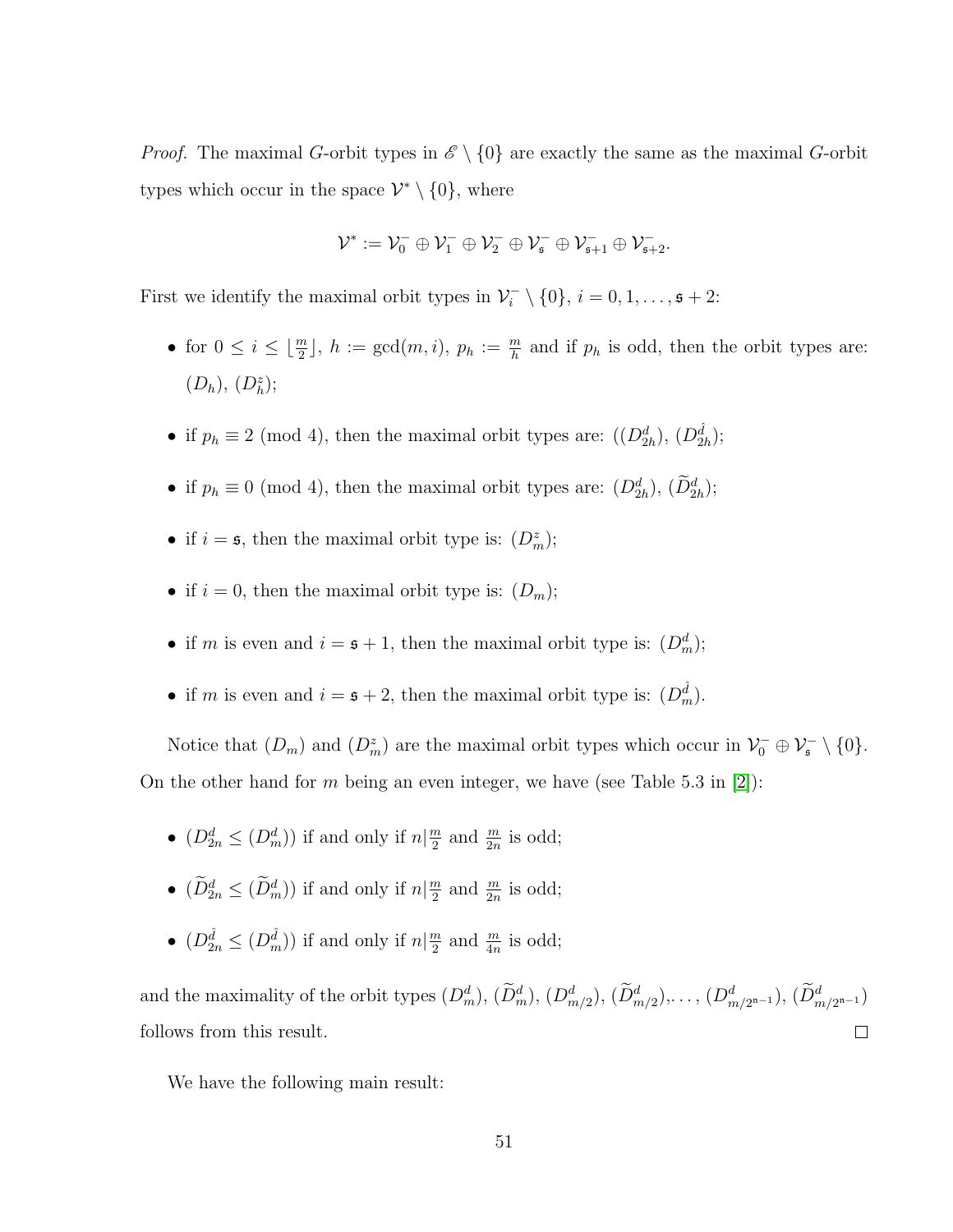*Proof.* The maximal $G$-orbit types in $\mathscr{E} \setminus \{0\}$ are exactly the same as the maximal $G$-orbit types which occur in the space $\mathcal{V}^* \setminus \{0\}$, where

$$\mathcal{V}^* := \mathcal{V}_0^- \oplus \mathcal{V}_1^- \oplus \mathcal{V}_2^- \oplus \mathcal{V}_{\mathfrak{s}}^- \oplus \mathcal{V}_{\mathfrak{s}+1}^- \oplus \mathcal{V}_{\mathfrak{s}+2}^-.$$

First we identify the maximal orbit types in $\mathcal{V}_i^- \setminus \{0\}$, $i = 0, 1, \dots, \mathfrak{s}+2$:

- for $0 \le i \le \lfloor \frac{m}{2} \rfloor$, $h := \gcd(m, i)$, $p_h := \frac{m}{h}$ and if $p_h$ is odd, then the orbit types are: $(D_h)$, $(D_h^z)$;
- if $p_h \equiv 2 \pmod 4$, then the maximal orbit types are: $((D_{2h}^d)$, $(D_{2h}^{\hat{d}})$;
- if $p_h \equiv 0 \pmod 4$, then the maximal orbit types are: $(D_{2h}^d)$, $(\widetilde{D}_{2h}^d)$;
- if $i = \mathfrak{s}$, then the maximal orbit type is: $(D_m^z)$;
- if $i = 0$, then the maximal orbit type is: $(D_m)$;
- if $m$ is even and $i = \mathfrak{s}+1$, then the maximal orbit type is: $(D_m^d)$;
- if $m$ is even and $i = \mathfrak{s}+2$, then the maximal orbit type is: $(D_m^{\hat{d}})$.

Notice that $(D_m)$ and $(D_m^z)$ are the maximal orbit types which occur in $\mathcal{V}_0^- \oplus \mathcal{V}_{\mathfrak{s}}^- \setminus \{0\}$. On the other hand for $m$ being an even integer, we have (see Table 5.3 in [2]):

- $(D_{2n}^d \le (D_m^d))$ if and only if $n | \frac{m}{2}$ and $\frac{m}{2n}$ is odd;
- $(\widetilde{D}_{2n}^d \le (\widetilde{D}_m^d))$ if and only if $n | \frac{m}{2}$ and $\frac{m}{2n}$ is odd;
- $(D_{2n}^{\hat{d}} \le (D_m^{\hat{d}}))$ if and only if $n | \frac{m}{2}$ and $\frac{m}{4n}$ is odd;

and the maximality of the orbit types $(D_m^d)$, $(\widetilde{D}_m^d)$, $(D_{m/2}^d)$, $(\widetilde{D}_{m/2}^d)$,$\dots$, $(D_{m/2^{\mathfrak{n}-1}}^d)$, $(\widetilde{D}_{m/2^{\mathfrak{n}-1}}^d)$ follows from this result. $\square$

We have the following main result: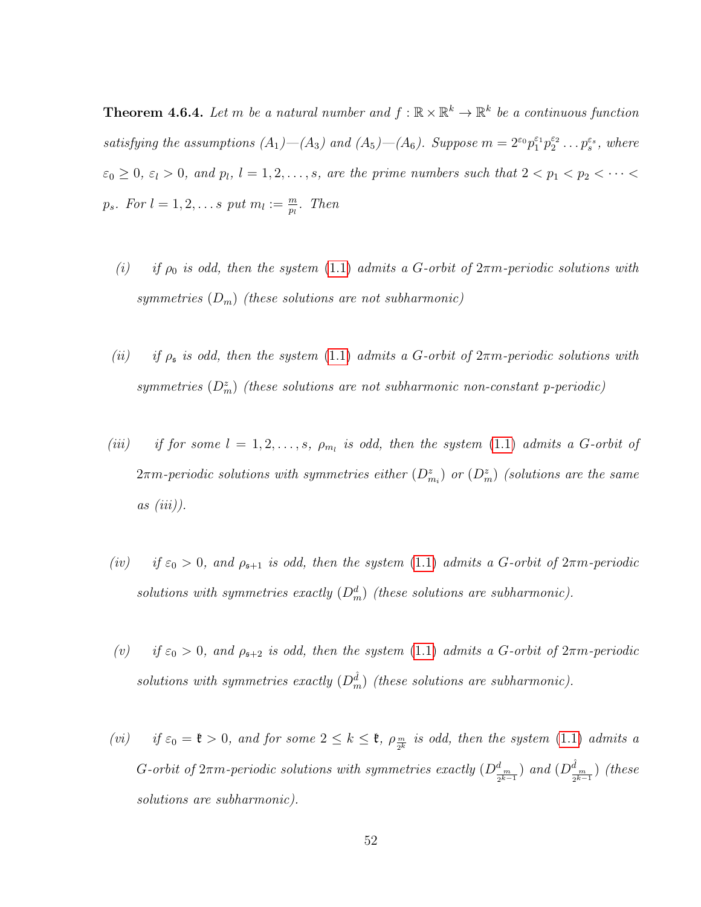**Theorem 4.6.4.** *Let $m$ be a natural number and $f : \mathbb{R} \times \mathbb{R}^k \to \mathbb{R}^k$ be a continuous function satisfying the assumptions ($A_1$)—($A_3$) and ($A_5$)—($A_6$). Suppose $m = 2^{\varepsilon_0} p_1^{\varepsilon_1} p_2^{\varepsilon_2} \dots p_s^{\varepsilon_s}$, where $\varepsilon_0 \geq 0$, $\varepsilon_l > 0$, and $p_l$, $l = 1, 2, \dots, s$, are the prime numbers such that $2 < p_1 < p_2 < \cdots < p_s$. For $l = 1, 2, \dots s$ put $m_l := \frac{m}{p_l}$. Then*

*(i)* *if $\rho_0$ is odd, then the system (1.1) admits a $G$-orbit of $2\pi m$-periodic solutions with symmetries $(D_m)$ (these solutions are not subharmonic)*

*(ii)* *if $\rho_{\mathfrak{s}}$ is odd, then the system (1.1) admits a $G$-orbit of $2\pi m$-periodic solutions with symmetries $(D_m^z)$ (these solutions are not subharmonic non-constant p-periodic)*

*(iii)* *if for some $l = 1, 2, \dots, s$, $\rho_{m_l}$ is odd, then the system (1.1) admits a $G$-orbit of $2\pi m$-periodic solutions with symmetries either $(D_{m_l}^z)$ or $(D_m^z)$ (solutions are the same as (iii)).*

*(iv)* *if $\varepsilon_0 > 0$, and $\rho_{\mathfrak{s}+1}$ is odd, then the system (1.1) admits a $G$-orbit of $2\pi m$-periodic solutions with symmetries exactly $(D_m^d)$ (these solutions are subharmonic).*

*(v)* *if $\varepsilon_0 > 0$, and $\rho_{\mathfrak{s}+2}$ is odd, then the system (1.1) admits a $G$-orbit of $2\pi m$-periodic solutions with symmetries exactly $(D_m^{\hat{d}})$ (these solutions are subharmonic).*

*(vi)* *if $\varepsilon_0 = \mathfrak{k} > 0$, and for some $2 \leq k \leq \mathfrak{k}$, $\rho_{\frac{m}{2^k}}$ is odd, then the system (1.1) admits a $G$-orbit of $2\pi m$-periodic solutions with symmetries exactly $(D^d_{\frac{m}{2^{k-1}}})$ and $(D^{\hat{d}}_{\frac{m}{2^{k-1}}})$ (these solutions are subharmonic).*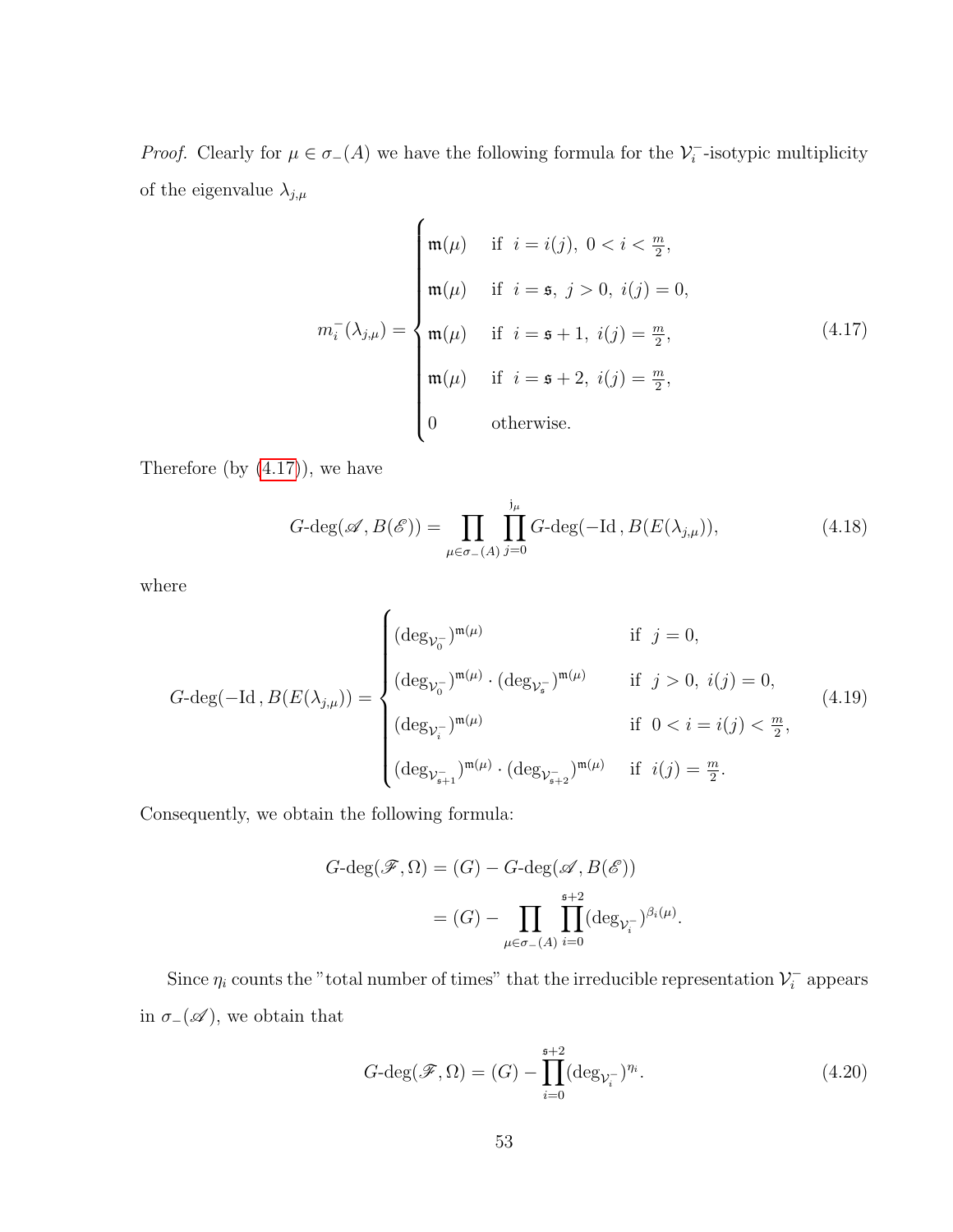*Proof.* Clearly for $\mu \in \sigma_-(A)$ we have the following formula for the $\mathcal{V}_i^-$-isotypic multiplicity of the eigenvalue $\lambda_{j,\mu}$

$$
m_i^-(\lambda_{j,\mu}) = \begin{cases} \mathfrak{m}(\mu) & \text{if } \; i = i(j),\; 0 < i < \frac{m}{2}, \\ \mathfrak{m}(\mu) & \text{if } \; i = \mathfrak{s},\; j > 0,\; i(j) = 0, \\ \mathfrak{m}(\mu) & \text{if } \; i = \mathfrak{s}+1,\; i(j) = \frac{m}{2}, \\ \mathfrak{m}(\mu) & \text{if } \; i = \mathfrak{s}+2,\; i(j) = \frac{m}{2}, \\ 0 & \text{otherwise.} \end{cases} \tag{4.17}
$$

Therefore (by (4.17)), we have

$$
G\text{-deg}(\mathscr{A}, B(\mathscr{E})) = \prod_{\mu \in \sigma_-(A)} \prod_{j=0}^{\mathrm{j}_\mu} G\text{-deg}(-\mathrm{Id}\,, B(E(\lambda_{j,\mu})), \tag{4.18}
$$

where

$$
G\text{-deg}(-\mathrm{Id}\,, B(E(\lambda_{j,\mu})) = \begin{cases} (\deg_{\mathcal{V}_0^-})^{\mathfrak{m}(\mu)} & \text{if } \; j = 0, \\ (\deg_{\mathcal{V}_0^-})^{\mathfrak{m}(\mu)} \cdot (\deg_{\mathcal{V}_\mathfrak{s}^-})^{\mathfrak{m}(\mu)} & \text{if } \; j > 0,\; i(j) = 0, \\ (\deg_{\mathcal{V}_i^-})^{\mathfrak{m}(\mu)} & \text{if } \; 0 < i = i(j) < \frac{m}{2}, \\ (\deg_{\mathcal{V}_{\mathfrak{s}+1}^-})^{\mathfrak{m}(\mu)} \cdot (\deg_{\mathcal{V}_{\mathfrak{s}+2}^-})^{\mathfrak{m}(\mu)} & \text{if } \; i(j) = \frac{m}{2}. \end{cases} \tag{4.19}
$$

Consequently, we obtain the following formula:

$$
\begin{aligned}
G\text{-deg}(\mathscr{F}, \Omega) &= (G) - G\text{-deg}(\mathscr{A}, B(\mathscr{E})) \\
&= (G) - \prod_{\mu \in \sigma_-(A)} \prod_{i=0}^{\mathfrak{s}+2} (\deg_{\mathcal{V}_i^-})^{\beta_i(\mu)}.
\end{aligned}
$$

Since $\eta_i$ counts the "total number of times" that the irreducible representation $\mathcal{V}_i^-$ appears in $\sigma_-(\mathscr{A})$, we obtain that

$$
G\text{-deg}(\mathscr{F}, \Omega) = (G) - \prod_{i=0}^{\mathfrak{s}+2} (\deg_{\mathcal{V}_i^-})^{\eta_i}. \tag{4.20}
$$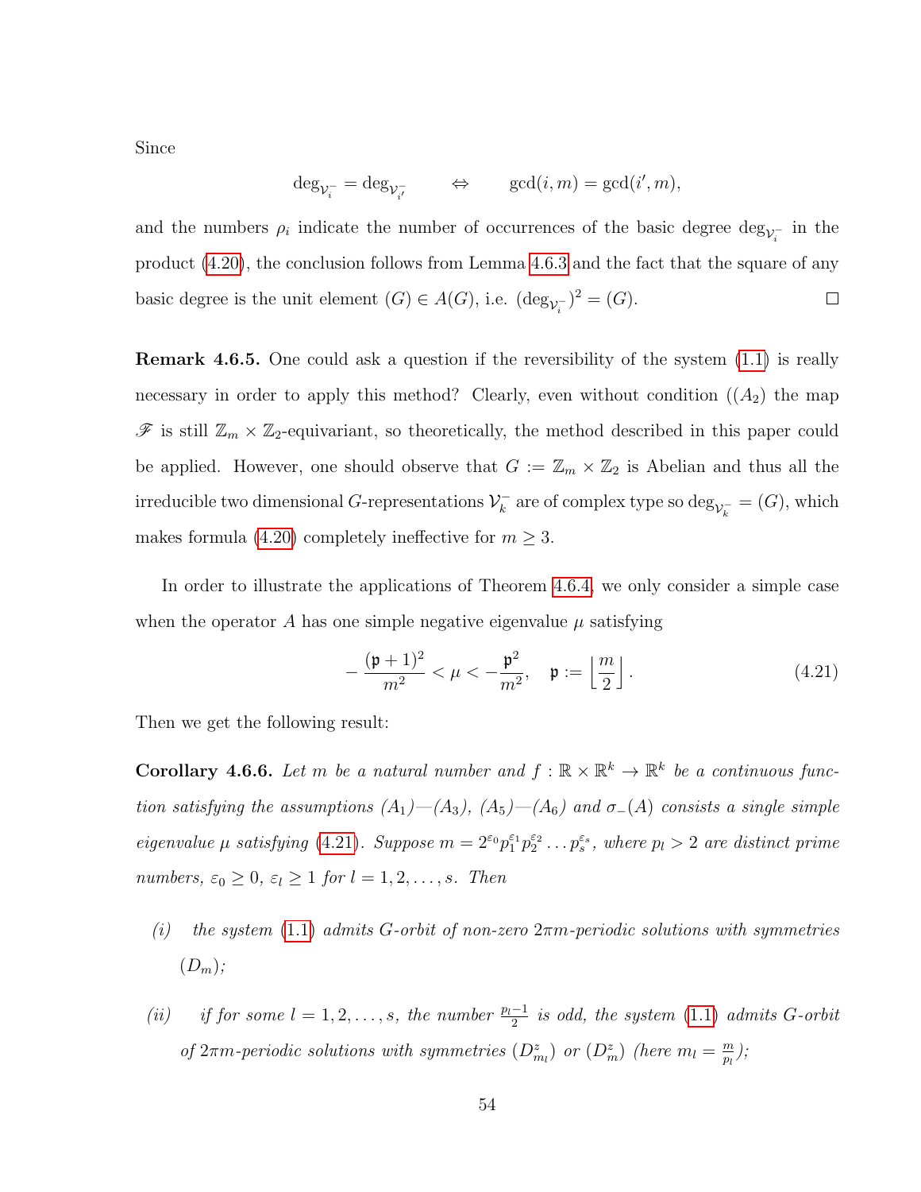Since

$$\deg_{\mathcal{V}_i^-} = \deg_{\mathcal{V}_{i'}^-} \qquad \Leftrightarrow \qquad \gcd(i,m) = \gcd(i',m),$$

and the numbers $\rho_i$ indicate the number of occurrences of the basic degree $\deg_{\mathcal{V}_i^-}$ in the product (4.20), the conclusion follows from Lemma 4.6.3 and the fact that the square of any basic degree is the unit element $(G) \in A(G)$, i.e. $(\deg_{\mathcal{V}_i^-})^2 = (G)$. □

**Remark 4.6.5.** One could ask a question if the reversibility of the system (1.1) is really necessary in order to apply this method? Clearly, even without condition ($(A_2)$ the map $\mathscr{F}$ is still $\mathbb{Z}_m \times \mathbb{Z}_2$-equivariant, so theoretically, the method described in this paper could be applied. However, one should observe that $G := \mathbb{Z}_m \times \mathbb{Z}_2$ is Abelian and thus all the irreducible two dimensional $G$-representations $\mathcal{V}_k^-$ are of complex type so $\deg_{\mathcal{V}_k^-} = (G)$, which makes formula (4.20) completely ineffective for $m \geq 3$.

In order to illustrate the applications of Theorem 4.6.4, we only consider a simple case when the operator $A$ has one simple negative eigenvalue $\mu$ satisfying

$$-\frac{(\mathfrak{p}+1)^2}{m^2} < \mu < -\frac{\mathfrak{p}^2}{m^2}, \quad \mathfrak{p} := \left\lfloor \frac{m}{2} \right\rfloor. \tag{4.21}$$

Then we get the following result:

**Corollary 4.6.6.** *Let $m$ be a natural number and $f : \mathbb{R} \times \mathbb{R}^k \to \mathbb{R}^k$ be a continuous function satisfying the assumptions $(A_1)$—$(A_3)$, $(A_5)$—$(A_6)$ and $\sigma_-(A)$ consists a single simple eigenvalue $\mu$ satisfying (4.21). Suppose $m = 2^{\varepsilon_0} p_1^{\varepsilon_1} p_2^{\varepsilon_2} \dots p_s^{\varepsilon_s}$, where $p_l > 2$ are distinct prime numbers, $\varepsilon_0 \geq 0$, $\varepsilon_l \geq 1$ for $l = 1, 2, \dots, s$. Then*

*(i) the system (1.1) admits $G$-orbit of non-zero $2\pi m$-periodic solutions with symmetries $(D_m)$;*

*(ii) if for some $l = 1, 2, \dots, s$, the number $\frac{p_l - 1}{2}$ is odd, the system (1.1) admits $G$-orbit of $2\pi m$-periodic solutions with symmetries $(D^z_{m_l})$ or $(D^z_m)$ (here $m_l = \frac{m}{p_l}$);*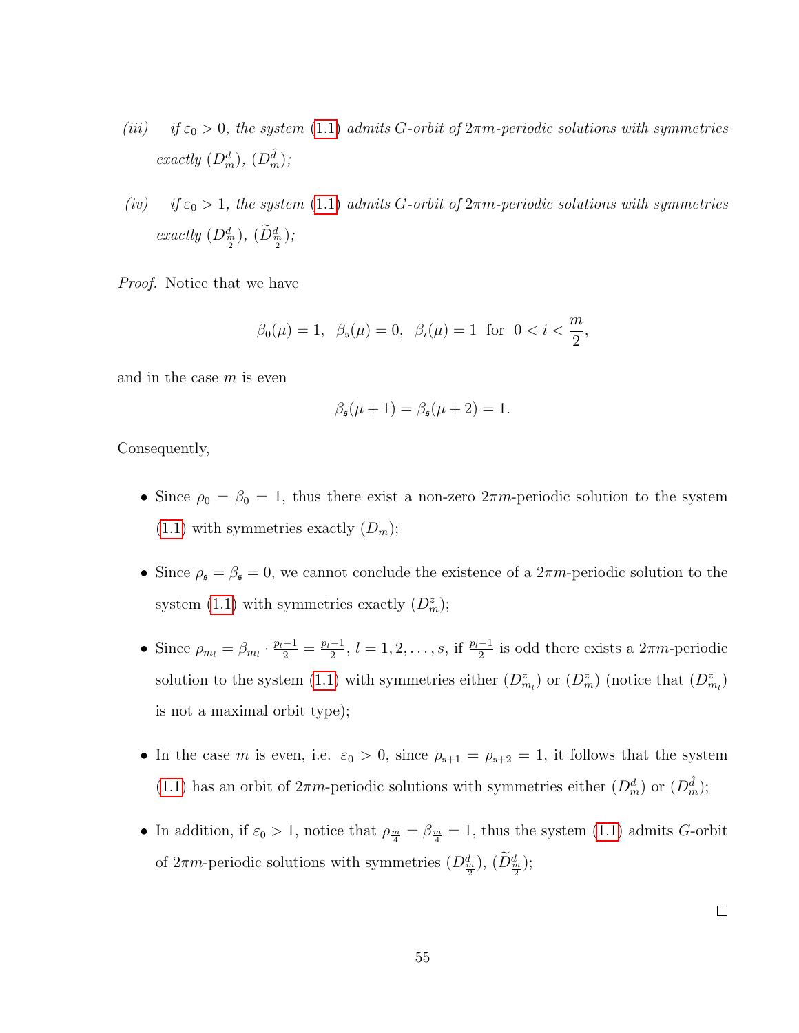*(iii)* *if $\varepsilon_0 > 0$, the system (1.1) admits $G$-orbit of $2\pi m$-periodic solutions with symmetries exactly $(D_m^d)$, $(D_m^{\hat{d}})$;*

*(iv)* *if $\varepsilon_0 > 1$, the system (1.1) admits $G$-orbit of $2\pi m$-periodic solutions with symmetries exactly $(D_{\frac{m}{2}}^d)$, $(\widetilde{D}_{\frac{m}{2}}^d)$;*

*Proof.* Notice that we have

$$\beta_0(\mu) = 1, \;\; \beta_{\mathfrak{s}}(\mu) = 0, \;\; \beta_i(\mu) = 1 \;\text{ for }\; 0 < i < \frac{m}{2},$$

and in the case $m$ is even

$$\beta_{\mathfrak{s}}(\mu + 1) = \beta_{\mathfrak{s}}(\mu + 2) = 1.$$

Consequently,

- Since $\rho_0 = \beta_0 = 1$, thus there exist a non-zero $2\pi m$-periodic solution to the system (1.1) with symmetries exactly $(D_m)$;

- Since $\rho_{\mathfrak{s}} = \beta_{\mathfrak{s}} = 0$, we cannot conclude the existence of a $2\pi m$-periodic solution to the system (1.1) with symmetries exactly $(D_m^z)$;

- Since $\rho_{m_l} = \beta_{m_l} \cdot \frac{p_l - 1}{2} = \frac{p_l - 1}{2}$, $l = 1, 2, \ldots, s$, if $\frac{p_l - 1}{2}$ is odd there exists a $2\pi m$-periodic solution to the system (1.1) with symmetries either $(D_{m_l}^z)$ or $(D_m^z)$ (notice that $(D_{m_l}^z)$ is not a maximal orbit type);

- In the case $m$ is even, i.e. $\varepsilon_0 > 0$, since $\rho_{\mathfrak{s}+1} = \rho_{\mathfrak{s}+2} = 1$, it follows that the system (1.1) has an orbit of $2\pi m$-periodic solutions with symmetries either $(D_m^d)$ or $(D_m^{\hat{d}})$;

- In addition, if $\varepsilon_0 > 1$, notice that $\rho_{\frac{m}{4}} = \beta_{\frac{m}{4}} = 1$, thus the system (1.1) admits $G$-orbit of $2\pi m$-periodic solutions with symmetries $(D_{\frac{m}{2}}^d)$, $(\widetilde{D}_{\frac{m}{2}}^d)$;

□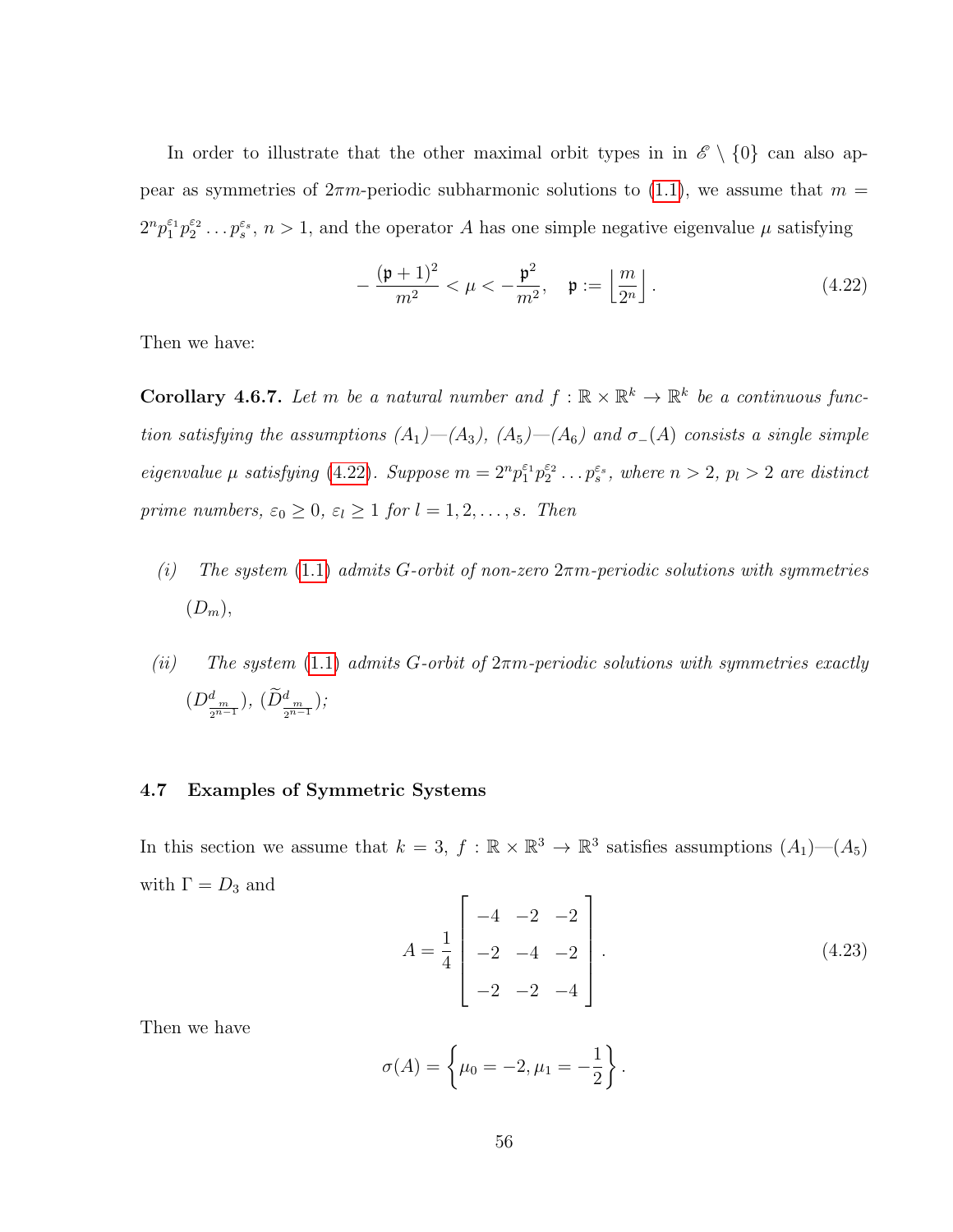In order to illustrate that the other maximal orbit types in in $\mathscr{E} \setminus \{0\}$ can also appear as symmetries of $2\pi m$-periodic subharmonic solutions to (1.1), we assume that $m = 2^n p_1^{\varepsilon_1} p_2^{\varepsilon_2} \dots p_s^{\varepsilon_s}$, $n > 1$, and the operator $A$ has one simple negative eigenvalue $\mu$ satisfying

$$
-\frac{(\mathfrak{p}+1)^2}{m^2} < \mu < -\frac{\mathfrak{p}^2}{m^2}, \quad \mathfrak{p} := \left\lfloor \frac{m}{2^n} \right\rfloor. \tag{4.22}
$$

Then we have:

**Corollary 4.6.7.** *Let $m$ be a natural number and $f : \mathbb{R} \times \mathbb{R}^k \to \mathbb{R}^k$ be a continuous function satisfying the assumptions $(A_1)$—$(A_3)$, $(A_5)$—$(A_6)$ and $\sigma_-(A)$ consists a single simple eigenvalue $\mu$ satisfying (4.22). Suppose $m = 2^n p_1^{\varepsilon_1} p_2^{\varepsilon_2} \dots p_s^{\varepsilon_s}$, where $n > 2$, $p_l > 2$ are distinct prime numbers, $\varepsilon_0 \geq 0$, $\varepsilon_l \geq 1$ for $l = 1, 2, \dots, s$. Then*

*(i)* *The system (1.1) admits $G$-orbit of non-zero $2\pi m$-periodic solutions with symmetries $(D_m)$,*

*(ii)* *The system (1.1) admits $G$-orbit of $2\pi m$-periodic solutions with symmetries exactly $(D^d_{\frac{m}{2^{n-1}}})$, $(\widetilde{D}^d_{\frac{m}{2^{n-1}}})$;*

### 4.7 Examples of Symmetric Systems

In this section we assume that $k = 3$, $f : \mathbb{R} \times \mathbb{R}^3 \to \mathbb{R}^3$ satisfies assumptions $(A_1)$—$(A_5)$ with $\Gamma = D_3$ and

$$
A = \frac{1}{4} \begin{bmatrix} -4 & -2 & -2 \\ -2 & -4 & -2 \\ -2 & -2 & -4 \end{bmatrix}. \tag{4.23}
$$

Then we have

$$
\sigma(A) = \left\{ \mu_0 = -2, \mu_1 = -\frac{1}{2} \right\}.
$$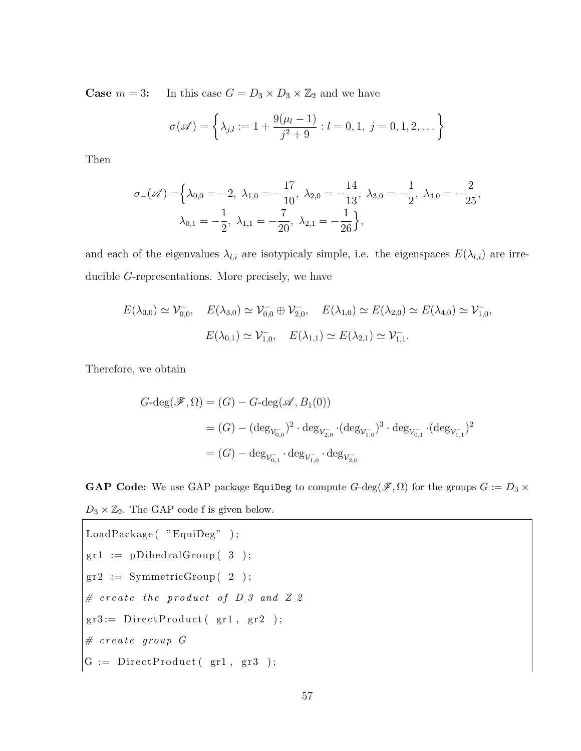**Case $m = 3$:** In this case $G = D_3 \times D_3 \times \mathbb{Z}_2$ and we have

$$\sigma(\mathscr{A}) = \left\{ \lambda_{j,l} := 1 + \frac{9(\mu_l - 1)}{j^2 + 9} : l = 0, 1,\ j = 0, 1, 2, \dots \right\}$$

Then

$$\begin{aligned}
\sigma_-(\mathscr{A}) = \Big\{ & \lambda_{0,0} = -2,\ \lambda_{1,0} = -\frac{17}{10},\ \lambda_{2,0} = -\frac{14}{13},\ \lambda_{3,0} = -\frac{1}{2},\ \lambda_{4,0} = -\frac{2}{25}, \\
& \lambda_{0,1} = -\frac{1}{2},\ \lambda_{1,1} = -\frac{7}{20},\ \lambda_{2,1} = -\frac{1}{26} \Big\},
\end{aligned}$$

and each of the eigenvalues $\lambda_{l,i}$ are isotypicaly simple, i.e. the eigenspaces $E(\lambda_{l,i})$ are irreducible $G$-representations. More precisely, we have

$$E(\lambda_{0,0}) \simeq \mathcal{V}_{0,0}^-, \quad E(\lambda_{3,0}) \simeq \mathcal{V}_{0,0}^- \oplus \mathcal{V}_{2,0}^-, \quad E(\lambda_{1,0}) \simeq E(\lambda_{2,0}) \simeq E(\lambda_{4,0}) \simeq \mathcal{V}_{1,0}^-,$$

$$E(\lambda_{0,1}) \simeq \mathcal{V}_{1,0}^-, \quad E(\lambda_{1,1}) \simeq E(\lambda_{2,1}) \simeq \mathcal{V}_{1,1}^-.$$

Therefore, we obtain

$$\begin{aligned}
G\text{-deg}(\mathscr{F}, \Omega) &= (G) - G\text{-deg}(\mathscr{A}, B_1(0)) \\
&= (G) - (\deg_{\mathcal{V}_{0,0}^-})^2 \cdot \deg_{\mathcal{V}_{2,0}^-} \cdot (\deg_{\mathcal{V}_{1,0}^-})^3 \cdot \deg_{\mathcal{V}_{0,1}^-} \cdot (\deg_{\mathcal{V}_{1,1}^-})^2 \\
&= (G) - \deg_{\mathcal{V}_{0,1}^-} \cdot \deg_{\mathcal{V}_{1,0}^-} \cdot \deg_{\mathcal{V}_{2,0}^-}
\end{aligned}$$

**GAP Code:** We use GAP package `EquiDeg` to compute $G$-deg$(\mathscr{F}, \Omega)$ for the groups $G := D_3 \times D_3 \times \mathbb{Z}_2$. The GAP code f is given below.

```
LoadPackage( "EquiDeg" );
gr1 := pDihedralGroup( 3 );
gr2 := SymmetricGroup( 2 );
# create the product of D_3 and Z_2
gr3:= DirectProduct( gr1, gr2 );
# create group G
G := DirectProduct( gr1, gr3 );
```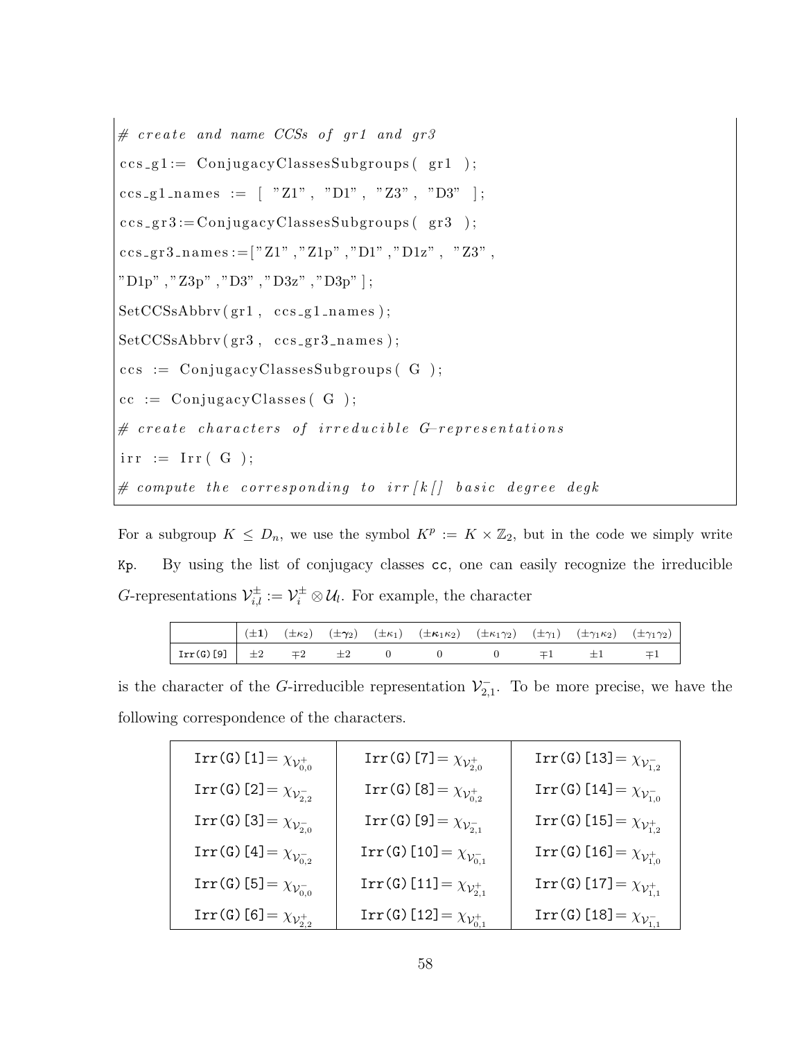```
# create and name CCSs of gr1 and gr3
ccs_g1:= ConjugacyClassesSubgroups( gr1 );
ccs_g1_names := [ "Z1", "D1", "Z3", "D3" ];
ccs_gr3:=ConjugacyClassesSubgroups( gr3 );
ccs_gr3_names:=["Z1","Z1p","D1","D1z", "Z3",
"D1p","Z3p","D3","D3z","D3p"];
SetCCSsAbbrv(gr1, ccs_g1_names);
SetCCSsAbbrv(gr3, ccs_gr3_names);
ccs := ConjugacyClassesSubgroups( G );
cc := ConjugacyClasses( G );
# create characters of irreducible G-representations
irr := Irr( G );
# compute the corresponding to irr[k[] basic degree degk
```

For a subgroup $K \leq D_n$, we use the symbol $K^p := K \times \mathbb{Z}_2$, but in the code we simply write `Kp`. By using the list of conjugacy classes `cc`, one can easily recognize the irreducible $G$-representations $\mathcal{V}_{i,l}^{\pm} := \mathcal{V}_i^{\pm} \otimes \mathcal{U}_l$. For example, the character

| | $(\pm\mathbf{1})$ | $(\pm\kappa_2)$ | $(\pm\boldsymbol{\gamma}_2)$ | $(\pm\kappa_1)$ | $(\pm\boldsymbol{\kappa}_1\kappa_2)$ | $(\pm\kappa_1\gamma_2)$ | $(\pm\gamma_1)$ | $(\pm\gamma_1\kappa_2)$ | $(\pm\gamma_1\gamma_2)$ |
|---|---|---|---|---|---|---|---|---|---|
| `Irr(G)[9]` | $\pm 2$ | $\mp 2$ | $\pm 2$ | 0 | 0 | 0 | $\mp 1$ | $\pm 1$ | $\mp 1$ |

is the character of the $G$-irreducible representation $\mathcal{V}_{2,1}^{-}$. To be more precise, we have the following correspondence of the characters.

| | | |
|---|---|---|
| `Irr(G)[1]`$= \chi_{\mathcal{V}_{0,0}^{+}}$ | `Irr(G)[7]`$= \chi_{\mathcal{V}_{2,0}^{+}}$ | `Irr(G)[13]`$= \chi_{\mathcal{V}_{1,2}^{-}}$ |
| `Irr(G)[2]`$= \chi_{\mathcal{V}_{2,2}^{-}}$ | `Irr(G)[8]`$= \chi_{\mathcal{V}_{0,2}^{+}}$ | `Irr(G)[14]`$= \chi_{\mathcal{V}_{1,0}^{-}}$ |
| `Irr(G)[3]`$= \chi_{\mathcal{V}_{2,0}^{-}}$ | `Irr(G)[9]`$= \chi_{\mathcal{V}_{2,1}^{-}}$ | `Irr(G)[15]`$= \chi_{\mathcal{V}_{1,2}^{+}}$ |
| `Irr(G)[4]`$= \chi_{\mathcal{V}_{0,2}^{-}}$ | `Irr(G)[10]`$= \chi_{\mathcal{V}_{0,1}^{-}}$ | `Irr(G)[16]`$= \chi_{\mathcal{V}_{1,0}^{+}}$ |
| `Irr(G)[5]`$= \chi_{\mathcal{V}_{0,0}^{-}}$ | `Irr(G)[11]`$= \chi_{\mathcal{V}_{2,1}^{+}}$ | `Irr(G)[17]`$= \chi_{\mathcal{V}_{1,1}^{+}}$ |
| `Irr(G)[6]`$= \chi_{\mathcal{V}_{2,2}^{+}}$ | `Irr(G)[12]`$= \chi_{\mathcal{V}_{0,1}^{+}}$ | `Irr(G)[18]`$= \chi_{\mathcal{V}_{1,1}^{-}}$ |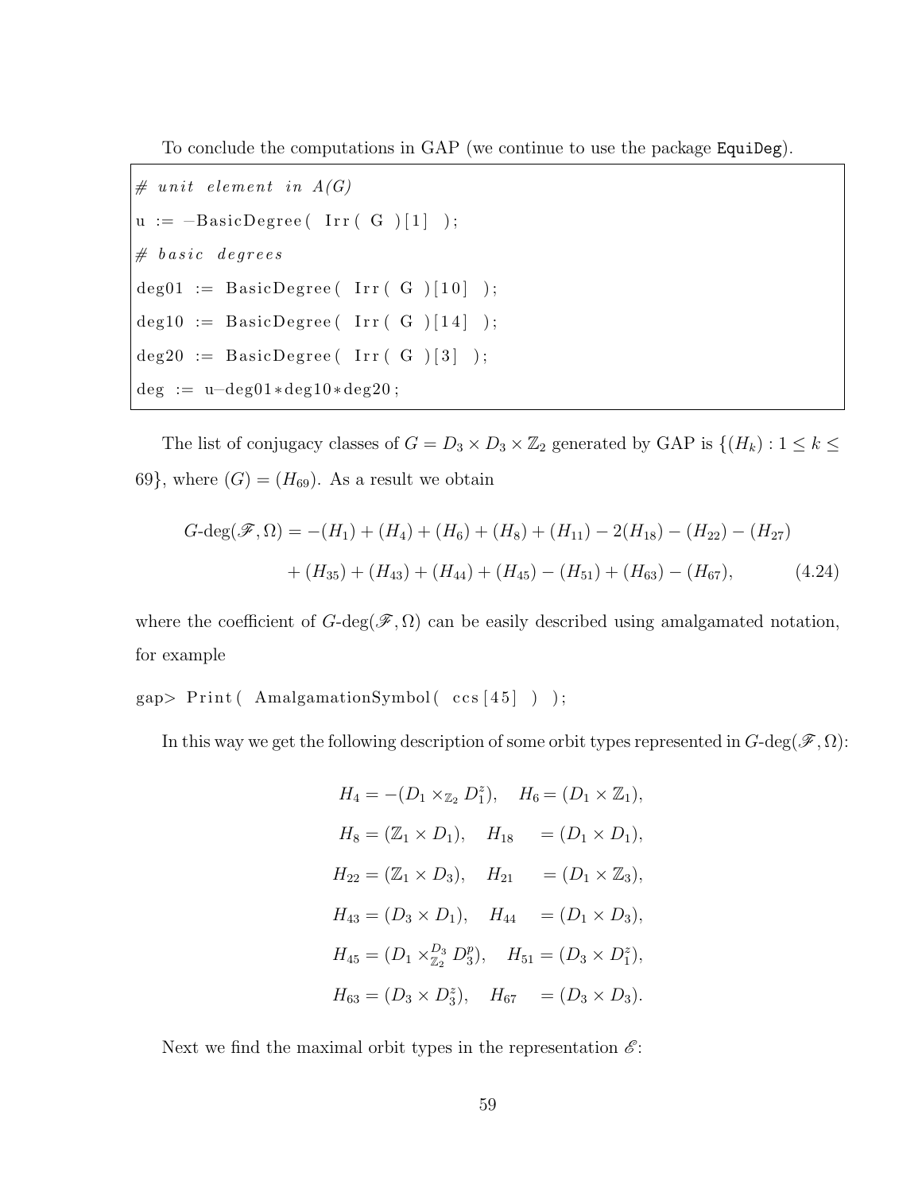To conclude the computations in GAP (we continue to use the package EquiDeg).

```
# unit element in A(G)
u := -BasicDegree( Irr( G )[1] );
# basic degrees
deg01 := BasicDegree( Irr( G )[10] );
deg10 := BasicDegree( Irr( G )[14] );
deg20 := BasicDegree( Irr( G )[3] );
deg := u-deg01*deg10*deg20;
```

The list of conjugacy classes of $G = D_3 \times D_3 \times \mathbb{Z}_2$ generated by GAP is $\{(H_k) : 1 \leq k \leq 69\}$, where $(G) = (H_{69})$. As a result we obtain

$$\begin{aligned} G\text{-deg}(\mathscr{F}, \Omega) = &-(H_1) + (H_4) + (H_6) + (H_8) + (H_{11}) - 2(H_{18}) - (H_{22}) - (H_{27}) \\ &+ (H_{35}) + (H_{43}) + (H_{44}) + (H_{45}) - (H_{51}) + (H_{63}) - (H_{67}), \end{aligned} \tag{4.24}$$

where the coefficient of $G$-deg$(\mathscr{F}, \Omega)$ can be easily described using amalgamated notation, for example

```
gap> Print( AmalgamationSymbol( ccs[45] ) );
```

In this way we get the following description of some orbit types represented in $G$-deg$(\mathscr{F}, \Omega)$:

$$\begin{aligned} H_4 &= -(D_1 \times_{\mathbb{Z}_2} D_1^z), & H_6 &= (D_1 \times \mathbb{Z}_1), \\ H_8 &= (\mathbb{Z}_1 \times D_1), & H_{18} &= (D_1 \times D_1), \\ H_{22} &= (\mathbb{Z}_1 \times D_3), & H_{21} &= (D_1 \times \mathbb{Z}_3), \\ H_{43} &= (D_3 \times D_1), & H_{44} &= (D_1 \times D_3), \\ H_{45} &= (D_1 \times_{\mathbb{Z}_2}^{D_3} D_3^p), & H_{51} &= (D_3 \times D_1^z), \\ H_{63} &= (D_3 \times D_3^z), & H_{67} &= (D_3 \times D_3). \end{aligned}$$

Next we find the maximal orbit types in the representation $\mathscr{E}$: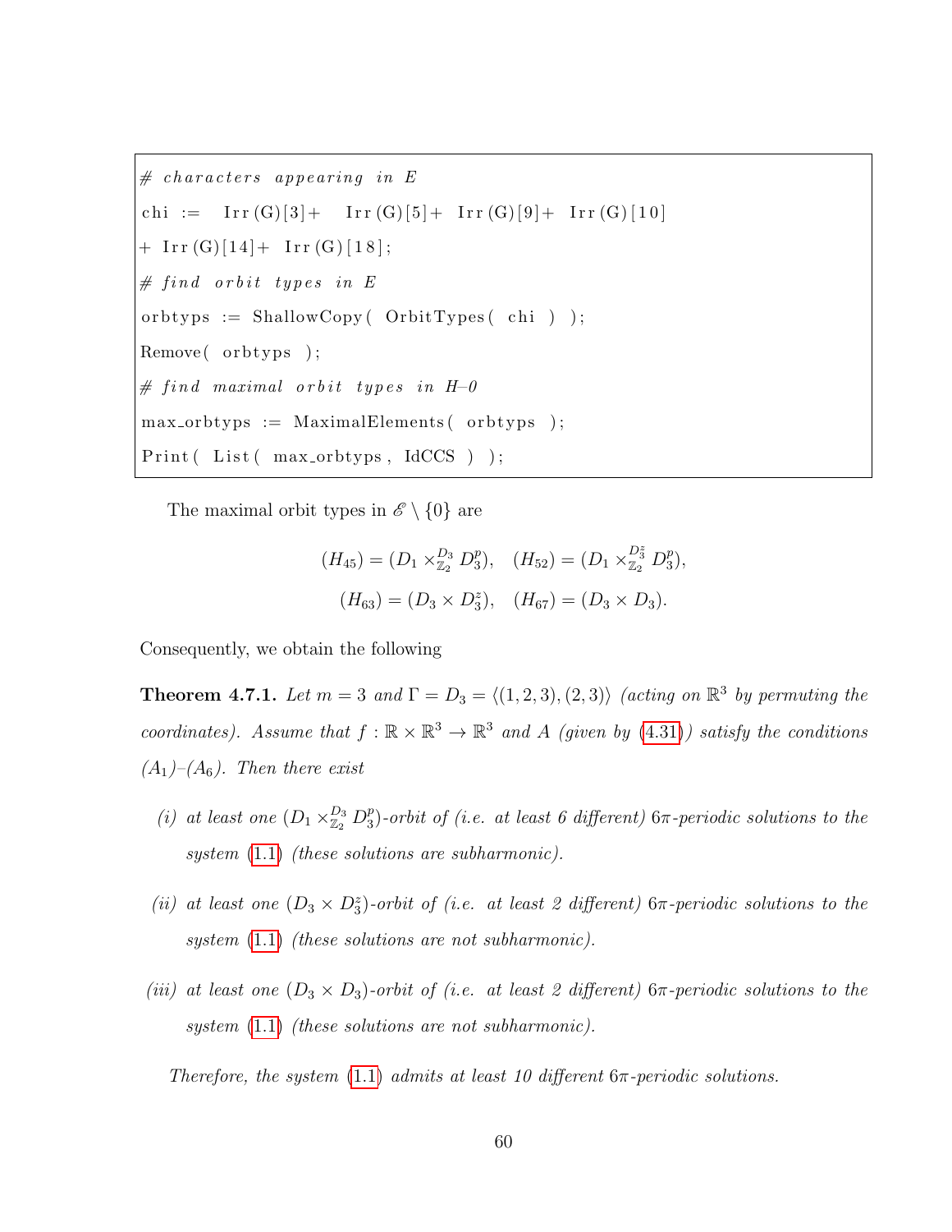```
# characters appearing in E
chi := Irr(G)[3]+ Irr(G)[5]+ Irr(G)[9]+ Irr(G)[10]
+ Irr(G)[14]+ Irr(G)[18];
# find orbit types in E
orbtyps := ShallowCopy( OrbitTypes( chi ) );
Remove( orbtyps );
# find maximal orbit types in H-0
max_orbtyps := MaximalElements( orbtyps );
Print( List( max_orbtyps, IdCCS ) );
```

The maximal orbit types in $\mathscr{E} \setminus \{0\}$ are

$$(H_{45}) = (D_1 \times^{D_3}_{\mathbb{Z}_2} D_3^p), \quad (H_{52}) = (D_1 \times^{D_3^z}_{\mathbb{Z}_2} D_3^p),$$
$$(H_{63}) = (D_3 \times D_3^z), \quad (H_{67}) = (D_3 \times D_3).$$

Consequently, we obtain the following

**Theorem 4.7.1.** *Let $m = 3$ and $\Gamma = D_3 = \langle (1,2,3), (2,3) \rangle$ (acting on $\mathbb{R}^3$ by permuting the coordinates). Assume that $f : \mathbb{R} \times \mathbb{R}^3 \to \mathbb{R}^3$ and $A$ (given by (4.31)) satisfy the conditions $(A_1)$–$(A_6)$. Then there exist*

*(i) at least one $(D_1 \times^{D_3}_{\mathbb{Z}_2} D_3^p)$-orbit of (i.e. at least 6 different) $6\pi$-periodic solutions to the system (1.1) (these solutions are subharmonic).*

*(ii) at least one $(D_3 \times D_3^z)$-orbit of (i.e. at least 2 different) $6\pi$-periodic solutions to the system (1.1) (these solutions are not subharmonic).*

*(iii) at least one $(D_3 \times D_3)$-orbit of (i.e. at least 2 different) $6\pi$-periodic solutions to the system (1.1) (these solutions are not subharmonic).*

*Therefore, the system (1.1) admits at least 10 different $6\pi$-periodic solutions.*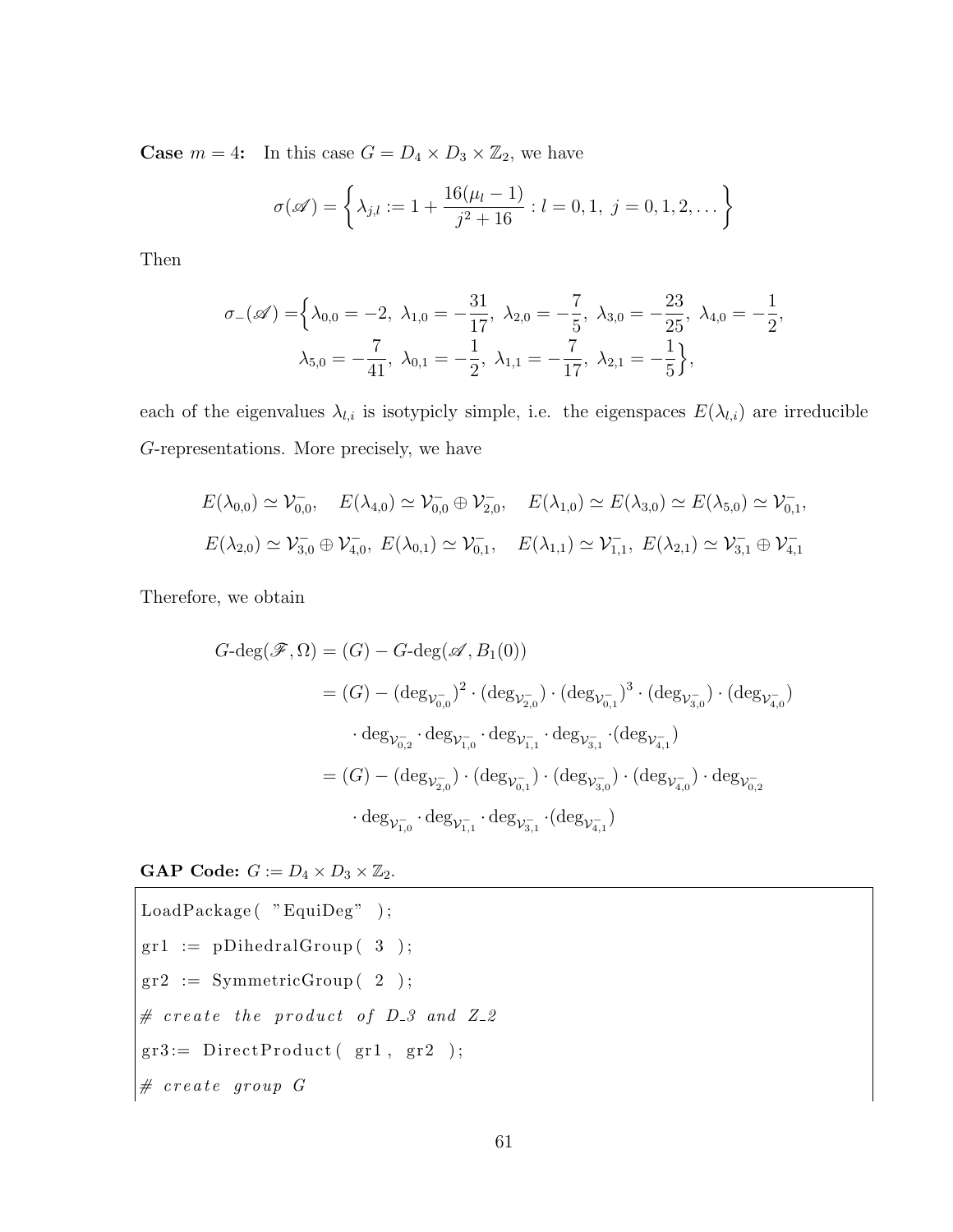**Case** $m = 4$**:** In this case $G = D_4 \times D_3 \times \mathbb{Z}_2$, we have

$$\sigma(\mathscr{A}) = \left\{ \lambda_{j,l} := 1 + \frac{16(\mu_l - 1)}{j^2 + 16} : l = 0, 1,\ j = 0, 1, 2, \dots \right\}$$

Then

$$\sigma_-(\mathscr{A}) = \Big\{ \lambda_{0,0} = -2,\ \lambda_{1,0} = -\frac{31}{17},\ \lambda_{2,0} = -\frac{7}{5},\ \lambda_{3,0} = -\frac{23}{25},\ \lambda_{4,0} = -\frac{1}{2},$$
$$\lambda_{5,0} = -\frac{7}{41},\ \lambda_{0,1} = -\frac{1}{2},\ \lambda_{1,1} = -\frac{7}{17},\ \lambda_{2,1} = -\frac{1}{5} \Big\},$$

each of the eigenvalues $\lambda_{l,i}$ is isotypicly simple, i.e. the eigenspaces $E(\lambda_{l,i})$ are irreducible $G$-representations. More precisely, we have

$$E(\lambda_{0,0}) \simeq \mathcal{V}^-_{0,0}, \quad E(\lambda_{4,0}) \simeq \mathcal{V}^-_{0,0} \oplus \mathcal{V}^-_{2,0}, \quad E(\lambda_{1,0}) \simeq E(\lambda_{3,0}) \simeq E(\lambda_{5,0}) \simeq \mathcal{V}^-_{0,1},$$
$$E(\lambda_{2,0}) \simeq \mathcal{V}^-_{3,0} \oplus \mathcal{V}^-_{4,0},\ E(\lambda_{0,1}) \simeq \mathcal{V}^-_{0,1}, \quad E(\lambda_{1,1}) \simeq \mathcal{V}^-_{1,1},\ E(\lambda_{2,1}) \simeq \mathcal{V}^-_{3,1} \oplus \mathcal{V}^-_{4,1}$$

Therefore, we obtain

$$\begin{aligned}
G\text{-deg}(\mathscr{F}, \Omega) &= (G) - G\text{-deg}(\mathscr{A}, B_1(0)) \\
&= (G) - (\deg_{\mathcal{V}^-_{0,0}})^2 \cdot (\deg_{\mathcal{V}^-_{2,0}}) \cdot (\deg_{\mathcal{V}^-_{0,1}})^3 \cdot (\deg_{\mathcal{V}^-_{3,0}}) \cdot (\deg_{\mathcal{V}^-_{4,0}}) \\
&\quad \cdot \deg_{\mathcal{V}^-_{0,2}} \cdot \deg_{\mathcal{V}^-_{1,0}} \cdot \deg_{\mathcal{V}^-_{1,1}} \cdot \deg_{\mathcal{V}^-_{3,1}} \cdot (\deg_{\mathcal{V}^-_{4,1}}) \\
&= (G) - (\deg_{\mathcal{V}^-_{2,0}}) \cdot (\deg_{\mathcal{V}^-_{0,1}}) \cdot (\deg_{\mathcal{V}^-_{3,0}}) \cdot (\deg_{\mathcal{V}^-_{4,0}}) \cdot \deg_{\mathcal{V}^-_{0,2}} \\
&\quad \cdot \deg_{\mathcal{V}^-_{1,0}} \cdot \deg_{\mathcal{V}^-_{1,1}} \cdot \deg_{\mathcal{V}^-_{3,1}} \cdot (\deg_{\mathcal{V}^-_{4,1}})
\end{aligned}$$

**GAP Code:** $G := D_4 \times D_3 \times \mathbb{Z}_2$.

```
LoadPackage( "EquiDeg" );
gr1 := pDihedralGroup( 3 );
gr2 := SymmetricGroup( 2 );
# create the product of D_3 and Z_2
gr3:= DirectProduct( gr1, gr2 );
# create group G
```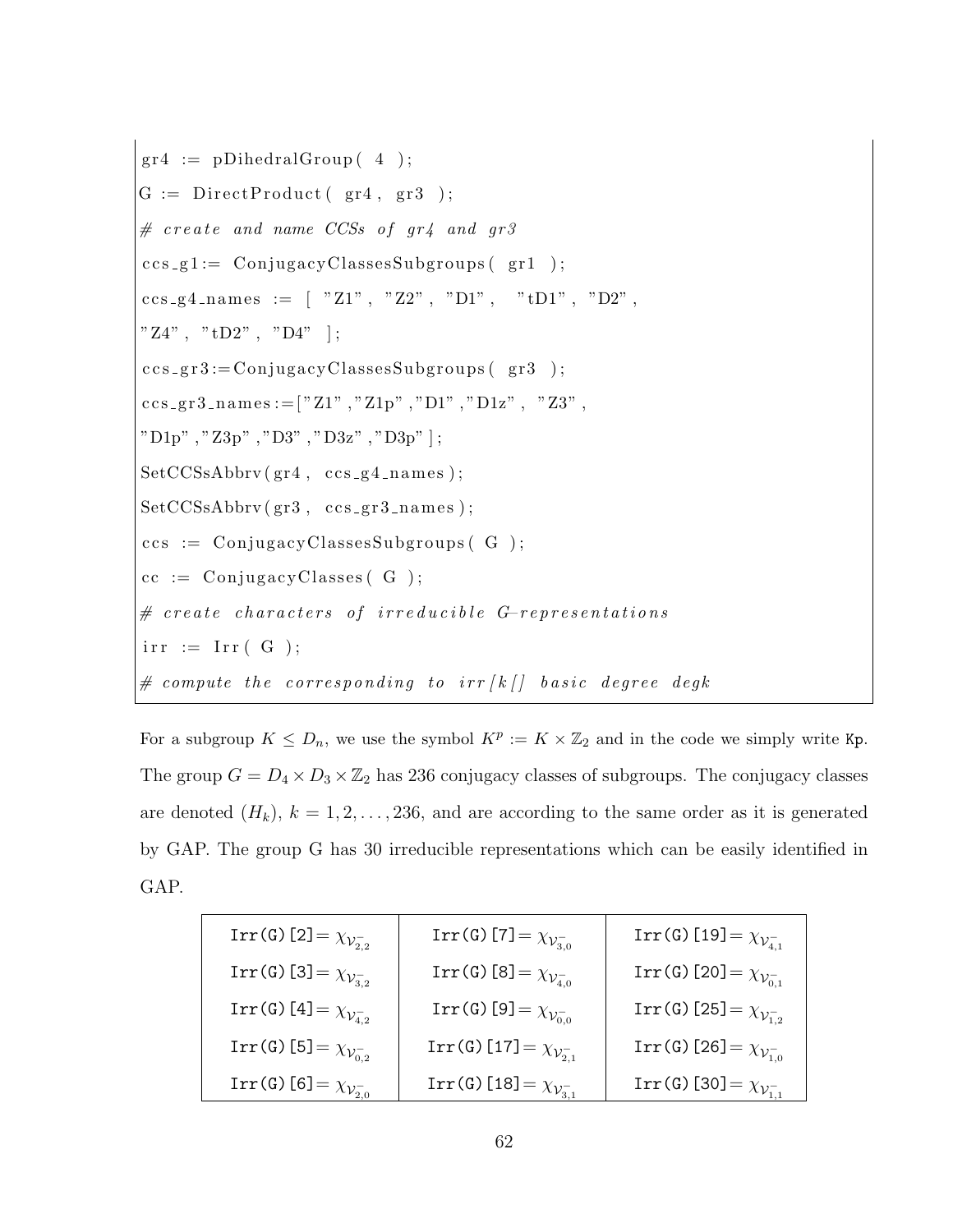```
gr4 := pDihedralGroup( 4 );
G := DirectProduct( gr4, gr3 );
# create and name CCSs of gr4 and gr3
ccs_g1:= ConjugacyClassesSubgroups( gr1 );
ccs_g4_names := [ "Z1", "Z2", "D1",  "tD1", "D2",
"Z4", "tD2", "D4" ];
ccs_gr3:=ConjugacyClassesSubgroups( gr3 );
ccs_gr3_names:=["Z1","Z1p","D1","D1z", "Z3",
"D1p","Z3p","D3","D3z","D3p"];
SetCCSsAbbrv(gr4, ccs_g4_names);
SetCCSsAbbrv(gr3, ccs_gr3_names);
ccs := ConjugacyClassesSubgroups( G );
cc := ConjugacyClasses( G );
# create characters of irreducible G-representations
irr := Irr( G );
# compute the corresponding to irr[k[] basic degree degk
```

For a subgroup $K \leq D_n$, we use the symbol $K^p := K \times \mathbb{Z}_2$ and in the code we simply write Kp. The group $G = D_4 \times D_3 \times \mathbb{Z}_2$ has 236 conjugacy classes of subgroups. The conjugacy classes are denoted $(H_k)$, $k = 1, 2, \dots, 236$, and are according to the same order as it is generated by GAP. The group G has 30 irreducible representations which can be easily identified in GAP.

| | | |
|---|---|---|
| Irr(G)[2]= $\chi_{\mathcal{V}_{2,2}^-}$ | Irr(G)[7]= $\chi_{\mathcal{V}_{3,0}^-}$ | Irr(G)[19]= $\chi_{\mathcal{V}_{4,1}^-}$ |
| Irr(G)[3]= $\chi_{\mathcal{V}_{3,2}^-}$ | Irr(G)[8]= $\chi_{\mathcal{V}_{4,0}^-}$ | Irr(G)[20]= $\chi_{\mathcal{V}_{0,1}^-}$ |
| Irr(G)[4]= $\chi_{\mathcal{V}_{4,2}^-}$ | Irr(G)[9]= $\chi_{\mathcal{V}_{0,0}^-}$ | Irr(G)[25]= $\chi_{\mathcal{V}_{1,2}^-}$ |
| Irr(G)[5]= $\chi_{\mathcal{V}_{0,2}^-}$ | Irr(G)[17]= $\chi_{\mathcal{V}_{2,1}^-}$ | Irr(G)[26]= $\chi_{\mathcal{V}_{1,0}^-}$ |
| Irr(G)[6]= $\chi_{\mathcal{V}_{2,0}^-}$ | Irr(G)[18]= $\chi_{\mathcal{V}_{3,1}^-}$ | Irr(G)[30]= $\chi_{\mathcal{V}_{1,1}^-}$ |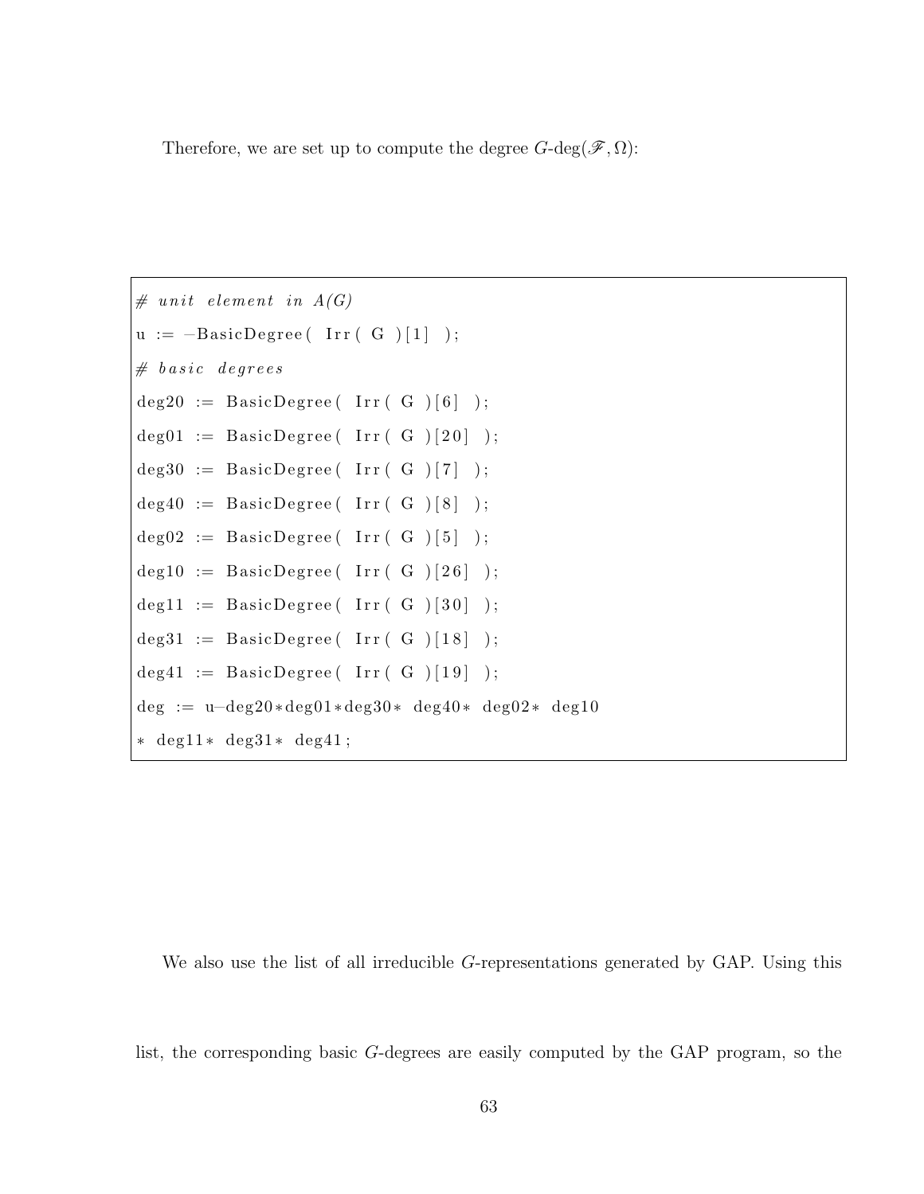Therefore, we are set up to compute the degree $G$-deg$(\mathscr{F}, \Omega)$:

```
# unit element in A(G)
u := -BasicDegree( Irr( G )[1] );
# basic degrees
deg20 := BasicDegree( Irr( G )[6] );
deg01 := BasicDegree( Irr( G )[20] );
deg30 := BasicDegree( Irr( G )[7] );
deg40 := BasicDegree( Irr( G )[8] );
deg02 := BasicDegree( Irr( G )[5] );
deg10 := BasicDegree( Irr( G )[26] );
deg11 := BasicDegree( Irr( G )[30] );
deg31 := BasicDegree( Irr( G )[18] );
deg41 := BasicDegree( Irr( G )[19] );
deg := u-deg20*deg01*deg30* deg40* deg02* deg10
* deg11* deg31* deg41;
```

We also use the list of all irreducible $G$-representations generated by GAP. Using this list, the corresponding basic $G$-degrees are easily computed by the GAP program, so the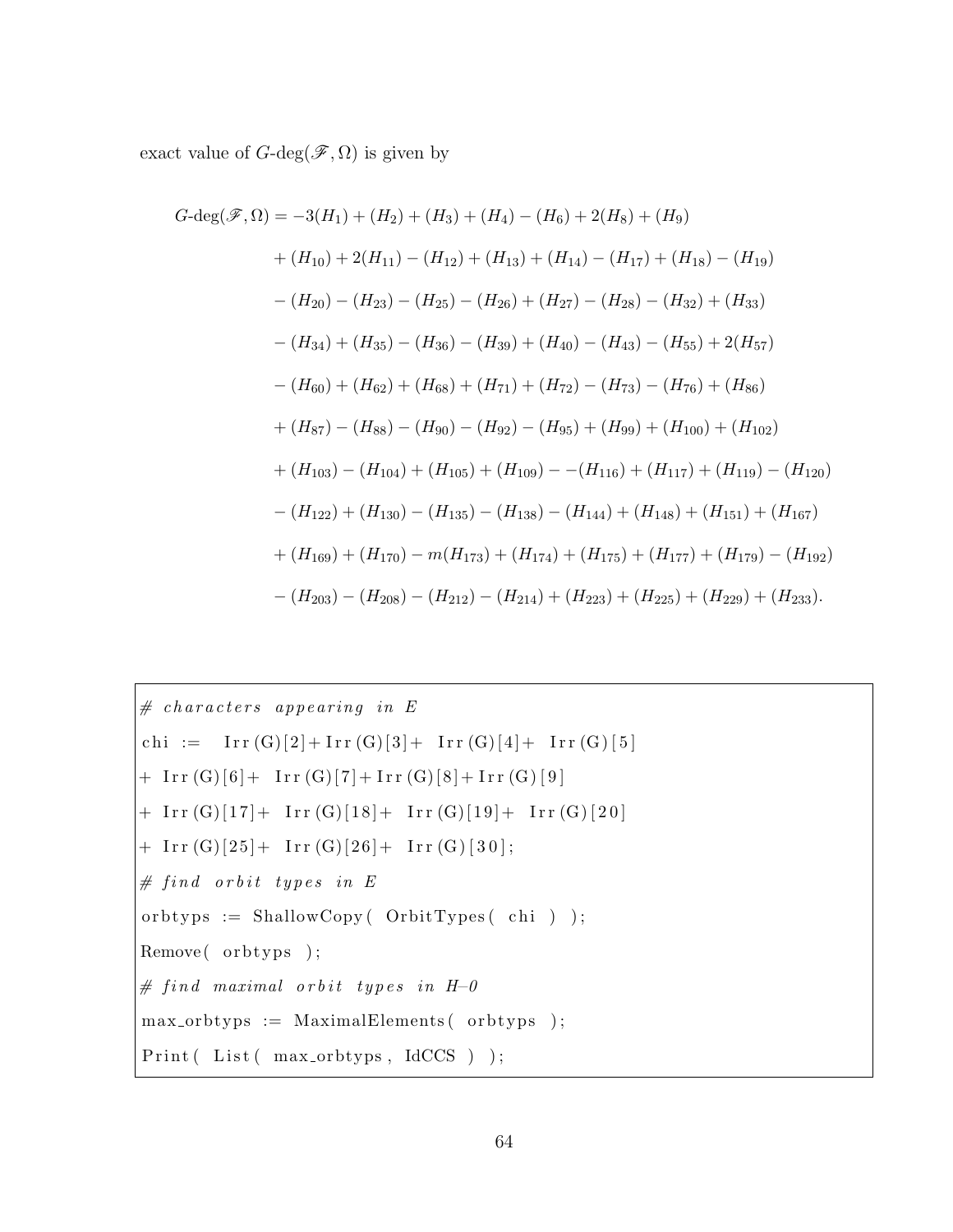exact value of $G$-deg$(\mathscr{F}, \Omega)$ is given by

$$
\begin{aligned}
G\text{-deg}(\mathscr{F}, \Omega) = & -3(H_1) + (H_2) + (H_3) + (H_4) - (H_6) + 2(H_8) + (H_9) \\
& + (H_{10}) + 2(H_{11}) - (H_{12}) + (H_{13}) + (H_{14}) - (H_{17}) + (H_{18}) - (H_{19}) \\
& - (H_{20}) - (H_{23}) - (H_{25}) - (H_{26}) + (H_{27}) - (H_{28}) - (H_{32}) + (H_{33}) \\
& - (H_{34}) + (H_{35}) - (H_{36}) - (H_{39}) + (H_{40}) - (H_{43}) - (H_{55}) + 2(H_{57}) \\
& - (H_{60}) + (H_{62}) + (H_{68}) + (H_{71}) + (H_{72}) - (H_{73}) - (H_{76}) + (H_{86}) \\
& + (H_{87}) - (H_{88}) - (H_{90}) - (H_{92}) - (H_{95}) + (H_{99}) + (H_{100}) + (H_{102}) \\
& + (H_{103}) - (H_{104}) + (H_{105}) + (H_{109}) - -(H_{116}) + (H_{117}) + (H_{119}) - (H_{120}) \\
& - (H_{122}) + (H_{130}) - (H_{135}) - (H_{138}) - (H_{144}) + (H_{148}) + (H_{151}) + (H_{167}) \\
& + (H_{169}) + (H_{170}) - m(H_{173}) + (H_{174}) + (H_{175}) + (H_{177}) + (H_{179}) - (H_{192}) \\
& - (H_{203}) - (H_{208}) - (H_{212}) - (H_{214}) + (H_{223}) + (H_{225}) + (H_{229}) + (H_{233}).
\end{aligned}
$$

```
# characters appearing in E
chi :=   Irr(G)[2]+Irr(G)[3]+  Irr(G)[4]+  Irr(G)[5]
+ Irr(G)[6]+  Irr(G)[7]+Irr(G)[8]+Irr(G)[9]
+ Irr(G)[17]+  Irr(G)[18]+  Irr(G)[19]+  Irr(G)[20]
+ Irr(G)[25]+  Irr(G)[26]+  Irr(G)[30];
# find orbit types in E
orbtyps := ShallowCopy( OrbitTypes( chi ) );
Remove( orbtyps );
# find maximal orbit types in H-0
max_orbtyps := MaximalElements( orbtyps );
Print( List( max_orbtyps, IdCCS ) );
```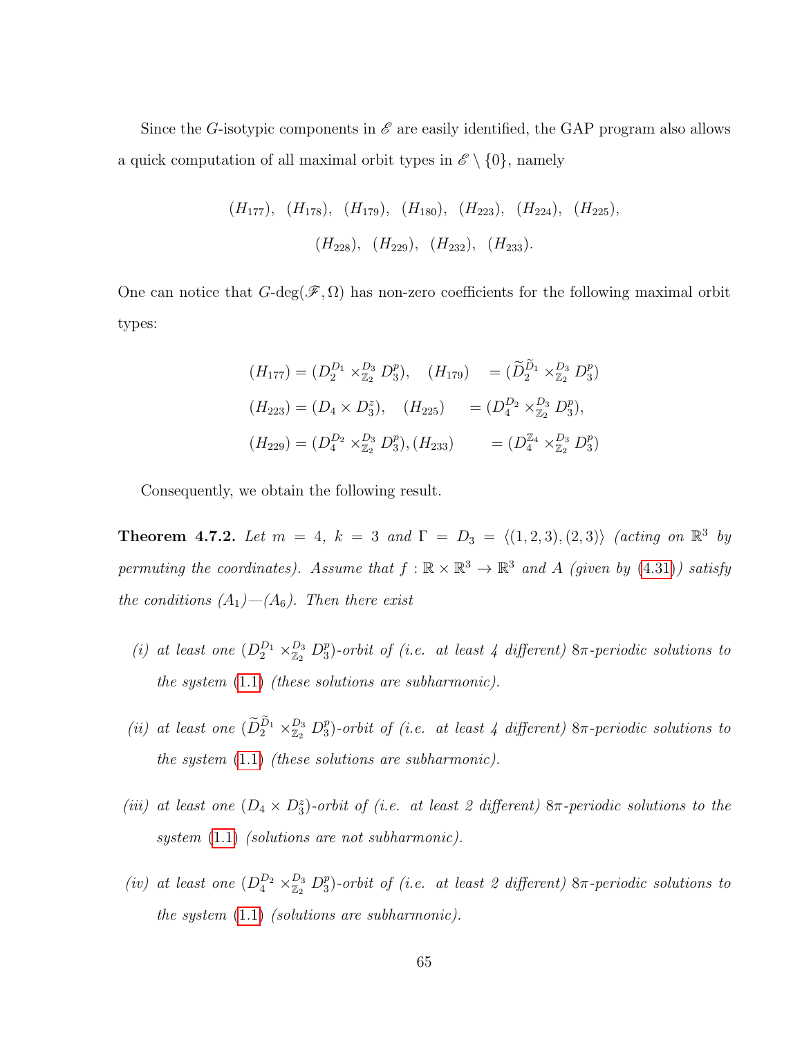Since the $G$-isotypic components in $\mathscr{E}$ are easily identified, the GAP program also allows a quick computation of all maximal orbit types in $\mathscr{E} \setminus \{0\}$, namely

$$(H_{177}),\ (H_{178}),\ (H_{179}),\ (H_{180}),\ (H_{223}),\ (H_{224}),\ (H_{225}),$$
$$(H_{228}),\ (H_{229}),\ (H_{232}),\ (H_{233}).$$

One can notice that $G$-deg$(\mathscr{F}, \Omega)$ has non-zero coefficients for the following maximal orbit types:

$$(H_{177}) = (D_2^{D_1} \times_{\mathbb{Z}_2}^{D_3} D_3^p), \quad (H_{179}) = (\widetilde{D}_2^{\widetilde{D}_1} \times_{\mathbb{Z}_2}^{D_3} D_3^p)$$
$$(H_{223}) = (D_4 \times D_3^z), \quad (H_{225}) = (D_4^{D_2} \times_{\mathbb{Z}_2}^{D_3} D_3^p),$$
$$(H_{229}) = (D_4^{D_2} \times_{\mathbb{Z}_2}^{D_3} D_3^p), (H_{233}) = (D_4^{\mathbb{Z}_4} \times_{\mathbb{Z}_2}^{D_3} D_3^p)$$

Consequently, we obtain the following result.

**Theorem 4.7.2.** *Let $m = 4$, $k = 3$ and $\Gamma = D_3 = \langle (1,2,3), (2,3) \rangle$ (acting on $\mathbb{R}^3$ by permuting the coordinates). Assume that $f : \mathbb{R} \times \mathbb{R}^3 \to \mathbb{R}^3$ and $A$ (given by (4.31)) satisfy the conditions $(A_1)$—$(A_6)$. Then there exist*

*(i) at least one $(D_2^{D_1} \times_{\mathbb{Z}_2}^{D_3} D_3^p)$-orbit of (i.e. at least 4 different) $8\pi$-periodic solutions to the system (1.1) (these solutions are subharmonic).*

*(ii) at least one $(\widetilde{D}_2^{\widetilde{D}_1} \times_{\mathbb{Z}_2}^{D_3} D_3^p)$-orbit of (i.e. at least 4 different) $8\pi$-periodic solutions to the system (1.1) (these solutions are subharmonic).*

*(iii) at least one $(D_4 \times D_3^z)$-orbit of (i.e. at least 2 different) $8\pi$-periodic solutions to the system (1.1) (solutions are not subharmonic).*

*(iv) at least one $(D_4^{D_2} \times_{\mathbb{Z}_2}^{D_3} D_3^p)$-orbit of (i.e. at least 2 different) $8\pi$-periodic solutions to the system (1.1) (solutions are subharmonic).*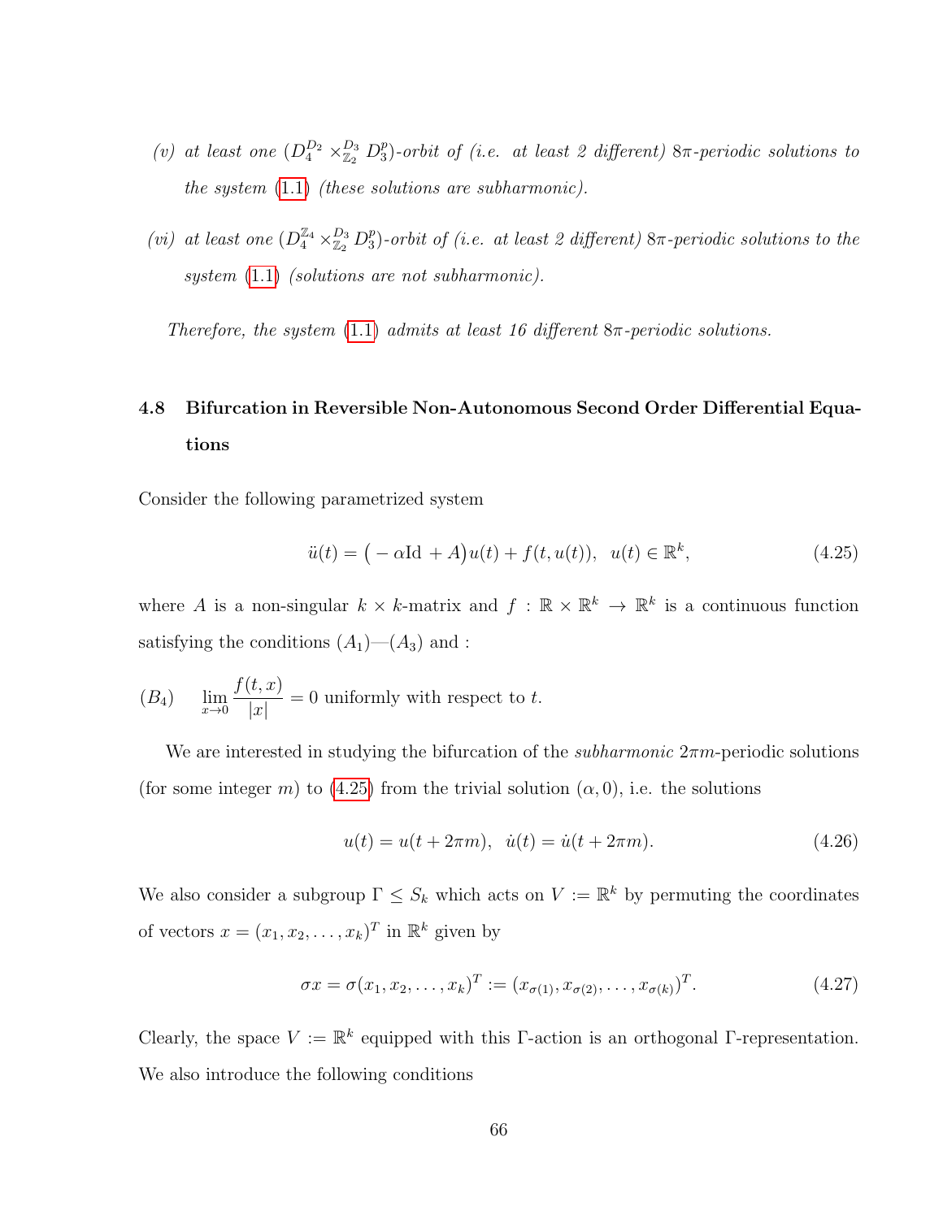*(v) at least one $(D_4^{D_2} \times_{\mathbb{Z}_2}^{D_3} D_3^p)$-orbit of (i.e. at least 2 different) $8\pi$-periodic solutions to the system (1.1) (these solutions are subharmonic).*

*(vi) at least one $(D_4^{\mathbb{Z}_4} \times_{\mathbb{Z}_2}^{D_3} D_3^p)$-orbit of (i.e. at least 2 different) $8\pi$-periodic solutions to the system (1.1) (solutions are not subharmonic).*

*Therefore, the system (1.1) admits at least 16 different $8\pi$-periodic solutions.*

### 4.8 Bifurcation in Reversible Non-Autonomous Second Order Differential Equations

Consider the following parametrized system

$$\ddot{u}(t) = \big( -\alpha \mathrm{Id} + A \big) u(t) + f(t, u(t)), \quad u(t) \in \mathbb{R}^k, \tag{4.25}$$

where $A$ is a non-singular $k \times k$-matrix and $f : \mathbb{R} \times \mathbb{R}^k \to \mathbb{R}^k$ is a continuous function satisfying the conditions $(A_1)$—$(A_3)$ and :

$(B_4)$ $\displaystyle \lim_{x \to 0} \frac{f(t,x)}{|x|} = 0$ uniformly with respect to $t$.

We are interested in studying the bifurcation of the *subharmonic* $2\pi m$-periodic solutions (for some integer $m$) to (4.25) from the trivial solution $(\alpha, 0)$, i.e. the solutions

$$u(t) = u(t + 2\pi m), \quad \dot{u}(t) = \dot{u}(t + 2\pi m). \tag{4.26}$$

We also consider a subgroup $\Gamma \leq S_k$ which acts on $V := \mathbb{R}^k$ by permuting the coordinates of vectors $x = (x_1, x_2, \dots, x_k)^T$ in $\mathbb{R}^k$ given by

$$\sigma x = \sigma(x_1, x_2, \dots, x_k)^T := (x_{\sigma(1)}, x_{\sigma(2)}, \dots, x_{\sigma(k)})^T. \tag{4.27}$$

Clearly, the space $V := \mathbb{R}^k$ equipped with this $\Gamma$-action is an orthogonal $\Gamma$-representation. We also introduce the following conditions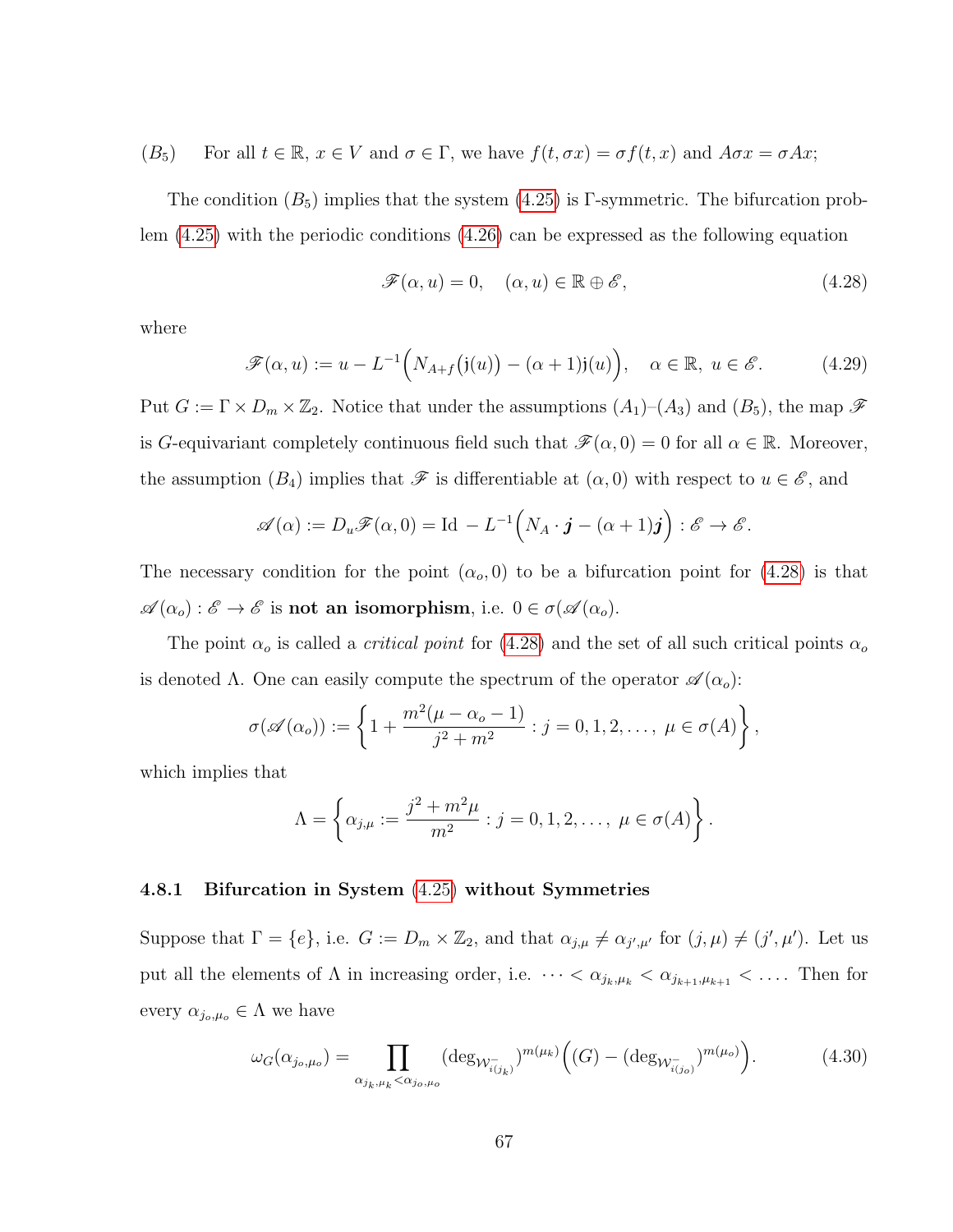$(B_5)$ For all $t \in \mathbb{R}$, $x \in V$ and $\sigma \in \Gamma$, we have $f(t, \sigma x) = \sigma f(t, x)$ and $A\sigma x = \sigma Ax$;

The condition $(B_5)$ implies that the system (4.25) is $\Gamma$-symmetric. The bifurcation problem (4.25) with the periodic conditions (4.26) can be expressed as the following equation

$$\mathscr{F}(\alpha, u) = 0, \quad (\alpha, u) \in \mathbb{R} \oplus \mathscr{E}, \tag{4.28}$$

where

$$\mathscr{F}(\alpha, u) := u - L^{-1}\Big(N_{A+f}\big(\mathfrak{j}(u)\big) - (\alpha+1)\mathfrak{j}(u)\Big), \quad \alpha \in \mathbb{R},\ u \in \mathscr{E}. \tag{4.29}$$

Put $G := \Gamma \times D_m \times \mathbb{Z}_2$. Notice that under the assumptions $(A_1)$–$(A_3)$ and $(B_5)$, the map $\mathscr{F}$ is $G$-equivariant completely continuous field such that $\mathscr{F}(\alpha, 0) = 0$ for all $\alpha \in \mathbb{R}$. Moreover, the assumption $(B_4)$ implies that $\mathscr{F}$ is differentiable at $(\alpha, 0)$ with respect to $u \in \mathscr{E}$, and

$$\mathscr{A}(\alpha) := D_u\mathscr{F}(\alpha, 0) = \text{Id } - L^{-1}\Big(N_A \cdot \boldsymbol{j} - (\alpha+1)\boldsymbol{j}\Big) : \mathscr{E} \to \mathscr{E}.$$

The necessary condition for the point $(\alpha_o, 0)$ to be a bifurcation point for (4.28) is that $\mathscr{A}(\alpha_o) : \mathscr{E} \to \mathscr{E}$ is **not an isomorphism**, i.e. $0 \in \sigma(\mathscr{A}(\alpha_o))$.

The point $\alpha_o$ is called a *critical point* for (4.28) and the set of all such critical points $\alpha_o$ is denoted $\Lambda$. One can easily compute the spectrum of the operator $\mathscr{A}(\alpha_o)$:

$$\sigma(\mathscr{A}(\alpha_o)) := \left\{1 + \frac{m^2(\mu - \alpha_o - 1)}{j^2 + m^2} : j = 0, 1, 2, \dots,\ \mu \in \sigma(A)\right\},$$

which implies that

$$\Lambda = \left\{\alpha_{j,\mu} := \frac{j^2 + m^2\mu}{m^2} : j = 0, 1, 2, \dots,\ \mu \in \sigma(A)\right\}.$$

### 4.8.1 Bifurcation in System (4.25) without Symmetries

Suppose that $\Gamma = \{e\}$, i.e. $G := D_m \times \mathbb{Z}_2$, and that $\alpha_{j,\mu} \neq \alpha_{j',\mu'}$ for $(j, \mu) \neq (j', \mu')$. Let us put all the elements of $\Lambda$ in increasing order, i.e. $\dots < \alpha_{j_k,\mu_k} < \alpha_{j_{k+1},\mu_{k+1}} < \dots$. Then for every $\alpha_{j_o,\mu_o} \in \Lambda$ we have

$$\omega_G(\alpha_{j_o,\mu_o}) = \prod_{\alpha_{j_k,\mu_k} < \alpha_{j_o,\mu_o}} (\deg_{\mathcal{W}^-_{i(j_k)}})^{m(\mu_k)} \Big((G) - (\deg_{\mathcal{W}^-_{i(j_o)}})^{m(\mu_o)}\Big). \tag{4.30}$$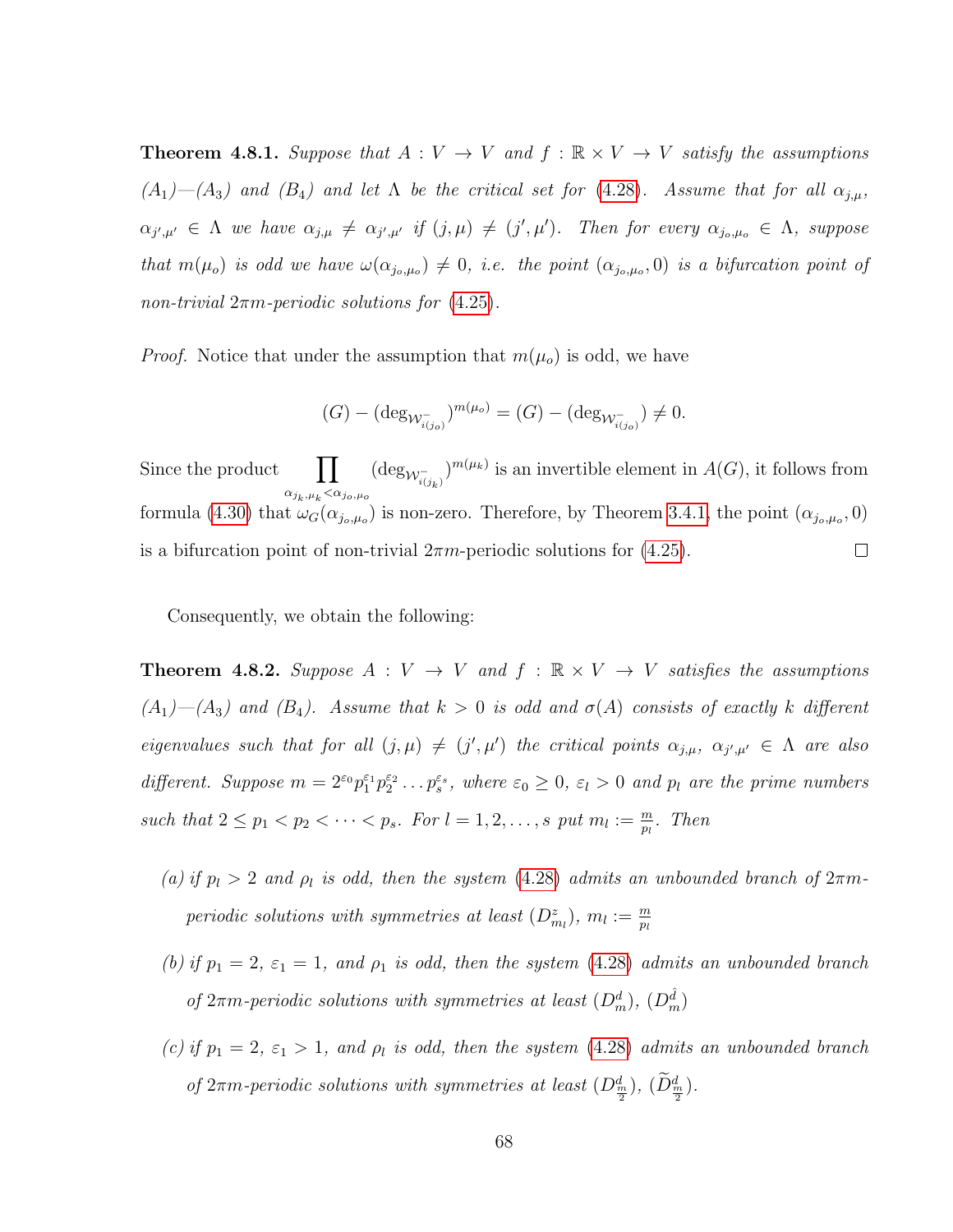**Theorem 4.8.1.** *Suppose that $A : V \to V$ and $f : \mathbb{R} \times V \to V$ satisfy the assumptions $(A_1)$—$(A_3)$ and $(B_4)$ and let $\Lambda$ be the critical set for (4.28). Assume that for all $\alpha_{j,\mu}$, $\alpha_{j',\mu'} \in \Lambda$ we have $\alpha_{j,\mu} \neq \alpha_{j',\mu'}$ if $(j,\mu) \neq (j',\mu')$. Then for every $\alpha_{j_o,\mu_o} \in \Lambda$, suppose that $m(\mu_o)$ is odd we have $\omega(\alpha_{j_o,\mu_o}) \neq 0$, i.e. the point $(\alpha_{j_o,\mu_o}, 0)$ is a bifurcation point of non-trivial $2\pi m$-periodic solutions for (4.25).*

*Proof.* Notice that under the assumption that $m(\mu_o)$ is odd, we have

$$(G) - (\deg_{\mathcal{W}^-_{i(j_o)}})^{m(\mu_o)} = (G) - (\deg_{\mathcal{W}^-_{i(j_o)}}) \neq 0.$$

Since the product $\prod_{\alpha_{j_k,\mu_k} < \alpha_{j_o,\mu_o}} (\deg_{\mathcal{W}^-_{i(j_k)}})^{m(\mu_k)}$ is an invertible element in $A(G)$, it follows from formula (4.30) that $\omega_G(\alpha_{j_o,\mu_o})$ is non-zero. Therefore, by Theorem 3.4.1, the point $(\alpha_{j_o,\mu_o}, 0)$ is a bifurcation point of non-trivial $2\pi m$-periodic solutions for (4.25). □

Consequently, we obtain the following:

**Theorem 4.8.2.** *Suppose $A : V \to V$ and $f : \mathbb{R} \times V \to V$ satisfies the assumptions $(A_1)$—$(A_3)$ and $(B_4)$. Assume that $k > 0$ is odd and $\sigma(A)$ consists of exactly $k$ different eigenvalues such that for all $(j,\mu) \neq (j',\mu')$ the critical points $\alpha_{j,\mu}$, $\alpha_{j',\mu'} \in \Lambda$ are also different. Suppose $m = 2^{\varepsilon_0} p_1^{\varepsilon_1} p_2^{\varepsilon_2} \dots p_s^{\varepsilon_s}$, where $\varepsilon_0 \geq 0$, $\varepsilon_l > 0$ and $p_l$ are the prime numbers such that $2 \leq p_1 < p_2 < \dots < p_s$. For $l = 1, 2, \dots, s$ put $m_l := \frac{m}{p_l}$. Then*

*(a) if $p_l > 2$ and $\rho_l$ is odd, then the system (4.28) admits an unbounded branch of $2\pi m$-periodic solutions with symmetries at least $(D^z_{m_l})$, $m_l := \frac{m}{p_l}$*

*(b) if $p_1 = 2$, $\varepsilon_1 = 1$, and $\rho_1$ is odd, then the system (4.28) admits an unbounded branch of $2\pi m$-periodic solutions with symmetries at least $(D^d_m)$, $(D^{\hat{d}}_m)$*

*(c) if $p_1 = 2$, $\varepsilon_1 > 1$, and $\rho_l$ is odd, then the system (4.28) admits an unbounded branch of $2\pi m$-periodic solutions with symmetries at least $(D^d_{\frac{m}{2}})$, $(\widetilde{D}^d_{\frac{m}{2}})$.*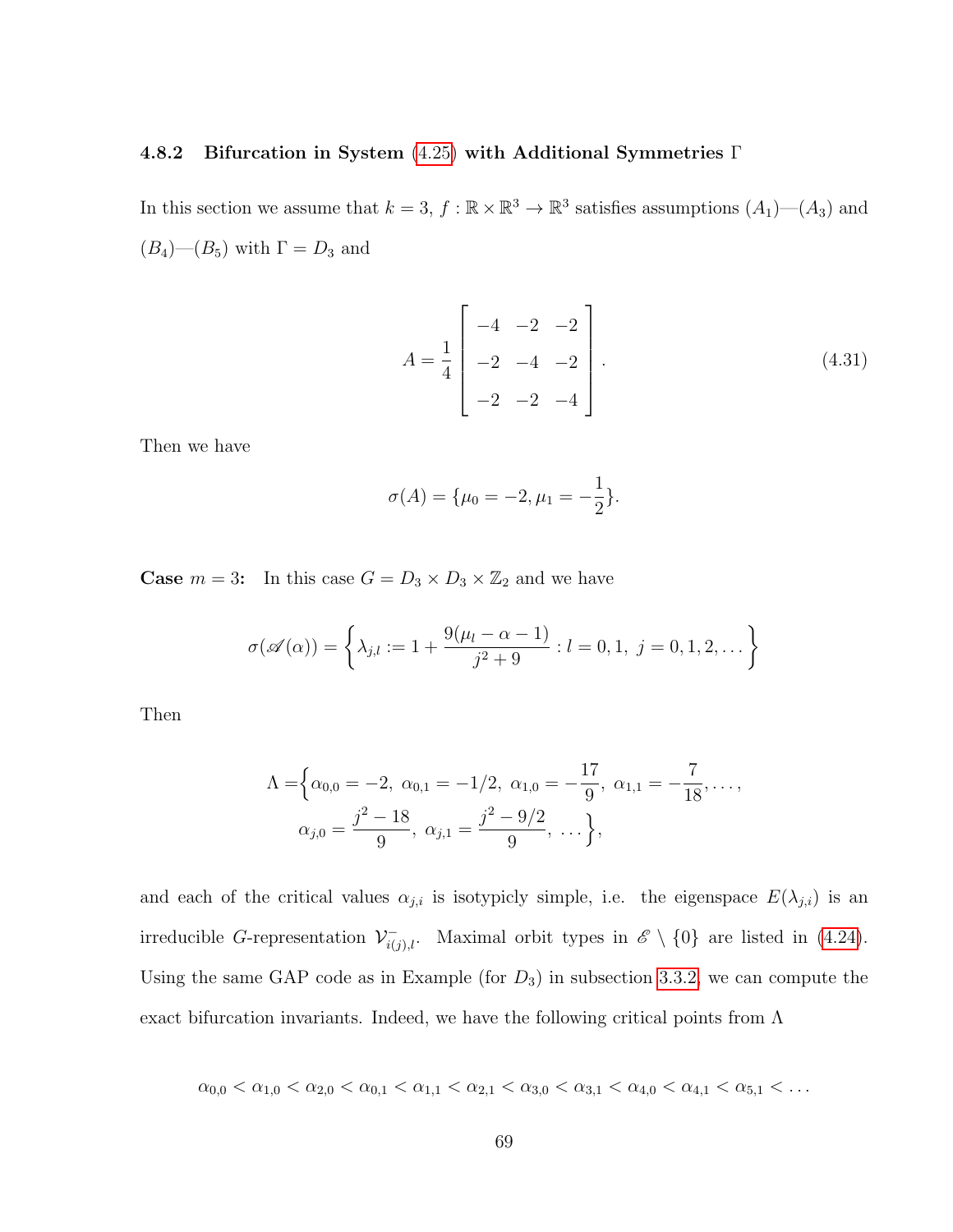### 4.8.2 Bifurcation in System (4.25) with Additional Symmetries $\Gamma$

In this section we assume that $k = 3$, $f : \mathbb{R} \times \mathbb{R}^3 \to \mathbb{R}^3$ satisfies assumptions $(A_1)$—$(A_3)$ and $(B_4)$—$(B_5)$ with $\Gamma = D_3$ and

$$A = \frac{1}{4}\begin{bmatrix} -4 & -2 & -2 \\ -2 & -4 & -2 \\ -2 & -2 & -4 \end{bmatrix}. \tag{4.31}$$

Then we have

$$\sigma(A) = \{\mu_0 = -2, \mu_1 = -\frac{1}{2}\}.$$

**Case** $m = 3$**:** In this case $G = D_3 \times D_3 \times \mathbb{Z}_2$ and we have

$$\sigma(\mathscr{A}(\alpha)) = \left\{ \lambda_{j,l} := 1 + \frac{9(\mu_l - \alpha - 1)}{j^2 + 9} : l = 0, 1,\ j = 0, 1, 2, \dots \right\}$$

Then

$$\begin{aligned}\Lambda = \Big\{ &\alpha_{0,0} = -2,\ \alpha_{0,1} = -1/2,\ \alpha_{1,0} = -\frac{17}{9},\ \alpha_{1,1} = -\frac{7}{18}, \dots, \\ &\alpha_{j,0} = \frac{j^2 - 18}{9},\ \alpha_{j,1} = \frac{j^2 - 9/2}{9},\ \dots \Big\},\end{aligned}$$

and each of the critical values $\alpha_{j,i}$ is isotypicly simple, i.e. the eigenspace $E(\lambda_{j,i})$ is an irreducible $G$-representation $\mathcal{V}^-_{i(j),l}$. Maximal orbit types in $\mathscr{E} \setminus \{0\}$ are listed in (4.24). Using the same GAP code as in Example (for $D_3$) in subsection 3.3.2, we can compute the exact bifurcation invariants. Indeed, we have the following critical points from $\Lambda$

$$\alpha_{0,0} < \alpha_{1,0} < \alpha_{2,0} < \alpha_{0,1} < \alpha_{1,1} < \alpha_{2,1} < \alpha_{3,0} < \alpha_{3,1} < \alpha_{4,0} < \alpha_{4,1} < \alpha_{5,1} < \dots$$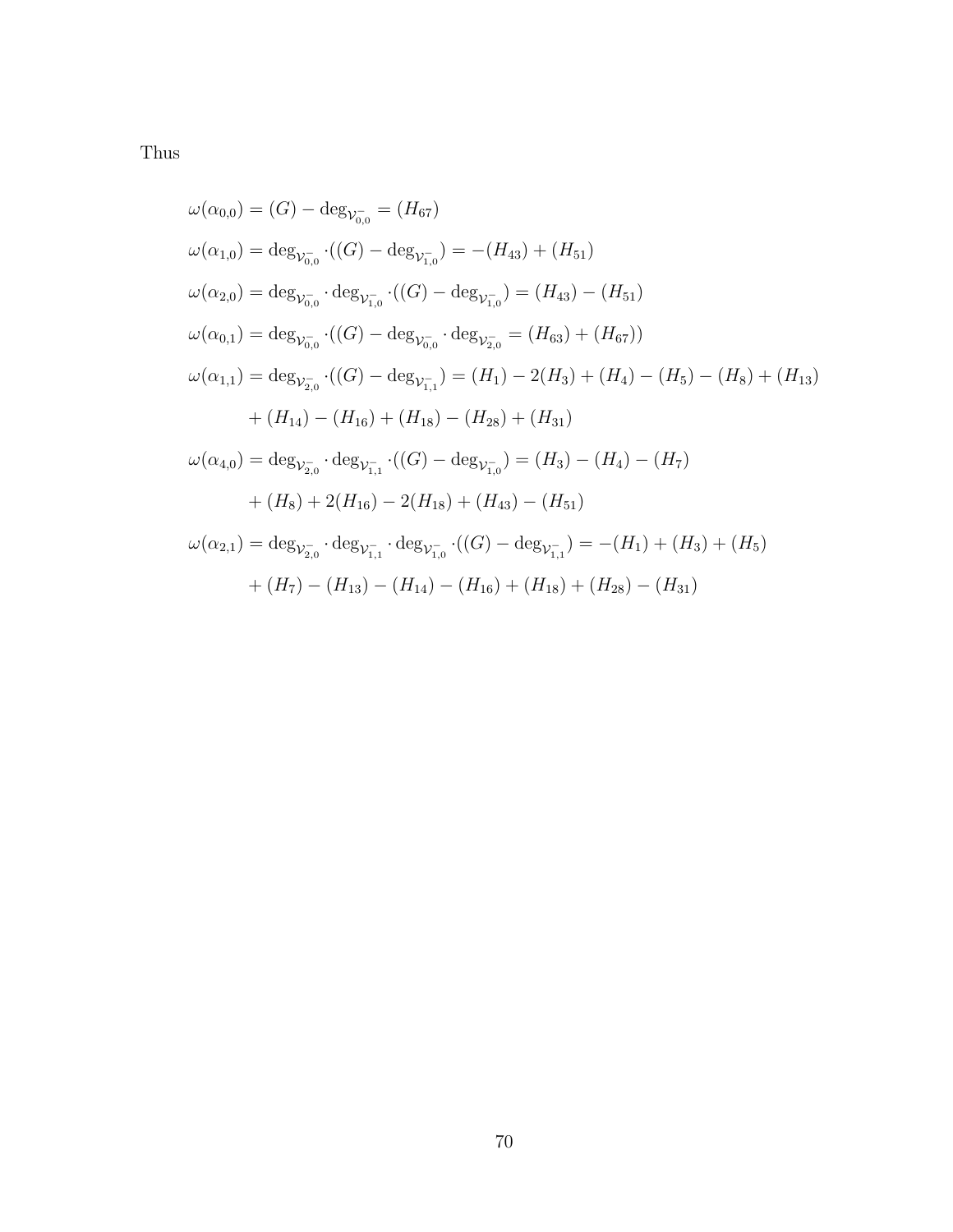Thus

$$
\begin{aligned}
\omega(\alpha_{0,0}) &= (G) - \deg_{\mathcal{V}^-_{0,0}} = (H_{67}) \\
\omega(\alpha_{1,0}) &= \deg_{\mathcal{V}^-_{0,0}} \cdot ((G) - \deg_{\mathcal{V}^-_{1,0}}) = -(H_{43}) + (H_{51}) \\
\omega(\alpha_{2,0}) &= \deg_{\mathcal{V}^-_{0,0}} \cdot \deg_{\mathcal{V}^-_{1,0}} \cdot ((G) - \deg_{\mathcal{V}^-_{1,0}}) = (H_{43}) - (H_{51}) \\
\omega(\alpha_{0,1}) &= \deg_{\mathcal{V}^-_{0,0}} \cdot ((G) - \deg_{\mathcal{V}^-_{0,0}} \cdot \deg_{\mathcal{V}^-_{2,0}} = (H_{63}) + (H_{67})) \\
\omega(\alpha_{1,1}) &= \deg_{\mathcal{V}^-_{2,0}} \cdot ((G) - \deg_{\mathcal{V}^-_{1,1}}) = (H_1) - 2(H_3) + (H_4) - (H_5) - (H_8) + (H_{13}) \\
&\quad + (H_{14}) - (H_{16}) + (H_{18}) - (H_{28}) + (H_{31}) \\
\omega(\alpha_{4,0}) &= \deg_{\mathcal{V}^-_{2,0}} \cdot \deg_{\mathcal{V}^-_{1,1}} \cdot ((G) - \deg_{\mathcal{V}^-_{1,0}}) = (H_3) - (H_4) - (H_7) \\
&\quad + (H_8) + 2(H_{16}) - 2(H_{18}) + (H_{43}) - (H_{51}) \\
\omega(\alpha_{2,1}) &= \deg_{\mathcal{V}^-_{2,0}} \cdot \deg_{\mathcal{V}^-_{1,1}} \cdot \deg_{\mathcal{V}^-_{1,0}} \cdot ((G) - \deg_{\mathcal{V}^-_{1,1}}) = -(H_1) + (H_3) + (H_5) \\
&\quad + (H_7) - (H_{13}) - (H_{14}) - (H_{16}) + (H_{18}) + (H_{28}) - (H_{31})
\end{aligned}
$$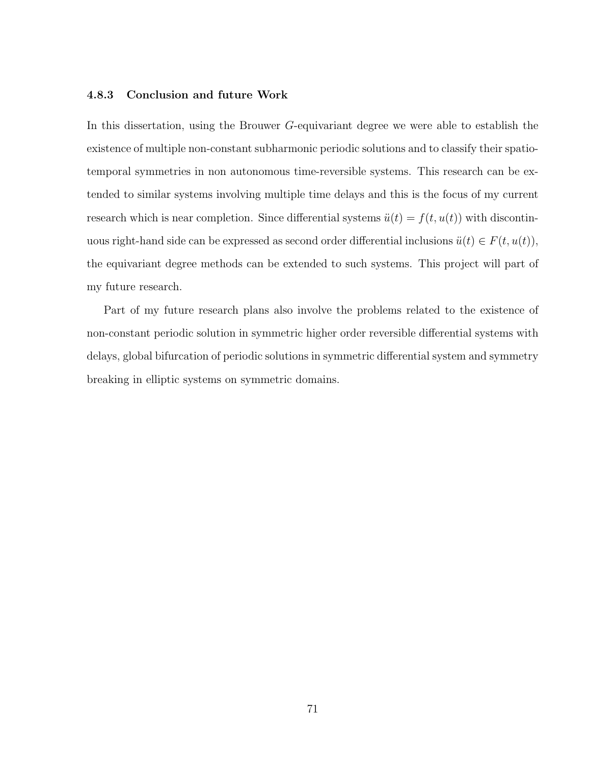### 4.8.3 Conclusion and future Work

In this dissertation, using the Brouwer $G$-equivariant degree we were able to establish the existence of multiple non-constant subharmonic periodic solutions and to classify their spatio-temporal symmetries in non autonomous time-reversible systems. This research can be extended to similar systems involving multiple time delays and this is the focus of my current research which is near completion. Since differential systems $\ddot{u}(t) = f(t, u(t))$ with discontinuous right-hand side can be expressed as second order differential inclusions $\ddot{u}(t) \in F(t, u(t))$, the equivariant degree methods can be extended to such systems. This project will part of my future research.

Part of my future research plans also involve the problems related to the existence of non-constant periodic solution in symmetric higher order reversible differential systems with delays, global bifurcation of periodic solutions in symmetric differential system and symmetry breaking in elliptic systems on symmetric domains.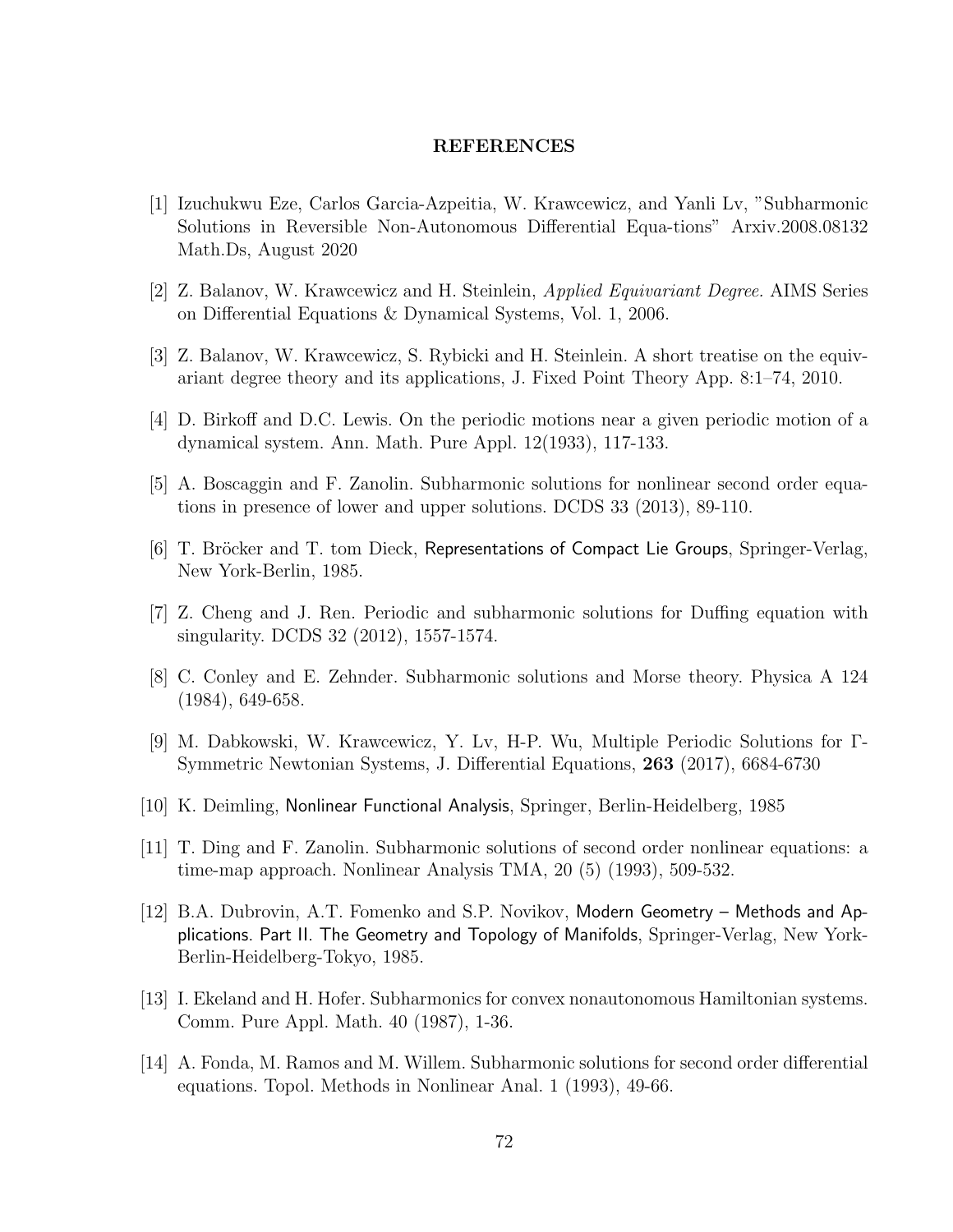## REFERENCES

[1] Izuchukwu Eze, Carlos Garcia-Azpeitia, W. Krawcewicz, and Yanli Lv, "Subharmonic Solutions in Reversible Non-Autonomous Differential Equa-tions" Arxiv.2008.08132 Math.Ds, August 2020

[2] Z. Balanov, W. Krawcewicz and H. Steinlein, *Applied Equivariant Degree.* AIMS Series on Differential Equations & Dynamical Systems, Vol. 1, 2006.

[3] Z. Balanov, W. Krawcewicz, S. Rybicki and H. Steinlein. A short treatise on the equivariant degree theory and its applications, J. Fixed Point Theory App. 8:1–74, 2010.

[4] D. Birkoff and D.C. Lewis. On the periodic motions near a given periodic motion of a dynamical system. Ann. Math. Pure Appl. 12(1933), 117-133.

[5] A. Boscaggin and F. Zanolin. Subharmonic solutions for nonlinear second order equations in presence of lower and upper solutions. DCDS 33 (2013), 89-110.

[6] T. Bröcker and T. tom Dieck, Representations of Compact Lie Groups, Springer-Verlag, New York-Berlin, 1985.

[7] Z. Cheng and J. Ren. Periodic and subharmonic solutions for Duffing equation with singularity. DCDS 32 (2012), 1557-1574.

[8] C. Conley and E. Zehnder. Subharmonic solutions and Morse theory. Physica A 124 (1984), 649-658.

[9] M. Dabkowski, W. Krawcewicz, Y. Lv, H-P. Wu, Multiple Periodic Solutions for Γ-Symmetric Newtonian Systems, J. Differential Equations, **263** (2017), 6684-6730

[10] K. Deimling, Nonlinear Functional Analysis, Springer, Berlin-Heidelberg, 1985

[11] T. Ding and F. Zanolin. Subharmonic solutions of second order nonlinear equations: a time-map approach. Nonlinear Analysis TMA, 20 (5) (1993), 509-532.

[12] B.A. Dubrovin, A.T. Fomenko and S.P. Novikov, Modern Geometry – Methods and Applications. Part II. The Geometry and Topology of Manifolds, Springer-Verlag, New York-Berlin-Heidelberg-Tokyo, 1985.

[13] I. Ekeland and H. Hofer. Subharmonics for convex nonautonomous Hamiltonian systems. Comm. Pure Appl. Math. 40 (1987), 1-36.

[14] A. Fonda, M. Ramos and M. Willem. Subharmonic solutions for second order differential equations. Topol. Methods in Nonlinear Anal. 1 (1993), 49-66.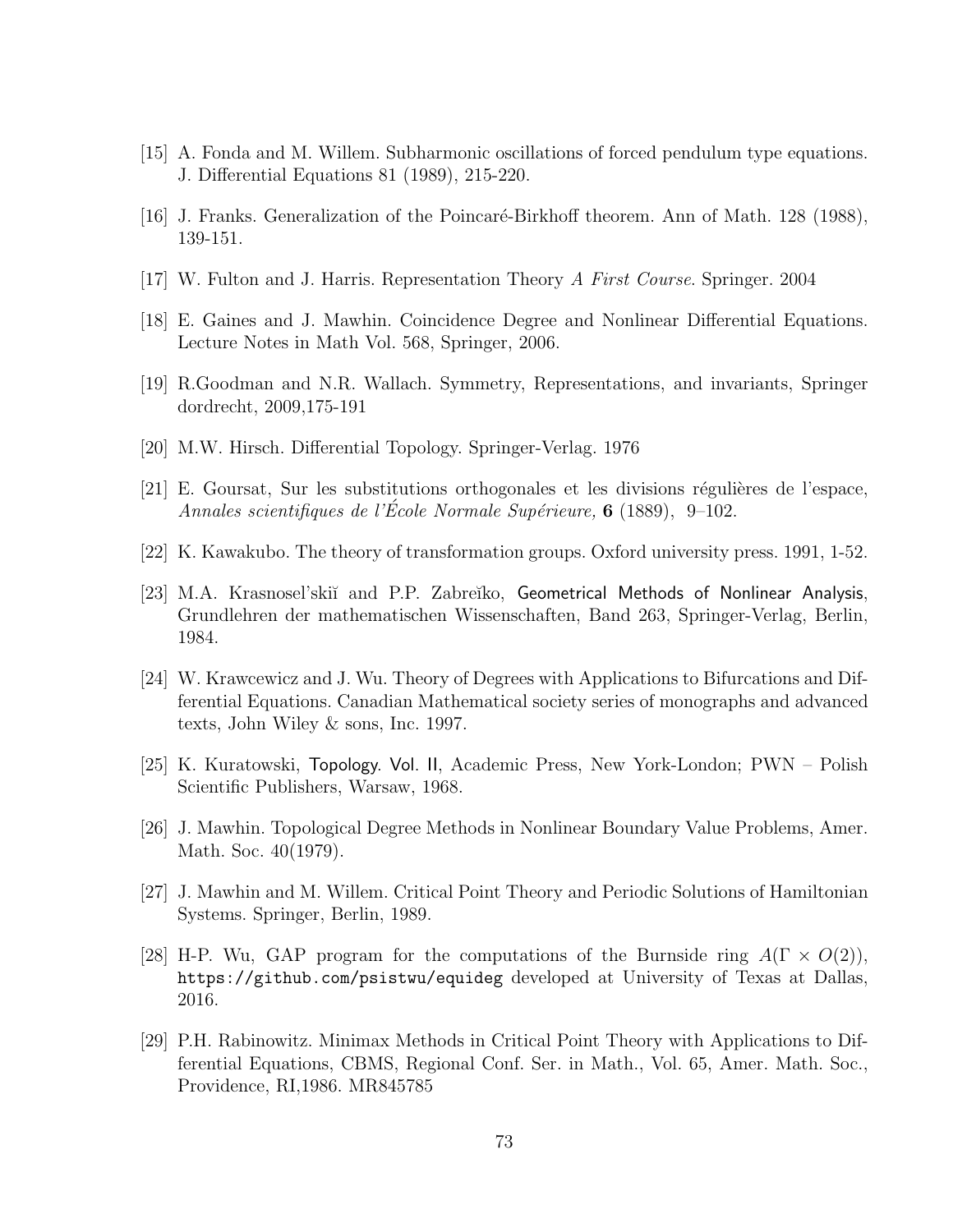[15] A. Fonda and M. Willem. Subharmonic oscillations of forced pendulum type equations. J. Differential Equations 81 (1989), 215-220.

[16] J. Franks. Generalization of the Poincaré-Birkhoff theorem. Ann of Math. 128 (1988), 139-151.

[17] W. Fulton and J. Harris. Representation Theory *A First Course*. Springer. 2004

[18] E. Gaines and J. Mawhin. Coincidence Degree and Nonlinear Differential Equations. Lecture Notes in Math Vol. 568, Springer, 2006.

[19] R.Goodman and N.R. Wallach. Symmetry, Representations, and invariants, Springer dordrecht, 2009,175-191

[20] M.W. Hirsch. Differential Topology. Springer-Verlag. 1976

[21] E. Goursat, Sur les substitutions orthogonales et les divisions régulières de l'espace, *Annales scientifiques de l'École Normale Supérieure,* **6** (1889), 9–102.

[22] K. Kawakubo. The theory of transformation groups. Oxford university press. 1991, 1-52.

[23] M.A. Krasnosel'skiĭ and P.P. Zabreĭko, Geometrical Methods of Nonlinear Analysis, Grundlehren der mathematischen Wissenschaften, Band 263, Springer-Verlag, Berlin, 1984.

[24] W. Krawcewicz and J. Wu. Theory of Degrees with Applications to Bifurcations and Differential Equations. Canadian Mathematical society series of monographs and advanced texts, John Wiley & sons, Inc. 1997.

[25] K. Kuratowski, Topology. Vol. II, Academic Press, New York-London; PWN – Polish Scientific Publishers, Warsaw, 1968.

[26] J. Mawhin. Topological Degree Methods in Nonlinear Boundary Value Problems, Amer. Math. Soc. 40(1979).

[27] J. Mawhin and M. Willem. Critical Point Theory and Periodic Solutions of Hamiltonian Systems. Springer, Berlin, 1989.

[28] H-P. Wu, GAP program for the computations of the Burnside ring $A(\Gamma \times O(2))$, `https://github.com/psistwu/equideg` developed at University of Texas at Dallas, 2016.

[29] P.H. Rabinowitz. Minimax Methods in Critical Point Theory with Applications to Differential Equations, CBMS, Regional Conf. Ser. in Math., Vol. 65, Amer. Math. Soc., Providence, RI,1986. MR845785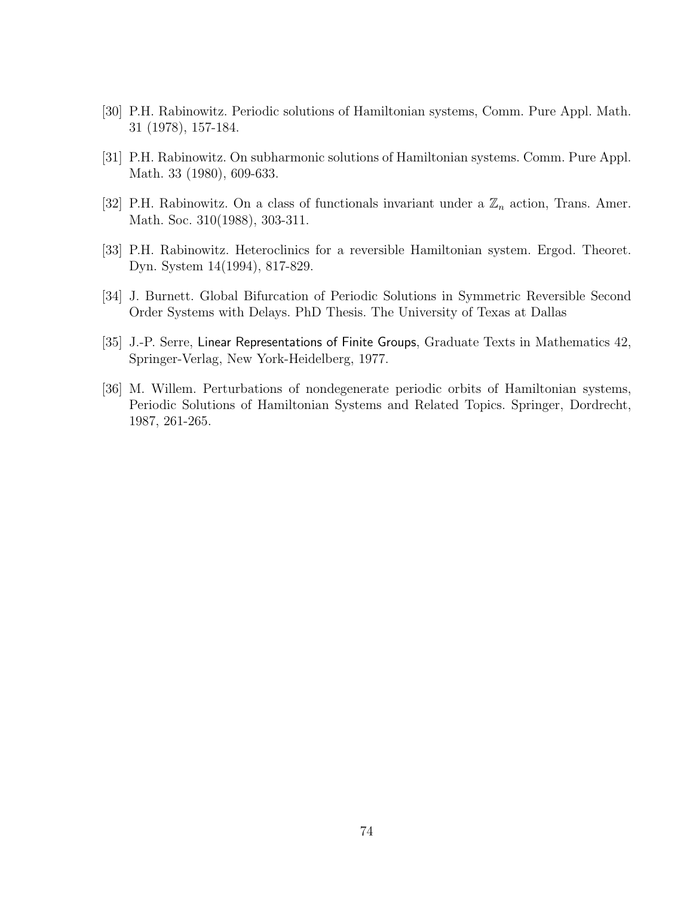[30] P.H. Rabinowitz. Periodic solutions of Hamiltonian systems, Comm. Pure Appl. Math. 31 (1978), 157-184.

[31] P.H. Rabinowitz. On subharmonic solutions of Hamiltonian systems. Comm. Pure Appl. Math. 33 (1980), 609-633.

[32] P.H. Rabinowitz. On a class of functionals invariant under a $\mathbb{Z}_n$ action, Trans. Amer. Math. Soc. 310(1988), 303-311.

[33] P.H. Rabinowitz. Heteroclinics for a reversible Hamiltonian system. Ergod. Theoret. Dyn. System 14(1994), 817-829.

[34] J. Burnett. Global Bifurcation of Periodic Solutions in Symmetric Reversible Second Order Systems with Delays. PhD Thesis. The University of Texas at Dallas

[35] J.-P. Serre, Linear Representations of Finite Groups, Graduate Texts in Mathematics 42, Springer-Verlag, New York-Heidelberg, 1977.

[36] M. Willem. Perturbations of nondegenerate periodic orbits of Hamiltonian systems, Periodic Solutions of Hamiltonian Systems and Related Topics. Springer, Dordrecht, 1987, 261-265.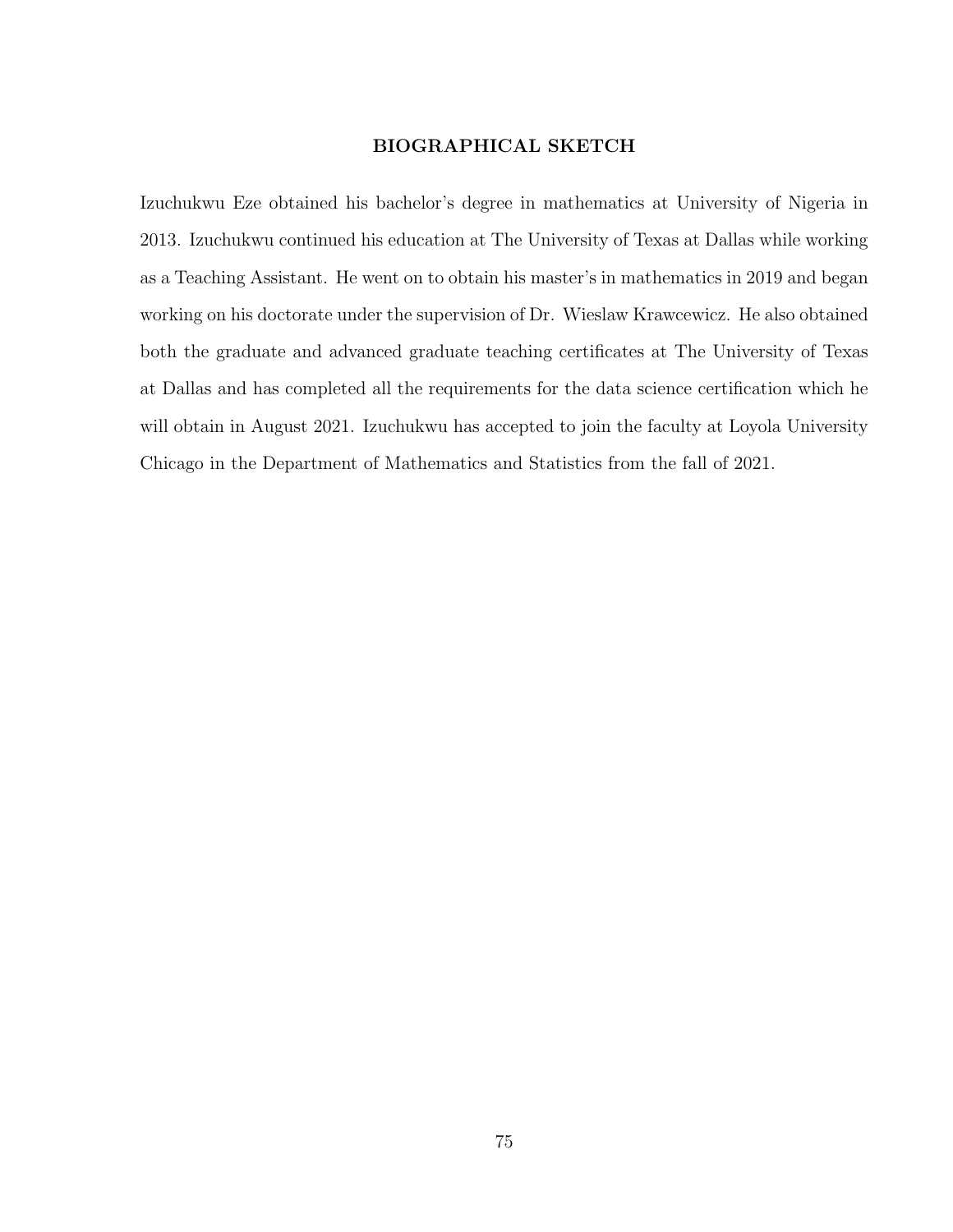## BIOGRAPHICAL SKETCH

Izuchukwu Eze obtained his bachelor's degree in mathematics at University of Nigeria in 2013. Izuchukwu continued his education at The University of Texas at Dallas while working as a Teaching Assistant. He went on to obtain his master's in mathematics in 2019 and began working on his doctorate under the supervision of Dr. Wieslaw Krawcewicz. He also obtained both the graduate and advanced graduate teaching certificates at The University of Texas at Dallas and has completed all the requirements for the data science certification which he will obtain in August 2021. Izuchukwu has accepted to join the faculty at Loyola University Chicago in the Department of Mathematics and Statistics from the fall of 2021.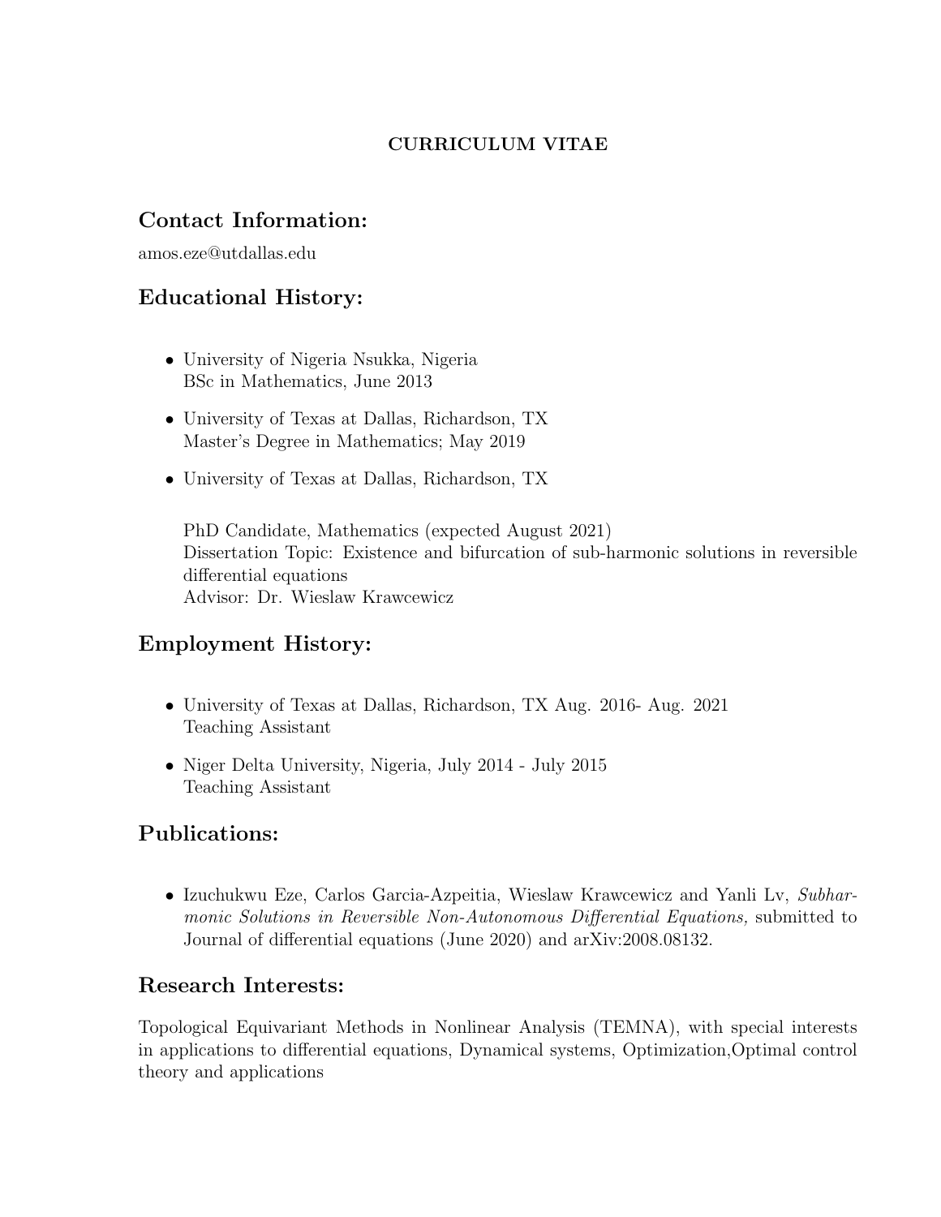**CURRICULUM VITAE**

## Contact Information:

amos.eze@utdallas.edu

## Educational History:

- University of Nigeria Nsukka, Nigeria
  BSc in Mathematics, June 2013
- University of Texas at Dallas, Richardson, TX
  Master's Degree in Mathematics; May 2019
- University of Texas at Dallas, Richardson, TX

  PhD Candidate, Mathematics (expected August 2021)
  Dissertation Topic: Existence and bifurcation of sub-harmonic solutions in reversible differential equations
  Advisor: Dr. Wieslaw Krawcewicz

## Employment History:

- University of Texas at Dallas, Richardson, TX Aug. 2016- Aug. 2021
  Teaching Assistant
- Niger Delta University, Nigeria, July 2014 - July 2015
  Teaching Assistant

## Publications:

- Izuchukwu Eze, Carlos Garcia-Azpeitia, Wieslaw Krawcewicz and Yanli Lv, *Subharmonic Solutions in Reversible Non-Autonomous Differential Equations,* submitted to Journal of differential equations (June 2020) and arXiv:2008.08132.

## Research Interests:

Topological Equivariant Methods in Nonlinear Analysis (TEMNA), with special interests in applications to differential equations, Dynamical systems, Optimization,Optimal control theory and applications